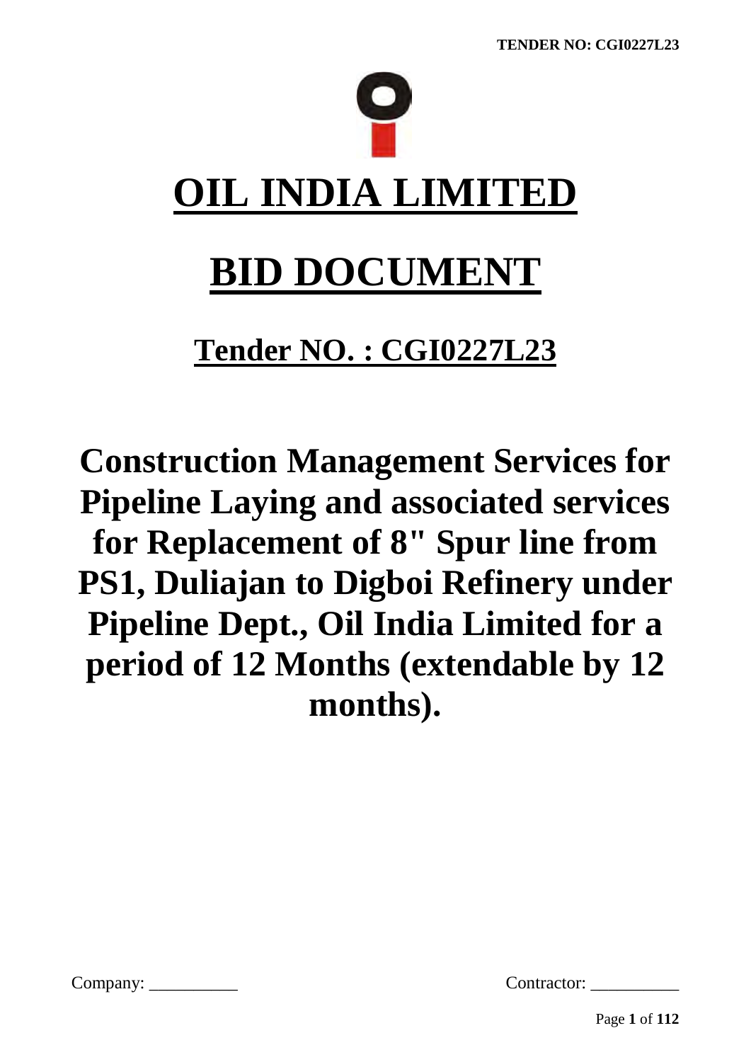# OIL INDIA LIMITED

# BID DOCUMENT

## Tender NO. : CGI0227L23

# Construction Management Services for Pipeline Laying and associated services for Replacement of 8" Spur line from PS1, Duliajan to Digboi Refinery under Pipeline Dept., Oil India Limited for a period of 12 Months (extendable by 12 months).

Company: __________ Contractor: __________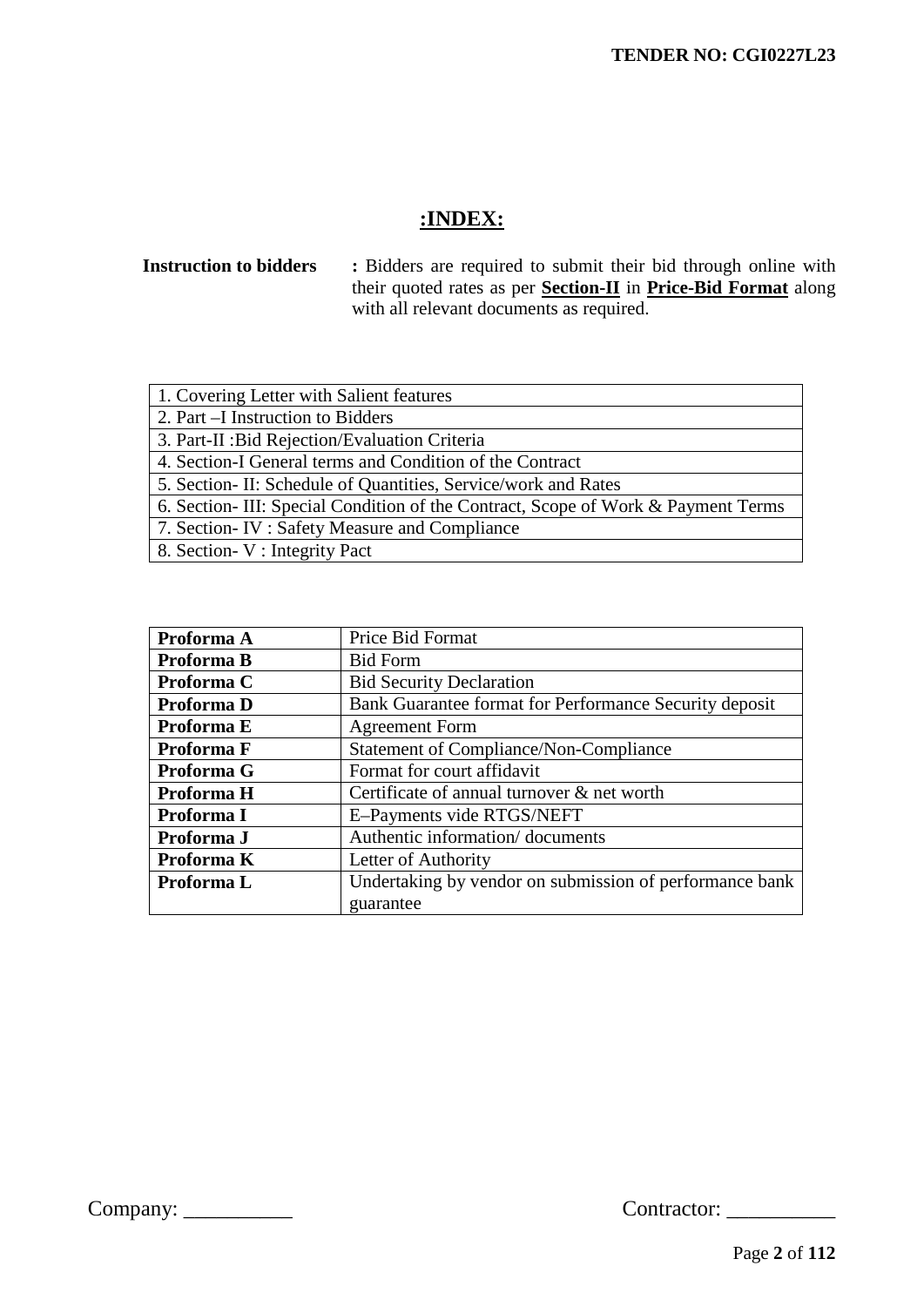# :INDEX:

**Instruction to bidders** **:** Bidders are required to submit their bid through online with their quoted rates as per **Section-II** in **Price-Bid Format** along with all relevant documents as required.

| 1. Covering Letter with Salient features |
|---|
| 2. Part –I Instruction to Bidders |
| 3. Part-II :Bid Rejection/Evaluation Criteria |
| 4. Section-I General terms and Condition of the Contract |
| 5. Section- II: Schedule of Quantities, Service/work and Rates |
| 6. Section- III: Special Condition of the Contract, Scope of Work & Payment Terms |
| 7. Section- IV : Safety Measure and Compliance |
| 8. Section- V : Integrity Pact |

| **Proforma A** | Price Bid Format |
|---|---|
| **Proforma B** | Bid Form |
| **Proforma C** | Bid Security Declaration |
| **Proforma D** | Bank Guarantee format for Performance Security deposit |
| **Proforma E** | Agreement Form |
| **Proforma F** | Statement of Compliance/Non-Compliance |
| **Proforma G** | Format for court affidavit |
| **Proforma H** | Certificate of annual turnover & net worth |
| **Proforma I** | E–Payments vide RTGS/NEFT |
| **Proforma J** | Authentic information/ documents |
| **Proforma K** | Letter of Authority |
| **Proforma L** | Undertaking by vendor on submission of performance bank guarantee |

Company: __________ Contractor: __________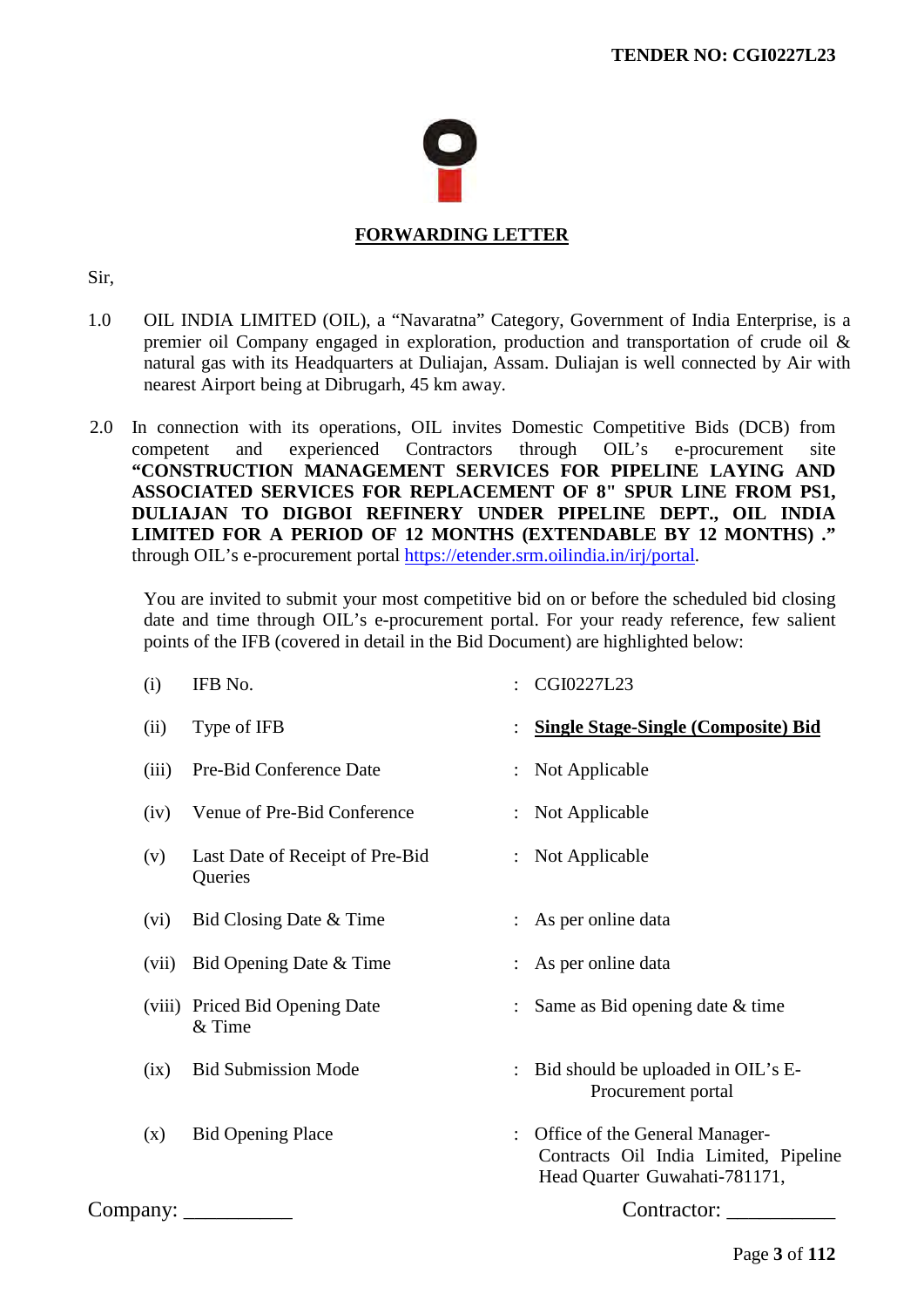## FORWARDING LETTER

Sir,

1.0 OIL INDIA LIMITED (OIL), a "Navaratna" Category, Government of India Enterprise, is a premier oil Company engaged in exploration, production and transportation of crude oil & natural gas with its Headquarters at Duliajan, Assam. Duliajan is well connected by Air with nearest Airport being at Dibrugarh, 45 km away.

2.0 In connection with its operations, OIL invites Domestic Competitive Bids (DCB) from competent and experienced Contractors through OIL's e-procurement site **"CONSTRUCTION MANAGEMENT SERVICES FOR PIPELINE LAYING AND ASSOCIATED SERVICES FOR REPLACEMENT OF 8" SPUR LINE FROM PS1, DULIAJAN TO DIGBOI REFINERY UNDER PIPELINE DEPT., OIL INDIA LIMITED FOR A PERIOD OF 12 MONTHS (EXTENDABLE BY 12 MONTHS) ."** through OIL's e-procurement portal https://etender.srm.oilindia.in/irj/portal.

You are invited to submit your most competitive bid on or before the scheduled bid closing date and time through OIL's e-procurement portal. For your ready reference, few salient points of the IFB (covered in detail in the Bid Document) are highlighted below:

| | | | |
|---|---|---|---|
| (i) | IFB No. | : | CGI0227L23 |
| (ii) | Type of IFB | : | **Single Stage-Single (Composite) Bid** |
| (iii) | Pre-Bid Conference Date | : | Not Applicable |
| (iv) | Venue of Pre-Bid Conference | : | Not Applicable |
| (v) | Last Date of Receipt of Pre-Bid Queries | : | Not Applicable |
| (vi) | Bid Closing Date & Time | : | As per online data |
| (vii) | Bid Opening Date & Time | : | As per online data |
| (viii) | Priced Bid Opening Date & Time | : | Same as Bid opening date & time |
| (ix) | Bid Submission Mode | : | Bid should be uploaded in OIL's E-Procurement portal |
| (x) | Bid Opening Place | : | Office of the General Manager-Contracts Oil India Limited, Pipeline Head Quarter Guwahati-781171, |

Company: __________ Contractor: __________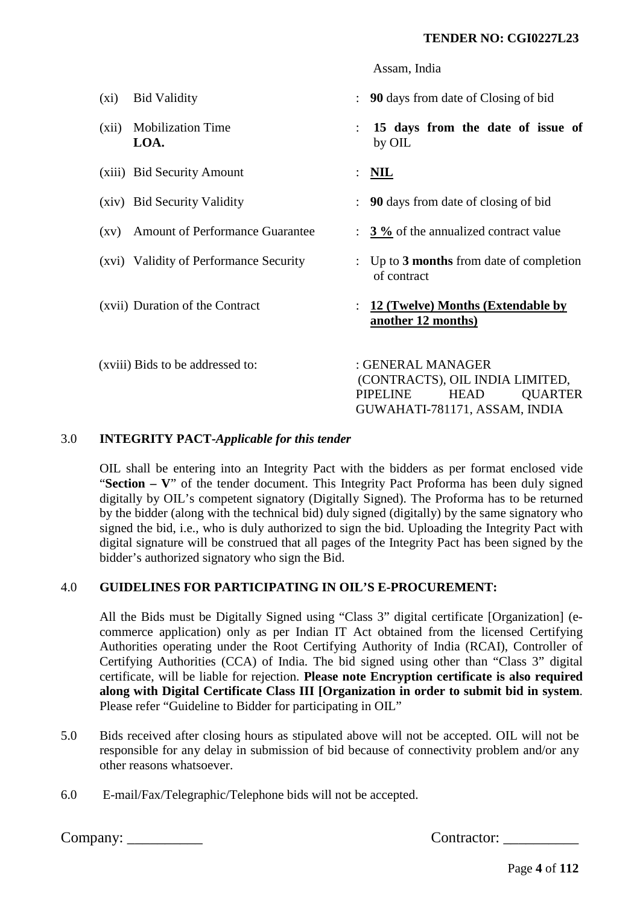Assam, India

| | | | |
|---|---|---|---|
| (xi) | Bid Validity | : | **90** days from date of Closing of bid |
| (xii) | Mobilization Time | : | **15 days from the date of issue of LOA.** by OIL |
| (xiii) | Bid Security Amount | : | **NIL** |
| (xiv) | Bid Security Validity | : | **90** days from date of closing of bid |
| (xv) | Amount of Performance Guarantee | : | **3 %** of the annualized contract value |
| (xvi) | Validity of Performance Security | : | Up to **3 months** from date of completion of contract |
| (xvii) | Duration of the Contract | : | **12 (Twelve) Months (Extendable by another 12 months)** |
| (xviii) | Bids to be addressed to: | : | GENERAL MANAGER (CONTRACTS), OIL INDIA LIMITED, PIPELINE HEAD QUARTER GUWAHATI-781171, ASSAM, INDIA |

3.0 **INTEGRITY PACT-*Applicable for this tender***

OIL shall be entering into an Integrity Pact with the bidders as per format enclosed vide "**Section – V**" of the tender document. This Integrity Pact Proforma has been duly signed digitally by OIL's competent signatory (Digitally Signed). The Proforma has to be returned by the bidder (along with the technical bid) duly signed (digitally) by the same signatory who signed the bid, i.e., who is duly authorized to sign the bid. Uploading the Integrity Pact with digital signature will be construed that all pages of the Integrity Pact has been signed by the bidder's authorized signatory who sign the Bid.

4.0 **GUIDELINES FOR PARTICIPATING IN OIL'S E-PROCUREMENT:**

All the Bids must be Digitally Signed using "Class 3" digital certificate [Organization] (e-commerce application) only as per Indian IT Act obtained from the licensed Certifying Authorities operating under the Root Certifying Authority of India (RCAI), Controller of Certifying Authorities (CCA) of India. The bid signed using other than "Class 3" digital certificate, will be liable for rejection. **Please note Encryption certificate is also required along with Digital Certificate Class III [Organization in order to submit bid in system**. Please refer "Guideline to Bidder for participating in OIL"

5.0 Bids received after closing hours as stipulated above will not be accepted. OIL will not be responsible for any delay in submission of bid because of connectivity problem and/or any other reasons whatsoever.

6.0 E-mail/Fax/Telegraphic/Telephone bids will not be accepted.

Company: __________ Contractor: __________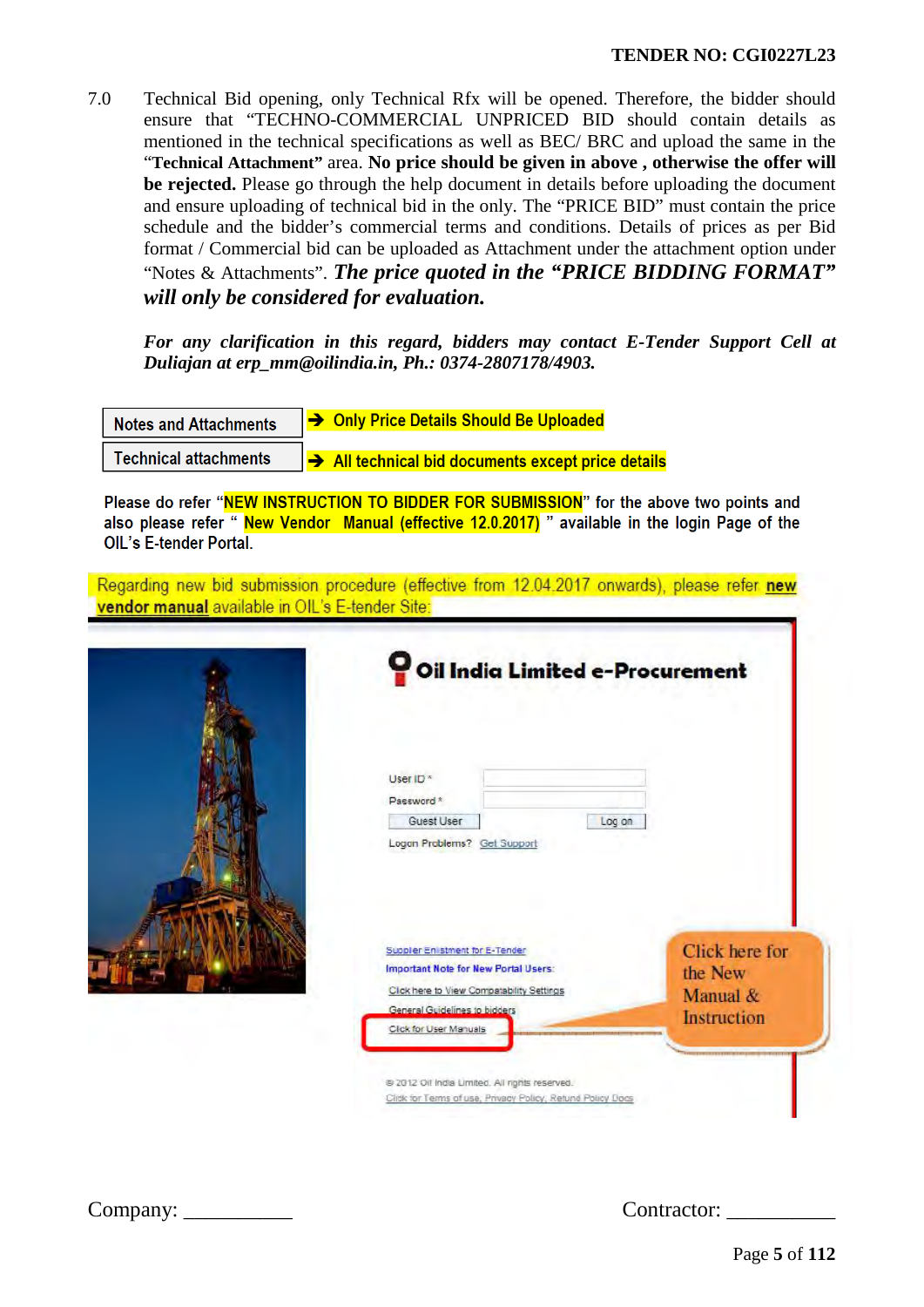7.0 Technical Bid opening, only Technical Rfx will be opened. Therefore, the bidder should ensure that “TECHNO-COMMERCIAL UNPRICED BID should contain details as mentioned in the technical specifications as well as BEC/ BRC and upload the same in the “**Technical Attachment”** area. **No price should be given in above , otherwise the offer will be rejected.** Please go through the help document in details before uploading the document and ensure uploading of technical bid in the only. The “PRICE BID” must contain the price schedule and the bidder’s commercial terms and conditions. Details of prices as per Bid format / Commercial bid can be uploaded as Attachment under the attachment option under “Notes & Attachments”. ***The price quoted in the “PRICE BIDDING FORMAT” will only be considered for evaluation.***

***For any clarification in this regard, bidders may contact E-Tender Support Cell at Duliajan at erp_mm@oilindia.in, Ph.: 0374-2807178/4903.***

| Notes and Attachments | ➔ Only Price Details Should Be Uploaded |
|---|---|
| Technical attachments | ➔ All technical bid documents except price details |

Please do refer “NEW INSTRUCTION TO BIDDER FOR SUBMISSION” for the above two points and also please refer “ New Vendor Manual (effective 12.0.2017) ” available in the login Page of the OIL’s E-tender Portal.

Regarding new bid submission procedure (effective from 12.04.2017 onwards), please refer **new vendor manual** available in OIL's E-tender Site:

Oil India Limited e-Procurement

User ID *
Password *
Guest User Log on
Logon Problems? Get Support

Supplier Enlistment for E-Tender
Important Note for New Portal Users:
Click here to View Compatability Settings
General Guidelines to bidders
Click for User Manuals

Click here for the New Manual & Instruction

© 2012 Oil India Limited. All rights reserved.
Click for Terms of use, Privacy Policy, Refund Policy Docs

Company: __________ Contractor: __________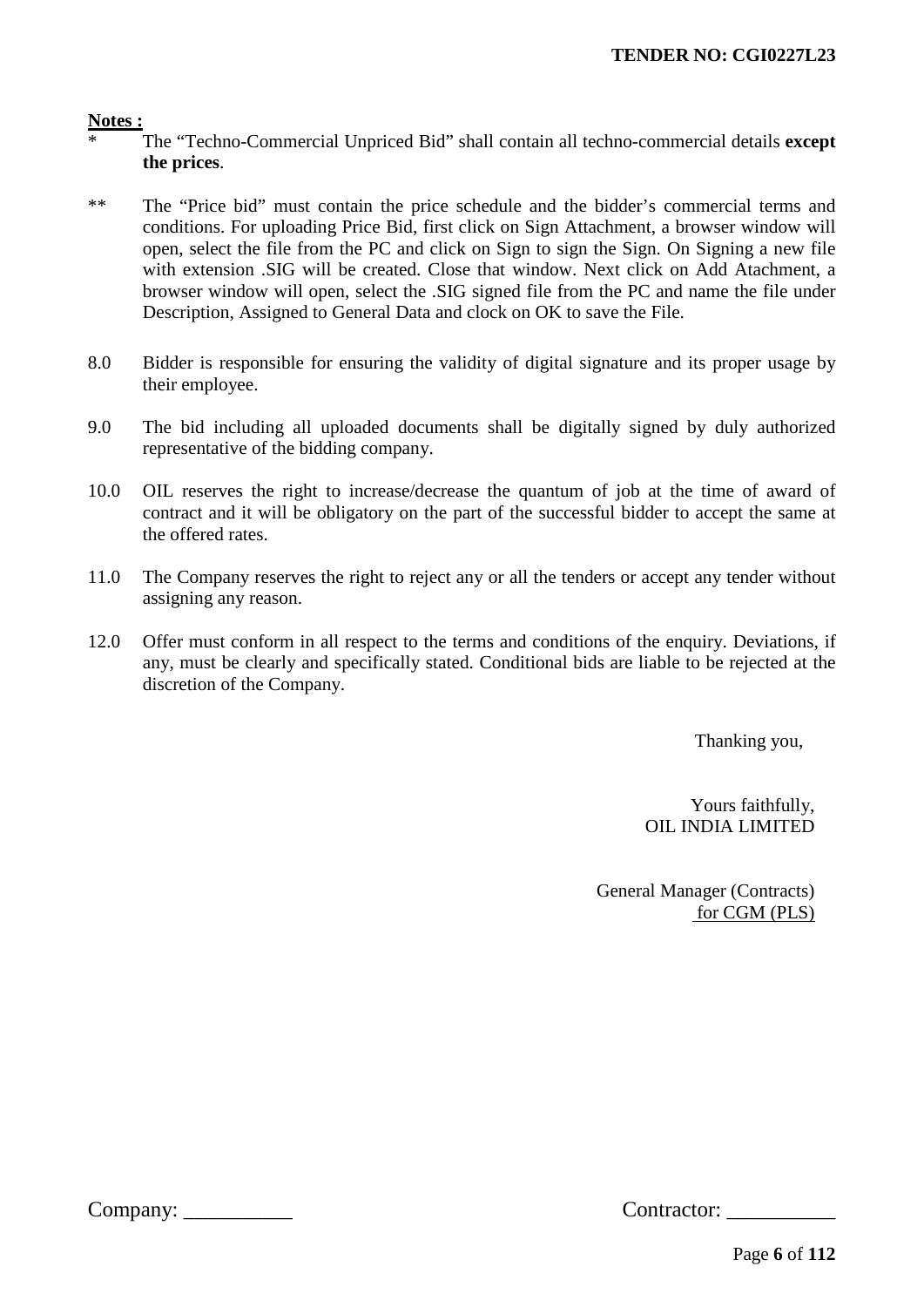**Notes :**

\* The "Techno-Commercial Unpriced Bid" shall contain all techno-commercial details **except the prices**.

\*\* The "Price bid" must contain the price schedule and the bidder's commercial terms and conditions. For uploading Price Bid, first click on Sign Attachment, a browser window will open, select the file from the PC and click on Sign to sign the Sign. On Signing a new file with extension .SIG will be created. Close that window. Next click on Add Atachment, a browser window will open, select the .SIG signed file from the PC and name the file under Description, Assigned to General Data and clock on OK to save the File.

8.0 Bidder is responsible for ensuring the validity of digital signature and its proper usage by their employee.

9.0 The bid including all uploaded documents shall be digitally signed by duly authorized representative of the bidding company.

10.0 OIL reserves the right to increase/decrease the quantum of job at the time of award of contract and it will be obligatory on the part of the successful bidder to accept the same at the offered rates.

11.0 The Company reserves the right to reject any or all the tenders or accept any tender without assigning any reason.

12.0 Offer must conform in all respect to the terms and conditions of the enquiry. Deviations, if any, must be clearly and specifically stated. Conditional bids are liable to be rejected at the discretion of the Company.

Thanking you,

Yours faithfully,
OIL INDIA LIMITED

General Manager (Contracts)
for CGM (PLS)

Company: __________ Contractor: __________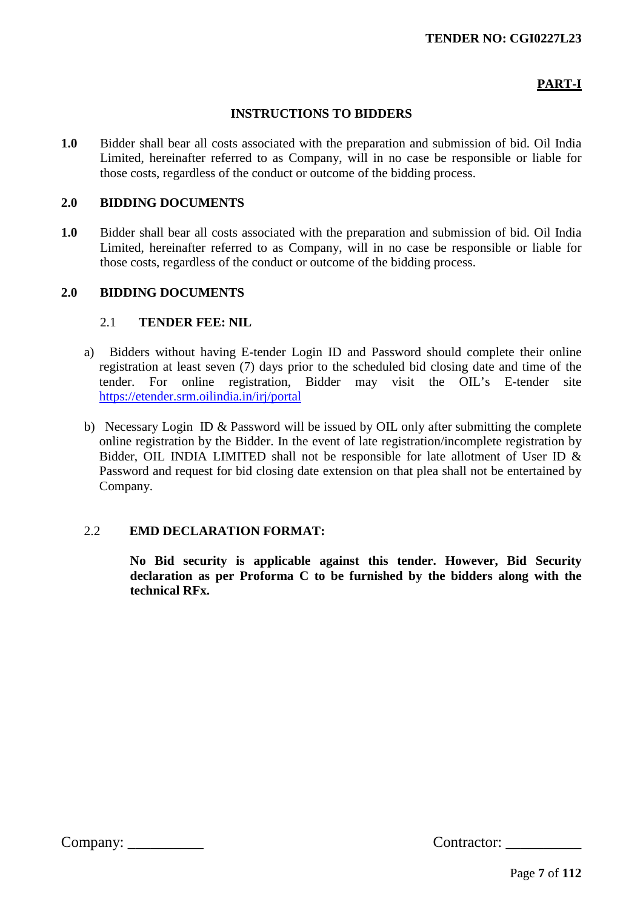## PART-I

### INSTRUCTIONS TO BIDDERS

**1.0** Bidder shall bear all costs associated with the preparation and submission of bid. Oil India Limited, hereinafter referred to as Company, will in no case be responsible or liable for those costs, regardless of the conduct or outcome of the bidding process.

**2.0 BIDDING DOCUMENTS**

**1.0** Bidder shall bear all costs associated with the preparation and submission of bid. Oil India Limited, hereinafter referred to as Company, will in no case be responsible or liable for those costs, regardless of the conduct or outcome of the bidding process.

**2.0 BIDDING DOCUMENTS**

2.1 **TENDER FEE: NIL**

a) Bidders without having E-tender Login ID and Password should complete their online registration at least seven (7) days prior to the scheduled bid closing date and time of the tender. For online registration, Bidder may visit the OIL's E-tender site https://etender.srm.oilindia.in/irj/portal

b) Necessary Login ID & Password will be issued by OIL only after submitting the complete online registration by the Bidder. In the event of late registration/incomplete registration by Bidder, OIL INDIA LIMITED shall not be responsible for late allotment of User ID & Password and request for bid closing date extension on that plea shall not be entertained by Company.

2.2 **EMD DECLARATION FORMAT:**

**No Bid security is applicable against this tender. However, Bid Security declaration as per Proforma C to be furnished by the bidders along with the technical RFx.**

Company: __________ Contractor: __________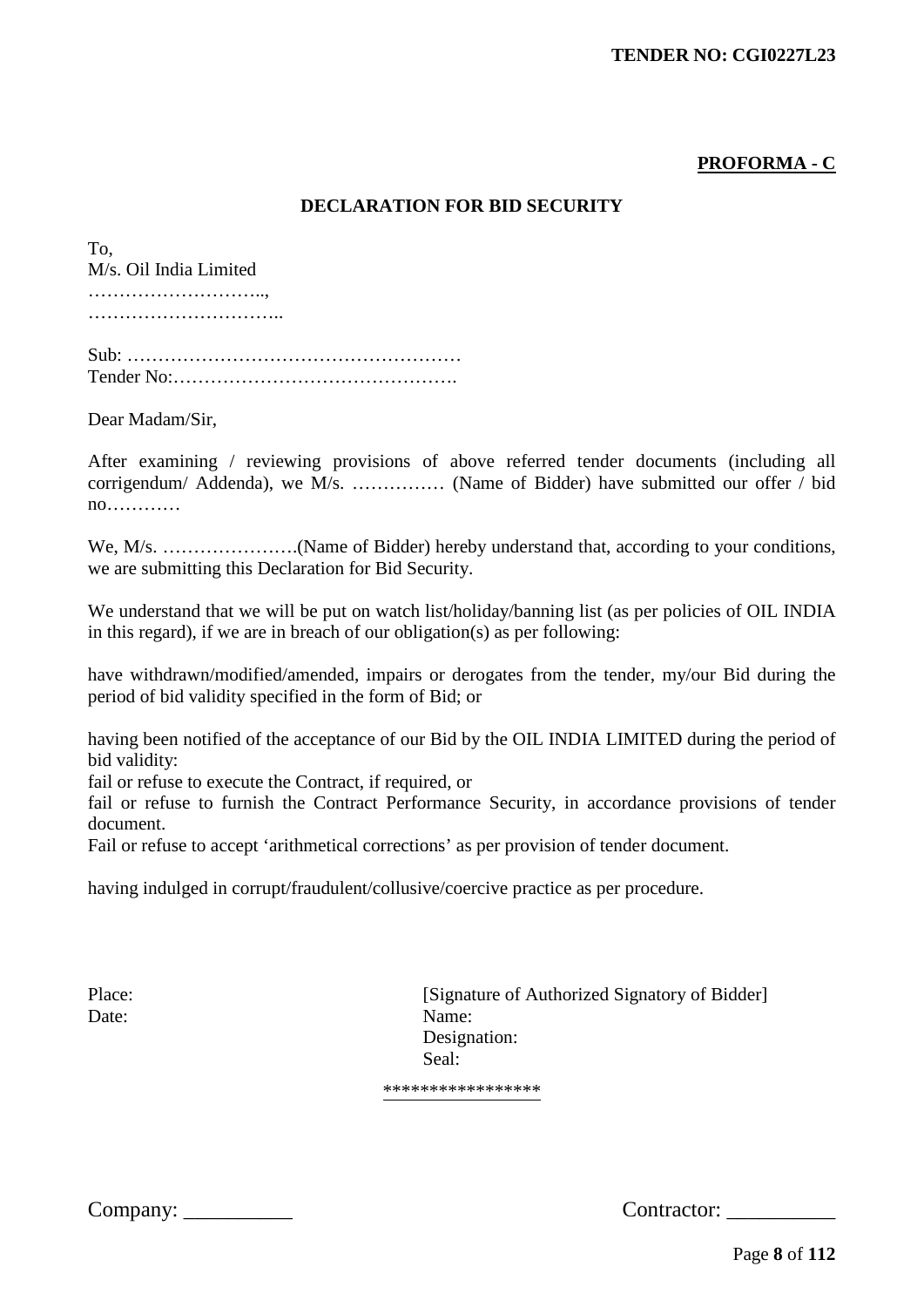**PROFORMA - C**

## DECLARATION FOR BID SECURITY

To,
M/s. Oil India Limited
………………………..,
…………………………..

Sub: ………………………………………………
Tender No:……………………………………….

Dear Madam/Sir,

After examining / reviewing provisions of above referred tender documents (including all corrigendum/ Addenda), we M/s. …………… (Name of Bidder) have submitted our offer / bid no…………

We, M/s. ………………….(Name of Bidder) hereby understand that, according to your conditions, we are submitting this Declaration for Bid Security.

We understand that we will be put on watch list/holiday/banning list (as per policies of OIL INDIA in this regard), if we are in breach of our obligation(s) as per following:

have withdrawn/modified/amended, impairs or derogates from the tender, my/our Bid during the period of bid validity specified in the form of Bid; or

having been notified of the acceptance of our Bid by the OIL INDIA LIMITED during the period of bid validity:
fail or refuse to execute the Contract, if required, or
fail or refuse to furnish the Contract Performance Security, in accordance provisions of tender document.
Fail or refuse to accept 'arithmetical corrections' as per provision of tender document.

having indulged in corrupt/fraudulent/collusive/coercive practice as per procedure.

Place: [Signature of Authorized Signatory of Bidder]
Date: Name:
Designation:
Seal:

\*\*\*\*\*\*\*\*\*\*\*\*\*\*\*\*\*

Company: __________ Contractor: __________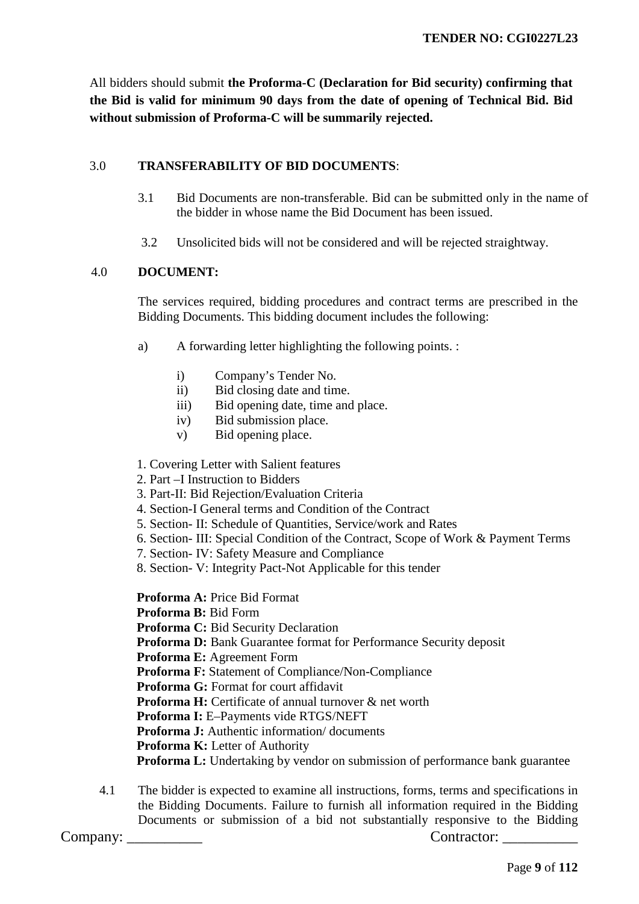All bidders should submit **the Proforma-C (Declaration for Bid security) confirming that the Bid is valid for minimum 90 days from the date of opening of Technical Bid. Bid without submission of Proforma-C will be summarily rejected.**

3.0 **TRANSFERABILITY OF BID DOCUMENTS**:

3.1 Bid Documents are non-transferable. Bid can be submitted only in the name of the bidder in whose name the Bid Document has been issued.

3.2 Unsolicited bids will not be considered and will be rejected straightway.

4.0 **DOCUMENT:**

The services required, bidding procedures and contract terms are prescribed in the Bidding Documents. This bidding document includes the following:

a) A forwarding letter highlighting the following points. :

- i) Company's Tender No.
- ii) Bid closing date and time.
- iii) Bid opening date, time and place.
- iv) Bid submission place.
- v) Bid opening place.

1. Covering Letter with Salient features
2. Part –I Instruction to Bidders
3. Part-II: Bid Rejection/Evaluation Criteria
4. Section-I General terms and Condition of the Contract
5. Section- II: Schedule of Quantities, Service/work and Rates
6. Section- III: Special Condition of the Contract, Scope of Work & Payment Terms
7. Section- IV: Safety Measure and Compliance
8. Section- V: Integrity Pact-Not Applicable for this tender

**Proforma A:** Price Bid Format
**Proforma B:** Bid Form
**Proforma C:** Bid Security Declaration
**Proforma D:** Bank Guarantee format for Performance Security deposit
**Proforma E:** Agreement Form
**Proforma F:** Statement of Compliance/Non-Compliance
**Proforma G:** Format for court affidavit
**Proforma H:** Certificate of annual turnover & net worth
**Proforma I:** E–Payments vide RTGS/NEFT
**Proforma J:** Authentic information/ documents
**Proforma K:** Letter of Authority
**Proforma L:** Undertaking by vendor on submission of performance bank guarantee

4.1 The bidder is expected to examine all instructions, forms, terms and specifications in the Bidding Documents. Failure to furnish all information required in the Bidding Documents or submission of a bid not substantially responsive to the Bidding

Company: __________ Contractor: __________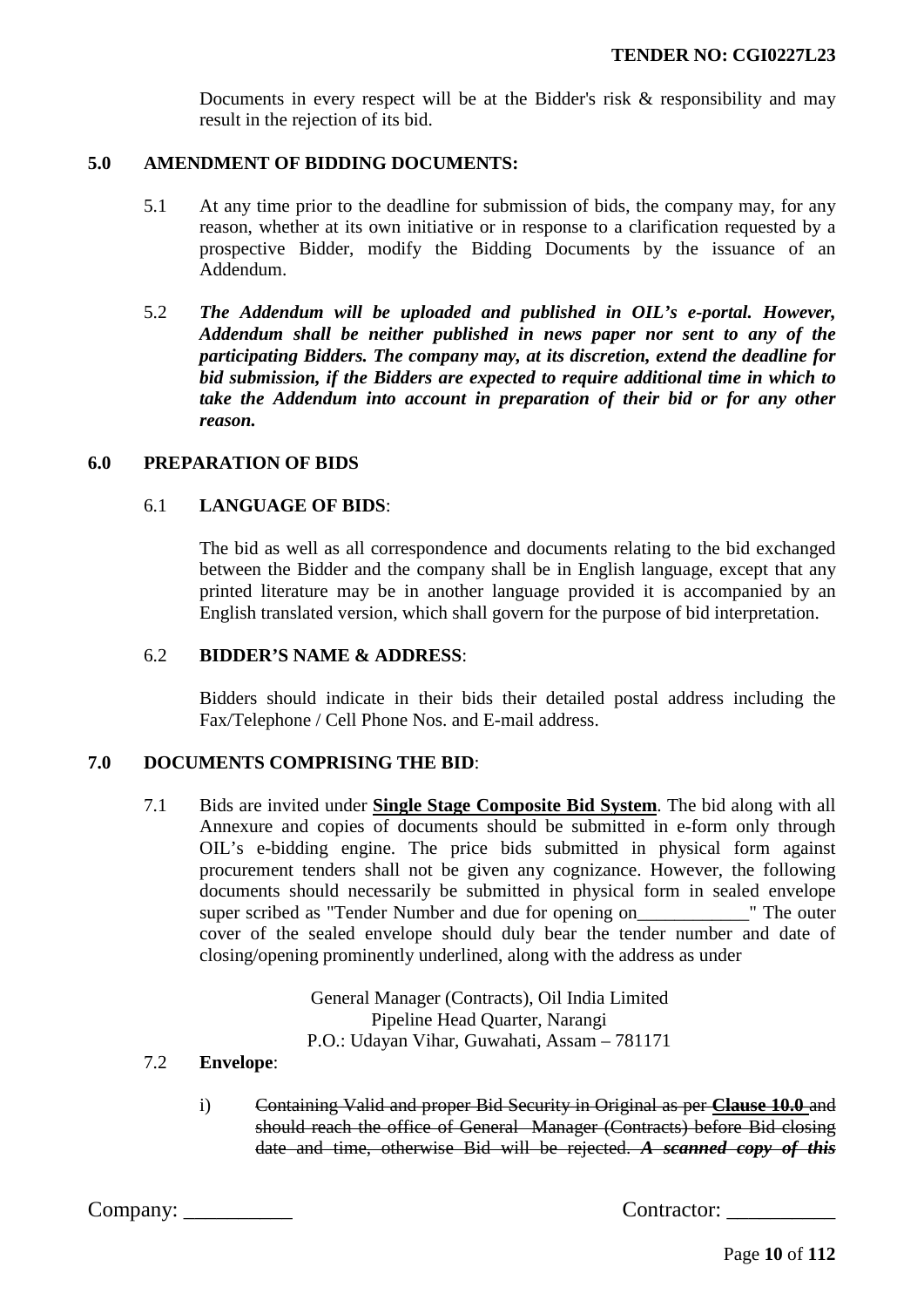Documents in every respect will be at the Bidder's risk & responsibility and may result in the rejection of its bid.

## 5.0 AMENDMENT OF BIDDING DOCUMENTS:

5.1 At any time prior to the deadline for submission of bids, the company may, for any reason, whether at its own initiative or in response to a clarification requested by a prospective Bidder, modify the Bidding Documents by the issuance of an Addendum.

5.2 ***The Addendum will be uploaded and published in OIL's e-portal. However, Addendum shall be neither published in news paper nor sent to any of the participating Bidders. The company may, at its discretion, extend the deadline for bid submission, if the Bidders are expected to require additional time in which to take the Addendum into account in preparation of their bid or for any other reason.***

## 6.0 PREPARATION OF BIDS

6.1 **LANGUAGE OF BIDS**:

The bid as well as all correspondence and documents relating to the bid exchanged between the Bidder and the company shall be in English language, except that any printed literature may be in another language provided it is accompanied by an English translated version, which shall govern for the purpose of bid interpretation.

6.2 **BIDDER'S NAME & ADDRESS**:

Bidders should indicate in their bids their detailed postal address including the Fax/Telephone / Cell Phone Nos. and E-mail address.

## 7.0 DOCUMENTS COMPRISING THE BID:

7.1 Bids are invited under **Single Stage Composite Bid System**. The bid along with all Annexure and copies of documents should be submitted in e-form only through OIL's e-bidding engine. The price bids submitted in physical form against procurement tenders shall not be given any cognizance. However, the following documents should necessarily be submitted in physical form in sealed envelope super scribed as "Tender Number and due for opening on____________" The outer cover of the sealed envelope should duly bear the tender number and date of closing/opening prominently underlined, along with the address as under

General Manager (Contracts), Oil India Limited
Pipeline Head Quarter, Narangi
P.O.: Udayan Vihar, Guwahati, Assam – 781171

7.2 **Envelope**:

i) ~~Containing Valid and proper Bid Security in Original as per **Clause 10.0** and should reach the office of General Manager (Contracts) before Bid closing date and time, otherwise Bid will be rejected.~~ ***~~A scanned copy of this~~***

Company: __________ Contractor: __________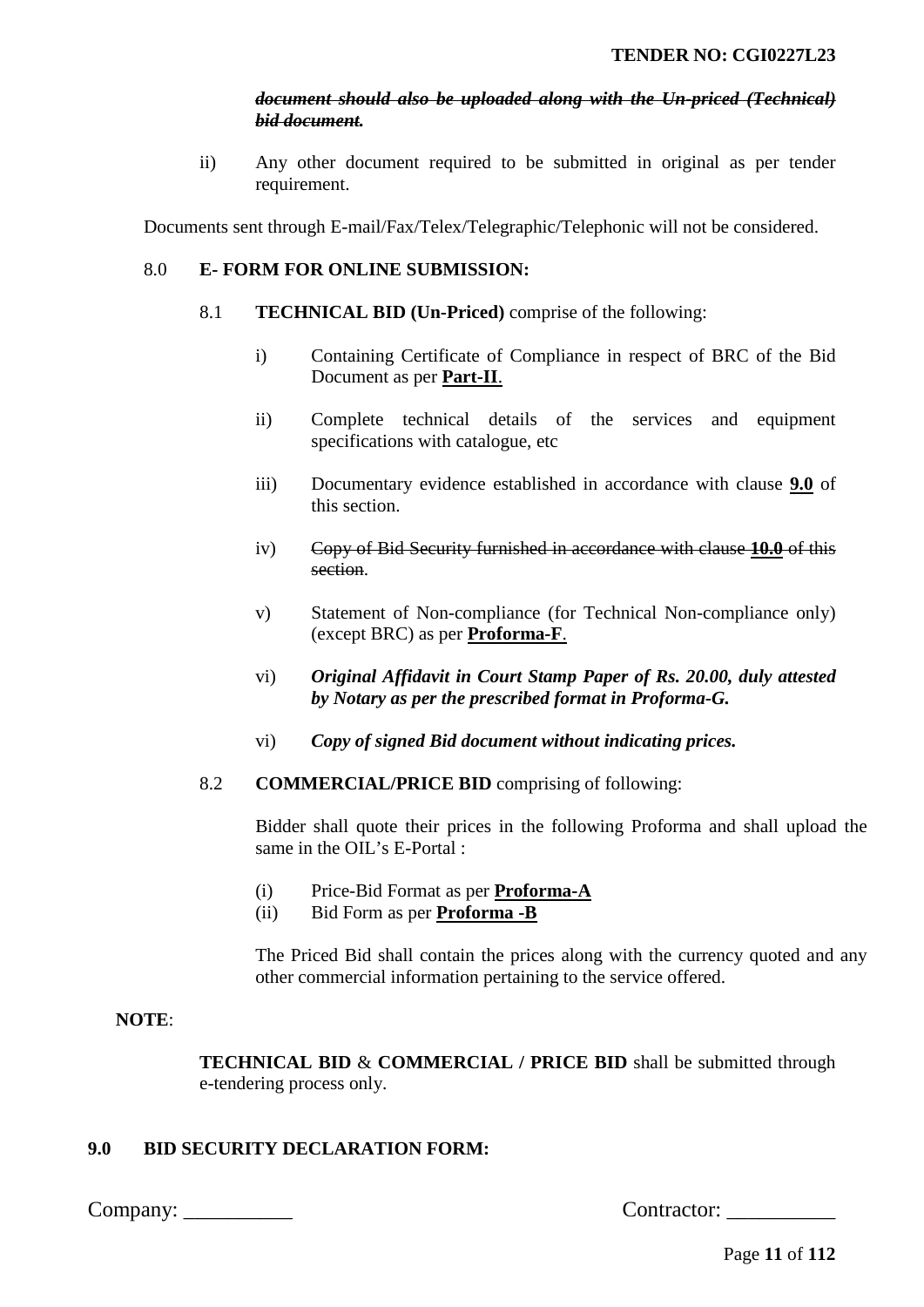~~***document should also be uploaded along with the Un-priced (Technical) bid document.***~~

ii) Any other document required to be submitted in original as per tender requirement.

Documents sent through E-mail/Fax/Telex/Telegraphic/Telephonic will not be considered.

8.0 **E- FORM FOR ONLINE SUBMISSION:**

8.1 **TECHNICAL BID (Un-Priced)** comprise of the following:

i) Containing Certificate of Compliance in respect of BRC of the Bid Document as per **Part-II**.

ii) Complete technical details of the services and equipment specifications with catalogue, etc

iii) Documentary evidence established in accordance with clause **9.0** of this section.

iv) ~~Copy of Bid Security furnished in accordance with clause **10.0** of this section.~~

v) Statement of Non-compliance (for Technical Non-compliance only) (except BRC) as per **Proforma-F**.

vi) ***Original Affidavit in Court Stamp Paper of Rs. 20.00, duly attested by Notary as per the prescribed format in Proforma-G.***

vi) ***Copy of signed Bid document without indicating prices.***

8.2 **COMMERCIAL/PRICE BID** comprising of following:

Bidder shall quote their prices in the following Proforma and shall upload the same in the OIL's E-Portal :

(i) Price-Bid Format as per **Proforma-A**
(ii) Bid Form as per **Proforma -B**

The Priced Bid shall contain the prices along with the currency quoted and any other commercial information pertaining to the service offered.

**NOTE**:

**TECHNICAL BID** & **COMMERCIAL / PRICE BID** shall be submitted through e-tendering process only.

**9.0 BID SECURITY DECLARATION FORM:**

Company: __________ Contractor: __________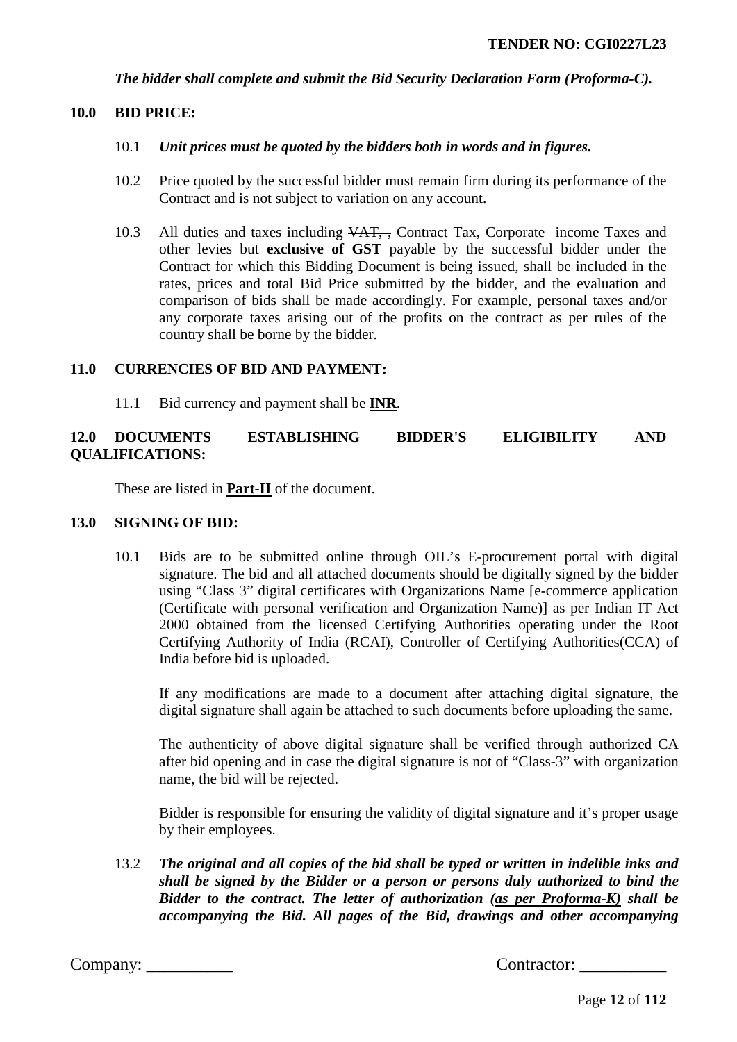*The bidder shall complete and submit the Bid Security Declaration Form (Proforma-C).*

**10.0 BID PRICE:**

10.1 ***Unit prices must be quoted by the bidders both in words and in figures.***

10.2 Price quoted by the successful bidder must remain firm during its performance of the Contract and is not subject to variation on any account.

10.3 All duties and taxes including ~~VAT, ,~~ Contract Tax, Corporate income Taxes and other levies but **exclusive of GST** payable by the successful bidder under the Contract for which this Bidding Document is being issued, shall be included in the rates, prices and total Bid Price submitted by the bidder, and the evaluation and comparison of bids shall be made accordingly. For example, personal taxes and/or any corporate taxes arising out of the profits on the contract as per rules of the country shall be borne by the bidder.

**11.0 CURRENCIES OF BID AND PAYMENT:**

11.1 Bid currency and payment shall be **INR**.

**12.0 DOCUMENTS ESTABLISHING BIDDER'S ELIGIBILITY AND QUALIFICATIONS:**

These are listed in **Part-II** of the document.

**13.0 SIGNING OF BID:**

10.1 Bids are to be submitted online through OIL's E-procurement portal with digital signature. The bid and all attached documents should be digitally signed by the bidder using "Class 3" digital certificates with Organizations Name [e-commerce application (Certificate with personal verification and Organization Name)] as per Indian IT Act 2000 obtained from the licensed Certifying Authorities operating under the Root Certifying Authority of India (RCAI), Controller of Certifying Authorities(CCA) of India before bid is uploaded.

If any modifications are made to a document after attaching digital signature, the digital signature shall again be attached to such documents before uploading the same.

The authenticity of above digital signature shall be verified through authorized CA after bid opening and in case the digital signature is not of "Class-3" with organization name, the bid will be rejected.

Bidder is responsible for ensuring the validity of digital signature and it's proper usage by their employees.

13.2 ***The original and all copies of the bid shall be typed or written in indelible inks and shall be signed by the Bidder or a person or persons duly authorized to bind the Bidder to the contract. The letter of authorization (as per Proforma-K) shall be accompanying the Bid. All pages of the Bid, drawings and other accompanying***

Company: __________ Contractor: __________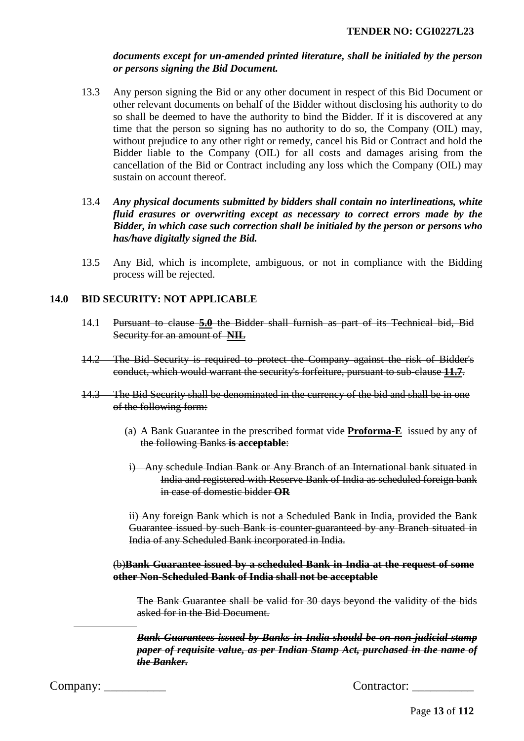***documents except for un-amended printed literature, shall be initialed by the person or persons signing the Bid Document.***

13.3 Any person signing the Bid or any other document in respect of this Bid Document or other relevant documents on behalf of the Bidder without disclosing his authority to do so shall be deemed to have the authority to bind the Bidder. If it is discovered at any time that the person so signing has no authority to do so, the Company (OIL) may, without prejudice to any other right or remedy, cancel his Bid or Contract and hold the Bidder liable to the Company (OIL) for all costs and damages arising from the cancellation of the Bid or Contract including any loss which the Company (OIL) may sustain on account thereof.

13.4 ***Any physical documents submitted by bidders shall contain no interlineations, white fluid erasures or overwriting except as necessary to correct errors made by the Bidder, in which case such correction shall be initialed by the person or persons who has/have digitally signed the Bid.***

13.5 Any Bid, which is incomplete, ambiguous, or not in compliance with the Bidding process will be rejected.

## 14.0 BID SECURITY: NOT APPLICABLE

14.1 ~~Pursuant to clause **5.0** the Bidder shall furnish as part of its Technical bid, Bid Security for an amount of **NIL**~~

~~14.2 The Bid Security is required to protect the Company against the risk of Bidder's conduct, which would warrant the security's forfeiture, pursuant to sub-clause **11.7**.~~

~~14.3 The Bid Security shall be denominated in the currency of the bid and shall be in one of the following form:~~

~~(a) A Bank Guarantee in the prescribed format vide **Proforma-E** issued by any of the following Banks **is acceptable**:~~

~~i) Any schedule Indian Bank or Any Branch of an International bank situated in India and registered with Reserve Bank of India as scheduled foreign bank in case of domestic bidder **OR**~~

~~ii) Any foreign Bank which is not a Scheduled Bank in India, provided the Bank Guarantee issued by such Bank is counter-guaranteed by any Branch situated in India of any Scheduled Bank incorporated in India.~~

~~(b)**Bank Guarantee issued by a scheduled Bank in India at the request of some other Non-Scheduled Bank of India shall not be acceptable**~~

~~The Bank Guarantee shall be valid for 30 days beyond the validity of the bids asked for in the Bid Document.~~

~~***Bank Guarantees issued by Banks in India should be on non-judicial stamp paper of requisite value, as per Indian Stamp Act, purchased in the name of the Banker.***~~

Company: __________ Contractor: __________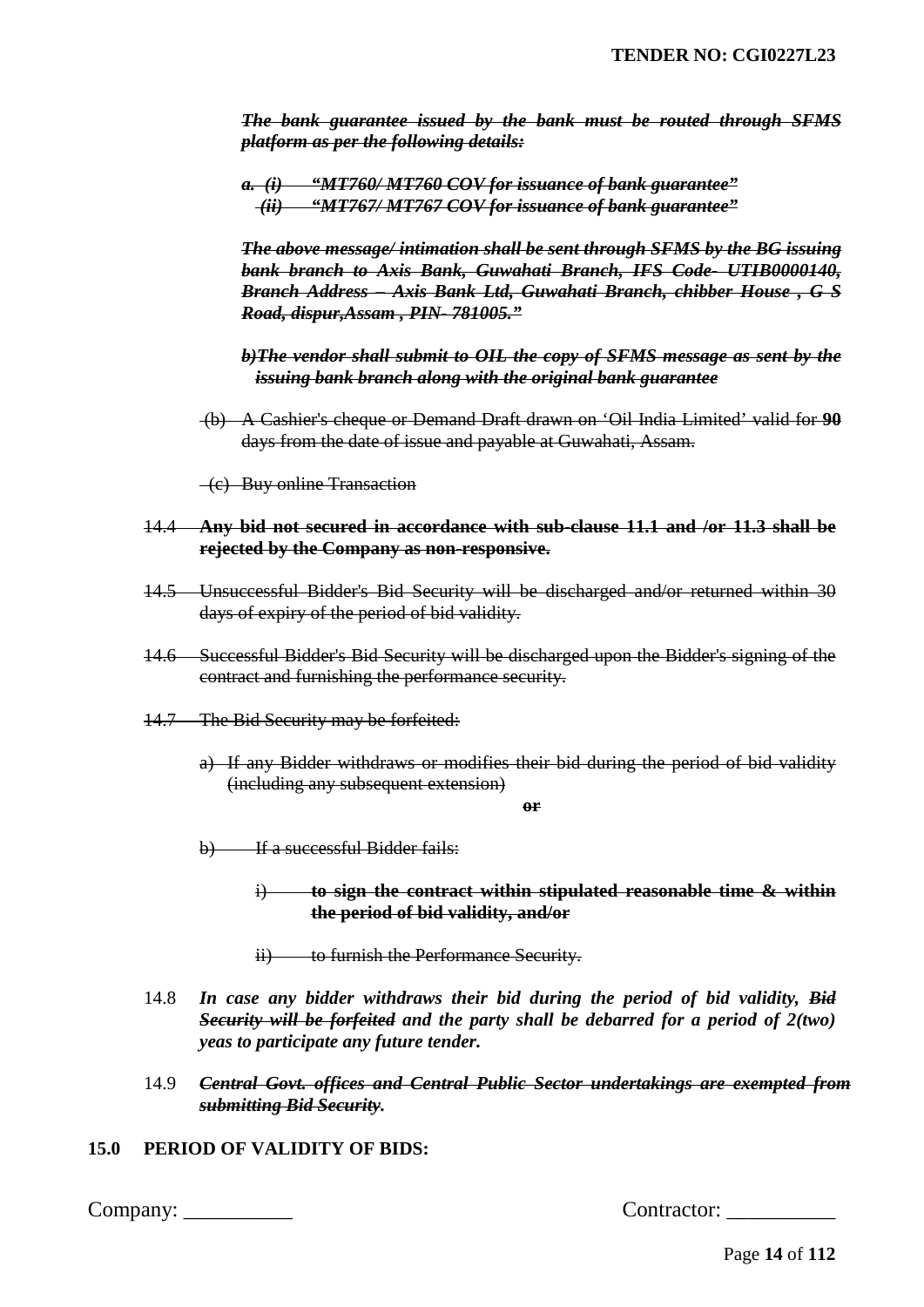~~***The bank guarantee issued by the bank must be routed through SFMS platform as per the following details:***~~

~~***a. (i) "MT760/ MT760 COV for issuance of bank guarantee"***~~
~~***(ii) "MT767/ MT767 COV for issuance of bank guarantee"***~~

~~***The above message/ intimation shall be sent through SFMS by the BG issuing bank branch to Axis Bank, Guwahati Branch, IFS Code- UTIB0000140, Branch Address – Axis Bank Ltd, Guwahati Branch, chibber House , G S Road, dispur,Assam , PIN- 781005."***~~

~~***b)The vendor shall submit to OIL the copy of SFMS message as sent by the issuing bank branch along with the original bank guarantee***~~

~~(b) A Cashier's cheque or Demand Draft drawn on 'Oil India Limited' valid for **90** days from the date of issue and payable at Guwahati, Assam.~~

~~(c) Buy online Transaction~~

~~14.4 **Any bid not secured in accordance with sub-clause 11.1 and /or 11.3 shall be rejected by the Company as non-responsive.**~~

~~14.5 Unsuccessful Bidder's Bid Security will be discharged and/or returned within 30 days of expiry of the period of bid validity.~~

~~14.6 Successful Bidder's Bid Security will be discharged upon the Bidder's signing of the contract and furnishing the performance security.~~

~~14.7 The Bid Security may be forfeited:~~

~~a) If any Bidder withdraws or modifies their bid during the period of bid validity (including any subsequent extension)~~

~~**or**~~

~~b) If a successful Bidder fails:~~

~~i) **to sign the contract within stipulated reasonable time & within the period of bid validity, and/or**~~

~~ii) to furnish the Performance Security.~~

14.8 ***In case any bidder withdraws their bid during the period of bid validity, ~~Bid Security will be forfeited~~ and the party shall be debarred for a period of 2(two) yeas to participate any future tender.***

14.9 ~~***Central Govt. offices and Central Public Sector undertakings are exempted from submitting Bid Security.***~~

## 15.0 PERIOD OF VALIDITY OF BIDS:

Company: __________ Contractor: __________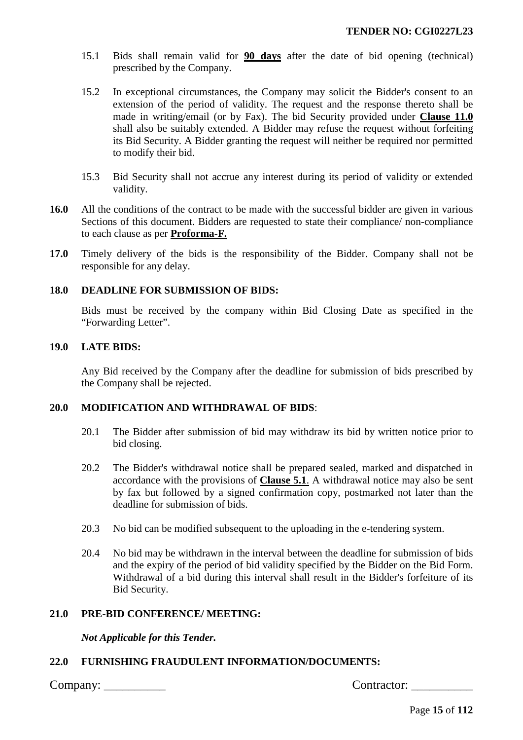15.1 Bids shall remain valid for **90 days** after the date of bid opening (technical) prescribed by the Company.

15.2 In exceptional circumstances, the Company may solicit the Bidder's consent to an extension of the period of validity. The request and the response thereto shall be made in writing/email (or by Fax). The bid Security provided under **Clause 11.0** shall also be suitably extended. A Bidder may refuse the request without forfeiting its Bid Security. A Bidder granting the request will neither be required nor permitted to modify their bid.

15.3 Bid Security shall not accrue any interest during its period of validity or extended validity.

**16.0** All the conditions of the contract to be made with the successful bidder are given in various Sections of this document. Bidders are requested to state their compliance/ non-compliance to each clause as per **Proforma-F.**

**17.0** Timely delivery of the bids is the responsibility of the Bidder. Company shall not be responsible for any delay.

## 18.0 DEADLINE FOR SUBMISSION OF BIDS:

Bids must be received by the company within Bid Closing Date as specified in the "Forwarding Letter".

## 19.0 LATE BIDS:

Any Bid received by the Company after the deadline for submission of bids prescribed by the Company shall be rejected.

## 20.0 MODIFICATION AND WITHDRAWAL OF BIDS:

20.1 The Bidder after submission of bid may withdraw its bid by written notice prior to bid closing.

20.2 The Bidder's withdrawal notice shall be prepared sealed, marked and dispatched in accordance with the provisions of **Clause 5.1**. A withdrawal notice may also be sent by fax but followed by a signed confirmation copy, postmarked not later than the deadline for submission of bids.

20.3 No bid can be modified subsequent to the uploading in the e-tendering system.

20.4 No bid may be withdrawn in the interval between the deadline for submission of bids and the expiry of the period of bid validity specified by the Bidder on the Bid Form. Withdrawal of a bid during this interval shall result in the Bidder's forfeiture of its Bid Security.

## 21.0 PRE-BID CONFERENCE/ MEETING:

***Not Applicable for this Tender.***

## 22.0 FURNISHING FRAUDULENT INFORMATION/DOCUMENTS: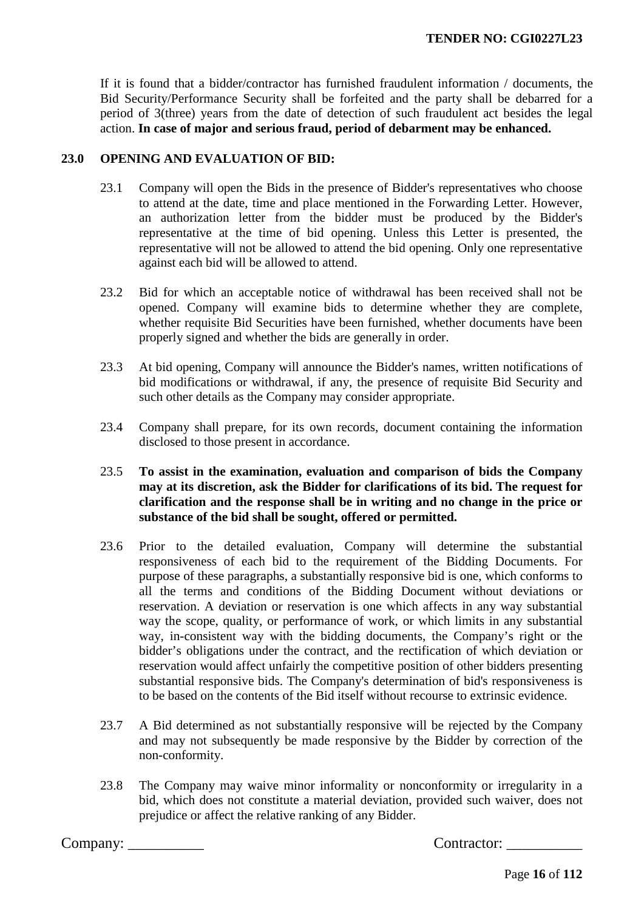If it is found that a bidder/contractor has furnished fraudulent information / documents, the Bid Security/Performance Security shall be forfeited and the party shall be debarred for a period of 3(three) years from the date of detection of such fraudulent act besides the legal action. **In case of major and serious fraud, period of debarment may be enhanced.**

## 23.0 OPENING AND EVALUATION OF BID:

23.1 Company will open the Bids in the presence of Bidder's representatives who choose to attend at the date, time and place mentioned in the Forwarding Letter. However, an authorization letter from the bidder must be produced by the Bidder's representative at the time of bid opening. Unless this Letter is presented, the representative will not be allowed to attend the bid opening. Only one representative against each bid will be allowed to attend.

23.2 Bid for which an acceptable notice of withdrawal has been received shall not be opened. Company will examine bids to determine whether they are complete, whether requisite Bid Securities have been furnished, whether documents have been properly signed and whether the bids are generally in order.

23.3 At bid opening, Company will announce the Bidder's names, written notifications of bid modifications or withdrawal, if any, the presence of requisite Bid Security and such other details as the Company may consider appropriate.

23.4 Company shall prepare, for its own records, document containing the information disclosed to those present in accordance.

23.5 **To assist in the examination, evaluation and comparison of bids the Company may at its discretion, ask the Bidder for clarifications of its bid. The request for clarification and the response shall be in writing and no change in the price or substance of the bid shall be sought, offered or permitted.**

23.6 Prior to the detailed evaluation, Company will determine the substantial responsiveness of each bid to the requirement of the Bidding Documents. For purpose of these paragraphs, a substantially responsive bid is one, which conforms to all the terms and conditions of the Bidding Document without deviations or reservation. A deviation or reservation is one which affects in any way substantial way the scope, quality, or performance of work, or which limits in any substantial way, in-consistent way with the bidding documents, the Company's right or the bidder's obligations under the contract, and the rectification of which deviation or reservation would affect unfairly the competitive position of other bidders presenting substantial responsive bids. The Company's determination of bid's responsiveness is to be based on the contents of the Bid itself without recourse to extrinsic evidence.

23.7 A Bid determined as not substantially responsive will be rejected by the Company and may not subsequently be made responsive by the Bidder by correction of the non-conformity.

23.8 The Company may waive minor informality or nonconformity or irregularity in a bid, which does not constitute a material deviation, provided such waiver, does not prejudice or affect the relative ranking of any Bidder.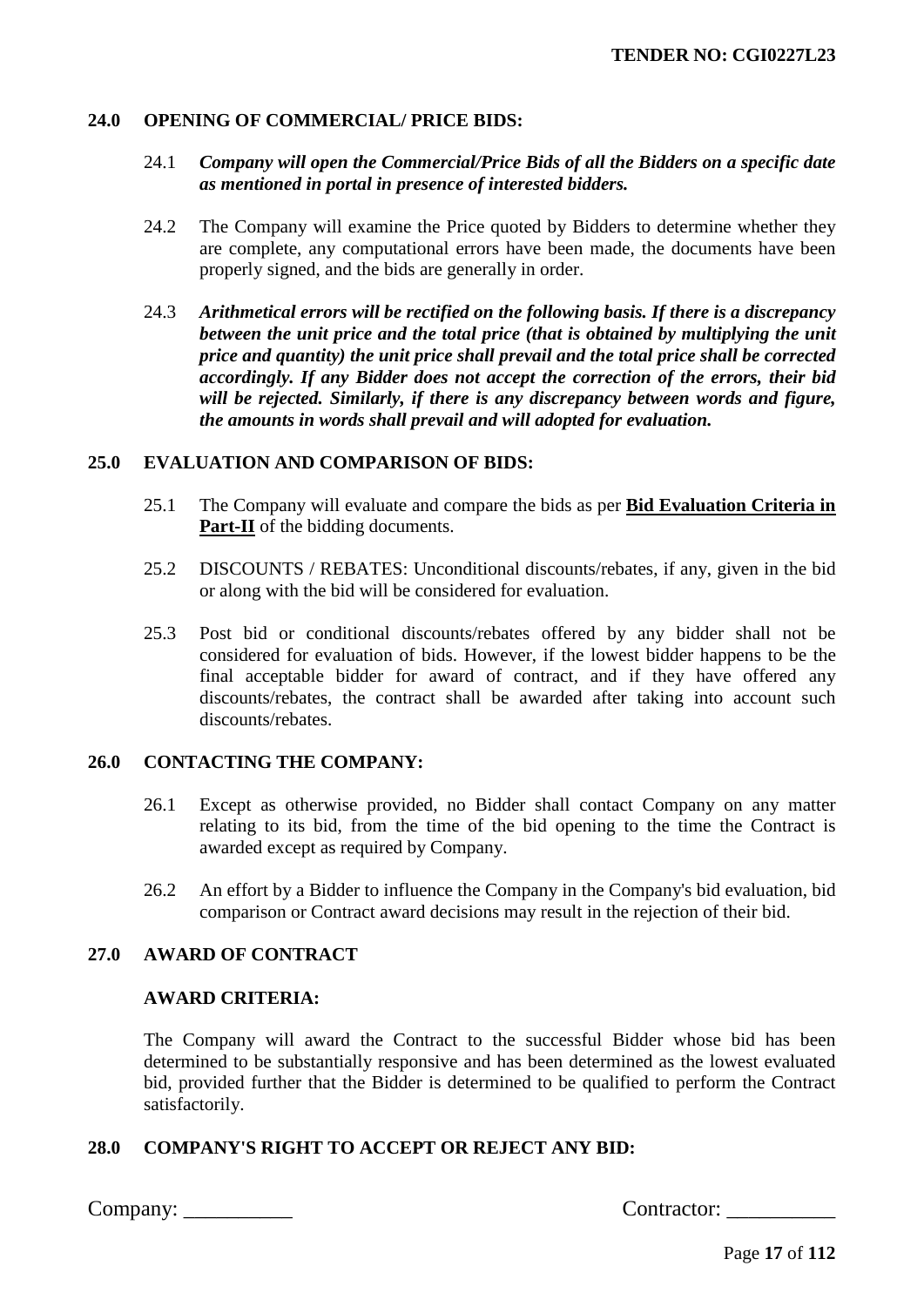## 24.0 OPENING OF COMMERCIAL/ PRICE BIDS:

24.1 ***Company will open the Commercial/Price Bids of all the Bidders on a specific date as mentioned in portal in presence of interested bidders.***

24.2 The Company will examine the Price quoted by Bidders to determine whether they are complete, any computational errors have been made, the documents have been properly signed, and the bids are generally in order.

24.3 ***Arithmetical errors will be rectified on the following basis. If there is a discrepancy between the unit price and the total price (that is obtained by multiplying the unit price and quantity) the unit price shall prevail and the total price shall be corrected accordingly. If any Bidder does not accept the correction of the errors, their bid will be rejected. Similarly, if there is any discrepancy between words and figure, the amounts in words shall prevail and will adopted for evaluation.***

## 25.0 EVALUATION AND COMPARISON OF BIDS:

25.1 The Company will evaluate and compare the bids as per **Bid Evaluation Criteria in Part-II** of the bidding documents.

25.2 DISCOUNTS / REBATES: Unconditional discounts/rebates, if any, given in the bid or along with the bid will be considered for evaluation.

25.3 Post bid or conditional discounts/rebates offered by any bidder shall not be considered for evaluation of bids. However, if the lowest bidder happens to be the final acceptable bidder for award of contract, and if they have offered any discounts/rebates, the contract shall be awarded after taking into account such discounts/rebates.

## 26.0 CONTACTING THE COMPANY:

26.1 Except as otherwise provided, no Bidder shall contact Company on any matter relating to its bid, from the time of the bid opening to the time the Contract is awarded except as required by Company.

26.2 An effort by a Bidder to influence the Company in the Company's bid evaluation, bid comparison or Contract award decisions may result in the rejection of their bid.

## 27.0 AWARD OF CONTRACT

**AWARD CRITERIA:**

The Company will award the Contract to the successful Bidder whose bid has been determined to be substantially responsive and has been determined as the lowest evaluated bid, provided further that the Bidder is determined to be qualified to perform the Contract satisfactorily.

## 28.0 COMPANY'S RIGHT TO ACCEPT OR REJECT ANY BID:

Company: __________ Contractor: __________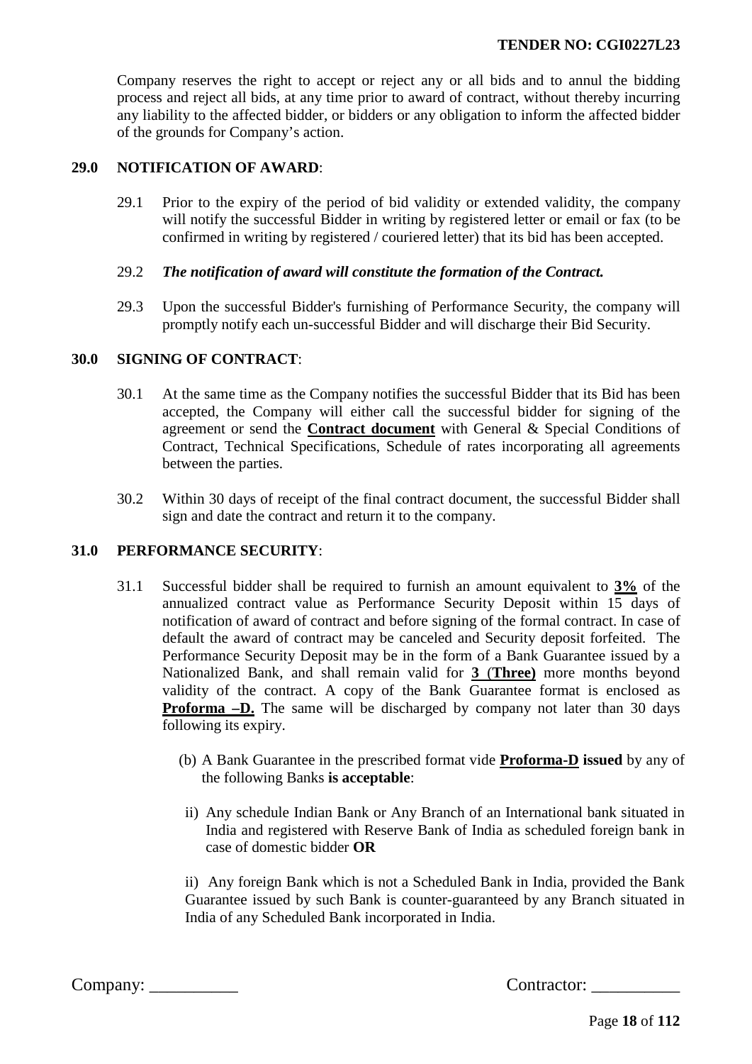Company reserves the right to accept or reject any or all bids and to annul the bidding process and reject all bids, at any time prior to award of contract, without thereby incurring any liability to the affected bidder, or bidders or any obligation to inform the affected bidder of the grounds for Company's action.

**29.0 NOTIFICATION OF AWARD**:

29.1 Prior to the expiry of the period of bid validity or extended validity, the company will notify the successful Bidder in writing by registered letter or email or fax (to be confirmed in writing by registered / couriered letter) that its bid has been accepted.

29.2 ***The notification of award will constitute the formation of the Contract.***

29.3 Upon the successful Bidder's furnishing of Performance Security, the company will promptly notify each un-successful Bidder and will discharge their Bid Security.

**30.0 SIGNING OF CONTRACT**:

30.1 At the same time as the Company notifies the successful Bidder that its Bid has been accepted, the Company will either call the successful bidder for signing of the agreement or send the **Contract document** with General & Special Conditions of Contract, Technical Specifications, Schedule of rates incorporating all agreements between the parties.

30.2 Within 30 days of receipt of the final contract document, the successful Bidder shall sign and date the contract and return it to the company.

**31.0 PERFORMANCE SECURITY**:

31.1 Successful bidder shall be required to furnish an amount equivalent to **3%** of the annualized contract value as Performance Security Deposit within 15 days of notification of award of contract and before signing of the formal contract. In case of default the award of contract may be canceled and Security deposit forfeited. The Performance Security Deposit may be in the form of a Bank Guarantee issued by a Nationalized Bank, and shall remain valid for **3 (Three)** more months beyond validity of the contract. A copy of the Bank Guarantee format is enclosed as **Proforma –D.** The same will be discharged by company not later than 30 days following its expiry.

(b) A Bank Guarantee in the prescribed format vide **Proforma-D issued** by any of the following Banks **is acceptable**:

ii) Any schedule Indian Bank or Any Branch of an International bank situated in India and registered with Reserve Bank of India as scheduled foreign bank in case of domestic bidder **OR**

ii) Any foreign Bank which is not a Scheduled Bank in India, provided the Bank Guarantee issued by such Bank is counter-guaranteed by any Branch situated in India of any Scheduled Bank incorporated in India.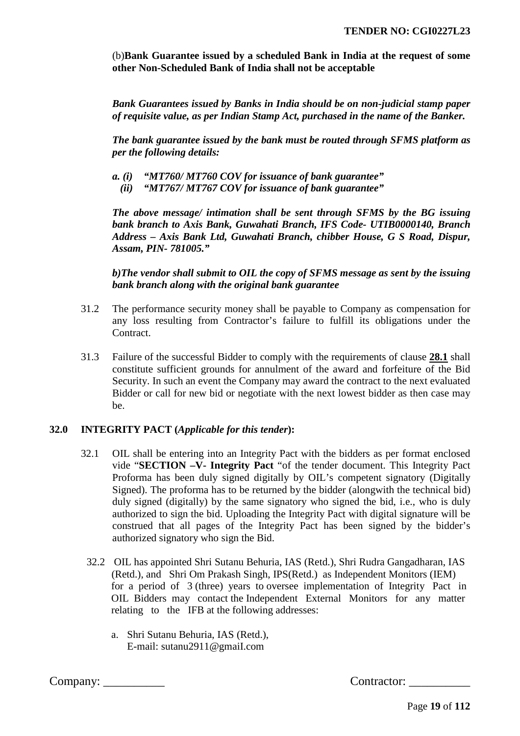(b)**Bank Guarantee issued by a scheduled Bank in India at the request of some other Non-Scheduled Bank of India shall not be acceptable**

***Bank Guarantees issued by Banks in India should be on non-judicial stamp paper of requisite value, as per Indian Stamp Act, purchased in the name of the Banker.***

***The bank guarantee issued by the bank must be routed through SFMS platform as per the following details:***

***a. (i) "MT760/ MT760 COV for issuance of bank guarantee"***
***(ii) "MT767/ MT767 COV for issuance of bank guarantee"***

***The above message/ intimation shall be sent through SFMS by the BG issuing bank branch to Axis Bank, Guwahati Branch, IFS Code- UTIB0000140, Branch Address – Axis Bank Ltd, Guwahati Branch, chibber House, G S Road, Dispur, Assam, PIN- 781005."***

***b)The vendor shall submit to OIL the copy of SFMS message as sent by the issuing bank branch along with the original bank guarantee***

31.2 The performance security money shall be payable to Company as compensation for any loss resulting from Contractor's failure to fulfill its obligations under the Contract.

31.3 Failure of the successful Bidder to comply with the requirements of clause **28.1** shall constitute sufficient grounds for annulment of the award and forfeiture of the Bid Security. In such an event the Company may award the contract to the next evaluated Bidder or call for new bid or negotiate with the next lowest bidder as then case may be.

**32.0 INTEGRITY PACT (*Applicable for this tender*):**

32.1 OIL shall be entering into an Integrity Pact with the bidders as per format enclosed vide "**SECTION –V- Integrity Pact** "of the tender document. This Integrity Pact Proforma has been duly signed digitally by OIL's competent signatory (Digitally Signed). The proforma has to be returned by the bidder (alongwith the technical bid) duly signed (digitally) by the same signatory who signed the bid, i.e., who is duly authorized to sign the bid. Uploading the Integrity Pact with digital signature will be construed that all pages of the Integrity Pact has been signed by the bidder's authorized signatory who sign the Bid.

32.2 OIL has appointed Shri Sutanu Behuria, IAS (Retd.), Shri Rudra Gangadharan, IAS (Retd.), and Shri Om Prakash Singh, IPS(Retd.) as Independent Monitors (IEM) for a period of 3 (three) years to oversee implementation of Integrity Pact in OIL Bidders may contact the Independent External Monitors for any matter relating to the IFB at the following addresses:

a. Shri Sutanu Behuria, IAS (Retd.),
E-mail: sutanu2911@gmaiI.com

Company: __________ Contractor: __________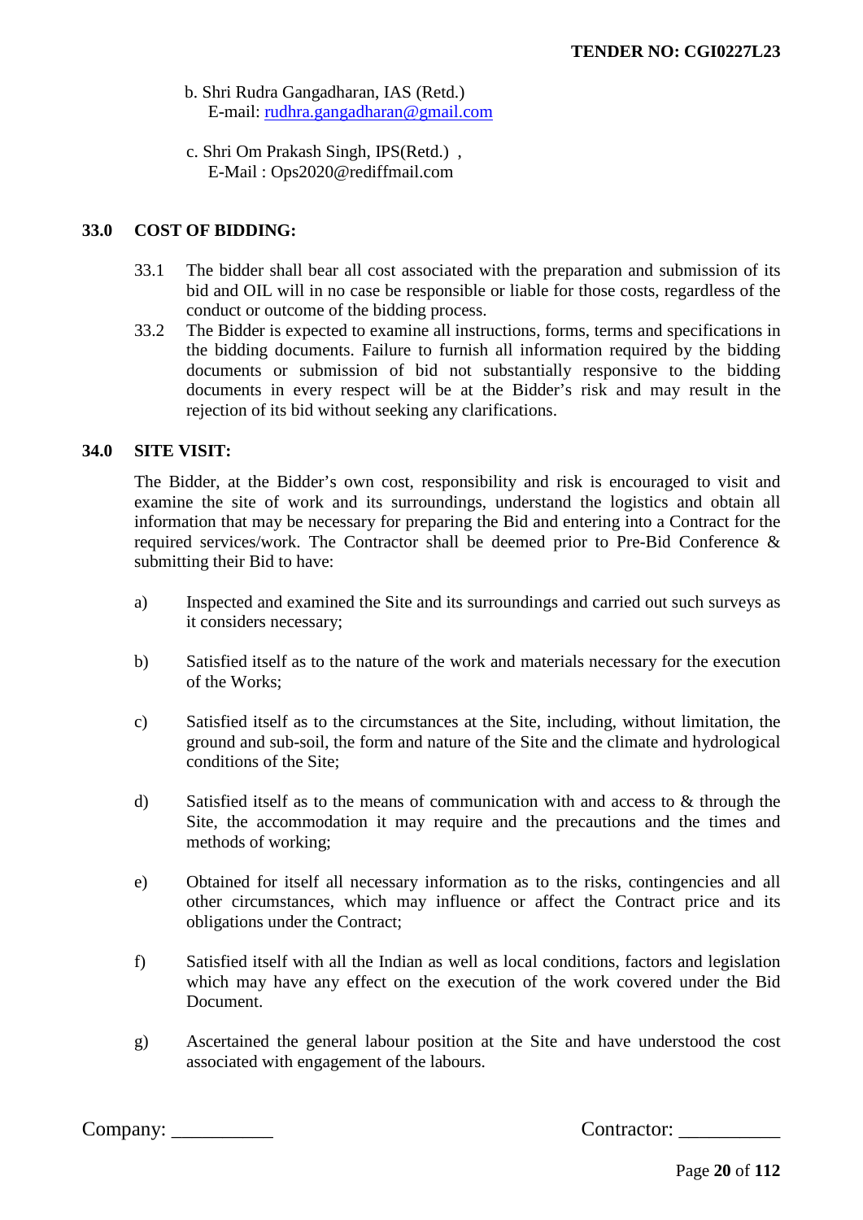b. Shri Rudra Gangadharan, IAS (Retd.)
   E-mail: rudhra.gangadharan@gmail.com

c. Shri Om Prakash Singh, IPS(Retd.) ,
   E-Mail : Ops2020@rediffmail.com

## 33.0 COST OF BIDDING:

33.1 The bidder shall bear all cost associated with the preparation and submission of its bid and OIL will in no case be responsible or liable for those costs, regardless of the conduct or outcome of the bidding process.

33.2 The Bidder is expected to examine all instructions, forms, terms and specifications in the bidding documents. Failure to furnish all information required by the bidding documents or submission of bid not substantially responsive to the bidding documents in every respect will be at the Bidder's risk and may result in the rejection of its bid without seeking any clarifications.

## 34.0 SITE VISIT:

The Bidder, at the Bidder's own cost, responsibility and risk is encouraged to visit and examine the site of work and its surroundings, understand the logistics and obtain all information that may be necessary for preparing the Bid and entering into a Contract for the required services/work. The Contractor shall be deemed prior to Pre-Bid Conference & submitting their Bid to have:

a) Inspected and examined the Site and its surroundings and carried out such surveys as it considers necessary;

b) Satisfied itself as to the nature of the work and materials necessary for the execution of the Works;

c) Satisfied itself as to the circumstances at the Site, including, without limitation, the ground and sub-soil, the form and nature of the Site and the climate and hydrological conditions of the Site;

d) Satisfied itself as to the means of communication with and access to & through the Site, the accommodation it may require and the precautions and the times and methods of working;

e) Obtained for itself all necessary information as to the risks, contingencies and all other circumstances, which may influence or affect the Contract price and its obligations under the Contract;

f) Satisfied itself with all the Indian as well as local conditions, factors and legislation which may have any effect on the execution of the work covered under the Bid Document.

g) Ascertained the general labour position at the Site and have understood the cost associated with engagement of the labours.

Company: __________ Contractor: __________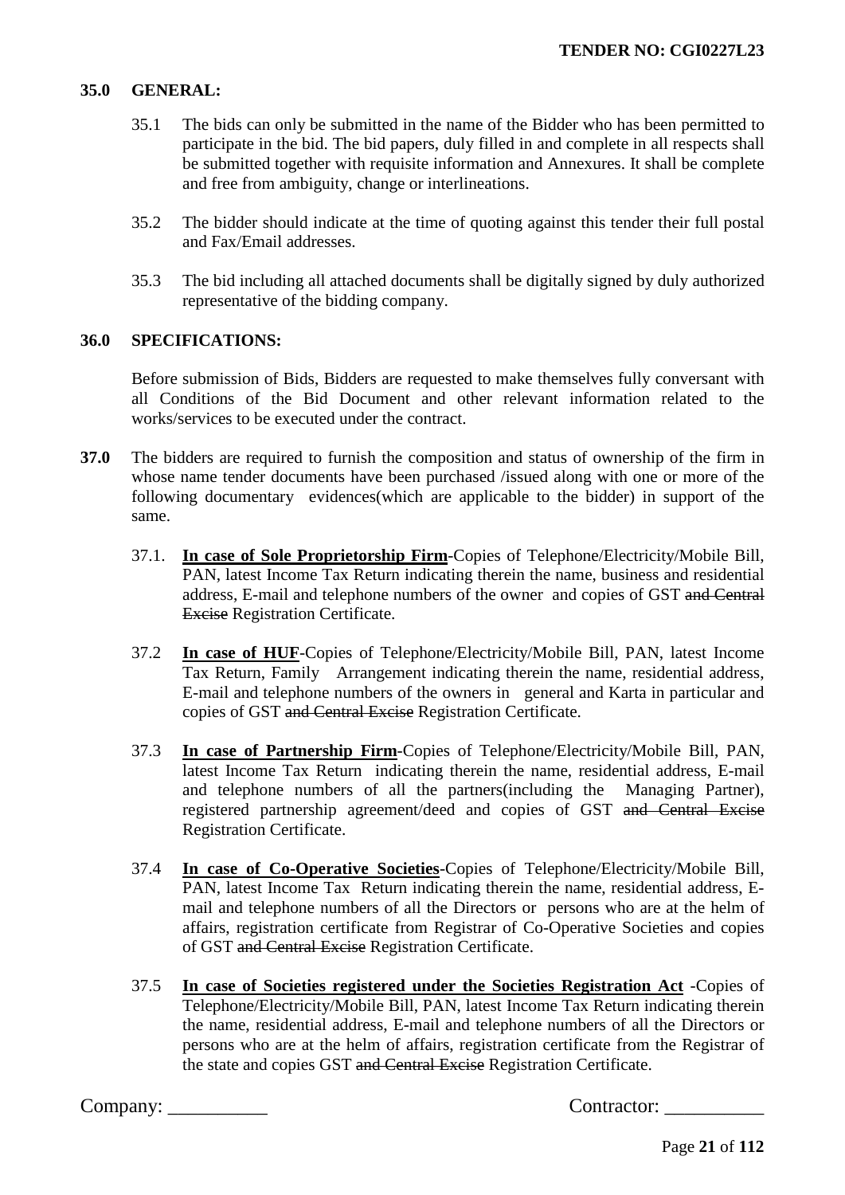**35.0 GENERAL:**

35.1 The bids can only be submitted in the name of the Bidder who has been permitted to participate in the bid. The bid papers, duly filled in and complete in all respects shall be submitted together with requisite information and Annexures. It shall be complete and free from ambiguity, change or interlineations.

35.2 The bidder should indicate at the time of quoting against this tender their full postal and Fax/Email addresses.

35.3 The bid including all attached documents shall be digitally signed by duly authorized representative of the bidding company.

**36.0 SPECIFICATIONS:**

Before submission of Bids, Bidders are requested to make themselves fully conversant with all Conditions of the Bid Document and other relevant information related to the works/services to be executed under the contract.

**37.0** The bidders are required to furnish the composition and status of ownership of the firm in whose name tender documents have been purchased /issued along with one or more of the following documentary evidences(which are applicable to the bidder) in support of the same.

37.1. **<u>In case of Sole Proprietorship Firm</u>**-Copies of Telephone/Electricity/Mobile Bill, PAN, latest Income Tax Return indicating therein the name, business and residential address, E-mail and telephone numbers of the owner and copies of GST ~~and Central Excise~~ Registration Certificate.

37.2 **<u>In case of HUF</u>**-Copies of Telephone/Electricity/Mobile Bill, PAN, latest Income Tax Return, Family Arrangement indicating therein the name, residential address, E-mail and telephone numbers of the owners in general and Karta in particular and copies of GST ~~and Central Excise~~ Registration Certificate.

37.3 **<u>In case of Partnership Firm</u>**-Copies of Telephone/Electricity/Mobile Bill, PAN, latest Income Tax Return indicating therein the name, residential address, E-mail and telephone numbers of all the partners(including the Managing Partner), registered partnership agreement/deed and copies of GST ~~and Central Excise~~ Registration Certificate.

37.4 **<u>In case of Co-Operative Societies</u>**-Copies of Telephone/Electricity/Mobile Bill, PAN, latest Income Tax Return indicating therein the name, residential address, E-mail and telephone numbers of all the Directors or persons who are at the helm of affairs, registration certificate from Registrar of Co-Operative Societies and copies of GST ~~and Central Excise~~ Registration Certificate.

37.5 **<u>In case of Societies registered under the Societies Registration Act</u>** -Copies of Telephone/Electricity/Mobile Bill, PAN, latest Income Tax Return indicating therein the name, residential address, E-mail and telephone numbers of all the Directors or persons who are at the helm of affairs, registration certificate from the Registrar of the state and copies GST ~~and Central Excise~~ Registration Certificate.

Company: __________ Contractor: __________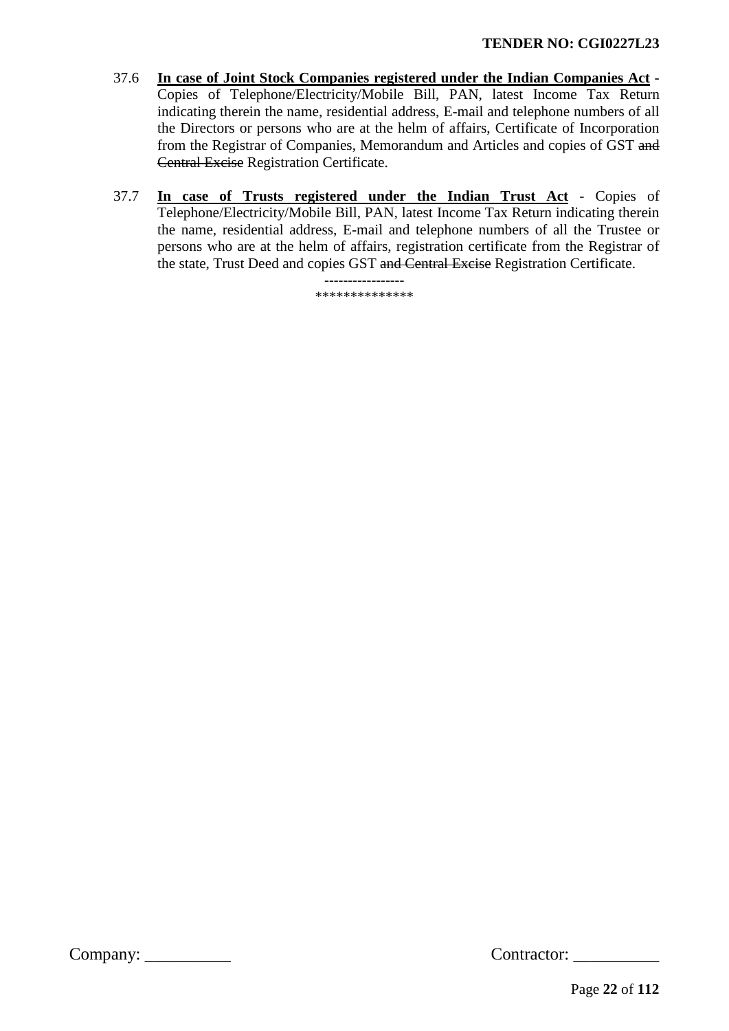37.6 **<u>In case of Joint Stock Companies registered under the Indian Companies Act</u>** - Copies of Telephone/Electricity/Mobile Bill, PAN, latest Income Tax Return indicating therein the name, residential address, E-mail and telephone numbers of all the Directors or persons who are at the helm of affairs, Certificate of Incorporation from the Registrar of Companies, Memorandum and Articles and copies of GST ~~and Central Excise~~ Registration Certificate.

37.7 **<u>In case of Trusts registered under the Indian Trust Act</u>** - Copies of Telephone/Electricity/Mobile Bill, PAN, latest Income Tax Return indicating therein the name, residential address, E-mail and telephone numbers of all the Trustee or persons who are at the helm of affairs, registration certificate from the Registrar of the state, Trust Deed and copies GST ~~and Central Excise~~ Registration Certificate.

----------------

**************

Company: __________ Contractor: __________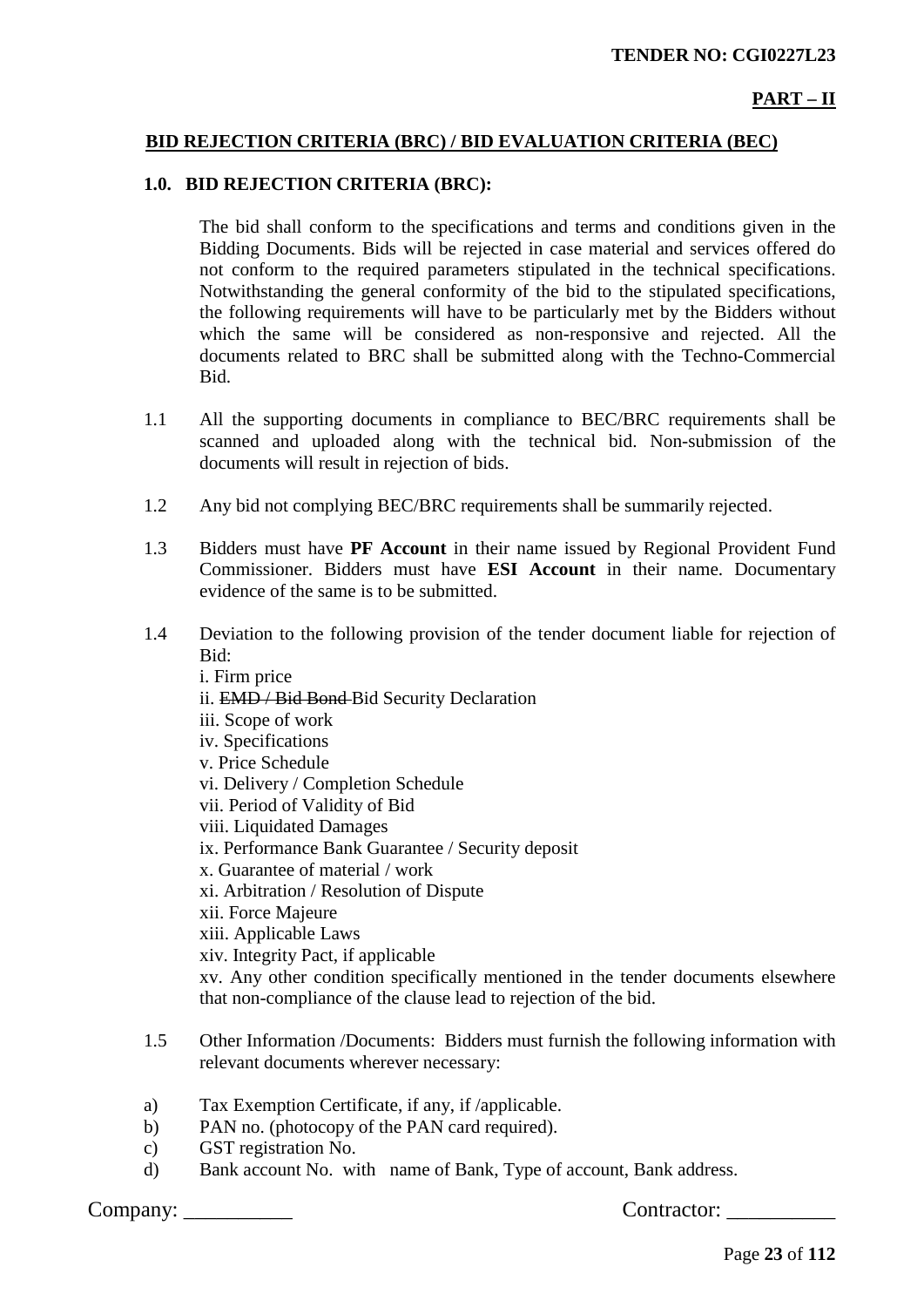**TENDER NO: CGI0227L23**

**PART – II**

## BID REJECTION CRITERIA (BRC) / BID EVALUATION CRITERIA (BEC)

### 1.0. BID REJECTION CRITERIA (BRC):

The bid shall conform to the specifications and terms and conditions given in the Bidding Documents. Bids will be rejected in case material and services offered do not conform to the required parameters stipulated in the technical specifications. Notwithstanding the general conformity of the bid to the stipulated specifications, the following requirements will have to be particularly met by the Bidders without which the same will be considered as non-responsive and rejected. All the documents related to BRC shall be submitted along with the Techno-Commercial Bid.

1.1 All the supporting documents in compliance to BEC/BRC requirements shall be scanned and uploaded along with the technical bid. Non-submission of the documents will result in rejection of bids.

1.2 Any bid not complying BEC/BRC requirements shall be summarily rejected.

1.3 Bidders must have **PF Account** in their name issued by Regional Provident Fund Commissioner. Bidders must have **ESI Account** in their name. Documentary evidence of the same is to be submitted.

1.4 Deviation to the following provision of the tender document liable for rejection of Bid:

i. Firm price
ii. ~~EMD / Bid Bond~~ Bid Security Declaration
iii. Scope of work
iv. Specifications
v. Price Schedule
vi. Delivery / Completion Schedule
vii. Period of Validity of Bid
viii. Liquidated Damages
ix. Performance Bank Guarantee / Security deposit
x. Guarantee of material / work
xi. Arbitration / Resolution of Dispute
xii. Force Majeure
xiii. Applicable Laws
xiv. Integrity Pact, if applicable
xv. Any other condition specifically mentioned in the tender documents elsewhere that non-compliance of the clause lead to rejection of the bid.

1.5 Other Information /Documents: Bidders must furnish the following information with relevant documents wherever necessary:

a) Tax Exemption Certificate, if any, if /applicable.
b) PAN no. (photocopy of the PAN card required).
c) GST registration No.
d) Bank account No. with name of Bank, Type of account, Bank address.

Company: __________ Contractor: __________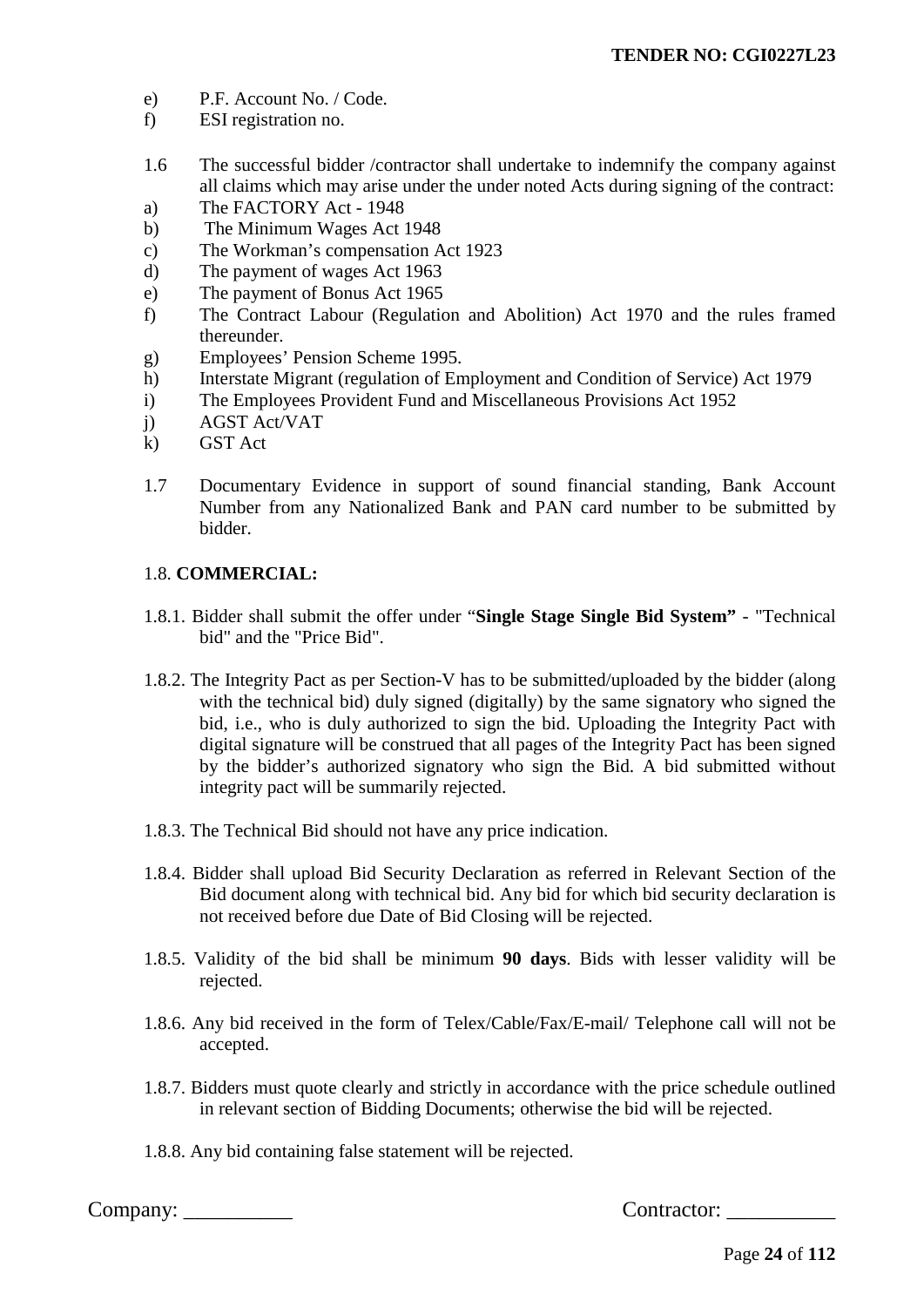e) P.F. Account No. / Code.

f) ESI registration no.

1.6 The successful bidder /contractor shall undertake to indemnify the company against all claims which may arise under the under noted Acts during signing of the contract:

a) The FACTORY Act - 1948

b) The Minimum Wages Act 1948

c) The Workman's compensation Act 1923

d) The payment of wages Act 1963

e) The payment of Bonus Act 1965

f) The Contract Labour (Regulation and Abolition) Act 1970 and the rules framed thereunder.

g) Employees' Pension Scheme 1995.

h) Interstate Migrant (regulation of Employment and Condition of Service) Act 1979

i) The Employees Provident Fund and Miscellaneous Provisions Act 1952

j) AGST Act/VAT

k) GST Act

1.7 Documentary Evidence in support of sound financial standing, Bank Account Number from any Nationalized Bank and PAN card number to be submitted by bidder.

1.8. **COMMERCIAL:**

1.8.1. Bidder shall submit the offer under "**Single Stage Single Bid System"** - "Technical bid" and the "Price Bid".

1.8.2. The Integrity Pact as per Section-V has to be submitted/uploaded by the bidder (along with the technical bid) duly signed (digitally) by the same signatory who signed the bid, i.e., who is duly authorized to sign the bid. Uploading the Integrity Pact with digital signature will be construed that all pages of the Integrity Pact has been signed by the bidder's authorized signatory who sign the Bid. A bid submitted without integrity pact will be summarily rejected.

1.8.3. The Technical Bid should not have any price indication.

1.8.4. Bidder shall upload Bid Security Declaration as referred in Relevant Section of the Bid document along with technical bid. Any bid for which bid security declaration is not received before due Date of Bid Closing will be rejected.

1.8.5. Validity of the bid shall be minimum **90 days**. Bids with lesser validity will be rejected.

1.8.6. Any bid received in the form of Telex/Cable/Fax/E-mail/ Telephone call will not be accepted.

1.8.7. Bidders must quote clearly and strictly in accordance with the price schedule outlined in relevant section of Bidding Documents; otherwise the bid will be rejected.

1.8.8. Any bid containing false statement will be rejected.

Company: __________ Contractor: __________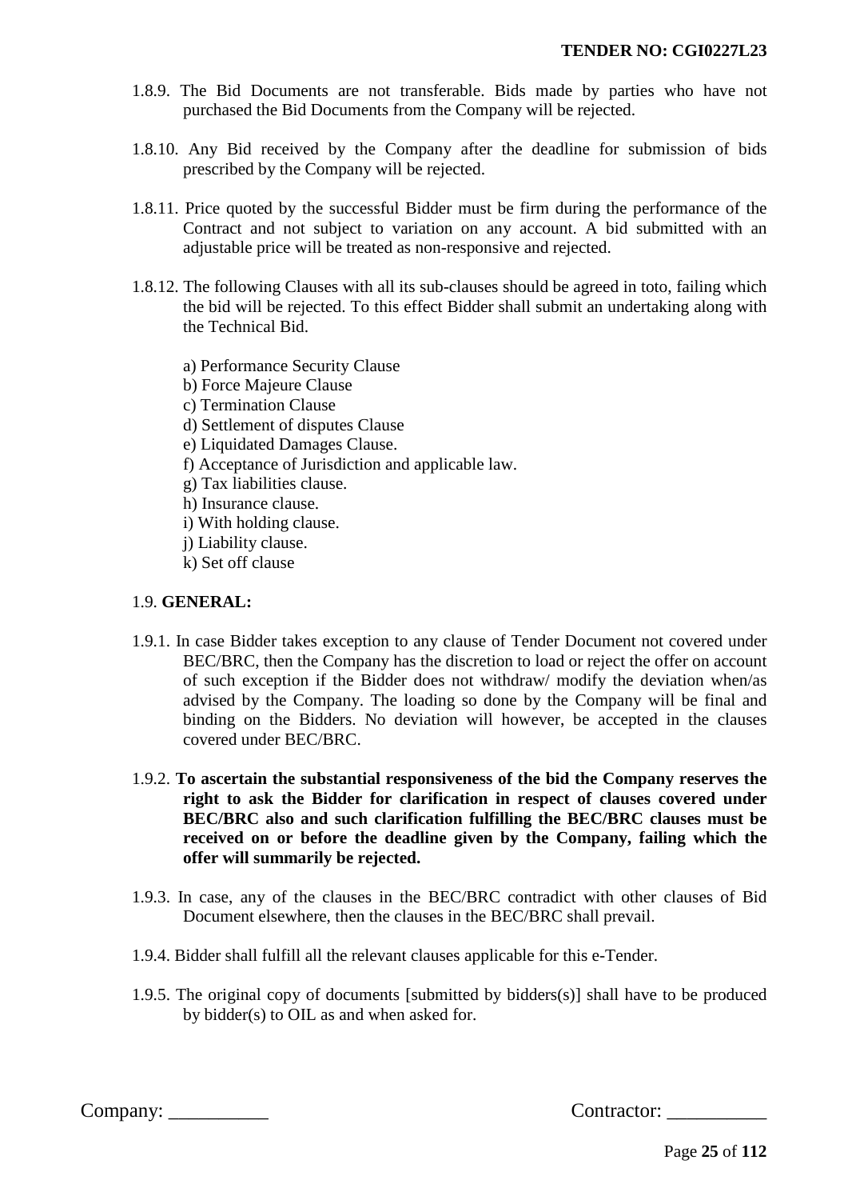1.8.9. The Bid Documents are not transferable. Bids made by parties who have not purchased the Bid Documents from the Company will be rejected.

1.8.10. Any Bid received by the Company after the deadline for submission of bids prescribed by the Company will be rejected.

1.8.11. Price quoted by the successful Bidder must be firm during the performance of the Contract and not subject to variation on any account. A bid submitted with an adjustable price will be treated as non-responsive and rejected.

1.8.12. The following Clauses with all its sub-clauses should be agreed in toto, failing which the bid will be rejected. To this effect Bidder shall submit an undertaking along with the Technical Bid.

a) Performance Security Clause
b) Force Majeure Clause
c) Termination Clause
d) Settlement of disputes Clause
e) Liquidated Damages Clause.
f) Acceptance of Jurisdiction and applicable law.
g) Tax liabilities clause.
h) Insurance clause.
i) With holding clause.
j) Liability clause.
k) Set off clause

1.9. **GENERAL:**

1.9.1. In case Bidder takes exception to any clause of Tender Document not covered under BEC/BRC, then the Company has the discretion to load or reject the offer on account of such exception if the Bidder does not withdraw/ modify the deviation when/as advised by the Company. The loading so done by the Company will be final and binding on the Bidders. No deviation will however, be accepted in the clauses covered under BEC/BRC.

1.9.2. **To ascertain the substantial responsiveness of the bid the Company reserves the right to ask the Bidder for clarification in respect of clauses covered under BEC/BRC also and such clarification fulfilling the BEC/BRC clauses must be received on or before the deadline given by the Company, failing which the offer will summarily be rejected.**

1.9.3. In case, any of the clauses in the BEC/BRC contradict with other clauses of Bid Document elsewhere, then the clauses in the BEC/BRC shall prevail.

1.9.4. Bidder shall fulfill all the relevant clauses applicable for this e-Tender.

1.9.5. The original copy of documents [submitted by bidders(s)] shall have to be produced by bidder(s) to OIL as and when asked for.

Company: __________ Contractor: __________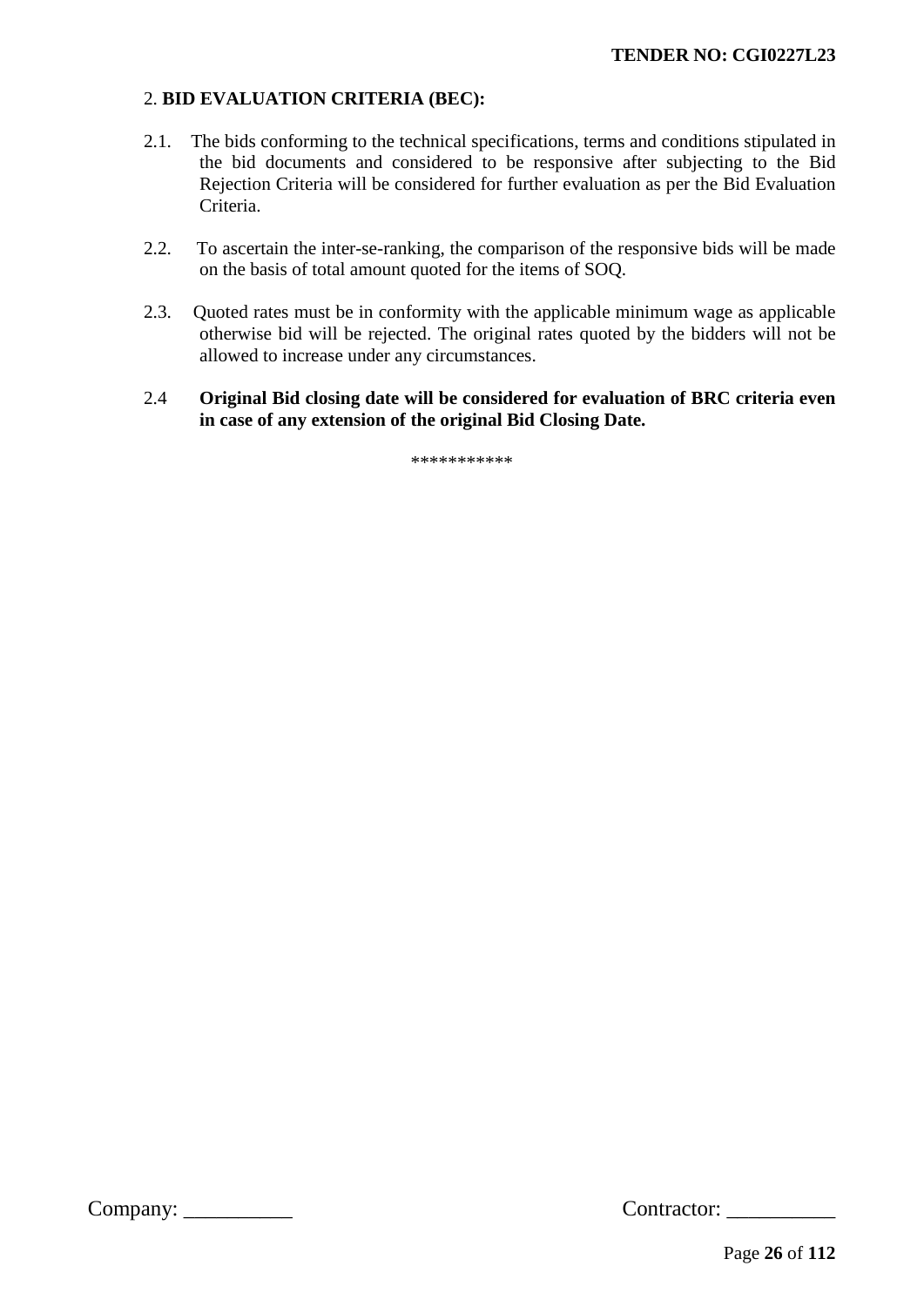## 2. BID EVALUATION CRITERIA (BEC):

2.1. The bids conforming to the technical specifications, terms and conditions stipulated in the bid documents and considered to be responsive after subjecting to the Bid Rejection Criteria will be considered for further evaluation as per the Bid Evaluation Criteria.

2.2. To ascertain the inter-se-ranking, the comparison of the responsive bids will be made on the basis of total amount quoted for the items of SOQ.

2.3. Quoted rates must be in conformity with the applicable minimum wage as applicable otherwise bid will be rejected. The original rates quoted by the bidders will not be allowed to increase under any circumstances.

2.4 **Original Bid closing date will be considered for evaluation of BRC criteria even in case of any extension of the original Bid Closing Date.**

***********

Company: __________ Contractor: __________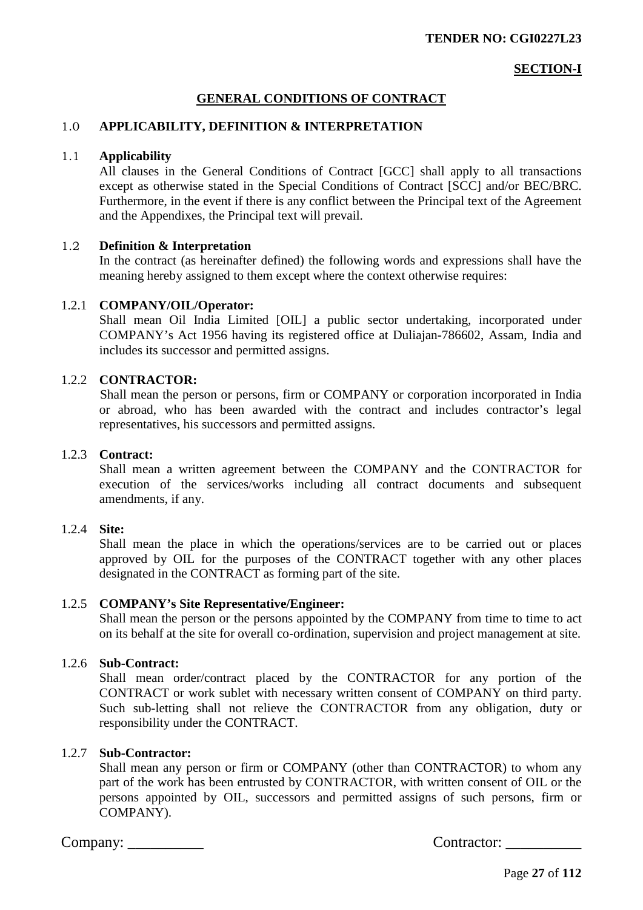**SECTION-I**

## GENERAL CONDITIONS OF CONTRACT

### 1.0 APPLICABILITY, DEFINITION & INTERPRETATION

#### 1.1 Applicability

All clauses in the General Conditions of Contract [GCC] shall apply to all transactions except as otherwise stated in the Special Conditions of Contract [SCC] and/or BEC/BRC. Furthermore, in the event if there is any conflict between the Principal text of the Agreement and the Appendixes, the Principal text will prevail.

#### 1.2 Definition & Interpretation

In the contract (as hereinafter defined) the following words and expressions shall have the meaning hereby assigned to them except where the context otherwise requires:

**1.2.1 COMPANY/OIL/Operator:**

Shall mean Oil India Limited [OIL] a public sector undertaking, incorporated under COMPANY's Act 1956 having its registered office at Duliajan-786602, Assam, India and includes its successor and permitted assigns.

**1.2.2 CONTRACTOR:**

Shall mean the person or persons, firm or COMPANY or corporation incorporated in India or abroad, who has been awarded with the contract and includes contractor's legal representatives, his successors and permitted assigns.

**1.2.3 Contract:**

Shall mean a written agreement between the COMPANY and the CONTRACTOR for execution of the services/works including all contract documents and subsequent amendments, if any.

**1.2.4 Site:**

Shall mean the place in which the operations/services are to be carried out or places approved by OIL for the purposes of the CONTRACT together with any other places designated in the CONTRACT as forming part of the site.

**1.2.5 COMPANY's Site Representative/Engineer:**

Shall mean the person or the persons appointed by the COMPANY from time to time to act on its behalf at the site for overall co-ordination, supervision and project management at site.

**1.2.6 Sub-Contract:**

Shall mean order/contract placed by the CONTRACTOR for any portion of the CONTRACT or work sublet with necessary written consent of COMPANY on third party. Such sub-letting shall not relieve the CONTRACTOR from any obligation, duty or responsibility under the CONTRACT.

**1.2.7 Sub-Contractor:**

Shall mean any person or firm or COMPANY (other than CONTRACTOR) to whom any part of the work has been entrusted by CONTRACTOR, with written consent of OIL or the persons appointed by OIL, successors and permitted assigns of such persons, firm or COMPANY).

Company: __________ Contractor: __________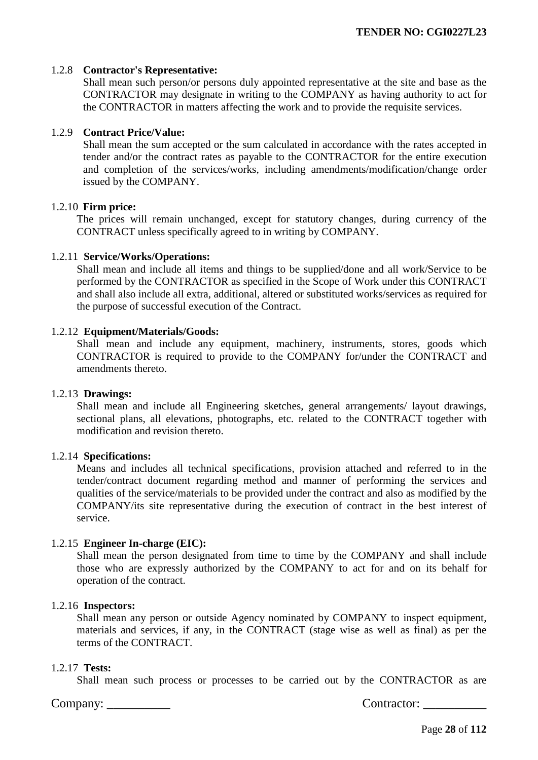1.2.8 **Contractor's Representative:**

Shall mean such person/or persons duly appointed representative at the site and base as the CONTRACTOR may designate in writing to the COMPANY as having authority to act for the CONTRACTOR in matters affecting the work and to provide the requisite services.

1.2.9 **Contract Price/Value:**

Shall mean the sum accepted or the sum calculated in accordance with the rates accepted in tender and/or the contract rates as payable to the CONTRACTOR for the entire execution and completion of the services/works, including amendments/modification/change order issued by the COMPANY.

1.2.10 **Firm price:**

The prices will remain unchanged, except for statutory changes, during currency of the CONTRACT unless specifically agreed to in writing by COMPANY.

1.2.11 **Service/Works/Operations:**

Shall mean and include all items and things to be supplied/done and all work/Service to be performed by the CONTRACTOR as specified in the Scope of Work under this CONTRACT and shall also include all extra, additional, altered or substituted works/services as required for the purpose of successful execution of the Contract.

1.2.12 **Equipment/Materials/Goods:**

Shall mean and include any equipment, machinery, instruments, stores, goods which CONTRACTOR is required to provide to the COMPANY for/under the CONTRACT and amendments thereto.

1.2.13 **Drawings:**

Shall mean and include all Engineering sketches, general arrangements/ layout drawings, sectional plans, all elevations, photographs, etc. related to the CONTRACT together with modification and revision thereto.

1.2.14 **Specifications:**

Means and includes all technical specifications, provision attached and referred to in the tender/contract document regarding method and manner of performing the services and qualities of the service/materials to be provided under the contract and also as modified by the COMPANY/its site representative during the execution of contract in the best interest of service.

1.2.15 **Engineer In-charge (EIC):**

Shall mean the person designated from time to time by the COMPANY and shall include those who are expressly authorized by the COMPANY to act for and on its behalf for operation of the contract.

1.2.16 **Inspectors:**

Shall mean any person or outside Agency nominated by COMPANY to inspect equipment, materials and services, if any, in the CONTRACT (stage wise as well as final) as per the terms of the CONTRACT.

1.2.17 **Tests:**

Shall mean such process or processes to be carried out by the CONTRACTOR as are

Company: __________ Contractor: __________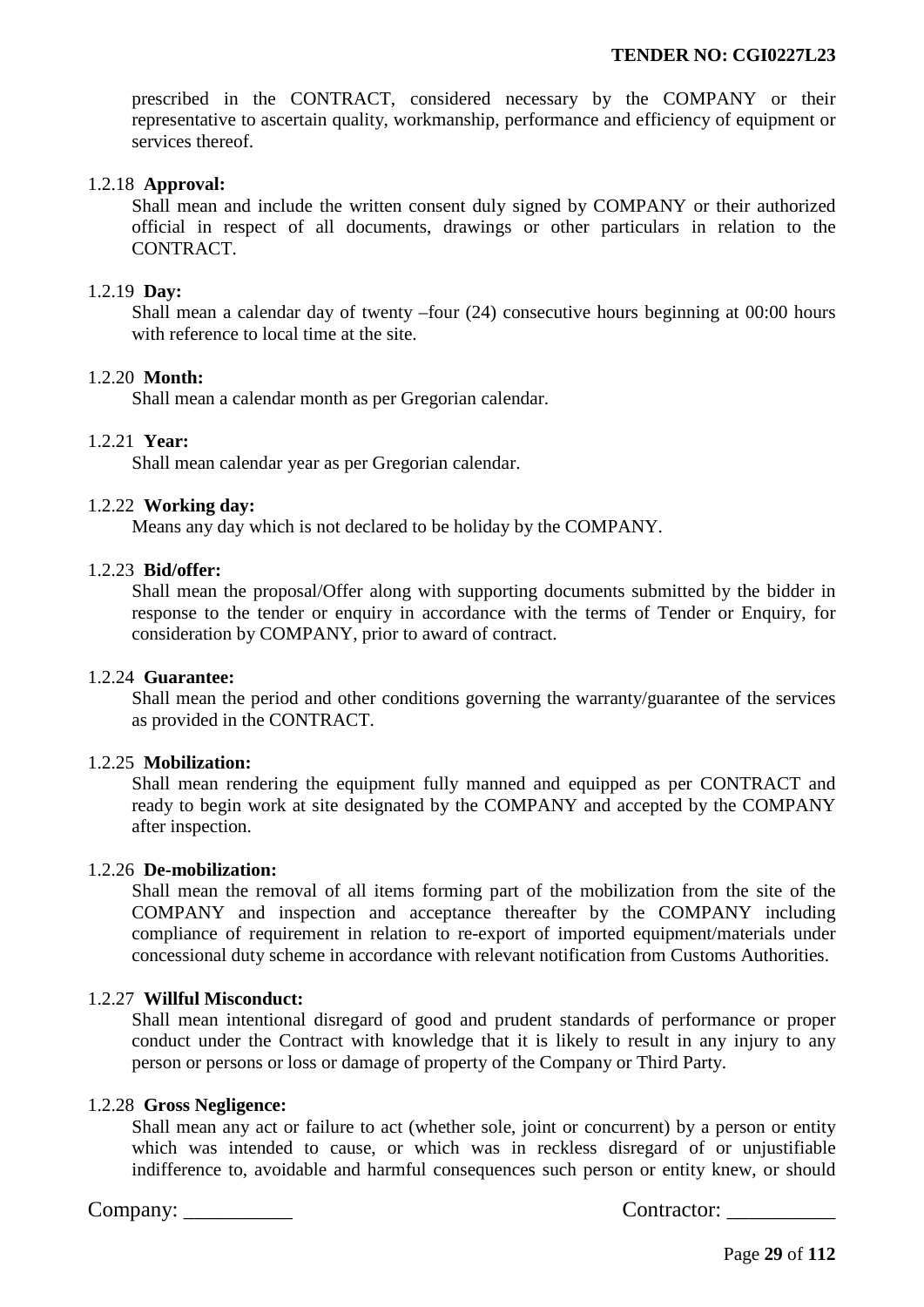prescribed in the CONTRACT, considered necessary by the COMPANY or their representative to ascertain quality, workmanship, performance and efficiency of equipment or services thereof.

1.2.18 **Approval:**

Shall mean and include the written consent duly signed by COMPANY or their authorized official in respect of all documents, drawings or other particulars in relation to the CONTRACT.

1.2.19 **Day:**

Shall mean a calendar day of twenty –four (24) consecutive hours beginning at 00:00 hours with reference to local time at the site.

1.2.20 **Month:**

Shall mean a calendar month as per Gregorian calendar.

1.2.21 **Year:**

Shall mean calendar year as per Gregorian calendar.

1.2.22 **Working day:**

Means any day which is not declared to be holiday by the COMPANY.

1.2.23 **Bid/offer:**

Shall mean the proposal/Offer along with supporting documents submitted by the bidder in response to the tender or enquiry in accordance with the terms of Tender or Enquiry, for consideration by COMPANY, prior to award of contract.

1.2.24 **Guarantee:**

Shall mean the period and other conditions governing the warranty/guarantee of the services as provided in the CONTRACT.

1.2.25 **Mobilization:**

Shall mean rendering the equipment fully manned and equipped as per CONTRACT and ready to begin work at site designated by the COMPANY and accepted by the COMPANY after inspection.

1.2.26 **De-mobilization:**

Shall mean the removal of all items forming part of the mobilization from the site of the COMPANY and inspection and acceptance thereafter by the COMPANY including compliance of requirement in relation to re-export of imported equipment/materials under concessional duty scheme in accordance with relevant notification from Customs Authorities.

1.2.27 **Willful Misconduct:**

Shall mean intentional disregard of good and prudent standards of performance or proper conduct under the Contract with knowledge that it is likely to result in any injury to any person or persons or loss or damage of property of the Company or Third Party.

1.2.28 **Gross Negligence:**

Shall mean any act or failure to act (whether sole, joint or concurrent) by a person or entity which was intended to cause, or which was in reckless disregard of or unjustifiable indifference to, avoidable and harmful consequences such person or entity knew, or should

Company: __________ Contractor: __________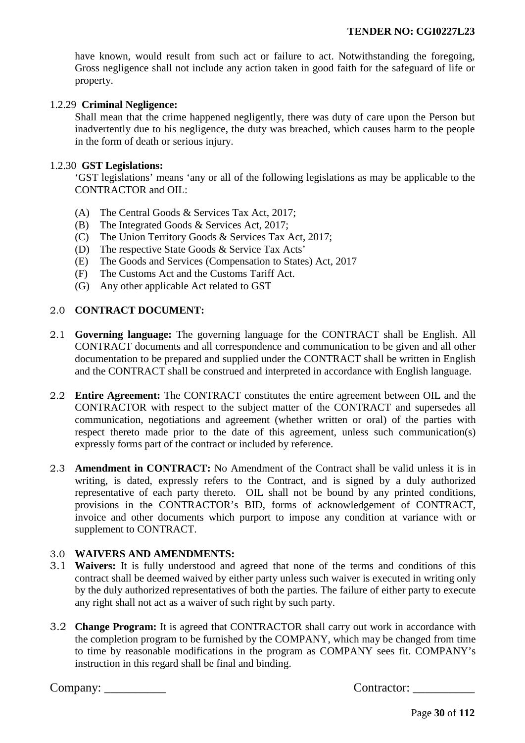have known, would result from such act or failure to act. Notwithstanding the foregoing, Gross negligence shall not include any action taken in good faith for the safeguard of life or property.

1.2.29 **Criminal Negligence:**

Shall mean that the crime happened negligently, there was duty of care upon the Person but inadvertently due to his negligence, the duty was breached, which causes harm to the people in the form of death or serious injury.

1.2.30 **GST Legislations:**

'GST legislations' means 'any or all of the following legislations as may be applicable to the CONTRACTOR and OIL:

(A) The Central Goods & Services Tax Act, 2017;
(B) The Integrated Goods & Services Act, 2017;
(C) The Union Territory Goods & Services Tax Act, 2017;
(D) The respective State Goods & Service Tax Acts'
(E) The Goods and Services (Compensation to States) Act, 2017
(F) The Customs Act and the Customs Tariff Act.
(G) Any other applicable Act related to GST

## 2.0 CONTRACT DOCUMENT:

2.1 **Governing language:** The governing language for the CONTRACT shall be English. All CONTRACT documents and all correspondence and communication to be given and all other documentation to be prepared and supplied under the CONTRACT shall be written in English and the CONTRACT shall be construed and interpreted in accordance with English language.

2.2 **Entire Agreement:** The CONTRACT constitutes the entire agreement between OIL and the CONTRACTOR with respect to the subject matter of the CONTRACT and supersedes all communication, negotiations and agreement (whether written or oral) of the parties with respect thereto made prior to the date of this agreement, unless such communication(s) expressly forms part of the contract or included by reference.

2.3 **Amendment in CONTRACT:** No Amendment of the Contract shall be valid unless it is in writing, is dated, expressly refers to the Contract, and is signed by a duly authorized representative of each party thereto. OIL shall not be bound by any printed conditions, provisions in the CONTRACTOR's BID, forms of acknowledgement of CONTRACT, invoice and other documents which purport to impose any condition at variance with or supplement to CONTRACT.

## 3.0 WAIVERS AND AMENDMENTS:

3.1 **Waivers:** It is fully understood and agreed that none of the terms and conditions of this contract shall be deemed waived by either party unless such waiver is executed in writing only by the duly authorized representatives of both the parties. The failure of either party to execute any right shall not act as a waiver of such right by such party.

3.2 **Change Program:** It is agreed that CONTRACTOR shall carry out work in accordance with the completion program to be furnished by the COMPANY, which may be changed from time to time by reasonable modifications in the program as COMPANY sees fit. COMPANY's instruction in this regard shall be final and binding.

Company: __________ Contractor: __________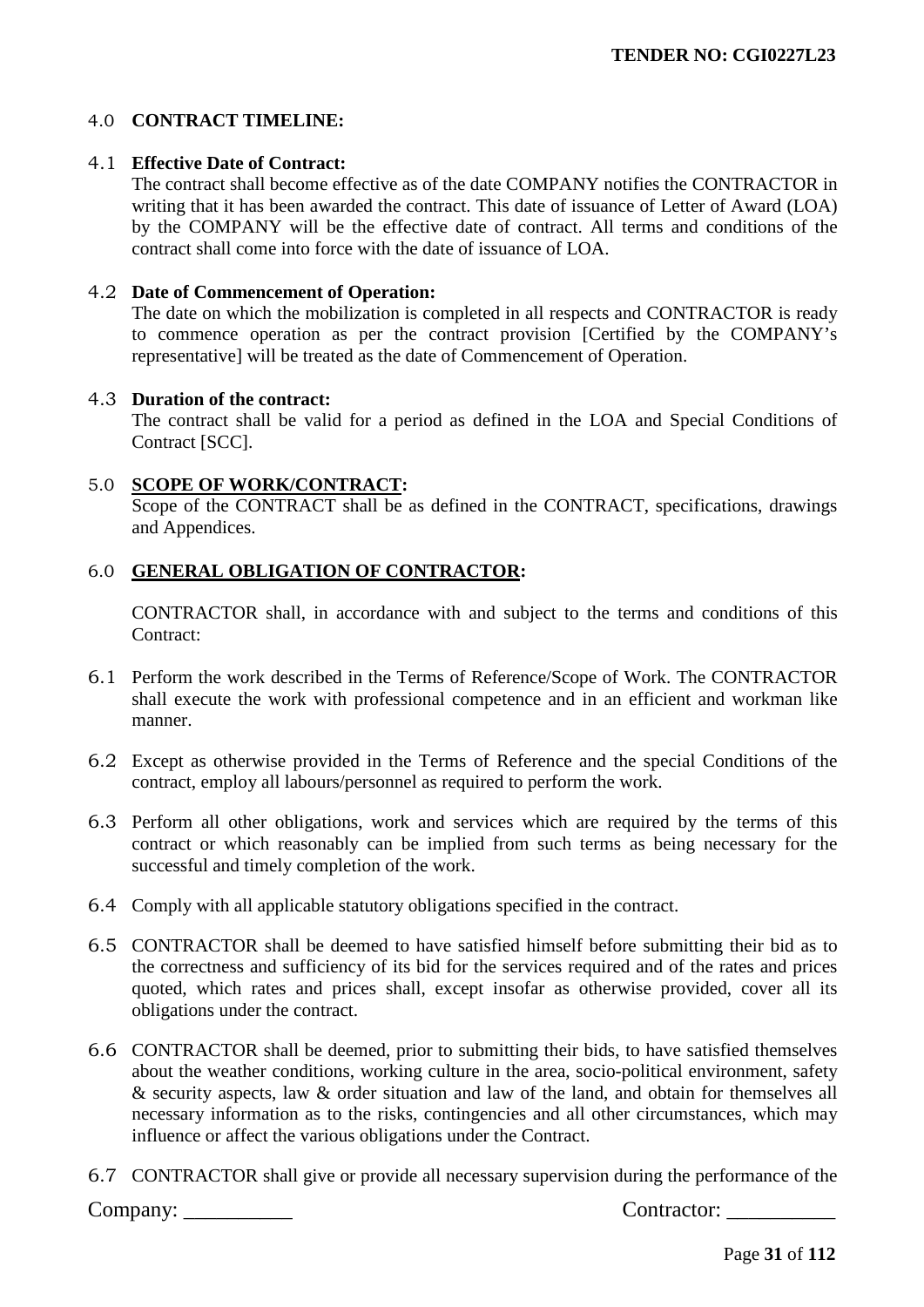### 4.0 **CONTRACT TIMELINE:**

### 4.1 **Effective Date of Contract:**

The contract shall become effective as of the date COMPANY notifies the CONTRACTOR in writing that it has been awarded the contract. This date of issuance of Letter of Award (LOA) by the COMPANY will be the effective date of contract. All terms and conditions of the contract shall come into force with the date of issuance of LOA.

### 4.2 **Date of Commencement of Operation:**

The date on which the mobilization is completed in all respects and CONTRACTOR is ready to commence operation as per the contract provision [Certified by the COMPANY's representative] will be treated as the date of Commencement of Operation.

### 4.3 **Duration of the contract:**

The contract shall be valid for a period as defined in the LOA and Special Conditions of Contract [SCC].

### 5.0 **SCOPE OF WORK/CONTRACT:**

Scope of the CONTRACT shall be as defined in the CONTRACT, specifications, drawings and Appendices.

### 6.0 **GENERAL OBLIGATION OF CONTRACTOR:**

CONTRACTOR shall, in accordance with and subject to the terms and conditions of this Contract:

6.1 Perform the work described in the Terms of Reference/Scope of Work. The CONTRACTOR shall execute the work with professional competence and in an efficient and workman like manner.

6.2 Except as otherwise provided in the Terms of Reference and the special Conditions of the contract, employ all labours/personnel as required to perform the work.

6.3 Perform all other obligations, work and services which are required by the terms of this contract or which reasonably can be implied from such terms as being necessary for the successful and timely completion of the work.

6.4 Comply with all applicable statutory obligations specified in the contract.

6.5 CONTRACTOR shall be deemed to have satisfied himself before submitting their bid as to the correctness and sufficiency of its bid for the services required and of the rates and prices quoted, which rates and prices shall, except insofar as otherwise provided, cover all its obligations under the contract.

6.6 CONTRACTOR shall be deemed, prior to submitting their bids, to have satisfied themselves about the weather conditions, working culture in the area, socio-political environment, safety & security aspects, law & order situation and law of the land, and obtain for themselves all necessary information as to the risks, contingencies and all other circumstances, which may influence or affect the various obligations under the Contract.

6.7 CONTRACTOR shall give or provide all necessary supervision during the performance of the

Company: __________ Contractor: __________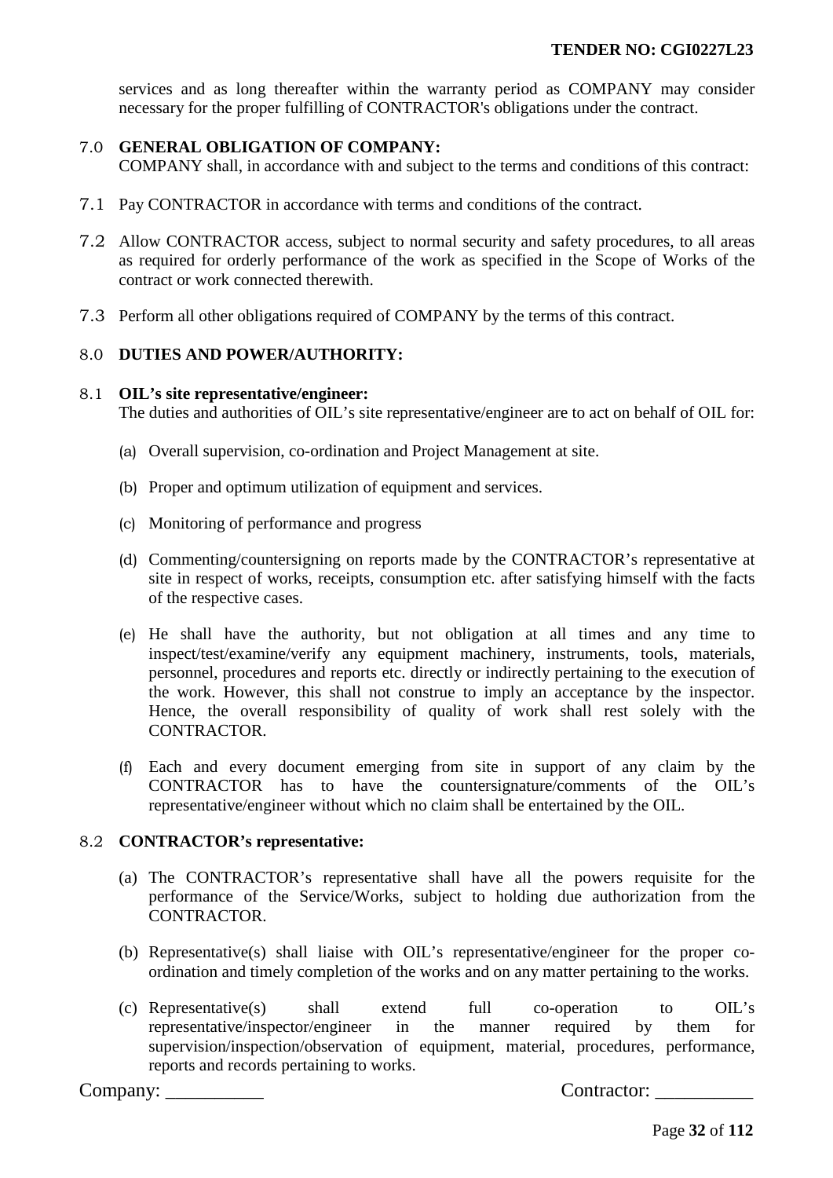services and as long thereafter within the warranty period as COMPANY may consider necessary for the proper fulfilling of CONTRACTOR's obligations under the contract.

## 7.0 GENERAL OBLIGATION OF COMPANY:

COMPANY shall, in accordance with and subject to the terms and conditions of this contract:

7.1 Pay CONTRACTOR in accordance with terms and conditions of the contract.

7.2 Allow CONTRACTOR access, subject to normal security and safety procedures, to all areas as required for orderly performance of the work as specified in the Scope of Works of the contract or work connected therewith.

7.3 Perform all other obligations required of COMPANY by the terms of this contract.

## 8.0 DUTIES AND POWER/AUTHORITY:

### 8.1 OIL's site representative/engineer:

The duties and authorities of OIL's site representative/engineer are to act on behalf of OIL for:

(a) Overall supervision, co-ordination and Project Management at site.

(b) Proper and optimum utilization of equipment and services.

(c) Monitoring of performance and progress

(d) Commenting/countersigning on reports made by the CONTRACTOR's representative at site in respect of works, receipts, consumption etc. after satisfying himself with the facts of the respective cases.

(e) He shall have the authority, but not obligation at all times and any time to inspect/test/examine/verify any equipment machinery, instruments, tools, materials, personnel, procedures and reports etc. directly or indirectly pertaining to the execution of the work. However, this shall not construe to imply an acceptance by the inspector. Hence, the overall responsibility of quality of work shall rest solely with the CONTRACTOR.

(f) Each and every document emerging from site in support of any claim by the CONTRACTOR has to have the countersignature/comments of the OIL's representative/engineer without which no claim shall be entertained by the OIL.

### 8.2 CONTRACTOR's representative:

(a) The CONTRACTOR's representative shall have all the powers requisite for the performance of the Service/Works, subject to holding due authorization from the CONTRACTOR.

(b) Representative(s) shall liaise with OIL's representative/engineer for the proper co-ordination and timely completion of the works and on any matter pertaining to the works.

(c) Representative(s) shall extend full co-operation to OIL's representative/inspector/engineer in the manner required by them for supervision/inspection/observation of equipment, material, procedures, performance, reports and records pertaining to works.

Company: __________ Contractor: __________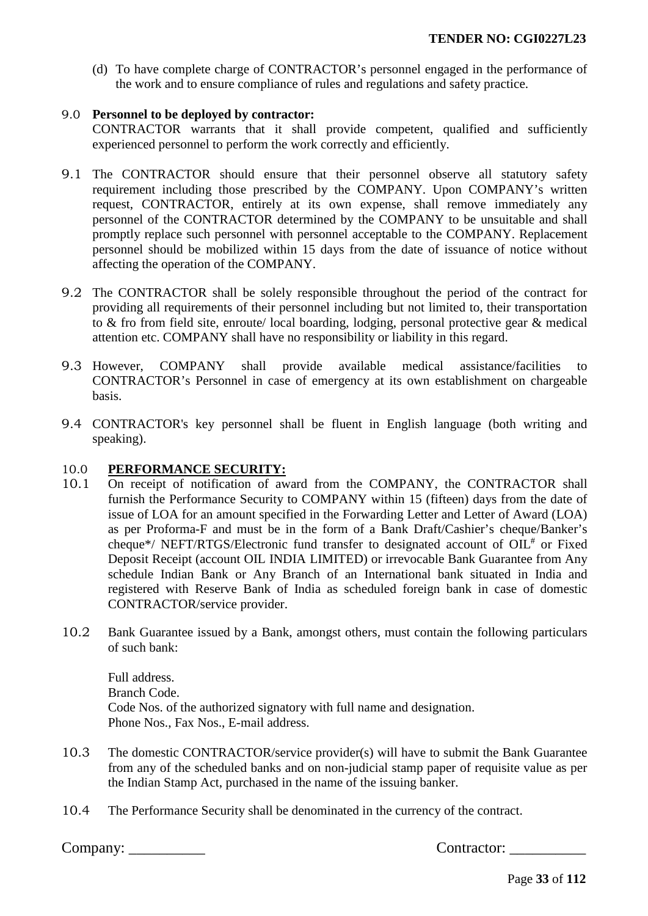(d) To have complete charge of CONTRACTOR's personnel engaged in the performance of the work and to ensure compliance of rules and regulations and safety practice.

**9.0 Personnel to be deployed by contractor:**

CONTRACTOR warrants that it shall provide competent, qualified and sufficiently experienced personnel to perform the work correctly and efficiently.

9.1 The CONTRACTOR should ensure that their personnel observe all statutory safety requirement including those prescribed by the COMPANY. Upon COMPANY's written request, CONTRACTOR, entirely at its own expense, shall remove immediately any personnel of the CONTRACTOR determined by the COMPANY to be unsuitable and shall promptly replace such personnel with personnel acceptable to the COMPANY. Replacement personnel should be mobilized within 15 days from the date of issuance of notice without affecting the operation of the COMPANY.

9.2 The CONTRACTOR shall be solely responsible throughout the period of the contract for providing all requirements of their personnel including but not limited to, their transportation to & fro from field site, enroute/ local boarding, lodging, personal protective gear & medical attention etc. COMPANY shall have no responsibility or liability in this regard.

9.3 However, COMPANY shall provide available medical assistance/facilities to CONTRACTOR's Personnel in case of emergency at its own establishment on chargeable basis.

9.4 CONTRACTOR's key personnel shall be fluent in English language (both writing and speaking).

**10.0 <u>PERFORMANCE SECURITY:</u>**

10.1 On receipt of notification of award from the COMPANY, the CONTRACTOR shall furnish the Performance Security to COMPANY within 15 (fifteen) days from the date of issue of LOA for an amount specified in the Forwarding Letter and Letter of Award (LOA) as per Proforma-F and must be in the form of a Bank Draft/Cashier's cheque/Banker's cheque*/ NEFT/RTGS/Electronic fund transfer to designated account of OIL[#] or Fixed Deposit Receipt (account OIL INDIA LIMITED) or irrevocable Bank Guarantee from Any schedule Indian Bank or Any Branch of an International bank situated in India and registered with Reserve Bank of India as scheduled foreign bank in case of domestic CONTRACTOR/service provider.

10.2 Bank Guarantee issued by a Bank, amongst others, must contain the following particulars of such bank:

Full address.
Branch Code.
Code Nos. of the authorized signatory with full name and designation.
Phone Nos., Fax Nos., E-mail address.

10.3 The domestic CONTRACTOR/service provider(s) will have to submit the Bank Guarantee from any of the scheduled banks and on non-judicial stamp paper of requisite value as per the Indian Stamp Act, purchased in the name of the issuing banker.

10.4 The Performance Security shall be denominated in the currency of the contract.

Company: __________ Contractor: __________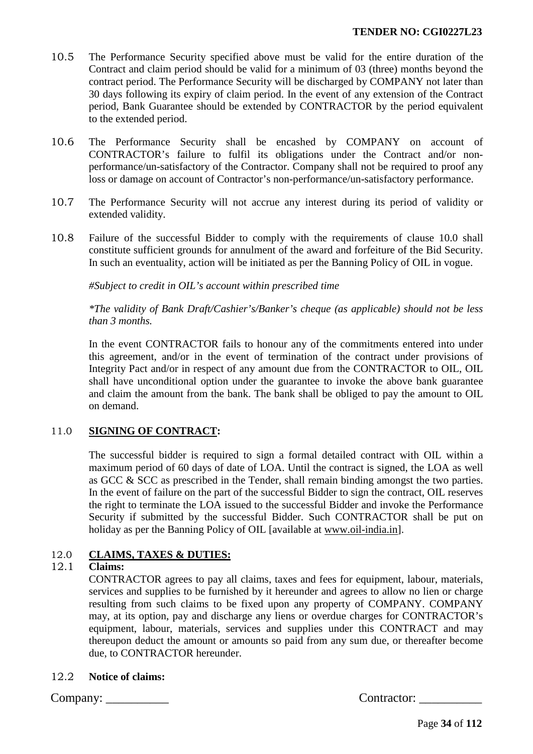10.5 The Performance Security specified above must be valid for the entire duration of the Contract and claim period should be valid for a minimum of 03 (three) months beyond the contract period. The Performance Security will be discharged by COMPANY not later than 30 days following its expiry of claim period. In the event of any extension of the Contract period, Bank Guarantee should be extended by CONTRACTOR by the period equivalent to the extended period.

10.6 The Performance Security shall be encashed by COMPANY on account of CONTRACTOR's failure to fulfil its obligations under the Contract and/or non-performance/un-satisfactory of the Contractor. Company shall not be required to proof any loss or damage on account of Contractor's non-performance/un-satisfactory performance.

10.7 The Performance Security will not accrue any interest during its period of validity or extended validity.

10.8 Failure of the successful Bidder to comply with the requirements of clause 10.0 shall constitute sufficient grounds for annulment of the award and forfeiture of the Bid Security. In such an eventuality, action will be initiated as per the Banning Policy of OIL in vogue.

*#Subject to credit in OIL's account within prescribed time*

*\*The validity of Bank Draft/Cashier's/Banker's cheque (as applicable) should not be less than 3 months.*

In the event CONTRACTOR fails to honour any of the commitments entered into under this agreement, and/or in the event of termination of the contract under provisions of Integrity Pact and/or in respect of any amount due from the CONTRACTOR to OIL, OIL shall have unconditional option under the guarantee to invoke the above bank guarantee and claim the amount from the bank. The bank shall be obliged to pay the amount to OIL on demand.

## 11.0 **SIGNING OF CONTRACT:**

The successful bidder is required to sign a formal detailed contract with OIL within a maximum period of 60 days of date of LOA. Until the contract is signed, the LOA as well as GCC & SCC as prescribed in the Tender, shall remain binding amongst the two parties. In the event of failure on the part of the successful Bidder to sign the contract, OIL reserves the right to terminate the LOA issued to the successful Bidder and invoke the Performance Security if submitted by the successful Bidder. Such CONTRACTOR shall be put on holiday as per the Banning Policy of OIL [available at www.oil-india.in].

## 12.0 **CLAIMS, TAXES & DUTIES:**

### 12.1 **Claims:**

CONTRACTOR agrees to pay all claims, taxes and fees for equipment, labour, materials, services and supplies to be furnished by it hereunder and agrees to allow no lien or charge resulting from such claims to be fixed upon any property of COMPANY. COMPANY may, at its option, pay and discharge any liens or overdue charges for CONTRACTOR's equipment, labour, materials, services and supplies under this CONTRACT and may thereupon deduct the amount or amounts so paid from any sum due, or thereafter become due, to CONTRACTOR hereunder.

### 12.2 **Notice of claims:**

Company: __________ Contractor: __________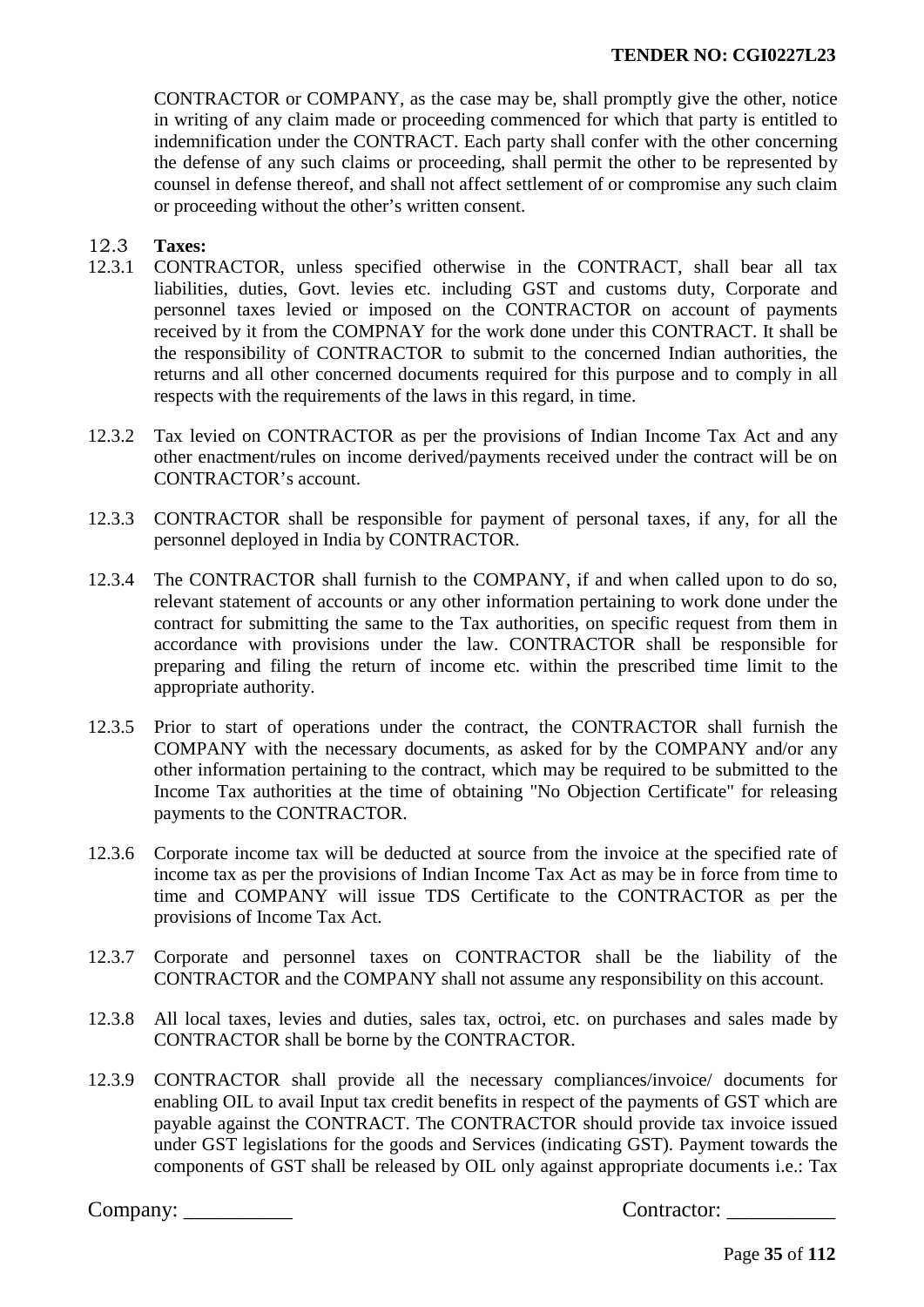CONTRACTOR or COMPANY, as the case may be, shall promptly give the other, notice in writing of any claim made or proceeding commenced for which that party is entitled to indemnification under the CONTRACT. Each party shall confer with the other concerning the defense of any such claims or proceeding, shall permit the other to be represented by counsel in defense thereof, and shall not affect settlement of or compromise any such claim or proceeding without the other's written consent.

### 12.3 **Taxes:**

12.3.1 CONTRACTOR, unless specified otherwise in the CONTRACT, shall bear all tax liabilities, duties, Govt. levies etc. including GST and customs duty, Corporate and personnel taxes levied or imposed on the CONTRACTOR on account of payments received by it from the COMPNAY for the work done under this CONTRACT. It shall be the responsibility of CONTRACTOR to submit to the concerned Indian authorities, the returns and all other concerned documents required for this purpose and to comply in all respects with the requirements of the laws in this regard, in time.

12.3.2 Tax levied on CONTRACTOR as per the provisions of Indian Income Tax Act and any other enactment/rules on income derived/payments received under the contract will be on CONTRACTOR's account.

12.3.3 CONTRACTOR shall be responsible for payment of personal taxes, if any, for all the personnel deployed in India by CONTRACTOR.

12.3.4 The CONTRACTOR shall furnish to the COMPANY, if and when called upon to do so, relevant statement of accounts or any other information pertaining to work done under the contract for submitting the same to the Tax authorities, on specific request from them in accordance with provisions under the law. CONTRACTOR shall be responsible for preparing and filing the return of income etc. within the prescribed time limit to the appropriate authority.

12.3.5 Prior to start of operations under the contract, the CONTRACTOR shall furnish the COMPANY with the necessary documents, as asked for by the COMPANY and/or any other information pertaining to the contract, which may be required to be submitted to the Income Tax authorities at the time of obtaining "No Objection Certificate" for releasing payments to the CONTRACTOR.

12.3.6 Corporate income tax will be deducted at source from the invoice at the specified rate of income tax as per the provisions of Indian Income Tax Act as may be in force from time to time and COMPANY will issue TDS Certificate to the CONTRACTOR as per the provisions of Income Tax Act.

12.3.7 Corporate and personnel taxes on CONTRACTOR shall be the liability of the CONTRACTOR and the COMPANY shall not assume any responsibility on this account.

12.3.8 All local taxes, levies and duties, sales tax, octroi, etc. on purchases and sales made by CONTRACTOR shall be borne by the CONTRACTOR.

12.3.9 CONTRACTOR shall provide all the necessary compliances/invoice/ documents for enabling OIL to avail Input tax credit benefits in respect of the payments of GST which are payable against the CONTRACT. The CONTRACTOR should provide tax invoice issued under GST legislations for the goods and Services (indicating GST). Payment towards the components of GST shall be released by OIL only against appropriate documents i.e.: Tax

Company: __________ Contractor: __________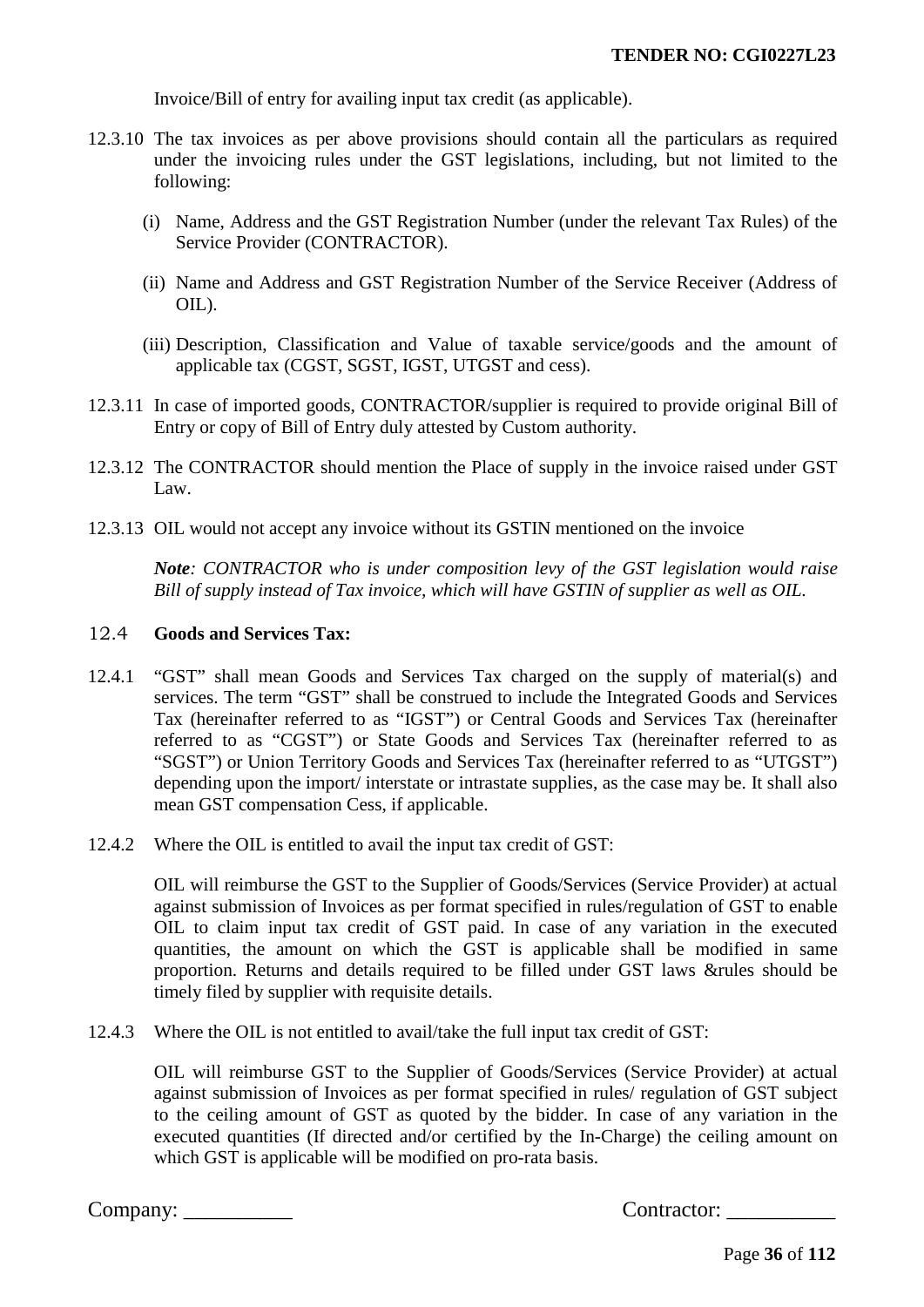Invoice/Bill of entry for availing input tax credit (as applicable).

12.3.10 The tax invoices as per above provisions should contain all the particulars as required under the invoicing rules under the GST legislations, including, but not limited to the following:

(i) Name, Address and the GST Registration Number (under the relevant Tax Rules) of the Service Provider (CONTRACTOR).

(ii) Name and Address and GST Registration Number of the Service Receiver (Address of OIL).

(iii) Description, Classification and Value of taxable service/goods and the amount of applicable tax (CGST, SGST, IGST, UTGST and cess).

12.3.11 In case of imported goods, CONTRACTOR/supplier is required to provide original Bill of Entry or copy of Bill of Entry duly attested by Custom authority.

12.3.12 The CONTRACTOR should mention the Place of supply in the invoice raised under GST Law.

12.3.13 OIL would not accept any invoice without its GSTIN mentioned on the invoice

***Note**: CONTRACTOR who is under composition levy of the GST legislation would raise Bill of supply instead of Tax invoice, which will have GSTIN of supplier as well as OIL.*

## 12.4 Goods and Services Tax:

12.4.1 "GST" shall mean Goods and Services Tax charged on the supply of material(s) and services. The term "GST" shall be construed to include the Integrated Goods and Services Tax (hereinafter referred to as "IGST") or Central Goods and Services Tax (hereinafter referred to as "CGST") or State Goods and Services Tax (hereinafter referred to as "SGST") or Union Territory Goods and Services Tax (hereinafter referred to as "UTGST") depending upon the import/ interstate or intrastate supplies, as the case may be. It shall also mean GST compensation Cess, if applicable.

12.4.2 Where the OIL is entitled to avail the input tax credit of GST:

OIL will reimburse the GST to the Supplier of Goods/Services (Service Provider) at actual against submission of Invoices as per format specified in rules/regulation of GST to enable OIL to claim input tax credit of GST paid. In case of any variation in the executed quantities, the amount on which the GST is applicable shall be modified in same proportion. Returns and details required to be filled under GST laws &rules should be timely filed by supplier with requisite details.

12.4.3 Where the OIL is not entitled to avail/take the full input tax credit of GST:

OIL will reimburse GST to the Supplier of Goods/Services (Service Provider) at actual against submission of Invoices as per format specified in rules/ regulation of GST subject to the ceiling amount of GST as quoted by the bidder. In case of any variation in the executed quantities (If directed and/or certified by the In-Charge) the ceiling amount on which GST is applicable will be modified on pro-rata basis.

Company: __________ Contractor: __________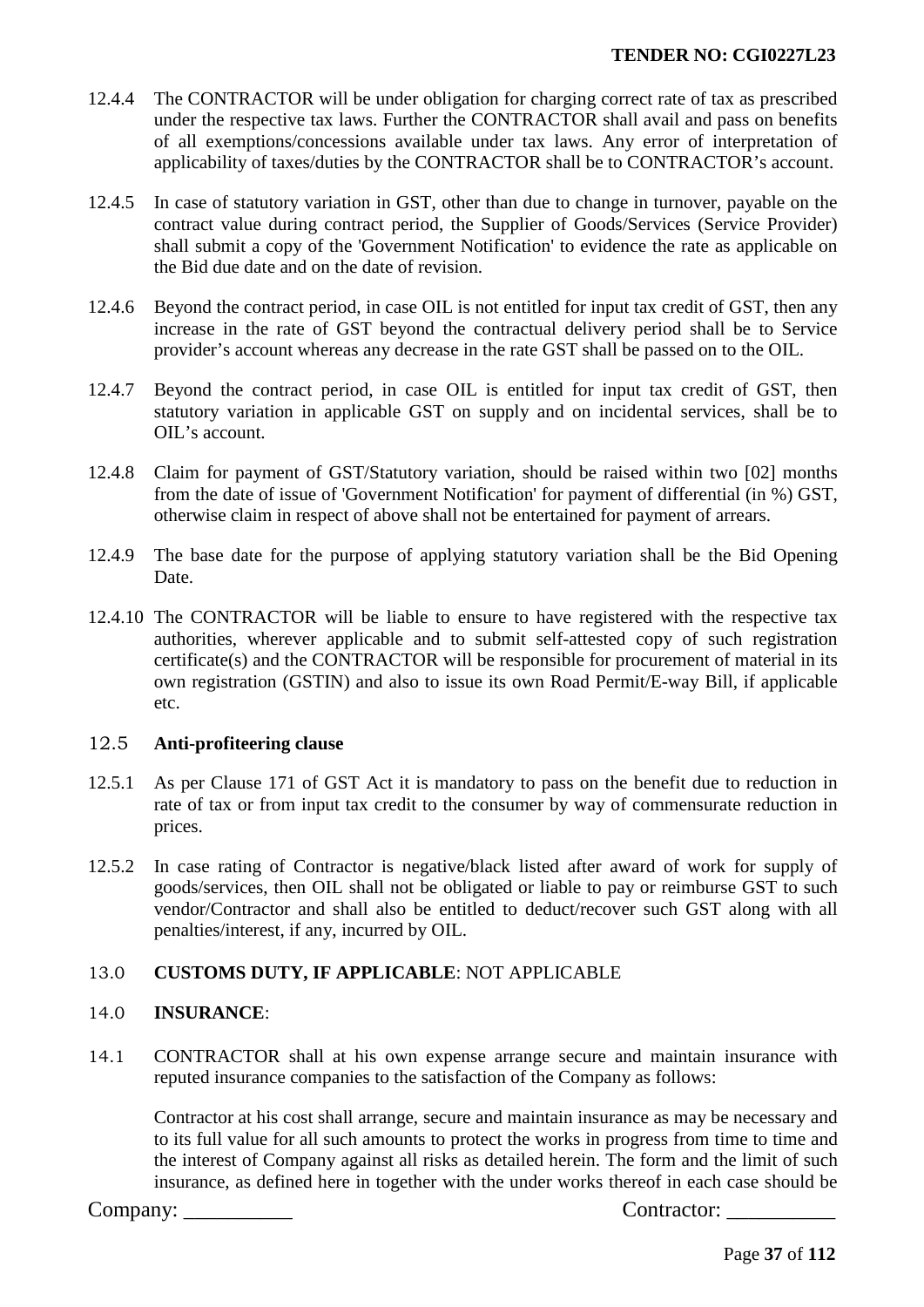12.4.4 The CONTRACTOR will be under obligation for charging correct rate of tax as prescribed under the respective tax laws. Further the CONTRACTOR shall avail and pass on benefits of all exemptions/concessions available under tax laws. Any error of interpretation of applicability of taxes/duties by the CONTRACTOR shall be to CONTRACTOR's account.

12.4.5 In case of statutory variation in GST, other than due to change in turnover, payable on the contract value during contract period, the Supplier of Goods/Services (Service Provider) shall submit a copy of the 'Government Notification' to evidence the rate as applicable on the Bid due date and on the date of revision.

12.4.6 Beyond the contract period, in case OIL is not entitled for input tax credit of GST, then any increase in the rate of GST beyond the contractual delivery period shall be to Service provider's account whereas any decrease in the rate GST shall be passed on to the OIL.

12.4.7 Beyond the contract period, in case OIL is entitled for input tax credit of GST, then statutory variation in applicable GST on supply and on incidental services, shall be to OIL's account.

12.4.8 Claim for payment of GST/Statutory variation, should be raised within two [02] months from the date of issue of 'Government Notification' for payment of differential (in %) GST, otherwise claim in respect of above shall not be entertained for payment of arrears.

12.4.9 The base date for the purpose of applying statutory variation shall be the Bid Opening Date.

12.4.10 The CONTRACTOR will be liable to ensure to have registered with the respective tax authorities, wherever applicable and to submit self-attested copy of such registration certificate(s) and the CONTRACTOR will be responsible for procurement of material in its own registration (GSTIN) and also to issue its own Road Permit/E-way Bill, if applicable etc.

12.5 **Anti-profiteering clause**

12.5.1 As per Clause 171 of GST Act it is mandatory to pass on the benefit due to reduction in rate of tax or from input tax credit to the consumer by way of commensurate reduction in prices.

12.5.2 In case rating of Contractor is negative/black listed after award of work for supply of goods/services, then OIL shall not be obligated or liable to pay or reimburse GST to such vendor/Contractor and shall also be entitled to deduct/recover such GST along with all penalties/interest, if any, incurred by OIL.

13.0 **CUSTOMS DUTY, IF APPLICABLE**: NOT APPLICABLE

14.0 **INSURANCE**:

14.1 CONTRACTOR shall at his own expense arrange secure and maintain insurance with reputed insurance companies to the satisfaction of the Company as follows:

Contractor at his cost shall arrange, secure and maintain insurance as may be necessary and to its full value for all such amounts to protect the works in progress from time to time and the interest of Company against all risks as detailed herein. The form and the limit of such insurance, as defined here in together with the under works thereof in each case should be

Company: __________ Contractor: __________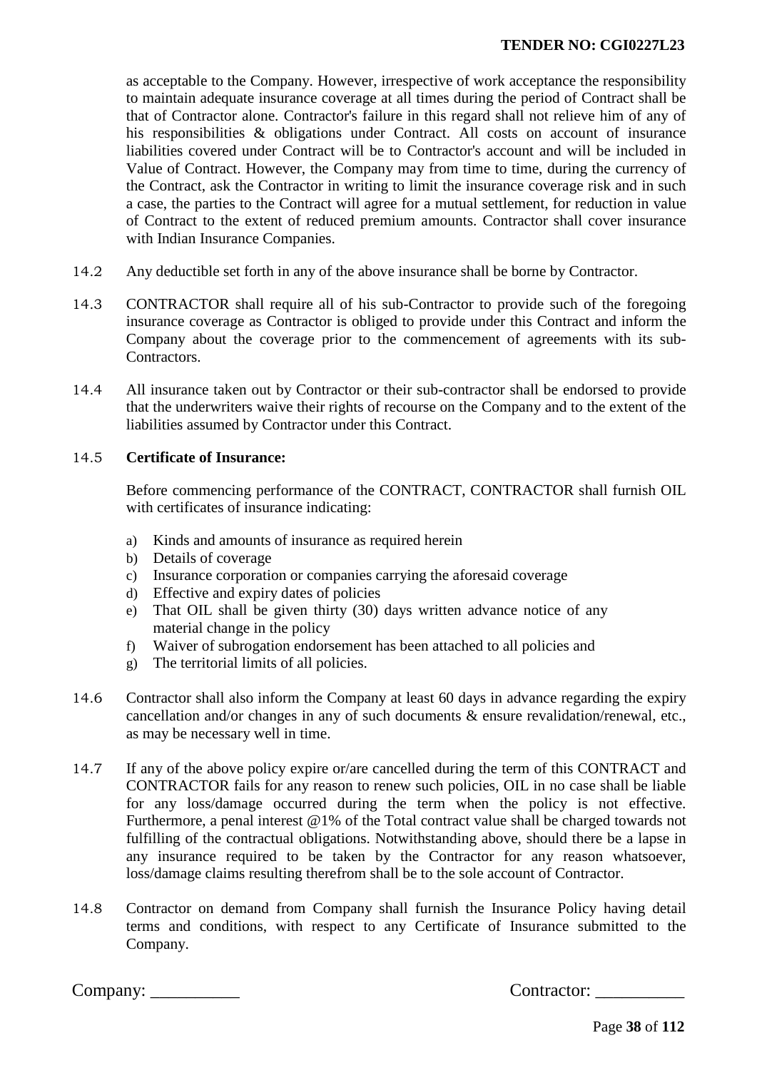as acceptable to the Company. However, irrespective of work acceptance the responsibility to maintain adequate insurance coverage at all times during the period of Contract shall be that of Contractor alone. Contractor's failure in this regard shall not relieve him of any of his responsibilities & obligations under Contract. All costs on account of insurance liabilities covered under Contract will be to Contractor's account and will be included in Value of Contract. However, the Company may from time to time, during the currency of the Contract, ask the Contractor in writing to limit the insurance coverage risk and in such a case, the parties to the Contract will agree for a mutual settlement, for reduction in value of Contract to the extent of reduced premium amounts. Contractor shall cover insurance with Indian Insurance Companies.

14.2 Any deductible set forth in any of the above insurance shall be borne by Contractor.

14.3 CONTRACTOR shall require all of his sub-Contractor to provide such of the foregoing insurance coverage as Contractor is obliged to provide under this Contract and inform the Company about the coverage prior to the commencement of agreements with its sub-Contractors.

14.4 All insurance taken out by Contractor or their sub-contractor shall be endorsed to provide that the underwriters waive their rights of recourse on the Company and to the extent of the liabilities assumed by Contractor under this Contract.

14.5 **Certificate of Insurance:**

Before commencing performance of the CONTRACT, CONTRACTOR shall furnish OIL with certificates of insurance indicating:

a) Kinds and amounts of insurance as required herein
b) Details of coverage
c) Insurance corporation or companies carrying the aforesaid coverage
d) Effective and expiry dates of policies
e) That OIL shall be given thirty (30) days written advance notice of any material change in the policy
f) Waiver of subrogation endorsement has been attached to all policies and
g) The territorial limits of all policies.

14.6 Contractor shall also inform the Company at least 60 days in advance regarding the expiry cancellation and/or changes in any of such documents & ensure revalidation/renewal, etc., as may be necessary well in time.

14.7 If any of the above policy expire or/are cancelled during the term of this CONTRACT and CONTRACTOR fails for any reason to renew such policies, OIL in no case shall be liable for any loss/damage occurred during the term when the policy is not effective. Furthermore, a penal interest @1% of the Total contract value shall be charged towards not fulfilling of the contractual obligations. Notwithstanding above, should there be a lapse in any insurance required to be taken by the Contractor for any reason whatsoever, loss/damage claims resulting therefrom shall be to the sole account of Contractor.

14.8 Contractor on demand from Company shall furnish the Insurance Policy having detail terms and conditions, with respect to any Certificate of Insurance submitted to the Company.

Company: __________ Contractor: __________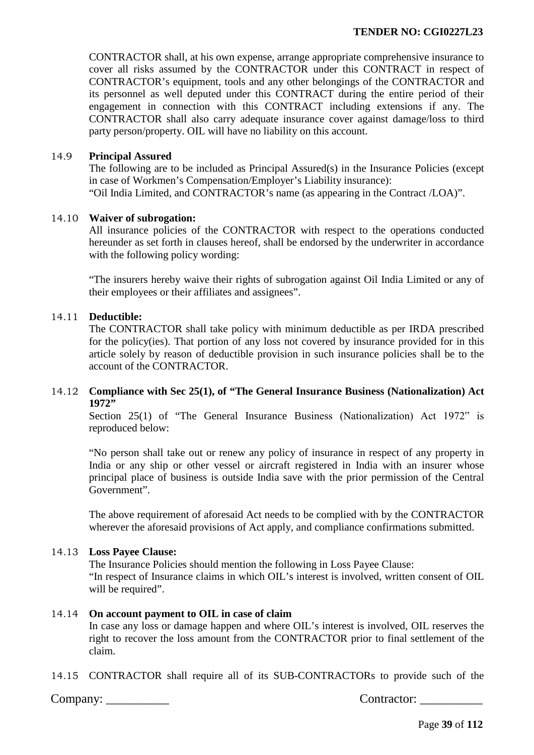CONTRACTOR shall, at his own expense, arrange appropriate comprehensive insurance to cover all risks assumed by the CONTRACTOR under this CONTRACT in respect of CONTRACTOR's equipment, tools and any other belongings of the CONTRACTOR and its personnel as well deputed under this CONTRACT during the entire period of their engagement in connection with this CONTRACT including extensions if any. The CONTRACTOR shall also carry adequate insurance cover against damage/loss to third party person/property. OIL will have no liability on this account.

14.9 **Principal Assured**

The following are to be included as Principal Assured(s) in the Insurance Policies (except in case of Workmen's Compensation/Employer's Liability insurance):
"Oil India Limited, and CONTRACTOR's name (as appearing in the Contract /LOA)".

14.10 **Waiver of subrogation:**

All insurance policies of the CONTRACTOR with respect to the operations conducted hereunder as set forth in clauses hereof, shall be endorsed by the underwriter in accordance with the following policy wording:

"The insurers hereby waive their rights of subrogation against Oil India Limited or any of their employees or their affiliates and assignees".

14.11 **Deductible:**

The CONTRACTOR shall take policy with minimum deductible as per IRDA prescribed for the policy(ies). That portion of any loss not covered by insurance provided for in this article solely by reason of deductible provision in such insurance policies shall be to the account of the CONTRACTOR.

14.12 **Compliance with Sec 25(1), of "The General Insurance Business (Nationalization) Act 1972"**

Section 25(1) of "The General Insurance Business (Nationalization) Act 1972" is reproduced below:

"No person shall take out or renew any policy of insurance in respect of any property in India or any ship or other vessel or aircraft registered in India with an insurer whose principal place of business is outside India save with the prior permission of the Central Government".

The above requirement of aforesaid Act needs to be complied with by the CONTRACTOR wherever the aforesaid provisions of Act apply, and compliance confirmations submitted.

14.13 **Loss Payee Clause:**

The Insurance Policies should mention the following in Loss Payee Clause:
"In respect of Insurance claims in which OIL's interest is involved, written consent of OIL will be required".

14.14 **On account payment to OIL in case of claim**

In case any loss or damage happen and where OIL's interest is involved, OIL reserves the right to recover the loss amount from the CONTRACTOR prior to final settlement of the claim.

14.15 CONTRACTOR shall require all of its SUB-CONTRACTORs to provide such of the

Company: __________ Contractor: __________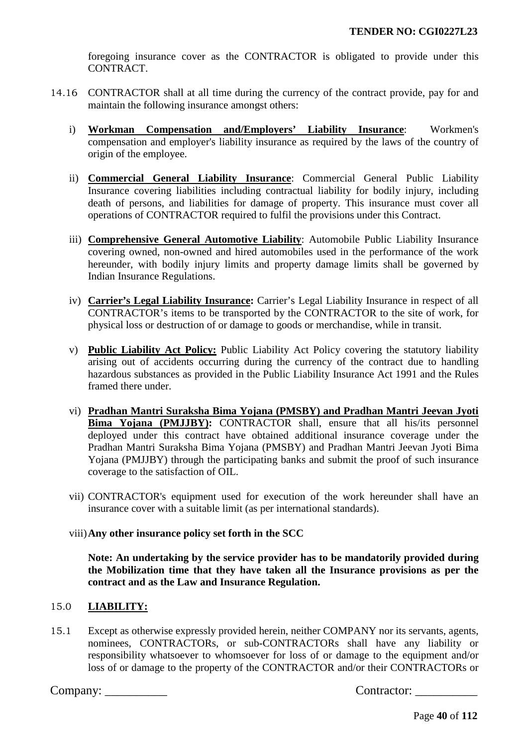foregoing insurance cover as the CONTRACTOR is obligated to provide under this CONTRACT.

14.16 CONTRACTOR shall at all time during the currency of the contract provide, pay for and maintain the following insurance amongst others:

i) **Workman Compensation and/Employers' Liability Insurance**: Workmen's compensation and employer's liability insurance as required by the laws of the country of origin of the employee.

ii) **Commercial General Liability Insurance**: Commercial General Public Liability Insurance covering liabilities including contractual liability for bodily injury, including death of persons, and liabilities for damage of property. This insurance must cover all operations of CONTRACTOR required to fulfil the provisions under this Contract.

iii) **Comprehensive General Automotive Liability**: Automobile Public Liability Insurance covering owned, non-owned and hired automobiles used in the performance of the work hereunder, with bodily injury limits and property damage limits shall be governed by Indian Insurance Regulations.

iv) **Carrier's Legal Liability Insurance:** Carrier's Legal Liability Insurance in respect of all CONTRACTOR's items to be transported by the CONTRACTOR to the site of work, for physical loss or destruction of or damage to goods or merchandise, while in transit.

v) **Public Liability Act Policy:** Public Liability Act Policy covering the statutory liability arising out of accidents occurring during the currency of the contract due to handling hazardous substances as provided in the Public Liability Insurance Act 1991 and the Rules framed there under.

vi) **Pradhan Mantri Suraksha Bima Yojana (PMSBY) and Pradhan Mantri Jeevan Jyoti Bima Yojana (PMJJBY):** CONTRACTOR shall, ensure that all his/its personnel deployed under this contract have obtained additional insurance coverage under the Pradhan Mantri Suraksha Bima Yojana (PMSBY) and Pradhan Mantri Jeevan Jyoti Bima Yojana (PMJJBY) through the participating banks and submit the proof of such insurance coverage to the satisfaction of OIL.

vii) CONTRACTOR's equipment used for execution of the work hereunder shall have an insurance cover with a suitable limit (as per international standards).

viii) **Any other insurance policy set forth in the SCC**

**Note: An undertaking by the service provider has to be mandatorily provided during the Mobilization time that they have taken all the Insurance provisions as per the contract and as the Law and Insurance Regulation.**

15.0 **LIABILITY:**

15.1 Except as otherwise expressly provided herein, neither COMPANY nor its servants, agents, nominees, CONTRACTORs, or sub-CONTRACTORs shall have any liability or responsibility whatsoever to whomsoever for loss of or damage to the equipment and/or loss of or damage to the property of the CONTRACTOR and/or their CONTRACTORs or

Company: __________ Contractor: __________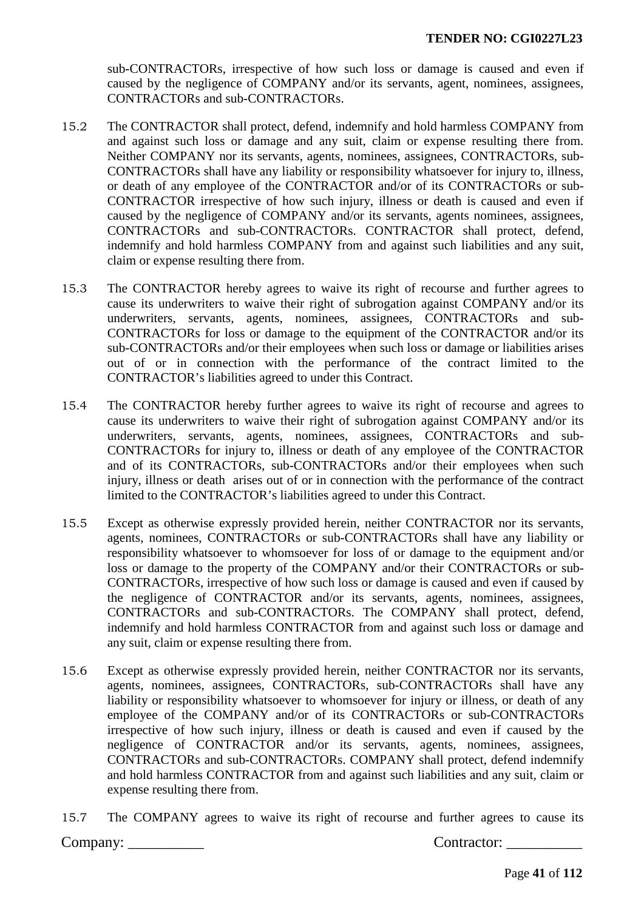sub-CONTRACTORs, irrespective of how such loss or damage is caused and even if caused by the negligence of COMPANY and/or its servants, agent, nominees, assignees, CONTRACTORs and sub-CONTRACTORs.

15.2 The CONTRACTOR shall protect, defend, indemnify and hold harmless COMPANY from and against such loss or damage and any suit, claim or expense resulting there from. Neither COMPANY nor its servants, agents, nominees, assignees, CONTRACTORs, sub-CONTRACTORs shall have any liability or responsibility whatsoever for injury to, illness, or death of any employee of the CONTRACTOR and/or of its CONTRACTORs or sub-CONTRACTOR irrespective of how such injury, illness or death is caused and even if caused by the negligence of COMPANY and/or its servants, agents nominees, assignees, CONTRACTORs and sub-CONTRACTORs. CONTRACTOR shall protect, defend, indemnify and hold harmless COMPANY from and against such liabilities and any suit, claim or expense resulting there from.

15.3 The CONTRACTOR hereby agrees to waive its right of recourse and further agrees to cause its underwriters to waive their right of subrogation against COMPANY and/or its underwriters, servants, agents, nominees, assignees, CONTRACTORs and sub-CONTRACTORs for loss or damage to the equipment of the CONTRACTOR and/or its sub-CONTRACTORs and/or their employees when such loss or damage or liabilities arises out of or in connection with the performance of the contract limited to the CONTRACTOR's liabilities agreed to under this Contract.

15.4 The CONTRACTOR hereby further agrees to waive its right of recourse and agrees to cause its underwriters to waive their right of subrogation against COMPANY and/or its underwriters, servants, agents, nominees, assignees, CONTRACTORs and sub-CONTRACTORs for injury to, illness or death of any employee of the CONTRACTOR and of its CONTRACTORs, sub-CONTRACTORs and/or their employees when such injury, illness or death arises out of or in connection with the performance of the contract limited to the CONTRACTOR's liabilities agreed to under this Contract.

15.5 Except as otherwise expressly provided herein, neither CONTRACTOR nor its servants, agents, nominees, CONTRACTORs or sub-CONTRACTORs shall have any liability or responsibility whatsoever to whomsoever for loss of or damage to the equipment and/or loss or damage to the property of the COMPANY and/or their CONTRACTORs or sub-CONTRACTORs, irrespective of how such loss or damage is caused and even if caused by the negligence of CONTRACTOR and/or its servants, agents, nominees, assignees, CONTRACTORs and sub-CONTRACTORs. The COMPANY shall protect, defend, indemnify and hold harmless CONTRACTOR from and against such loss or damage and any suit, claim or expense resulting there from.

15.6 Except as otherwise expressly provided herein, neither CONTRACTOR nor its servants, agents, nominees, assignees, CONTRACTORs, sub-CONTRACTORs shall have any liability or responsibility whatsoever to whomsoever for injury or illness, or death of any employee of the COMPANY and/or of its CONTRACTORs or sub-CONTRACTORs irrespective of how such injury, illness or death is caused and even if caused by the negligence of CONTRACTOR and/or its servants, agents, nominees, assignees, CONTRACTORs and sub-CONTRACTORs. COMPANY shall protect, defend indemnify and hold harmless CONTRACTOR from and against such liabilities and any suit, claim or expense resulting there from.

15.7 The COMPANY agrees to waive its right of recourse and further agrees to cause its

Company: __________ Contractor: __________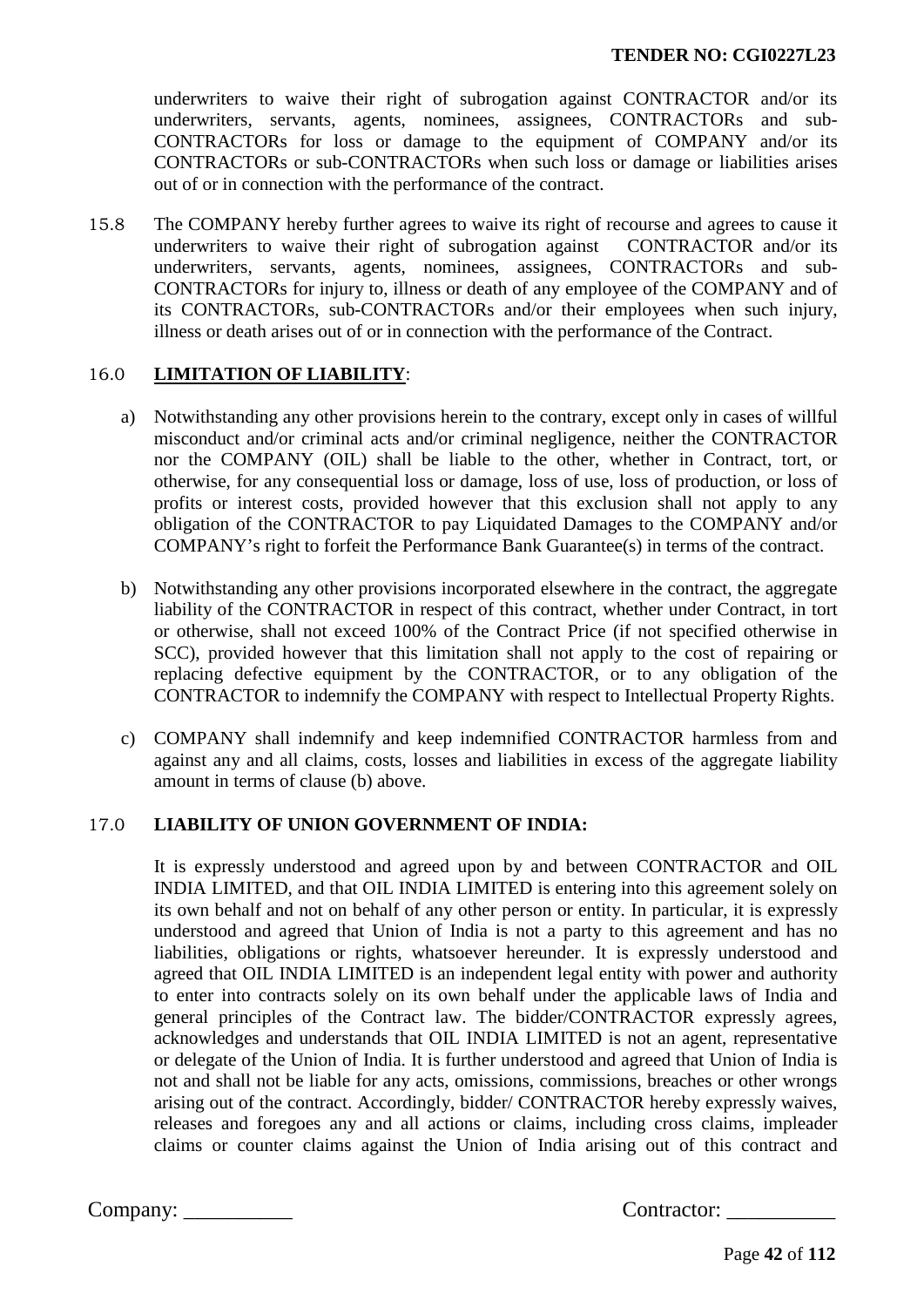underwriters to waive their right of subrogation against CONTRACTOR and/or its underwriters, servants, agents, nominees, assignees, CONTRACTORs and sub-CONTRACTORs for loss or damage to the equipment of COMPANY and/or its CONTRACTORs or sub-CONTRACTORs when such loss or damage or liabilities arises out of or in connection with the performance of the contract.

15.8 The COMPANY hereby further agrees to waive its right of recourse and agrees to cause it underwriters to waive their right of subrogation against CONTRACTOR and/or its underwriters, servants, agents, nominees, assignees, CONTRACTORs and sub-CONTRACTORs for injury to, illness or death of any employee of the COMPANY and of its CONTRACTORs, sub-CONTRACTORs and/or their employees when such injury, illness or death arises out of or in connection with the performance of the Contract.

## 16.0 LIMITATION OF LIABILITY:

a) Notwithstanding any other provisions herein to the contrary, except only in cases of willful misconduct and/or criminal acts and/or criminal negligence, neither the CONTRACTOR nor the COMPANY (OIL) shall be liable to the other, whether in Contract, tort, or otherwise, for any consequential loss or damage, loss of use, loss of production, or loss of profits or interest costs, provided however that this exclusion shall not apply to any obligation of the CONTRACTOR to pay Liquidated Damages to the COMPANY and/or COMPANY's right to forfeit the Performance Bank Guarantee(s) in terms of the contract.

b) Notwithstanding any other provisions incorporated elsewhere in the contract, the aggregate liability of the CONTRACTOR in respect of this contract, whether under Contract, in tort or otherwise, shall not exceed 100% of the Contract Price (if not specified otherwise in SCC), provided however that this limitation shall not apply to the cost of repairing or replacing defective equipment by the CONTRACTOR, or to any obligation of the CONTRACTOR to indemnify the COMPANY with respect to Intellectual Property Rights.

c) COMPANY shall indemnify and keep indemnified CONTRACTOR harmless from and against any and all claims, costs, losses and liabilities in excess of the aggregate liability amount in terms of clause (b) above.

## 17.0 LIABILITY OF UNION GOVERNMENT OF INDIA:

It is expressly understood and agreed upon by and between CONTRACTOR and OIL INDIA LIMITED, and that OIL INDIA LIMITED is entering into this agreement solely on its own behalf and not on behalf of any other person or entity. In particular, it is expressly understood and agreed that Union of India is not a party to this agreement and has no liabilities, obligations or rights, whatsoever hereunder. It is expressly understood and agreed that OIL INDIA LIMITED is an independent legal entity with power and authority to enter into contracts solely on its own behalf under the applicable laws of India and general principles of the Contract law. The bidder/CONTRACTOR expressly agrees, acknowledges and understands that OIL INDIA LIMITED is not an agent, representative or delegate of the Union of India. It is further understood and agreed that Union of India is not and shall not be liable for any acts, omissions, commissions, breaches or other wrongs arising out of the contract. Accordingly, bidder/ CONTRACTOR hereby expressly waives, releases and foregoes any and all actions or claims, including cross claims, impleader claims or counter claims against the Union of India arising out of this contract and

Company: __________ Contractor: __________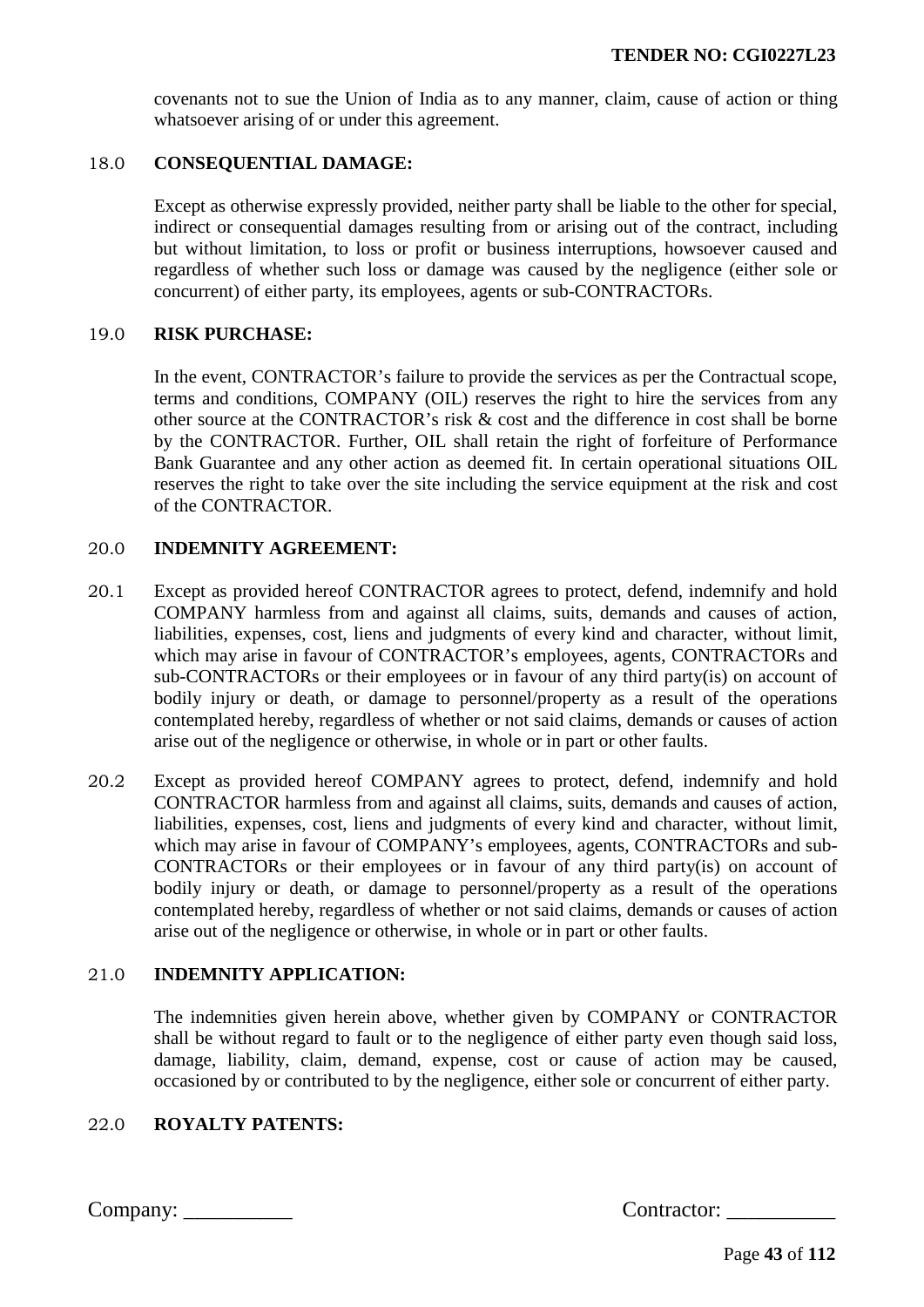covenants not to sue the Union of India as to any manner, claim, cause of action or thing whatsoever arising of or under this agreement.

## 18.0 CONSEQUENTIAL DAMAGE:

Except as otherwise expressly provided, neither party shall be liable to the other for special, indirect or consequential damages resulting from or arising out of the contract, including but without limitation, to loss or profit or business interruptions, howsoever caused and regardless of whether such loss or damage was caused by the negligence (either sole or concurrent) of either party, its employees, agents or sub-CONTRACTORs.

## 19.0 RISK PURCHASE:

In the event, CONTRACTOR's failure to provide the services as per the Contractual scope, terms and conditions, COMPANY (OIL) reserves the right to hire the services from any other source at the CONTRACTOR's risk & cost and the difference in cost shall be borne by the CONTRACTOR. Further, OIL shall retain the right of forfeiture of Performance Bank Guarantee and any other action as deemed fit. In certain operational situations OIL reserves the right to take over the site including the service equipment at the risk and cost of the CONTRACTOR.

## 20.0 INDEMNITY AGREEMENT:

20.1 Except as provided hereof CONTRACTOR agrees to protect, defend, indemnify and hold COMPANY harmless from and against all claims, suits, demands and causes of action, liabilities, expenses, cost, liens and judgments of every kind and character, without limit, which may arise in favour of CONTRACTOR's employees, agents, CONTRACTORs and sub-CONTRACTORs or their employees or in favour of any third party(is) on account of bodily injury or death, or damage to personnel/property as a result of the operations contemplated hereby, regardless of whether or not said claims, demands or causes of action arise out of the negligence or otherwise, in whole or in part or other faults.

20.2 Except as provided hereof COMPANY agrees to protect, defend, indemnify and hold CONTRACTOR harmless from and against all claims, suits, demands and causes of action, liabilities, expenses, cost, liens and judgments of every kind and character, without limit, which may arise in favour of COMPANY's employees, agents, CONTRACTORs and sub-CONTRACTORs or their employees or in favour of any third party(is) on account of bodily injury or death, or damage to personnel/property as a result of the operations contemplated hereby, regardless of whether or not said claims, demands or causes of action arise out of the negligence or otherwise, in whole or in part or other faults.

## 21.0 INDEMNITY APPLICATION:

The indemnities given herein above, whether given by COMPANY or CONTRACTOR shall be without regard to fault or to the negligence of either party even though said loss, damage, liability, claim, demand, expense, cost or cause of action may be caused, occasioned by or contributed to by the negligence, either sole or concurrent of either party.

## 22.0 ROYALTY PATENTS:

Company: __________ Contractor: __________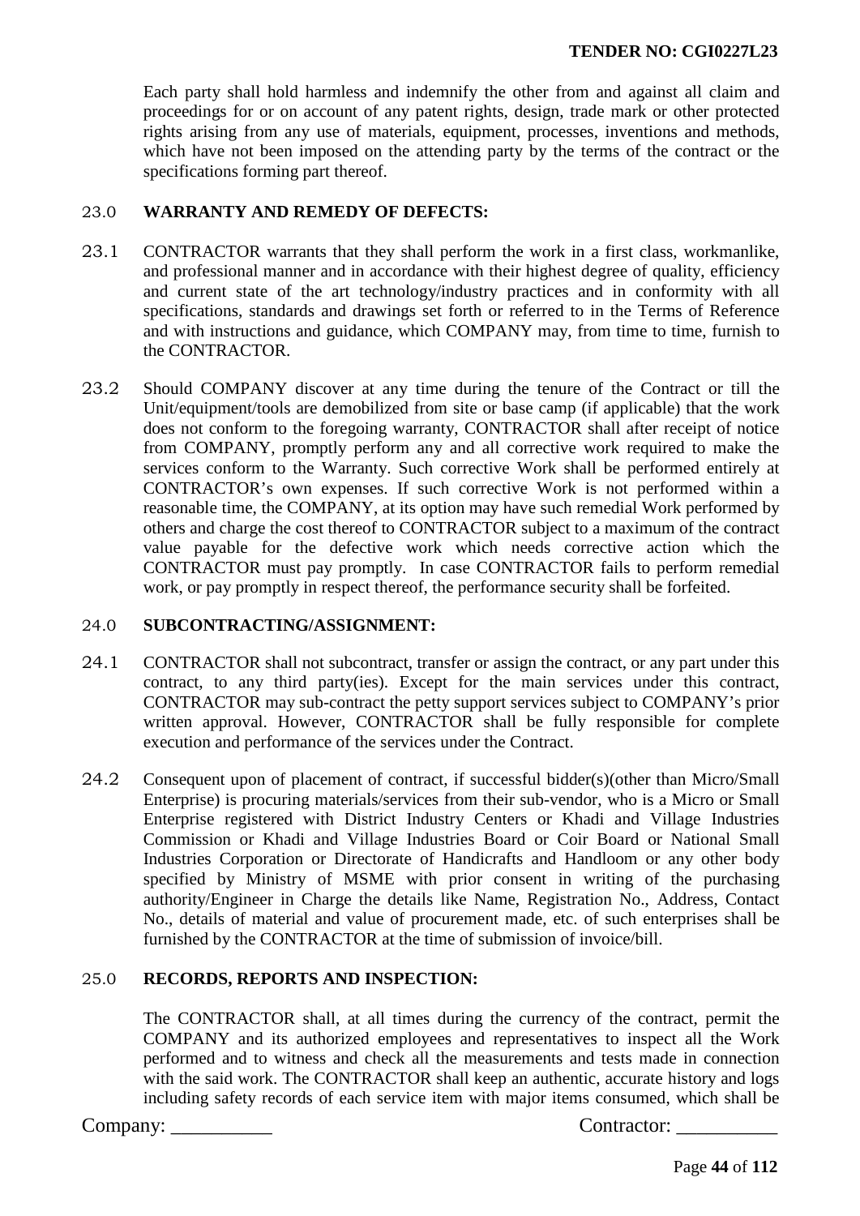Each party shall hold harmless and indemnify the other from and against all claim and proceedings for or on account of any patent rights, design, trade mark or other protected rights arising from any use of materials, equipment, processes, inventions and methods, which have not been imposed on the attending party by the terms of the contract or the specifications forming part thereof.

### 23.0 WARRANTY AND REMEDY OF DEFECTS:

23.1 CONTRACTOR warrants that they shall perform the work in a first class, workmanlike, and professional manner and in accordance with their highest degree of quality, efficiency and current state of the art technology/industry practices and in conformity with all specifications, standards and drawings set forth or referred to in the Terms of Reference and with instructions and guidance, which COMPANY may, from time to time, furnish to the CONTRACTOR.

23.2 Should COMPANY discover at any time during the tenure of the Contract or till the Unit/equipment/tools are demobilized from site or base camp (if applicable) that the work does not conform to the foregoing warranty, CONTRACTOR shall after receipt of notice from COMPANY, promptly perform any and all corrective work required to make the services conform to the Warranty. Such corrective Work shall be performed entirely at CONTRACTOR's own expenses. If such corrective Work is not performed within a reasonable time, the COMPANY, at its option may have such remedial Work performed by others and charge the cost thereof to CONTRACTOR subject to a maximum of the contract value payable for the defective work which needs corrective action which the CONTRACTOR must pay promptly. In case CONTRACTOR fails to perform remedial work, or pay promptly in respect thereof, the performance security shall be forfeited.

### 24.0 SUBCONTRACTING/ASSIGNMENT:

24.1 CONTRACTOR shall not subcontract, transfer or assign the contract, or any part under this contract, to any third party(ies). Except for the main services under this contract, CONTRACTOR may sub-contract the petty support services subject to COMPANY's prior written approval. However, CONTRACTOR shall be fully responsible for complete execution and performance of the services under the Contract.

24.2 Consequent upon of placement of contract, if successful bidder(s)(other than Micro/Small Enterprise) is procuring materials/services from their sub-vendor, who is a Micro or Small Enterprise registered with District Industry Centers or Khadi and Village Industries Commission or Khadi and Village Industries Board or Coir Board or National Small Industries Corporation or Directorate of Handicrafts and Handloom or any other body specified by Ministry of MSME with prior consent in writing of the purchasing authority/Engineer in Charge the details like Name, Registration No., Address, Contact No., details of material and value of procurement made, etc. of such enterprises shall be furnished by the CONTRACTOR at the time of submission of invoice/bill.

### 25.0 RECORDS, REPORTS AND INSPECTION:

The CONTRACTOR shall, at all times during the currency of the contract, permit the COMPANY and its authorized employees and representatives to inspect all the Work performed and to witness and check all the measurements and tests made in connection with the said work. The CONTRACTOR shall keep an authentic, accurate history and logs including safety records of each service item with major items consumed, which shall be

Company: __________ Contractor: __________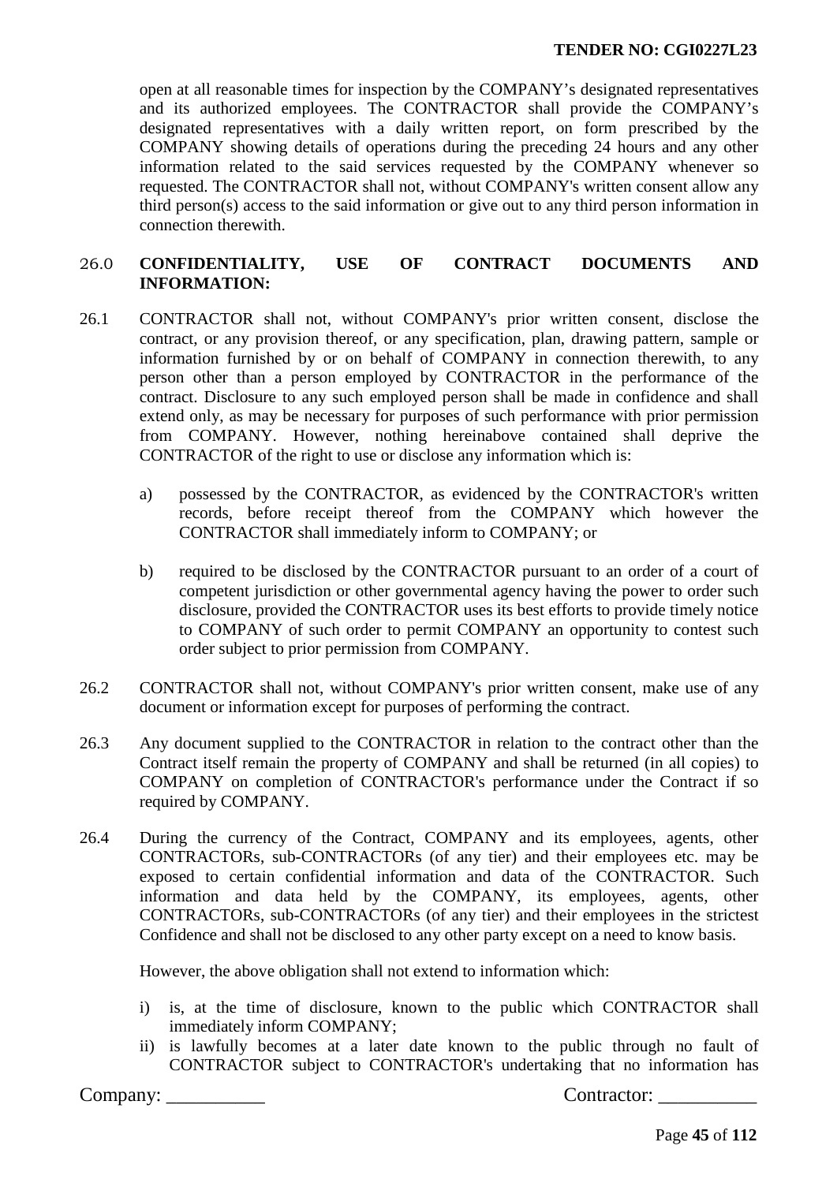open at all reasonable times for inspection by the COMPANY's designated representatives and its authorized employees. The CONTRACTOR shall provide the COMPANY's designated representatives with a daily written report, on form prescribed by the COMPANY showing details of operations during the preceding 24 hours and any other information related to the said services requested by the COMPANY whenever so requested. The CONTRACTOR shall not, without COMPANY's written consent allow any third person(s) access to the said information or give out to any third person information in connection therewith.

## 26.0 CONFIDENTIALITY, USE OF CONTRACT DOCUMENTS AND INFORMATION:

26.1 CONTRACTOR shall not, without COMPANY's prior written consent, disclose the contract, or any provision thereof, or any specification, plan, drawing pattern, sample or information furnished by or on behalf of COMPANY in connection therewith, to any person other than a person employed by CONTRACTOR in the performance of the contract. Disclosure to any such employed person shall be made in confidence and shall extend only, as may be necessary for purposes of such performance with prior permission from COMPANY. However, nothing hereinabove contained shall deprive the CONTRACTOR of the right to use or disclose any information which is:

a) possessed by the CONTRACTOR, as evidenced by the CONTRACTOR's written records, before receipt thereof from the COMPANY which however the CONTRACTOR shall immediately inform to COMPANY; or

b) required to be disclosed by the CONTRACTOR pursuant to an order of a court of competent jurisdiction or other governmental agency having the power to order such disclosure, provided the CONTRACTOR uses its best efforts to provide timely notice to COMPANY of such order to permit COMPANY an opportunity to contest such order subject to prior permission from COMPANY.

26.2 CONTRACTOR shall not, without COMPANY's prior written consent, make use of any document or information except for purposes of performing the contract.

26.3 Any document supplied to the CONTRACTOR in relation to the contract other than the Contract itself remain the property of COMPANY and shall be returned (in all copies) to COMPANY on completion of CONTRACTOR's performance under the Contract if so required by COMPANY.

26.4 During the currency of the Contract, COMPANY and its employees, agents, other CONTRACTORs, sub-CONTRACTORs (of any tier) and their employees etc. may be exposed to certain confidential information and data of the CONTRACTOR. Such information and data held by the COMPANY, its employees, agents, other CONTRACTORs, sub-CONTRACTORs (of any tier) and their employees in the strictest Confidence and shall not be disclosed to any other party except on a need to know basis.

However, the above obligation shall not extend to information which:

i) is, at the time of disclosure, known to the public which CONTRACTOR shall immediately inform COMPANY;
ii) is lawfully becomes at a later date known to the public through no fault of CONTRACTOR subject to CONTRACTOR's undertaking that no information has

Company: __________ Contractor: __________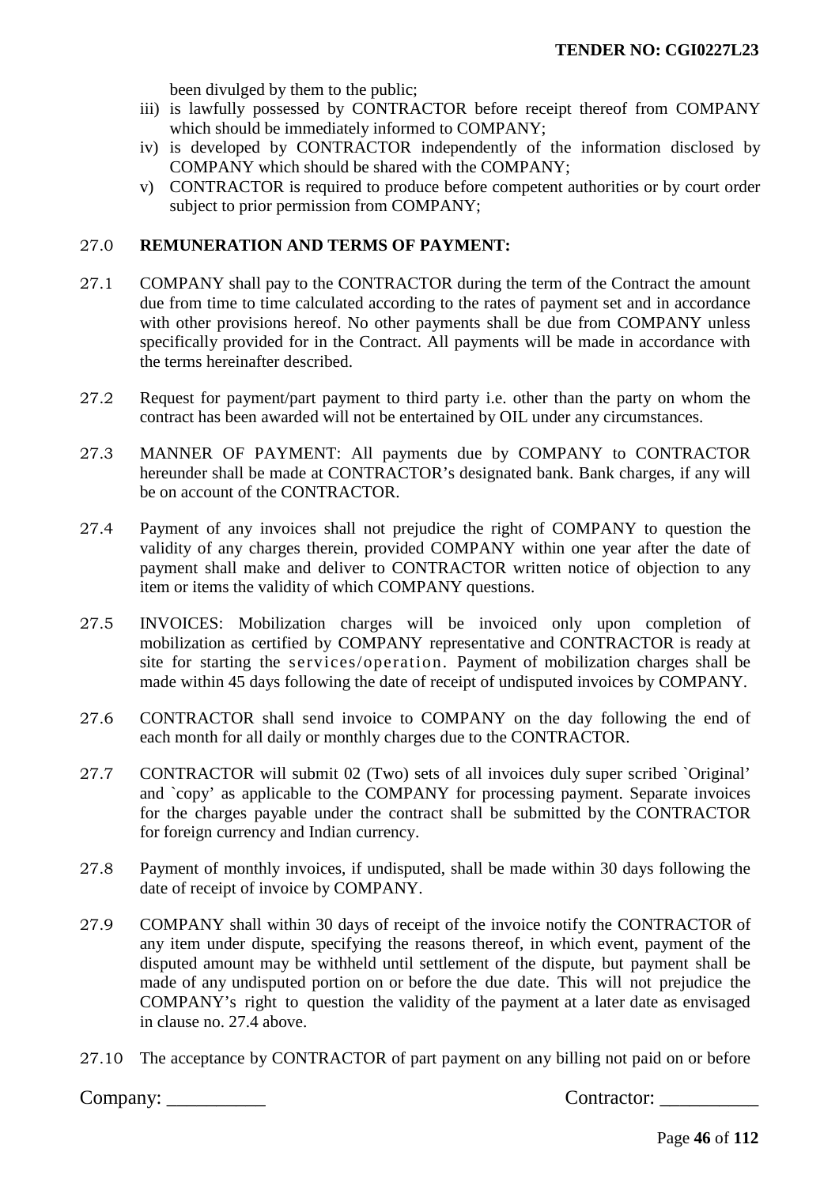been divulged by them to the public;

iii) is lawfully possessed by CONTRACTOR before receipt thereof from COMPANY which should be immediately informed to COMPANY;

iv) is developed by CONTRACTOR independently of the information disclosed by COMPANY which should be shared with the COMPANY;

v) CONTRACTOR is required to produce before competent authorities or by court order subject to prior permission from COMPANY;

27.0 **REMUNERATION AND TERMS OF PAYMENT:**

27.1 COMPANY shall pay to the CONTRACTOR during the term of the Contract the amount due from time to time calculated according to the rates of payment set and in accordance with other provisions hereof. No other payments shall be due from COMPANY unless specifically provided for in the Contract. All payments will be made in accordance with the terms hereinafter described.

27.2 Request for payment/part payment to third party i.e. other than the party on whom the contract has been awarded will not be entertained by OIL under any circumstances.

27.3 MANNER OF PAYMENT: All payments due by COMPANY to CONTRACTOR hereunder shall be made at CONTRACTOR's designated bank. Bank charges, if any will be on account of the CONTRACTOR.

27.4 Payment of any invoices shall not prejudice the right of COMPANY to question the validity of any charges therein, provided COMPANY within one year after the date of payment shall make and deliver to CONTRACTOR written notice of objection to any item or items the validity of which COMPANY questions.

27.5 INVOICES: Mobilization charges will be invoiced only upon completion of mobilization as certified by COMPANY representative and CONTRACTOR is ready at site for starting the services/operation. Payment of mobilization charges shall be made within 45 days following the date of receipt of undisputed invoices by COMPANY.

27.6 CONTRACTOR shall send invoice to COMPANY on the day following the end of each month for all daily or monthly charges due to the CONTRACTOR.

27.7 CONTRACTOR will submit 02 (Two) sets of all invoices duly super scribed `Original' and `copy' as applicable to the COMPANY for processing payment. Separate invoices for the charges payable under the contract shall be submitted by the CONTRACTOR for foreign currency and Indian currency.

27.8 Payment of monthly invoices, if undisputed, shall be made within 30 days following the date of receipt of invoice by COMPANY.

27.9 COMPANY shall within 30 days of receipt of the invoice notify the CONTRACTOR of any item under dispute, specifying the reasons thereof, in which event, payment of the disputed amount may be withheld until settlement of the dispute, but payment shall be made of any undisputed portion on or before the due date. This will not prejudice the COMPANY's right to question the validity of the payment at a later date as envisaged in clause no. 27.4 above.

27.10 The acceptance by CONTRACTOR of part payment on any billing not paid on or before

Company: __________ Contractor: __________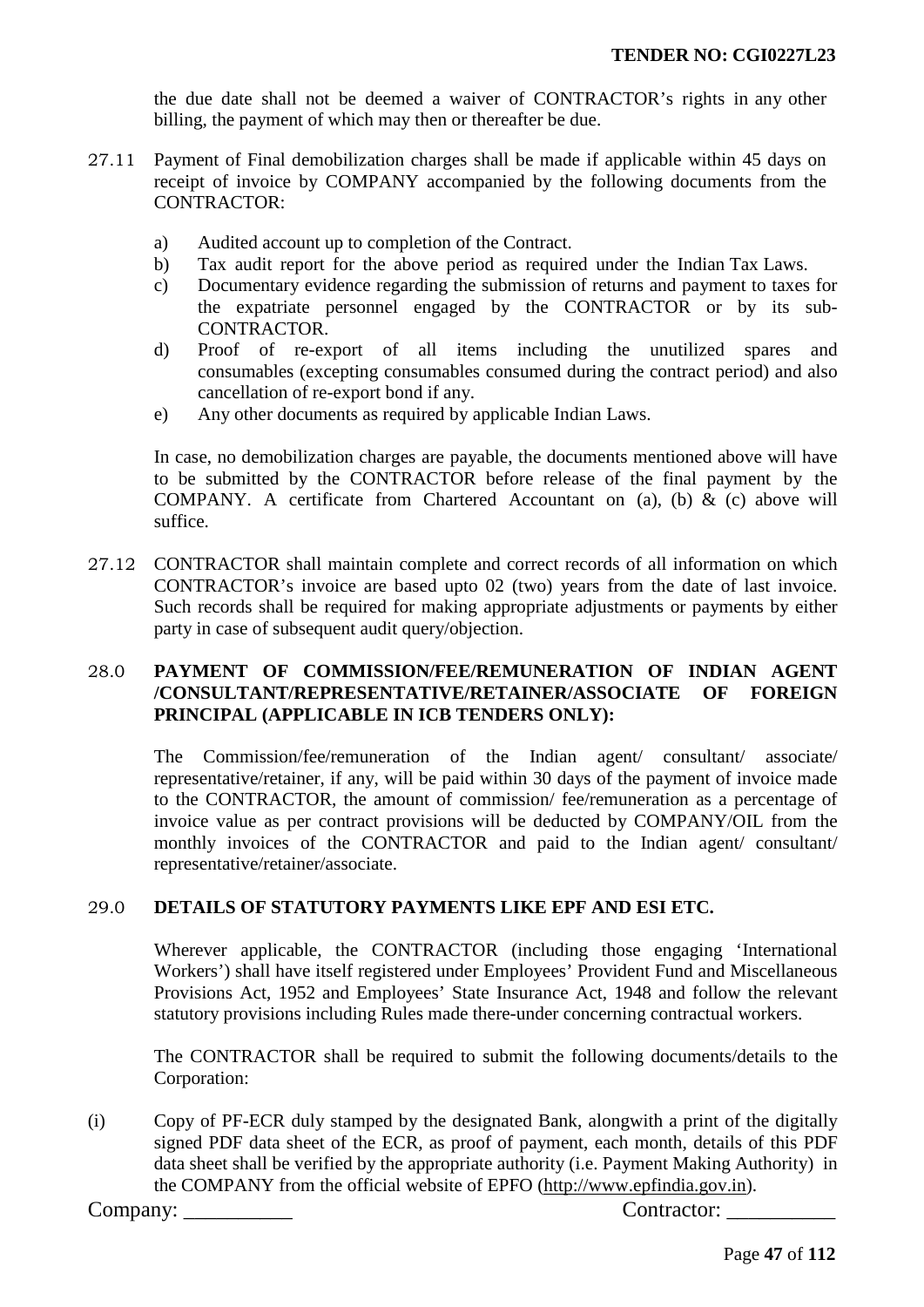the due date shall not be deemed a waiver of CONTRACTOR's rights in any other billing, the payment of which may then or thereafter be due.

27.11 Payment of Final demobilization charges shall be made if applicable within 45 days on receipt of invoice by COMPANY accompanied by the following documents from the CONTRACTOR:

a) Audited account up to completion of the Contract.
b) Tax audit report for the above period as required under the Indian Tax Laws.
c) Documentary evidence regarding the submission of returns and payment to taxes for the expatriate personnel engaged by the CONTRACTOR or by its sub-CONTRACTOR.
d) Proof of re-export of all items including the unutilized spares and consumables (excepting consumables consumed during the contract period) and also cancellation of re-export bond if any.
e) Any other documents as required by applicable Indian Laws.

In case, no demobilization charges are payable, the documents mentioned above will have to be submitted by the CONTRACTOR before release of the final payment by the COMPANY. A certificate from Chartered Accountant on (a), (b) & (c) above will suffice.

27.12 CONTRACTOR shall maintain complete and correct records of all information on which CONTRACTOR's invoice are based upto 02 (two) years from the date of last invoice. Such records shall be required for making appropriate adjustments or payments by either party in case of subsequent audit query/objection.

## 28.0 PAYMENT OF COMMISSION/FEE/REMUNERATION OF INDIAN AGENT /CONSULTANT/REPRESENTATIVE/RETAINER/ASSOCIATE OF FOREIGN PRINCIPAL (APPLICABLE IN ICB TENDERS ONLY):

The Commission/fee/remuneration of the Indian agent/ consultant/ associate/ representative/retainer, if any, will be paid within 30 days of the payment of invoice made to the CONTRACTOR, the amount of commission/ fee/remuneration as a percentage of invoice value as per contract provisions will be deducted by COMPANY/OIL from the monthly invoices of the CONTRACTOR and paid to the Indian agent/ consultant/ representative/retainer/associate.

## 29.0 DETAILS OF STATUTORY PAYMENTS LIKE EPF AND ESI ETC.

Wherever applicable, the CONTRACTOR (including those engaging 'International Workers') shall have itself registered under Employees' Provident Fund and Miscellaneous Provisions Act, 1952 and Employees' State Insurance Act, 1948 and follow the relevant statutory provisions including Rules made there-under concerning contractual workers.

The CONTRACTOR shall be required to submit the following documents/details to the Corporation:

(i) Copy of PF-ECR duly stamped by the designated Bank, alongwith a print of the digitally signed PDF data sheet of the ECR, as proof of payment, each month, details of this PDF data sheet shall be verified by the appropriate authority (i.e. Payment Making Authority) in the COMPANY from the official website of EPFO (http://www.epfindia.gov.in).

Company: __________ Contractor: __________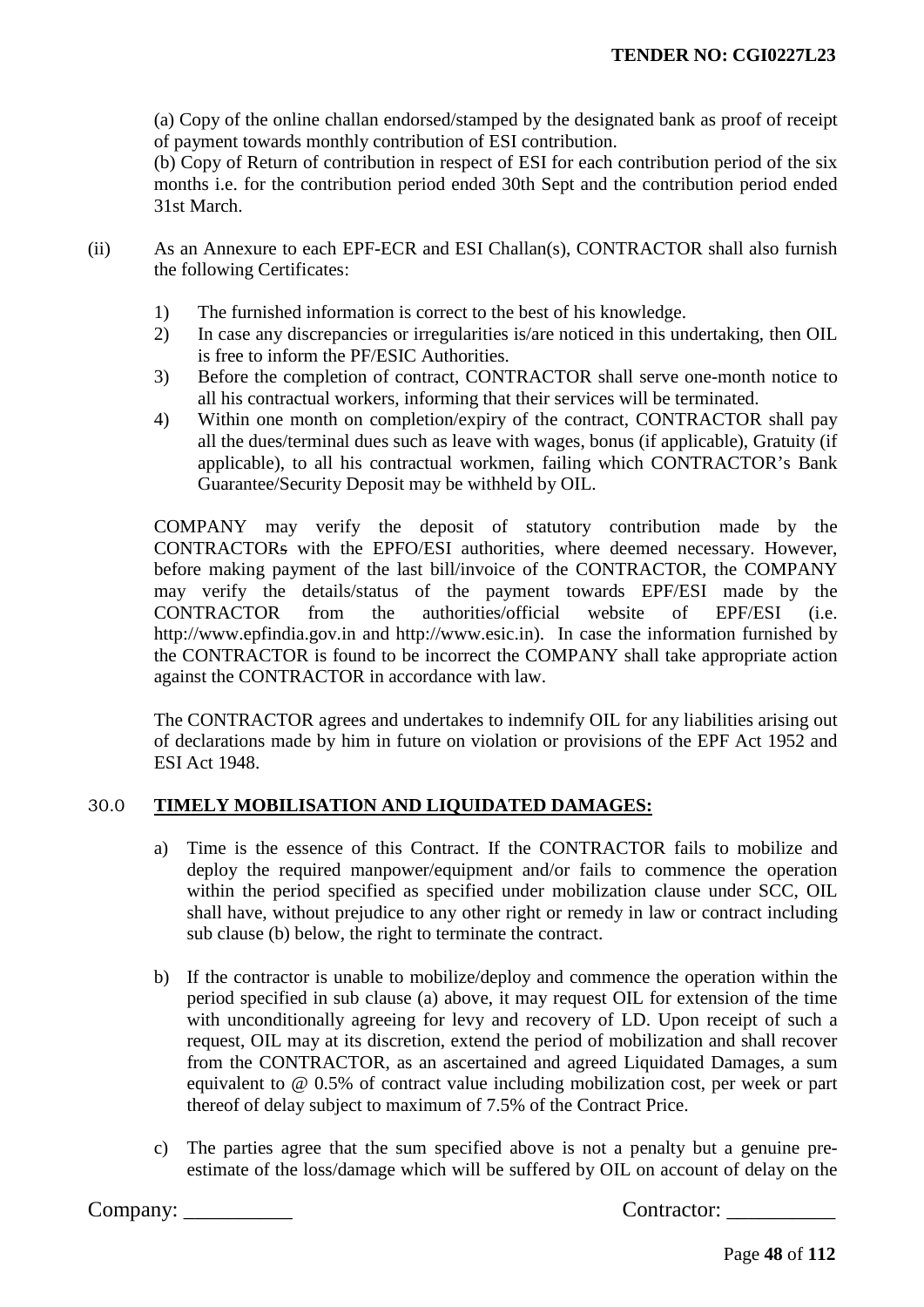(a) Copy of the online challan endorsed/stamped by the designated bank as proof of receipt of payment towards monthly contribution of ESI contribution.

(b) Copy of Return of contribution in respect of ESI for each contribution period of the six months i.e. for the contribution period ended 30th Sept and the contribution period ended 31st March.

(ii) As an Annexure to each EPF-ECR and ESI Challan(s), CONTRACTOR shall also furnish the following Certificates:

1) The furnished information is correct to the best of his knowledge.
2) In case any discrepancies or irregularities is/are noticed in this undertaking, then OIL is free to inform the PF/ESIC Authorities.
3) Before the completion of contract, CONTRACTOR shall serve one-month notice to all his contractual workers, informing that their services will be terminated.
4) Within one month on completion/expiry of the contract, CONTRACTOR shall pay all the dues/terminal dues such as leave with wages, bonus (if applicable), Gratuity (if applicable), to all his contractual workmen, failing which CONTRACTOR's Bank Guarantee/Security Deposit may be withheld by OIL.

COMPANY may verify the deposit of statutory contribution made by the CONTRACTORs with the EPFO/ESI authorities, where deemed necessary. However, before making payment of the last bill/invoice of the CONTRACTOR, the COMPANY may verify the details/status of the payment towards EPF/ESI made by the CONTRACTOR from the authorities/official website of EPF/ESI (i.e. http://www.epfindia.gov.in and http://www.esic.in). In case the information furnished by the CONTRACTOR is found to be incorrect the COMPANY shall take appropriate action against the CONTRACTOR in accordance with law.

The CONTRACTOR agrees and undertakes to indemnify OIL for any liabilities arising out of declarations made by him in future on violation or provisions of the EPF Act 1952 and ESI Act 1948.

## 30.0 TIMELY MOBILISATION AND LIQUIDATED DAMAGES:

a) Time is the essence of this Contract. If the CONTRACTOR fails to mobilize and deploy the required manpower/equipment and/or fails to commence the operation within the period specified as specified under mobilization clause under SCC, OIL shall have, without prejudice to any other right or remedy in law or contract including sub clause (b) below, the right to terminate the contract.

b) If the contractor is unable to mobilize/deploy and commence the operation within the period specified in sub clause (a) above, it may request OIL for extension of the time with unconditionally agreeing for levy and recovery of LD. Upon receipt of such a request, OIL may at its discretion, extend the period of mobilization and shall recover from the CONTRACTOR, as an ascertained and agreed Liquidated Damages, a sum equivalent to @ 0.5% of contract value including mobilization cost, per week or part thereof of delay subject to maximum of 7.5% of the Contract Price.

c) The parties agree that the sum specified above is not a penalty but a genuine pre-estimate of the loss/damage which will be suffered by OIL on account of delay on the

Company: __________ Contractor: __________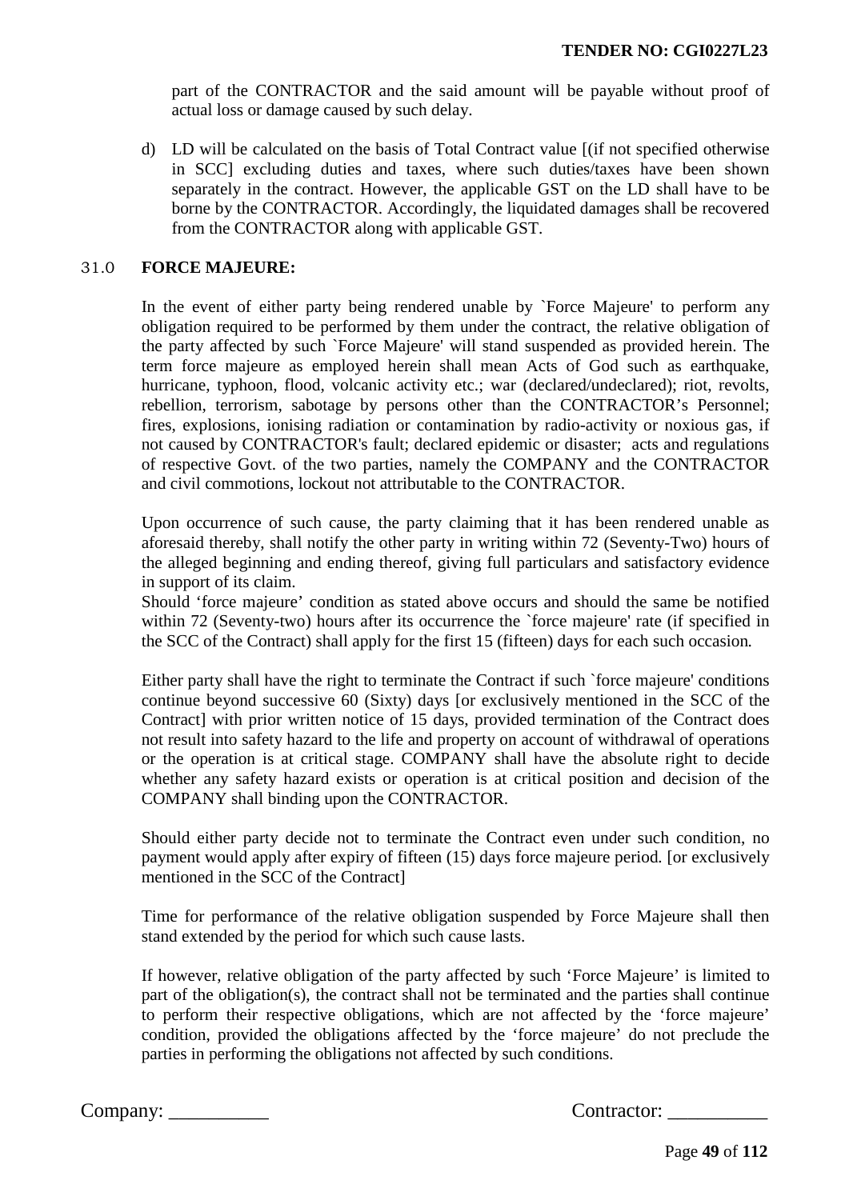part of the CONTRACTOR and the said amount will be payable without proof of actual loss or damage caused by such delay.

d) LD will be calculated on the basis of Total Contract value [(if not specified otherwise in SCC] excluding duties and taxes, where such duties/taxes have been shown separately in the contract. However, the applicable GST on the LD shall have to be borne by the CONTRACTOR. Accordingly, the liquidated damages shall be recovered from the CONTRACTOR along with applicable GST.

## 31.0 FORCE MAJEURE:

In the event of either party being rendered unable by `Force Majeure' to perform any obligation required to be performed by them under the contract, the relative obligation of the party affected by such `Force Majeure' will stand suspended as provided herein. The term force majeure as employed herein shall mean Acts of God such as earthquake, hurricane, typhoon, flood, volcanic activity etc.; war (declared/undeclared); riot, revolts, rebellion, terrorism, sabotage by persons other than the CONTRACTOR's Personnel; fires, explosions, ionising radiation or contamination by radio-activity or noxious gas, if not caused by CONTRACTOR's fault; declared epidemic or disaster; acts and regulations of respective Govt. of the two parties, namely the COMPANY and the CONTRACTOR and civil commotions, lockout not attributable to the CONTRACTOR.

Upon occurrence of such cause, the party claiming that it has been rendered unable as aforesaid thereby, shall notify the other party in writing within 72 (Seventy-Two) hours of the alleged beginning and ending thereof, giving full particulars and satisfactory evidence in support of its claim.
Should 'force majeure' condition as stated above occurs and should the same be notified within 72 (Seventy-two) hours after its occurrence the `force majeure' rate (if specified in the SCC of the Contract) shall apply for the first 15 (fifteen) days for each such occasion.

Either party shall have the right to terminate the Contract if such `force majeure' conditions continue beyond successive 60 (Sixty) days [or exclusively mentioned in the SCC of the Contract] with prior written notice of 15 days, provided termination of the Contract does not result into safety hazard to the life and property on account of withdrawal of operations or the operation is at critical stage. COMPANY shall have the absolute right to decide whether any safety hazard exists or operation is at critical position and decision of the COMPANY shall binding upon the CONTRACTOR.

Should either party decide not to terminate the Contract even under such condition, no payment would apply after expiry of fifteen (15) days force majeure period. [or exclusively mentioned in the SCC of the Contract]

Time for performance of the relative obligation suspended by Force Majeure shall then stand extended by the period for which such cause lasts.

If however, relative obligation of the party affected by such 'Force Majeure' is limited to part of the obligation(s), the contract shall not be terminated and the parties shall continue to perform their respective obligations, which are not affected by the 'force majeure' condition, provided the obligations affected by the 'force majeure' do not preclude the parties in performing the obligations not affected by such conditions.

Company: __________ Contractor: __________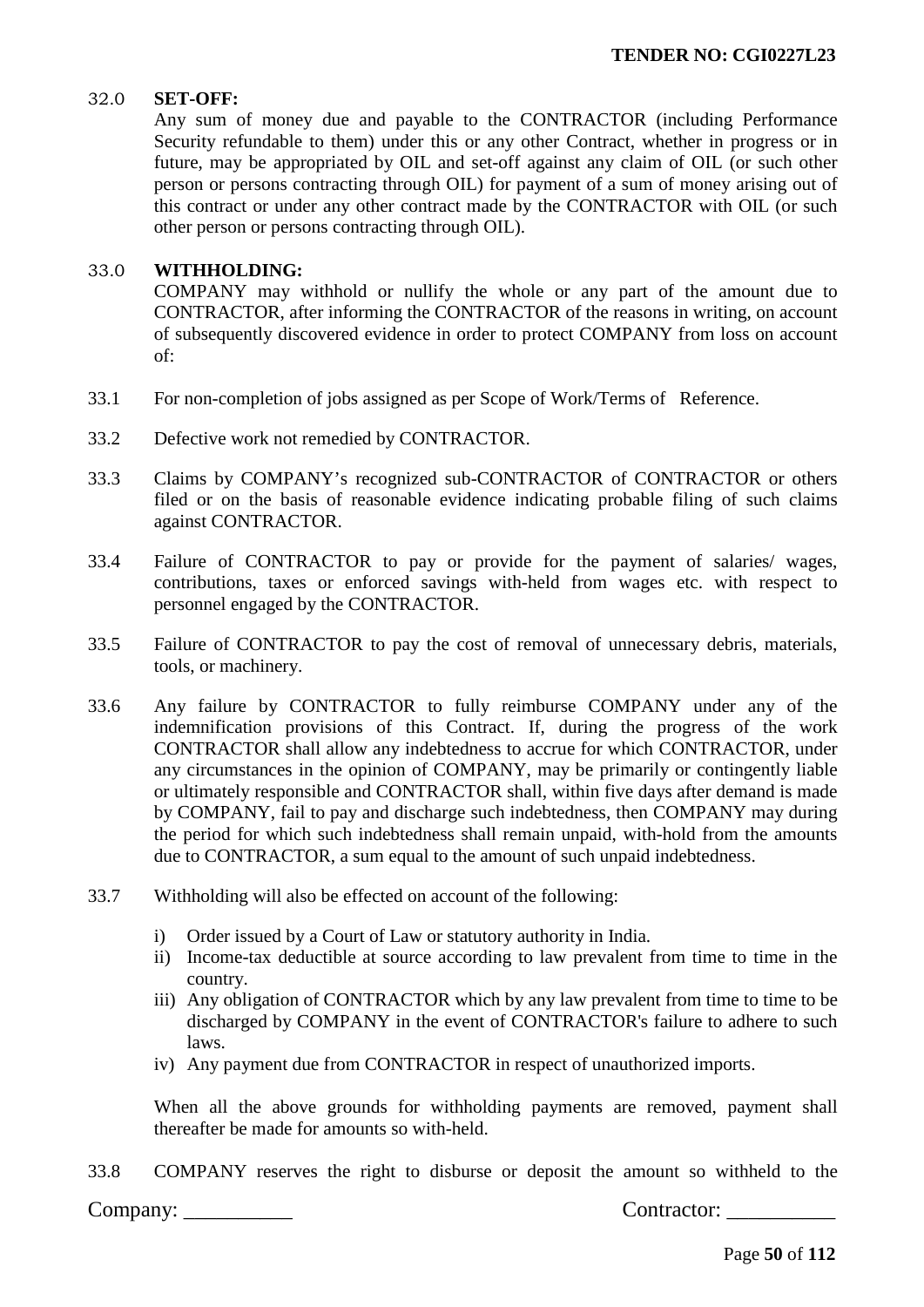### 32.0 SET-OFF:

Any sum of money due and payable to the CONTRACTOR (including Performance Security refundable to them) under this or any other Contract, whether in progress or in future, may be appropriated by OIL and set-off against any claim of OIL (or such other person or persons contracting through OIL) for payment of a sum of money arising out of this contract or under any other contract made by the CONTRACTOR with OIL (or such other person or persons contracting through OIL).

### 33.0 WITHHOLDING:

COMPANY may withhold or nullify the whole or any part of the amount due to CONTRACTOR, after informing the CONTRACTOR of the reasons in writing, on account of subsequently discovered evidence in order to protect COMPANY from loss on account of:

33.1 For non-completion of jobs assigned as per Scope of Work/Terms of Reference.

33.2 Defective work not remedied by CONTRACTOR.

33.3 Claims by COMPANY's recognized sub-CONTRACTOR of CONTRACTOR or others filed or on the basis of reasonable evidence indicating probable filing of such claims against CONTRACTOR.

33.4 Failure of CONTRACTOR to pay or provide for the payment of salaries/ wages, contributions, taxes or enforced savings with-held from wages etc. with respect to personnel engaged by the CONTRACTOR.

33.5 Failure of CONTRACTOR to pay the cost of removal of unnecessary debris, materials, tools, or machinery.

33.6 Any failure by CONTRACTOR to fully reimburse COMPANY under any of the indemnification provisions of this Contract. If, during the progress of the work CONTRACTOR shall allow any indebtedness to accrue for which CONTRACTOR, under any circumstances in the opinion of COMPANY, may be primarily or contingently liable or ultimately responsible and CONTRACTOR shall, within five days after demand is made by COMPANY, fail to pay and discharge such indebtedness, then COMPANY may during the period for which such indebtedness shall remain unpaid, with-hold from the amounts due to CONTRACTOR, a sum equal to the amount of such unpaid indebtedness.

33.7 Withholding will also be effected on account of the following:

i) Order issued by a Court of Law or statutory authority in India.
ii) Income-tax deductible at source according to law prevalent from time to time in the country.
iii) Any obligation of CONTRACTOR which by any law prevalent from time to time to be discharged by COMPANY in the event of CONTRACTOR's failure to adhere to such laws.
iv) Any payment due from CONTRACTOR in respect of unauthorized imports.

When all the above grounds for withholding payments are removed, payment shall thereafter be made for amounts so with-held.

33.8 COMPANY reserves the right to disburse or deposit the amount so withheld to the

Company: __________ Contractor: __________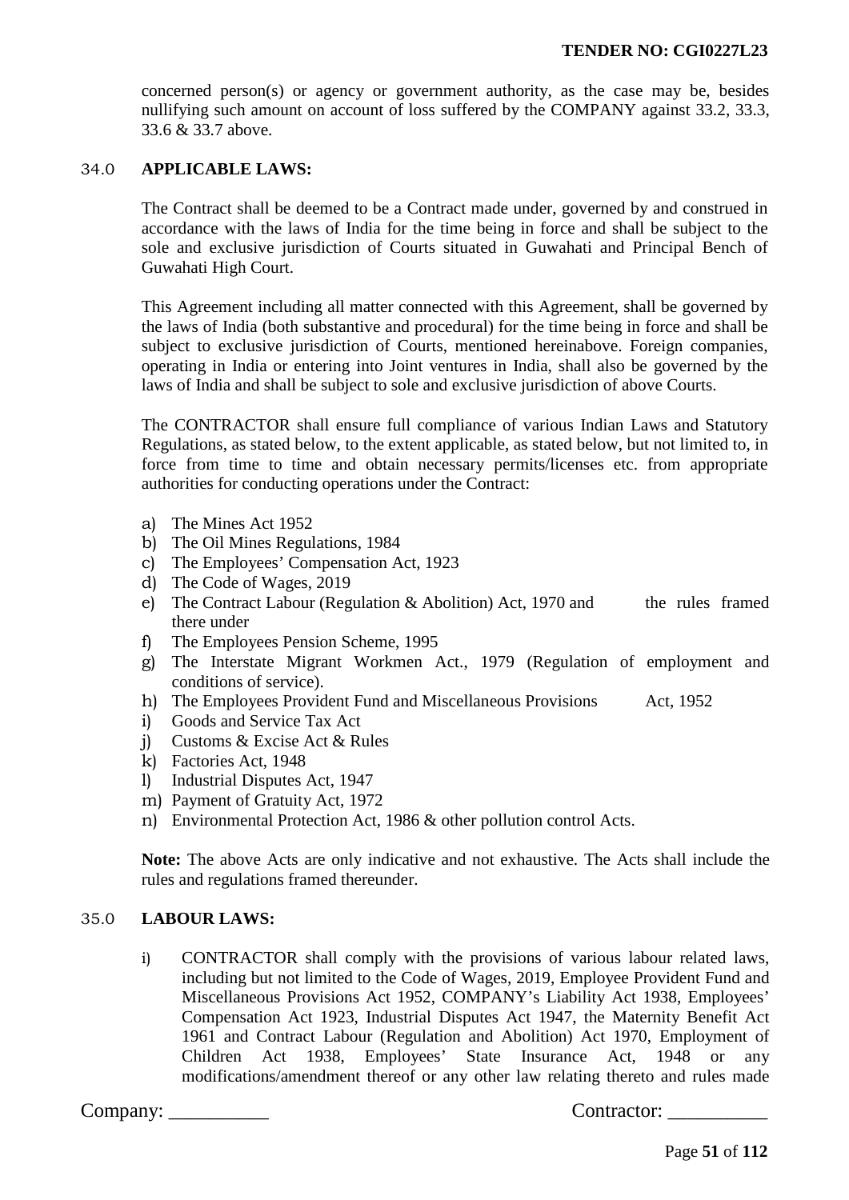concerned person(s) or agency or government authority, as the case may be, besides nullifying such amount on account of loss suffered by the COMPANY against 33.2, 33.3, 33.6 & 33.7 above.

## 34.0 APPLICABLE LAWS:

The Contract shall be deemed to be a Contract made under, governed by and construed in accordance with the laws of India for the time being in force and shall be subject to the sole and exclusive jurisdiction of Courts situated in Guwahati and Principal Bench of Guwahati High Court.

This Agreement including all matter connected with this Agreement, shall be governed by the laws of India (both substantive and procedural) for the time being in force and shall be subject to exclusive jurisdiction of Courts, mentioned hereinabove. Foreign companies, operating in India or entering into Joint ventures in India, shall also be governed by the laws of India and shall be subject to sole and exclusive jurisdiction of above Courts.

The CONTRACTOR shall ensure full compliance of various Indian Laws and Statutory Regulations, as stated below, to the extent applicable, as stated below, but not limited to, in force from time to time and obtain necessary permits/licenses etc. from appropriate authorities for conducting operations under the Contract:

a) The Mines Act 1952
b) The Oil Mines Regulations, 1984
c) The Employees' Compensation Act, 1923
d) The Code of Wages, 2019
e) The Contract Labour (Regulation & Abolition) Act, 1970 and the rules framed there under
f) The Employees Pension Scheme, 1995
g) The Interstate Migrant Workmen Act., 1979 (Regulation of employment and conditions of service).
h) The Employees Provident Fund and Miscellaneous Provisions Act, 1952
i) Goods and Service Tax Act
j) Customs & Excise Act & Rules
k) Factories Act, 1948
l) Industrial Disputes Act, 1947
m) Payment of Gratuity Act, 1972
n) Environmental Protection Act, 1986 & other pollution control Acts.

**Note:** The above Acts are only indicative and not exhaustive. The Acts shall include the rules and regulations framed thereunder.

## 35.0 LABOUR LAWS:

i) CONTRACTOR shall comply with the provisions of various labour related laws, including but not limited to the Code of Wages, 2019, Employee Provident Fund and Miscellaneous Provisions Act 1952, COMPANY's Liability Act 1938, Employees' Compensation Act 1923, Industrial Disputes Act 1947, the Maternity Benefit Act 1961 and Contract Labour (Regulation and Abolition) Act 1970, Employment of Children Act 1938, Employees' State Insurance Act, 1948 or any modifications/amendment thereof or any other law relating thereto and rules made

Company: __________ Contractor: __________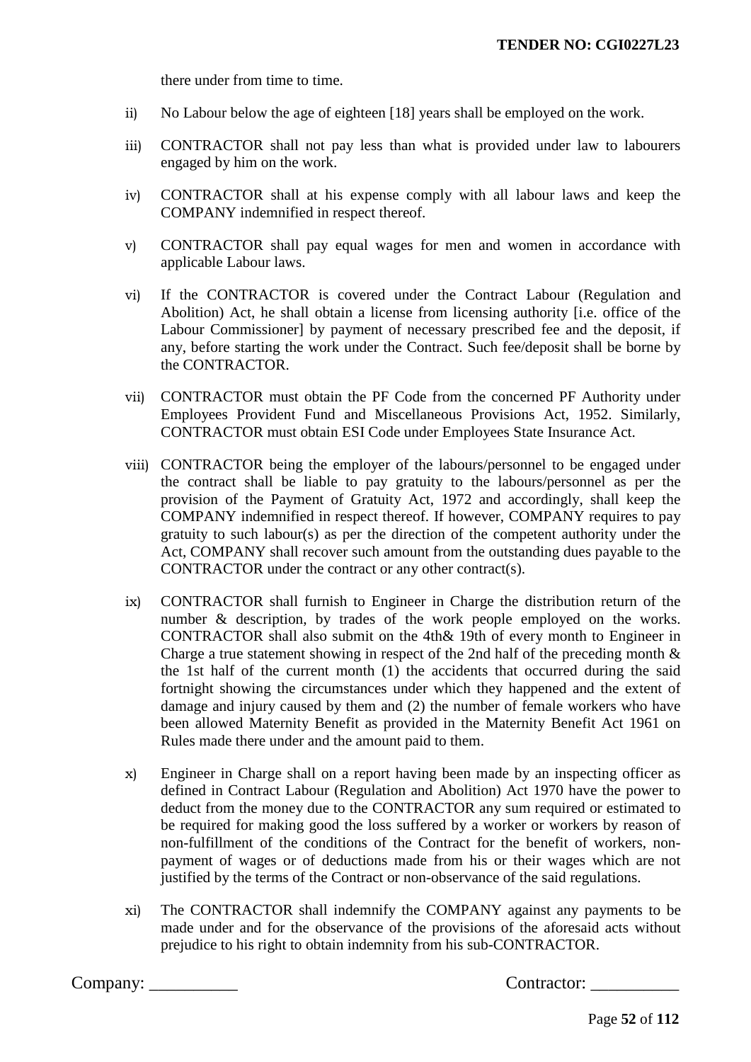there under from time to time.

ii) No Labour below the age of eighteen [18] years shall be employed on the work.

iii) CONTRACTOR shall not pay less than what is provided under law to labourers engaged by him on the work.

iv) CONTRACTOR shall at his expense comply with all labour laws and keep the COMPANY indemnified in respect thereof.

v) CONTRACTOR shall pay equal wages for men and women in accordance with applicable Labour laws.

vi) If the CONTRACTOR is covered under the Contract Labour (Regulation and Abolition) Act, he shall obtain a license from licensing authority [i.e. office of the Labour Commissioner] by payment of necessary prescribed fee and the deposit, if any, before starting the work under the Contract. Such fee/deposit shall be borne by the CONTRACTOR.

vii) CONTRACTOR must obtain the PF Code from the concerned PF Authority under Employees Provident Fund and Miscellaneous Provisions Act, 1952. Similarly, CONTRACTOR must obtain ESI Code under Employees State Insurance Act.

viii) CONTRACTOR being the employer of the labours/personnel to be engaged under the contract shall be liable to pay gratuity to the labours/personnel as per the provision of the Payment of Gratuity Act, 1972 and accordingly, shall keep the COMPANY indemnified in respect thereof. If however, COMPANY requires to pay gratuity to such labour(s) as per the direction of the competent authority under the Act, COMPANY shall recover such amount from the outstanding dues payable to the CONTRACTOR under the contract or any other contract(s).

ix) CONTRACTOR shall furnish to Engineer in Charge the distribution return of the number & description, by trades of the work people employed on the works. CONTRACTOR shall also submit on the 4th& 19th of every month to Engineer in Charge a true statement showing in respect of the 2nd half of the preceding month & the 1st half of the current month (1) the accidents that occurred during the said fortnight showing the circumstances under which they happened and the extent of damage and injury caused by them and (2) the number of female workers who have been allowed Maternity Benefit as provided in the Maternity Benefit Act 1961 on Rules made there under and the amount paid to them.

x) Engineer in Charge shall on a report having been made by an inspecting officer as defined in Contract Labour (Regulation and Abolition) Act 1970 have the power to deduct from the money due to the CONTRACTOR any sum required or estimated to be required for making good the loss suffered by a worker or workers by reason of non-fulfillment of the conditions of the Contract for the benefit of workers, non-payment of wages or of deductions made from his or their wages which are not justified by the terms of the Contract or non-observance of the said regulations.

xi) The CONTRACTOR shall indemnify the COMPANY against any payments to be made under and for the observance of the provisions of the aforesaid acts without prejudice to his right to obtain indemnity from his sub-CONTRACTOR.

Company: __________ Contractor: __________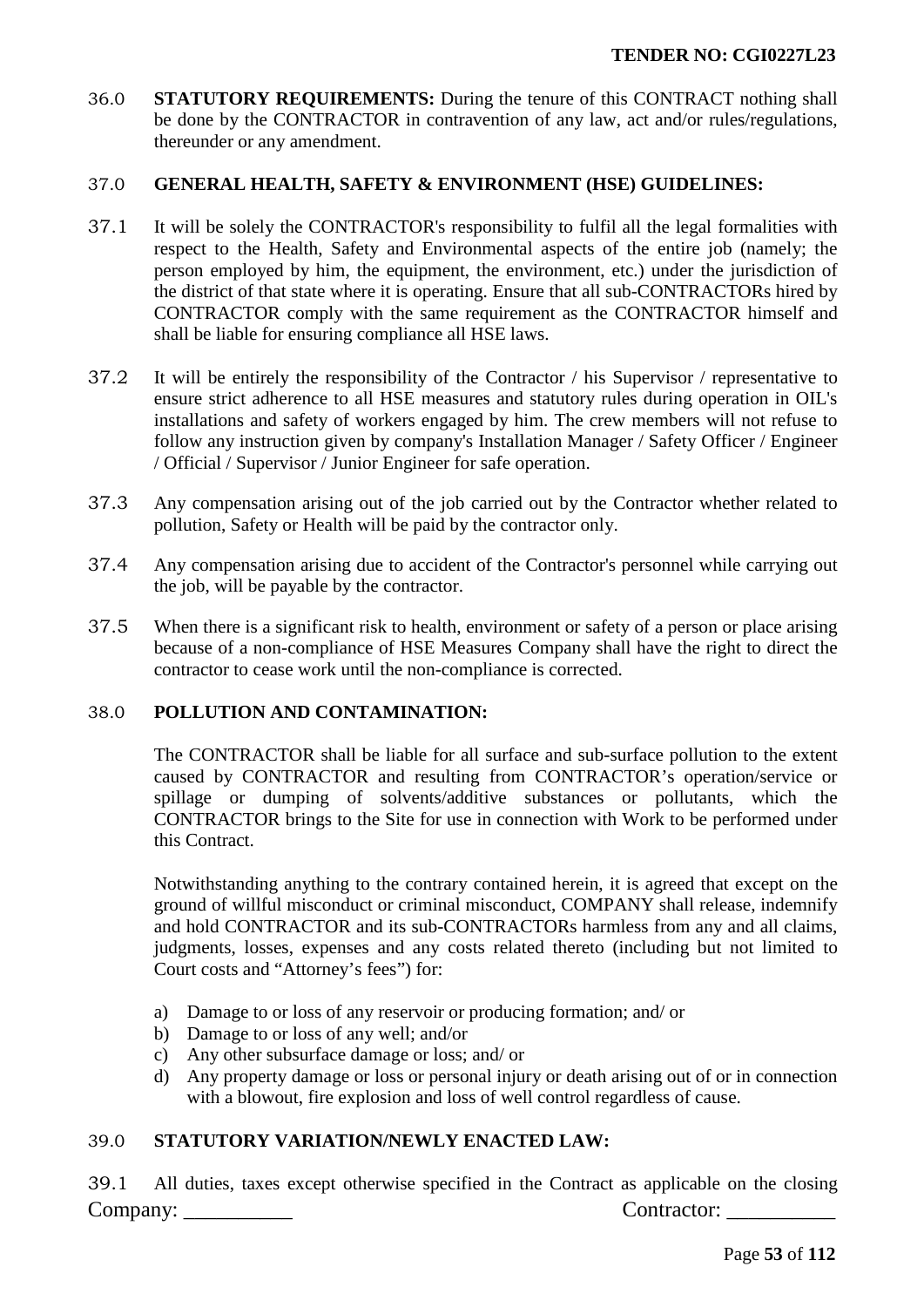36.0 **STATUTORY REQUIREMENTS:** During the tenure of this CONTRACT nothing shall be done by the CONTRACTOR in contravention of any law, act and/or rules/regulations, thereunder or any amendment.

37.0 **GENERAL HEALTH, SAFETY & ENVIRONMENT (HSE) GUIDELINES:**

37.1 It will be solely the CONTRACTOR's responsibility to fulfil all the legal formalities with respect to the Health, Safety and Environmental aspects of the entire job (namely; the person employed by him, the equipment, the environment, etc.) under the jurisdiction of the district of that state where it is operating. Ensure that all sub-CONTRACTORs hired by CONTRACTOR comply with the same requirement as the CONTRACTOR himself and shall be liable for ensuring compliance all HSE laws.

37.2 It will be entirely the responsibility of the Contractor / his Supervisor / representative to ensure strict adherence to all HSE measures and statutory rules during operation in OIL's installations and safety of workers engaged by him. The crew members will not refuse to follow any instruction given by company's Installation Manager / Safety Officer / Engineer / Official / Supervisor / Junior Engineer for safe operation.

37.3 Any compensation arising out of the job carried out by the Contractor whether related to pollution, Safety or Health will be paid by the contractor only.

37.4 Any compensation arising due to accident of the Contractor's personnel while carrying out the job, will be payable by the contractor.

37.5 When there is a significant risk to health, environment or safety of a person or place arising because of a non-compliance of HSE Measures Company shall have the right to direct the contractor to cease work until the non-compliance is corrected.

38.0 **POLLUTION AND CONTAMINATION:**

The CONTRACTOR shall be liable for all surface and sub-surface pollution to the extent caused by CONTRACTOR and resulting from CONTRACTOR's operation/service or spillage or dumping of solvents/additive substances or pollutants, which the CONTRACTOR brings to the Site for use in connection with Work to be performed under this Contract.

Notwithstanding anything to the contrary contained herein, it is agreed that except on the ground of willful misconduct or criminal misconduct, COMPANY shall release, indemnify and hold CONTRACTOR and its sub-CONTRACTORs harmless from any and all claims, judgments, losses, expenses and any costs related thereto (including but not limited to Court costs and "Attorney's fees") for:

a) Damage to or loss of any reservoir or producing formation; and/ or
b) Damage to or loss of any well; and/or
c) Any other subsurface damage or loss; and/ or
d) Any property damage or loss or personal injury or death arising out of or in connection with a blowout, fire explosion and loss of well control regardless of cause.

39.0 **STATUTORY VARIATION/NEWLY ENACTED LAW:**

39.1 All duties, taxes except otherwise specified in the Contract as applicable on the closing

Company: __________ Contractor: __________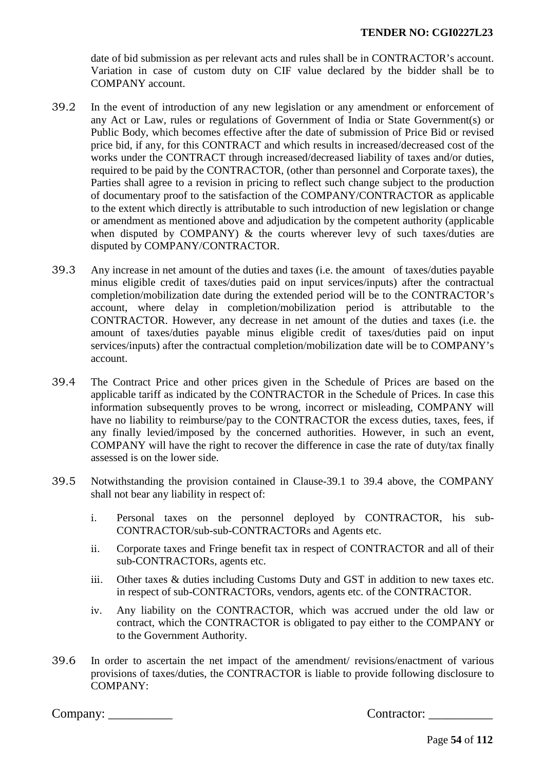date of bid submission as per relevant acts and rules shall be in CONTRACTOR's account. Variation in case of custom duty on CIF value declared by the bidder shall be to COMPANY account.

39.2 In the event of introduction of any new legislation or any amendment or enforcement of any Act or Law, rules or regulations of Government of India or State Government(s) or Public Body, which becomes effective after the date of submission of Price Bid or revised price bid, if any, for this CONTRACT and which results in increased/decreased cost of the works under the CONTRACT through increased/decreased liability of taxes and/or duties, required to be paid by the CONTRACTOR, (other than personnel and Corporate taxes), the Parties shall agree to a revision in pricing to reflect such change subject to the production of documentary proof to the satisfaction of the COMPANY/CONTRACTOR as applicable to the extent which directly is attributable to such introduction of new legislation or change or amendment as mentioned above and adjudication by the competent authority (applicable when disputed by COMPANY) & the courts wherever levy of such taxes/duties are disputed by COMPANY/CONTRACTOR.

39.3 Any increase in net amount of the duties and taxes (i.e. the amount of taxes/duties payable minus eligible credit of taxes/duties paid on input services/inputs) after the contractual completion/mobilization date during the extended period will be to the CONTRACTOR's account, where delay in completion/mobilization period is attributable to the CONTRACTOR. However, any decrease in net amount of the duties and taxes (i.e. the amount of taxes/duties payable minus eligible credit of taxes/duties paid on input services/inputs) after the contractual completion/mobilization date will be to COMPANY's account.

39.4 The Contract Price and other prices given in the Schedule of Prices are based on the applicable tariff as indicated by the CONTRACTOR in the Schedule of Prices. In case this information subsequently proves to be wrong, incorrect or misleading, COMPANY will have no liability to reimburse/pay to the CONTRACTOR the excess duties, taxes, fees, if any finally levied/imposed by the concerned authorities. However, in such an event, COMPANY will have the right to recover the difference in case the rate of duty/tax finally assessed is on the lower side.

39.5 Notwithstanding the provision contained in Clause-39.1 to 39.4 above, the COMPANY shall not bear any liability in respect of:

i. Personal taxes on the personnel deployed by CONTRACTOR, his sub-CONTRACTOR/sub-sub-CONTRACTORs and Agents etc.

ii. Corporate taxes and Fringe benefit tax in respect of CONTRACTOR and all of their sub-CONTRACTORs, agents etc.

iii. Other taxes & duties including Customs Duty and GST in addition to new taxes etc. in respect of sub-CONTRACTORs, vendors, agents etc. of the CONTRACTOR.

iv. Any liability on the CONTRACTOR, which was accrued under the old law or contract, which the CONTRACTOR is obligated to pay either to the COMPANY or to the Government Authority.

39.6 In order to ascertain the net impact of the amendment/ revisions/enactment of various provisions of taxes/duties, the CONTRACTOR is liable to provide following disclosure to COMPANY: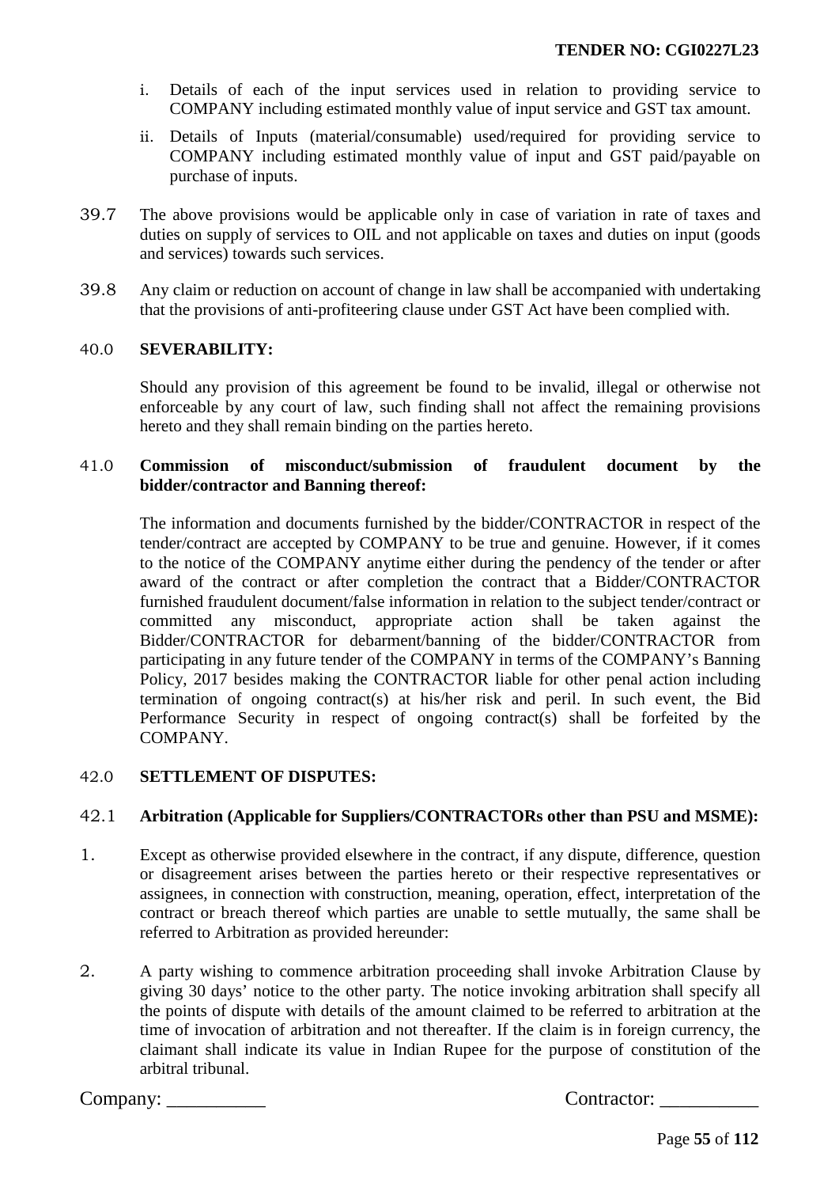i. Details of each of the input services used in relation to providing service to COMPANY including estimated monthly value of input service and GST tax amount.

ii. Details of Inputs (material/consumable) used/required for providing service to COMPANY including estimated monthly value of input and GST paid/payable on purchase of inputs.

39.7 The above provisions would be applicable only in case of variation in rate of taxes and duties on supply of services to OIL and not applicable on taxes and duties on input (goods and services) towards such services.

39.8 Any claim or reduction on account of change in law shall be accompanied with undertaking that the provisions of anti-profiteering clause under GST Act have been complied with.

## 40.0 SEVERABILITY:

Should any provision of this agreement be found to be invalid, illegal or otherwise not enforceable by any court of law, such finding shall not affect the remaining provisions hereto and they shall remain binding on the parties hereto.

## 41.0 Commission of misconduct/submission of fraudulent document by the bidder/contractor and Banning thereof:

The information and documents furnished by the bidder/CONTRACTOR in respect of the tender/contract are accepted by COMPANY to be true and genuine. However, if it comes to the notice of the COMPANY anytime either during the pendency of the tender or after award of the contract or after completion the contract that a Bidder/CONTRACTOR furnished fraudulent document/false information in relation to the subject tender/contract or committed any misconduct, appropriate action shall be taken against the Bidder/CONTRACTOR for debarment/banning of the bidder/CONTRACTOR from participating in any future tender of the COMPANY in terms of the COMPANY's Banning Policy, 2017 besides making the CONTRACTOR liable for other penal action including termination of ongoing contract(s) at his/her risk and peril. In such event, the Bid Performance Security in respect of ongoing contract(s) shall be forfeited by the COMPANY.

## 42.0 SETTLEMENT OF DISPUTES:

### 42.1 Arbitration (Applicable for Suppliers/CONTRACTORs other than PSU and MSME):

1. Except as otherwise provided elsewhere in the contract, if any dispute, difference, question or disagreement arises between the parties hereto or their respective representatives or assignees, in connection with construction, meaning, operation, effect, interpretation of the contract or breach thereof which parties are unable to settle mutually, the same shall be referred to Arbitration as provided hereunder:

2. A party wishing to commence arbitration proceeding shall invoke Arbitration Clause by giving 30 days' notice to the other party. The notice invoking arbitration shall specify all the points of dispute with details of the amount claimed to be referred to arbitration at the time of invocation of arbitration and not thereafter. If the claim is in foreign currency, the claimant shall indicate its value in Indian Rupee for the purpose of constitution of the arbitral tribunal.

Company: __________ Contractor: __________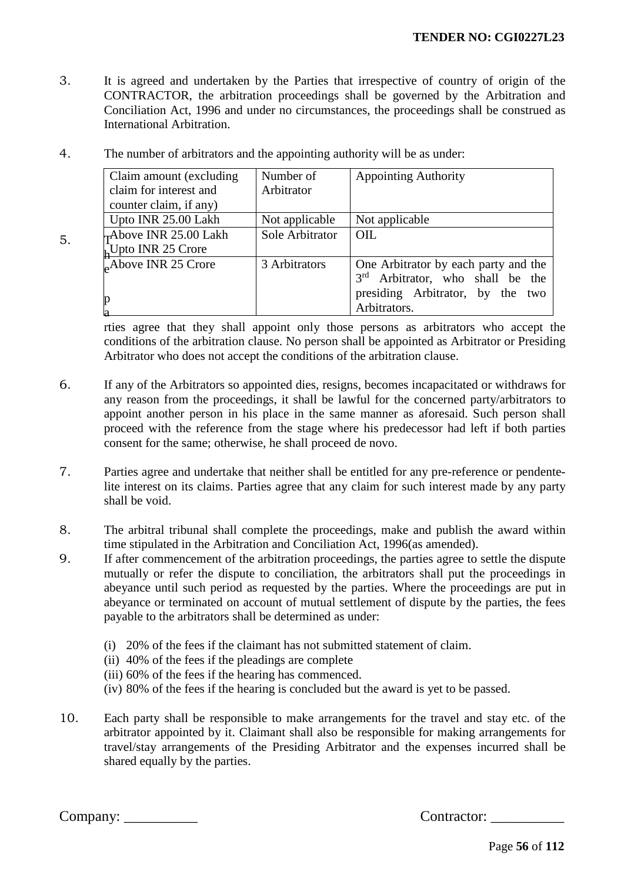3. It is agreed and undertaken by the Parties that irrespective of country of origin of the CONTRACTOR, the arbitration proceedings shall be governed by the Arbitration and Conciliation Act, 1996 and under no circumstances, the proceedings shall be construed as International Arbitration.

4. The number of arbitrators and the appointing authority will be as under:

| Claim amount (excluding claim for interest and counter claim, if any) | Number of Arbitrator | Appointing Authority |
|---|---|---|
| Upto INR 25.00 Lakh | Not applicable | Not applicable |
| Above INR 25.00 Lakh Upto INR 25 Crore | Sole Arbitrator | OIL |
| Above INR 25 Crore | 3 Arbitrators | One Arbitrator by each party and the 3rd Arbitrator, who shall be the presiding Arbitrator, by the two Arbitrators. |

5. The parties agree that they shall appoint only those persons as arbitrators who accept the conditions of the arbitration clause. No person shall be appointed as Arbitrator or Presiding Arbitrator who does not accept the conditions of the arbitration clause.

6. If any of the Arbitrators so appointed dies, resigns, becomes incapacitated or withdraws for any reason from the proceedings, it shall be lawful for the concerned party/arbitrators to appoint another person in his place in the same manner as aforesaid. Such person shall proceed with the reference from the stage where his predecessor had left if both parties consent for the same; otherwise, he shall proceed de novo.

7. Parties agree and undertake that neither shall be entitled for any pre-reference or pendente-lite interest on its claims. Parties agree that any claim for such interest made by any party shall be void.

8. The arbitral tribunal shall complete the proceedings, make and publish the award within time stipulated in the Arbitration and Conciliation Act, 1996(as amended).

9. If after commencement of the arbitration proceedings, the parties agree to settle the dispute mutually or refer the dispute to conciliation, the arbitrators shall put the proceedings in abeyance until such period as requested by the parties. Where the proceedings are put in abeyance or terminated on account of mutual settlement of dispute by the parties, the fees payable to the arbitrators shall be determined as under:

   (i) 20% of the fees if the claimant has not submitted statement of claim.
   (ii) 40% of the fees if the pleadings are complete
   (iii) 60% of the fees if the hearing has commenced.
   (iv) 80% of the fees if the hearing is concluded but the award is yet to be passed.

10. Each party shall be responsible to make arrangements for the travel and stay etc. of the arbitrator appointed by it. Claimant shall also be responsible for making arrangements for travel/stay arrangements of the Presiding Arbitrator and the expenses incurred shall be shared equally by the parties.

Company: __________ Contractor: __________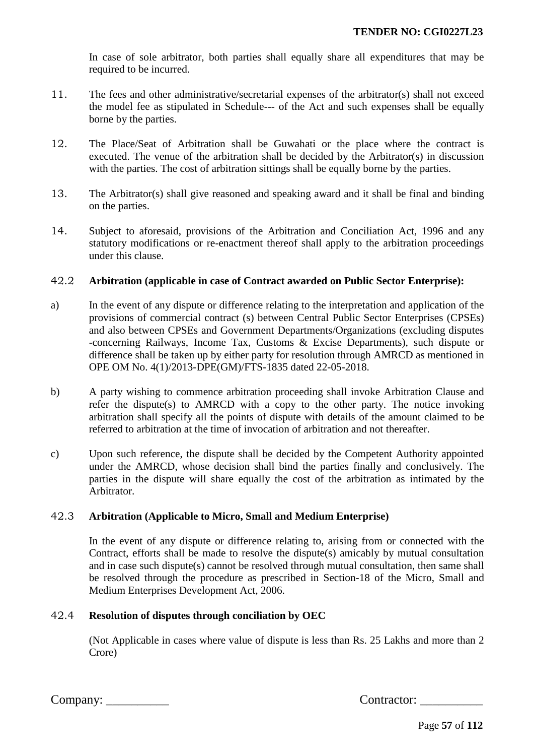In case of sole arbitrator, both parties shall equally share all expenditures that may be required to be incurred.

11. The fees and other administrative/secretarial expenses of the arbitrator(s) shall not exceed the model fee as stipulated in Schedule--- of the Act and such expenses shall be equally borne by the parties.

12. The Place/Seat of Arbitration shall be Guwahati or the place where the contract is executed. The venue of the arbitration shall be decided by the Arbitrator(s) in discussion with the parties. The cost of arbitration sittings shall be equally borne by the parties.

13. The Arbitrator(s) shall give reasoned and speaking award and it shall be final and binding on the parties.

14. Subject to aforesaid, provisions of the Arbitration and Conciliation Act, 1996 and any statutory modifications or re-enactment thereof shall apply to the arbitration proceedings under this clause.

42.2 **Arbitration (applicable in case of Contract awarded on Public Sector Enterprise):**

a) In the event of any dispute or difference relating to the interpretation and application of the provisions of commercial contract (s) between Central Public Sector Enterprises (CPSEs) and also between CPSEs and Government Departments/Organizations (excluding disputes -concerning Railways, Income Tax, Customs & Excise Departments), such dispute or difference shall be taken up by either party for resolution through AMRCD as mentioned in OPE OM No. 4(1)/2013-DPE(GM)/FTS-1835 dated 22-05-2018.

b) A party wishing to commence arbitration proceeding shall invoke Arbitration Clause and refer the dispute(s) to AMRCD with a copy to the other party. The notice invoking arbitration shall specify all the points of dispute with details of the amount claimed to be referred to arbitration at the time of invocation of arbitration and not thereafter.

c) Upon such reference, the dispute shall be decided by the Competent Authority appointed under the AMRCD, whose decision shall bind the parties finally and conclusively. The parties in the dispute will share equally the cost of the arbitration as intimated by the Arbitrator.

42.3 **Arbitration (Applicable to Micro, Small and Medium Enterprise)**

In the event of any dispute or difference relating to, arising from or connected with the Contract, efforts shall be made to resolve the dispute(s) amicably by mutual consultation and in case such dispute(s) cannot be resolved through mutual consultation, then same shall be resolved through the procedure as prescribed in Section-18 of the Micro, Small and Medium Enterprises Development Act, 2006.

42.4 **Resolution of disputes through conciliation by OEC**

(Not Applicable in cases where value of dispute is less than Rs. 25 Lakhs and more than 2 Crore)

Company: __________ Contractor: __________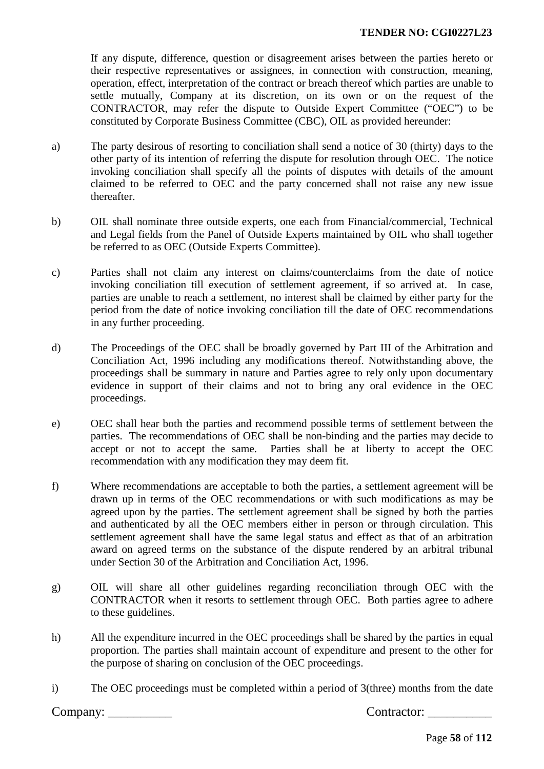If any dispute, difference, question or disagreement arises between the parties hereto or their respective representatives or assignees, in connection with construction, meaning, operation, effect, interpretation of the contract or breach thereof which parties are unable to settle mutually, Company at its discretion, on its own or on the request of the CONTRACTOR, may refer the dispute to Outside Expert Committee ("OEC") to be constituted by Corporate Business Committee (CBC), OIL as provided hereunder:

a) The party desirous of resorting to conciliation shall send a notice of 30 (thirty) days to the other party of its intention of referring the dispute for resolution through OEC. The notice invoking conciliation shall specify all the points of disputes with details of the amount claimed to be referred to OEC and the party concerned shall not raise any new issue thereafter.

b) OIL shall nominate three outside experts, one each from Financial/commercial, Technical and Legal fields from the Panel of Outside Experts maintained by OIL who shall together be referred to as OEC (Outside Experts Committee).

c) Parties shall not claim any interest on claims/counterclaims from the date of notice invoking conciliation till execution of settlement agreement, if so arrived at. In case, parties are unable to reach a settlement, no interest shall be claimed by either party for the period from the date of notice invoking conciliation till the date of OEC recommendations in any further proceeding.

d) The Proceedings of the OEC shall be broadly governed by Part III of the Arbitration and Conciliation Act, 1996 including any modifications thereof. Notwithstanding above, the proceedings shall be summary in nature and Parties agree to rely only upon documentary evidence in support of their claims and not to bring any oral evidence in the OEC proceedings.

e) OEC shall hear both the parties and recommend possible terms of settlement between the parties. The recommendations of OEC shall be non-binding and the parties may decide to accept or not to accept the same. Parties shall be at liberty to accept the OEC recommendation with any modification they may deem fit.

f) Where recommendations are acceptable to both the parties, a settlement agreement will be drawn up in terms of the OEC recommendations or with such modifications as may be agreed upon by the parties. The settlement agreement shall be signed by both the parties and authenticated by all the OEC members either in person or through circulation. This settlement agreement shall have the same legal status and effect as that of an arbitration award on agreed terms on the substance of the dispute rendered by an arbitral tribunal under Section 30 of the Arbitration and Conciliation Act, 1996.

g) OIL will share all other guidelines regarding reconciliation through OEC with the CONTRACTOR when it resorts to settlement through OEC. Both parties agree to adhere to these guidelines.

h) All the expenditure incurred in the OEC proceedings shall be shared by the parties in equal proportion. The parties shall maintain account of expenditure and present to the other for the purpose of sharing on conclusion of the OEC proceedings.

i) The OEC proceedings must be completed within a period of 3(three) months from the date

Company: __________ Contractor: __________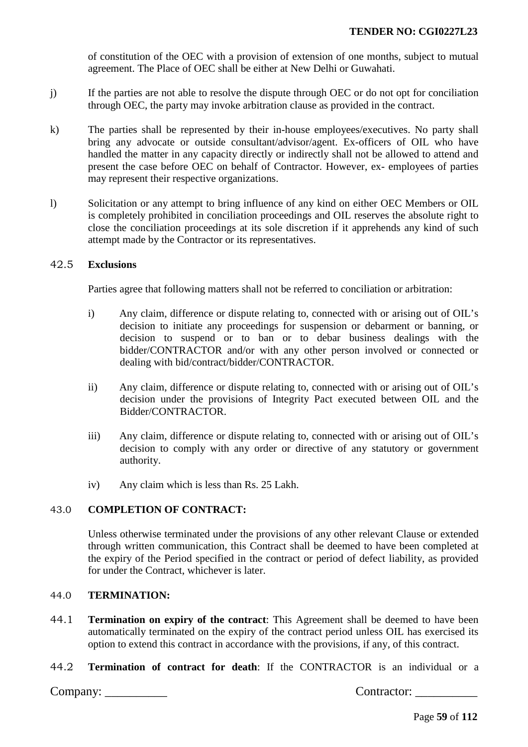of constitution of the OEC with a provision of extension of one months, subject to mutual agreement. The Place of OEC shall be either at New Delhi or Guwahati.

j) If the parties are not able to resolve the dispute through OEC or do not opt for conciliation through OEC, the party may invoke arbitration clause as provided in the contract.

k) The parties shall be represented by their in-house employees/executives. No party shall bring any advocate or outside consultant/advisor/agent. Ex-officers of OIL who have handled the matter in any capacity directly or indirectly shall not be allowed to attend and present the case before OEC on behalf of Contractor. However, ex- employees of parties may represent their respective organizations.

l) Solicitation or any attempt to bring influence of any kind on either OEC Members or OIL is completely prohibited in conciliation proceedings and OIL reserves the absolute right to close the conciliation proceedings at its sole discretion if it apprehends any kind of such attempt made by the Contractor or its representatives.

42.5 **Exclusions**

Parties agree that following matters shall not be referred to conciliation or arbitration:

i) Any claim, difference or dispute relating to, connected with or arising out of OIL's decision to initiate any proceedings for suspension or debarment or banning, or decision to suspend or to ban or to debar business dealings with the bidder/CONTRACTOR and/or with any other person involved or connected or dealing with bid/contract/bidder/CONTRACTOR.

ii) Any claim, difference or dispute relating to, connected with or arising out of OIL's decision under the provisions of Integrity Pact executed between OIL and the Bidder/CONTRACTOR.

iii) Any claim, difference or dispute relating to, connected with or arising out of OIL's decision to comply with any order or directive of any statutory or government authority.

iv) Any claim which is less than Rs. 25 Lakh.

43.0 **COMPLETION OF CONTRACT:**

Unless otherwise terminated under the provisions of any other relevant Clause or extended through written communication, this Contract shall be deemed to have been completed at the expiry of the Period specified in the contract or period of defect liability, as provided for under the Contract, whichever is later.

44.0 **TERMINATION:**

44.1 **Termination on expiry of the contract**: This Agreement shall be deemed to have been automatically terminated on the expiry of the contract period unless OIL has exercised its option to extend this contract in accordance with the provisions, if any, of this contract.

44.2 **Termination of contract for death**: If the CONTRACTOR is an individual or a

Company: __________ Contractor: __________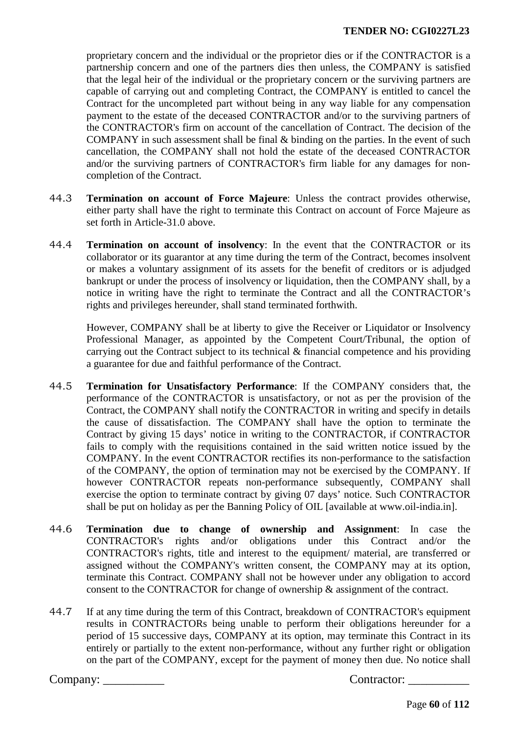proprietary concern and the individual or the proprietor dies or if the CONTRACTOR is a partnership concern and one of the partners dies then unless, the COMPANY is satisfied that the legal heir of the individual or the proprietary concern or the surviving partners are capable of carrying out and completing Contract, the COMPANY is entitled to cancel the Contract for the uncompleted part without being in any way liable for any compensation payment to the estate of the deceased CONTRACTOR and/or to the surviving partners of the CONTRACTOR's firm on account of the cancellation of Contract. The decision of the COMPANY in such assessment shall be final & binding on the parties. In the event of such cancellation, the COMPANY shall not hold the estate of the deceased CONTRACTOR and/or the surviving partners of CONTRACTOR's firm liable for any damages for non-completion of the Contract.

44.3 **Termination on account of Force Majeure**: Unless the contract provides otherwise, either party shall have the right to terminate this Contract on account of Force Majeure as set forth in Article-31.0 above.

44.4 **Termination on account of insolvency**: In the event that the CONTRACTOR or its collaborator or its guarantor at any time during the term of the Contract, becomes insolvent or makes a voluntary assignment of its assets for the benefit of creditors or is adjudged bankrupt or under the process of insolvency or liquidation, then the COMPANY shall, by a notice in writing have the right to terminate the Contract and all the CONTRACTOR's rights and privileges hereunder, shall stand terminated forthwith.

However, COMPANY shall be at liberty to give the Receiver or Liquidator or Insolvency Professional Manager, as appointed by the Competent Court/Tribunal, the option of carrying out the Contract subject to its technical & financial competence and his providing a guarantee for due and faithful performance of the Contract.

44.5 **Termination for Unsatisfactory Performance**: If the COMPANY considers that, the performance of the CONTRACTOR is unsatisfactory, or not as per the provision of the Contract, the COMPANY shall notify the CONTRACTOR in writing and specify in details the cause of dissatisfaction. The COMPANY shall have the option to terminate the Contract by giving 15 days' notice in writing to the CONTRACTOR, if CONTRACTOR fails to comply with the requisitions contained in the said written notice issued by the COMPANY. In the event CONTRACTOR rectifies its non-performance to the satisfaction of the COMPANY, the option of termination may not be exercised by the COMPANY. If however CONTRACTOR repeats non-performance subsequently, COMPANY shall exercise the option to terminate contract by giving 07 days' notice. Such CONTRACTOR shall be put on holiday as per the Banning Policy of OIL [available at www.oil-india.in].

44.6 **Termination due to change of ownership and Assignment**: In case the CONTRACTOR's rights and/or obligations under this Contract and/or the CONTRACTOR's rights, title and interest to the equipment/ material, are transferred or assigned without the COMPANY's written consent, the COMPANY may at its option, terminate this Contract. COMPANY shall not be however under any obligation to accord consent to the CONTRACTOR for change of ownership & assignment of the contract.

44.7 If at any time during the term of this Contract, breakdown of CONTRACTOR's equipment results in CONTRACTORs being unable to perform their obligations hereunder for a period of 15 successive days, COMPANY at its option, may terminate this Contract in its entirely or partially to the extent non-performance, without any further right or obligation on the part of the COMPANY, except for the payment of money then due. No notice shall

Company: __________ Contractor: __________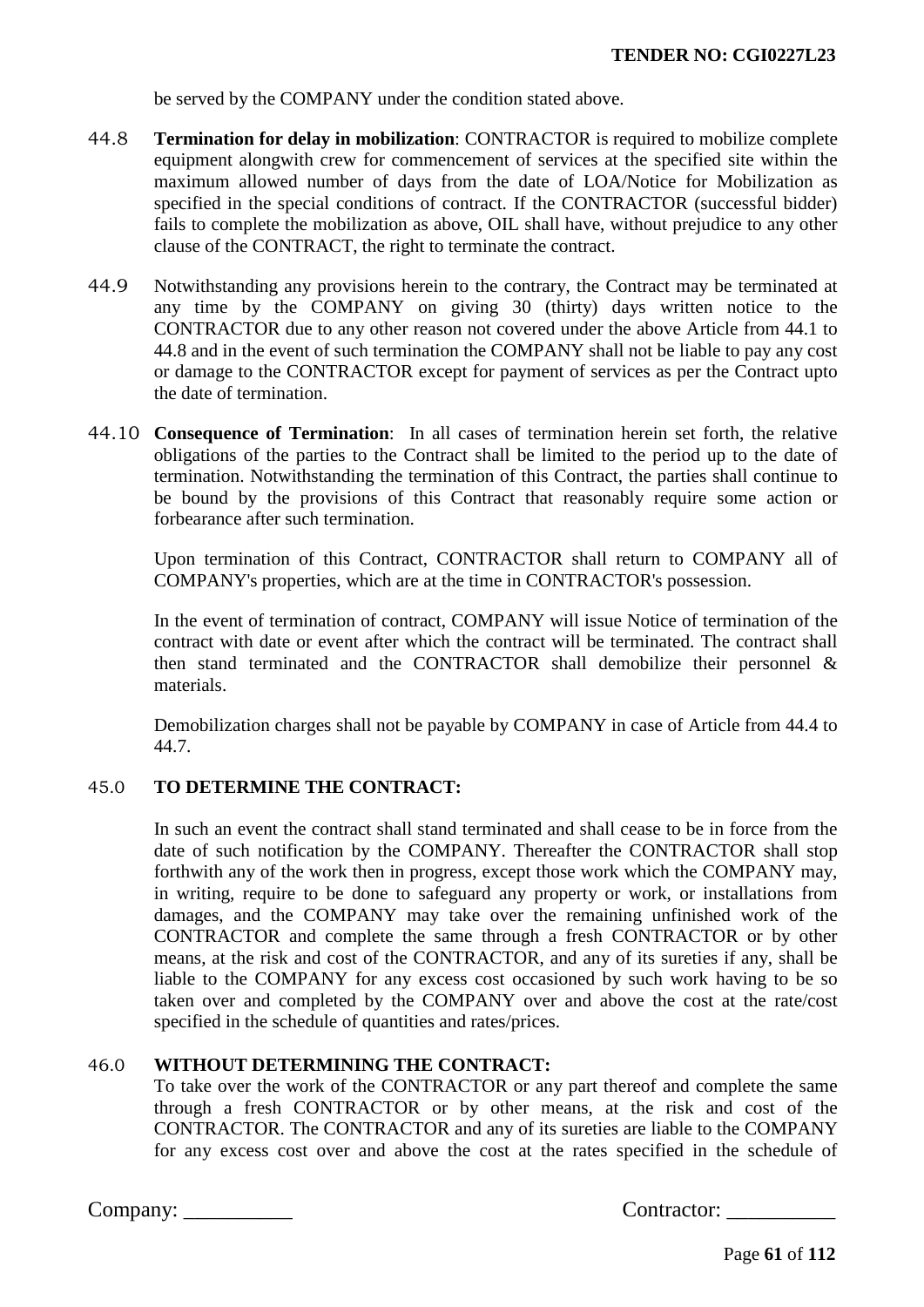be served by the COMPANY under the condition stated above.

44.8 **Termination for delay in mobilization**: CONTRACTOR is required to mobilize complete equipment alongwith crew for commencement of services at the specified site within the maximum allowed number of days from the date of LOA/Notice for Mobilization as specified in the special conditions of contract. If the CONTRACTOR (successful bidder) fails to complete the mobilization as above, OIL shall have, without prejudice to any other clause of the CONTRACT, the right to terminate the contract.

44.9 Notwithstanding any provisions herein to the contrary, the Contract may be terminated at any time by the COMPANY on giving 30 (thirty) days written notice to the CONTRACTOR due to any other reason not covered under the above Article from 44.1 to 44.8 and in the event of such termination the COMPANY shall not be liable to pay any cost or damage to the CONTRACTOR except for payment of services as per the Contract upto the date of termination.

44.10 **Consequence of Termination**: In all cases of termination herein set forth, the relative obligations of the parties to the Contract shall be limited to the period up to the date of termination. Notwithstanding the termination of this Contract, the parties shall continue to be bound by the provisions of this Contract that reasonably require some action or forbearance after such termination.

Upon termination of this Contract, CONTRACTOR shall return to COMPANY all of COMPANY's properties, which are at the time in CONTRACTOR's possession.

In the event of termination of contract, COMPANY will issue Notice of termination of the contract with date or event after which the contract will be terminated. The contract shall then stand terminated and the CONTRACTOR shall demobilize their personnel & materials.

Demobilization charges shall not be payable by COMPANY in case of Article from 44.4 to 44.7.

45.0 **TO DETERMINE THE CONTRACT:**

In such an event the contract shall stand terminated and shall cease to be in force from the date of such notification by the COMPANY. Thereafter the CONTRACTOR shall stop forthwith any of the work then in progress, except those work which the COMPANY may, in writing, require to be done to safeguard any property or work, or installations from damages, and the COMPANY may take over the remaining unfinished work of the CONTRACTOR and complete the same through a fresh CONTRACTOR or by other means, at the risk and cost of the CONTRACTOR, and any of its sureties if any, shall be liable to the COMPANY for any excess cost occasioned by such work having to be so taken over and completed by the COMPANY over and above the cost at the rate/cost specified in the schedule of quantities and rates/prices.

46.0 **WITHOUT DETERMINING THE CONTRACT:**

To take over the work of the CONTRACTOR or any part thereof and complete the same through a fresh CONTRACTOR or by other means, at the risk and cost of the CONTRACTOR. The CONTRACTOR and any of its sureties are liable to the COMPANY for any excess cost over and above the cost at the rates specified in the schedule of

Company: __________ Contractor: __________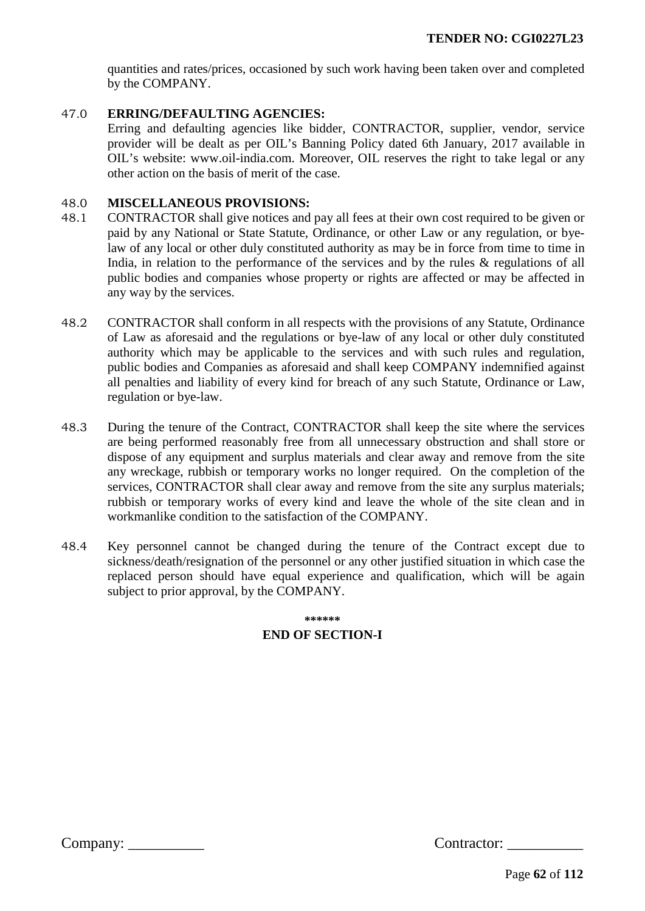quantities and rates/prices, occasioned by such work having been taken over and completed by the COMPANY.

47.0 **ERRING/DEFAULTING AGENCIES:**

Erring and defaulting agencies like bidder, CONTRACTOR, supplier, vendor, service provider will be dealt as per OIL's Banning Policy dated 6th January, 2017 available in OIL's website: www.oil-india.com. Moreover, OIL reserves the right to take legal or any other action on the basis of merit of the case.

48.0 **MISCELLANEOUS PROVISIONS:**

48.1 CONTRACTOR shall give notices and pay all fees at their own cost required to be given or paid by any National or State Statute, Ordinance, or other Law or any regulation, or bye-law of any local or other duly constituted authority as may be in force from time to time in India, in relation to the performance of the services and by the rules & regulations of all public bodies and companies whose property or rights are affected or may be affected in any way by the services.

48.2 CONTRACTOR shall conform in all respects with the provisions of any Statute, Ordinance of Law as aforesaid and the regulations or bye-law of any local or other duly constituted authority which may be applicable to the services and with such rules and regulation, public bodies and Companies as aforesaid and shall keep COMPANY indemnified against all penalties and liability of every kind for breach of any such Statute, Ordinance or Law, regulation or bye-law.

48.3 During the tenure of the Contract, CONTRACTOR shall keep the site where the services are being performed reasonably free from all unnecessary obstruction and shall store or dispose of any equipment and surplus materials and clear away and remove from the site any wreckage, rubbish or temporary works no longer required. On the completion of the services, CONTRACTOR shall clear away and remove from the site any surplus materials; rubbish or temporary works of every kind and leave the whole of the site clean and in workmanlike condition to the satisfaction of the COMPANY.

48.4 Key personnel cannot be changed during the tenure of the Contract except due to sickness/death/resignation of the personnel or any other justified situation in which case the replaced person should have equal experience and qualification, which will be again subject to prior approval, by the COMPANY.

\*\*\*\*\*\*

**END OF SECTION-I**

Company: __________ Contractor: __________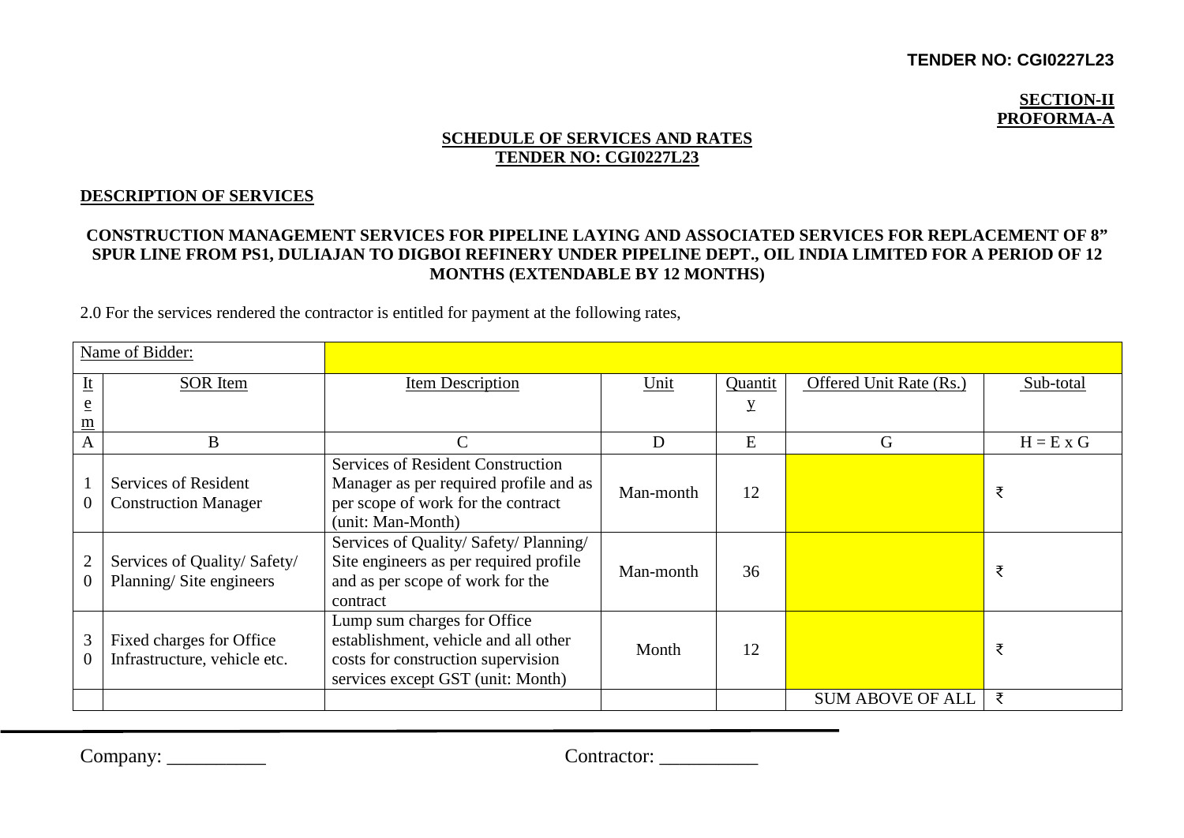**TENDER NO: CGI0227L23**

**SECTION-II**
**PROFORMA-A**

## SCHEDULE OF SERVICES AND RATES
## TENDER NO: CGI0227L23

**DESCRIPTION OF SERVICES**

**CONSTRUCTION MANAGEMENT SERVICES FOR PIPELINE LAYING AND ASSOCIATED SERVICES FOR REPLACEMENT OF 8" SPUR LINE FROM PS1, DULIAJAN TO DIGBOI REFINERY UNDER PIPELINE DEPT., OIL INDIA LIMITED FOR A PERIOD OF 12 MONTHS (EXTENDABLE BY 12 MONTHS)**

2.0 For the services rendered the contractor is entitled for payment at the following rates,

| Name of Bidder: | | | | | | |
|---|---|---|---|---|---|---|
| Item | SOR Item | Item Description | Unit | Quantity | Offered Unit Rate (Rs.) | Sub-total |
| A | B | C | D | E | G | H = E x G |
| 10 | Services of Resident Construction Manager | Services of Resident Construction Manager as per required profile and as per scope of work for the contract (unit: Man-Month) | Man-month | 12 | | ₹ |
| 20 | Services of Quality/ Safety/ Planning/ Site engineers | Services of Quality/ Safety/ Planning/ Site engineers as per required profile and as per scope of work for the contract | Man-month | 36 | | ₹ |
| 30 | Fixed charges for Office Infrastructure, vehicle etc. | Lump sum charges for Office establishment, vehicle and all other costs for construction supervision services except GST (unit: Month) | Month | 12 | | ₹ |
| | | | | | SUM ABOVE OF ALL | ₹ |

Company: __________ Contractor: __________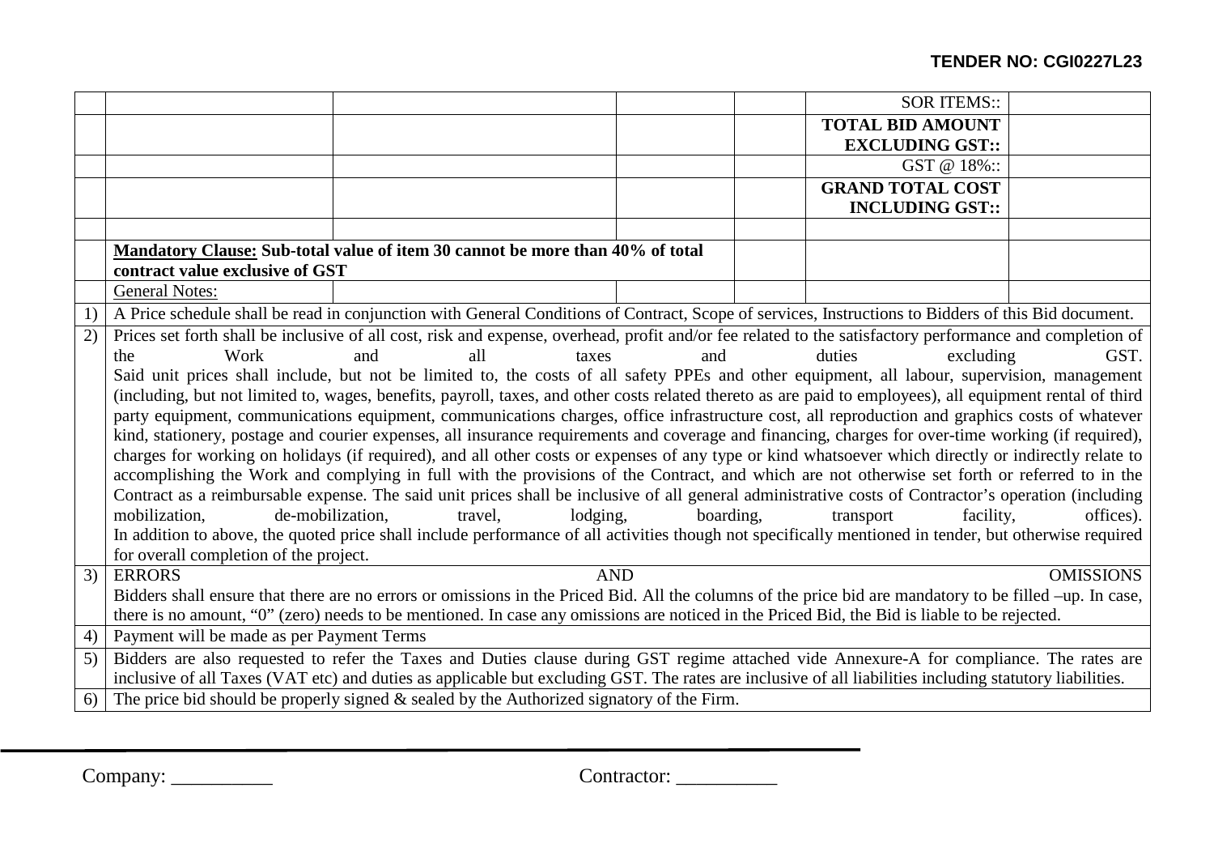| | | | | | | |
|---|---|---|---|---|---|---|
| | | | | | SOR ITEMS:: | |
| | | | | | **TOTAL BID AMOUNT EXCLUDING GST::** | |
| | | | | | GST @ 18%:: | |
| | | | | | **GRAND TOTAL COST INCLUDING GST::** | |
| | | | | | | |
| | **Mandatory Clause: Sub-total value of item 30 cannot be more than 40% of total contract value exclusive of GST** | | | | | |
| | General Notes: | | | | | |

1) A Price schedule shall be read in conjunction with General Conditions of Contract, Scope of services, Instructions to Bidders of this Bid document.

2) Prices set forth shall be inclusive of all cost, risk and expense, overhead, profit and/or fee related to the satisfactory performance and completion of the Work and all taxes and duties excluding GST.
Said unit prices shall include, but not be limited to, the costs of all safety PPEs and other equipment, all labour, supervision, management (including, but not limited to, wages, benefits, payroll, taxes, and other costs related thereto as are paid to employees), all equipment rental of third party equipment, communications equipment, communications charges, office infrastructure cost, all reproduction and graphics costs of whatever kind, stationery, postage and courier expenses, all insurance requirements and coverage and financing, charges for over-time working (if required), charges for working on holidays (if required), and all other costs or expenses of any type or kind whatsoever which directly or indirectly relate to accomplishing the Work and complying in full with the provisions of the Contract, and which are not otherwise set forth or referred to in the Contract as a reimbursable expense. The said unit prices shall be inclusive of all general administrative costs of Contractor's operation (including mobilization, de-mobilization, travel, lodging, boarding, transport facility, offices).
In addition to above, the quoted price shall include performance of all activities though not specifically mentioned in tender, but otherwise required for overall completion of the project.

3) ERRORS AND OMISSIONS
Bidders shall ensure that there are no errors or omissions in the Priced Bid. All the columns of the price bid are mandatory to be filled –up. In case, there is no amount, "0" (zero) needs to be mentioned. In case any omissions are noticed in the Priced Bid, the Bid is liable to be rejected.

4) Payment will be made as per Payment Terms

5) Bidders are also requested to refer the Taxes and Duties clause during GST regime attached vide Annexure-A for compliance. The rates are inclusive of all Taxes (VAT etc) and duties as applicable but excluding GST. The rates are inclusive of all liabilities including statutory liabilities.

6) The price bid should be properly signed & sealed by the Authorized signatory of the Firm.

Company: __________ Contractor: __________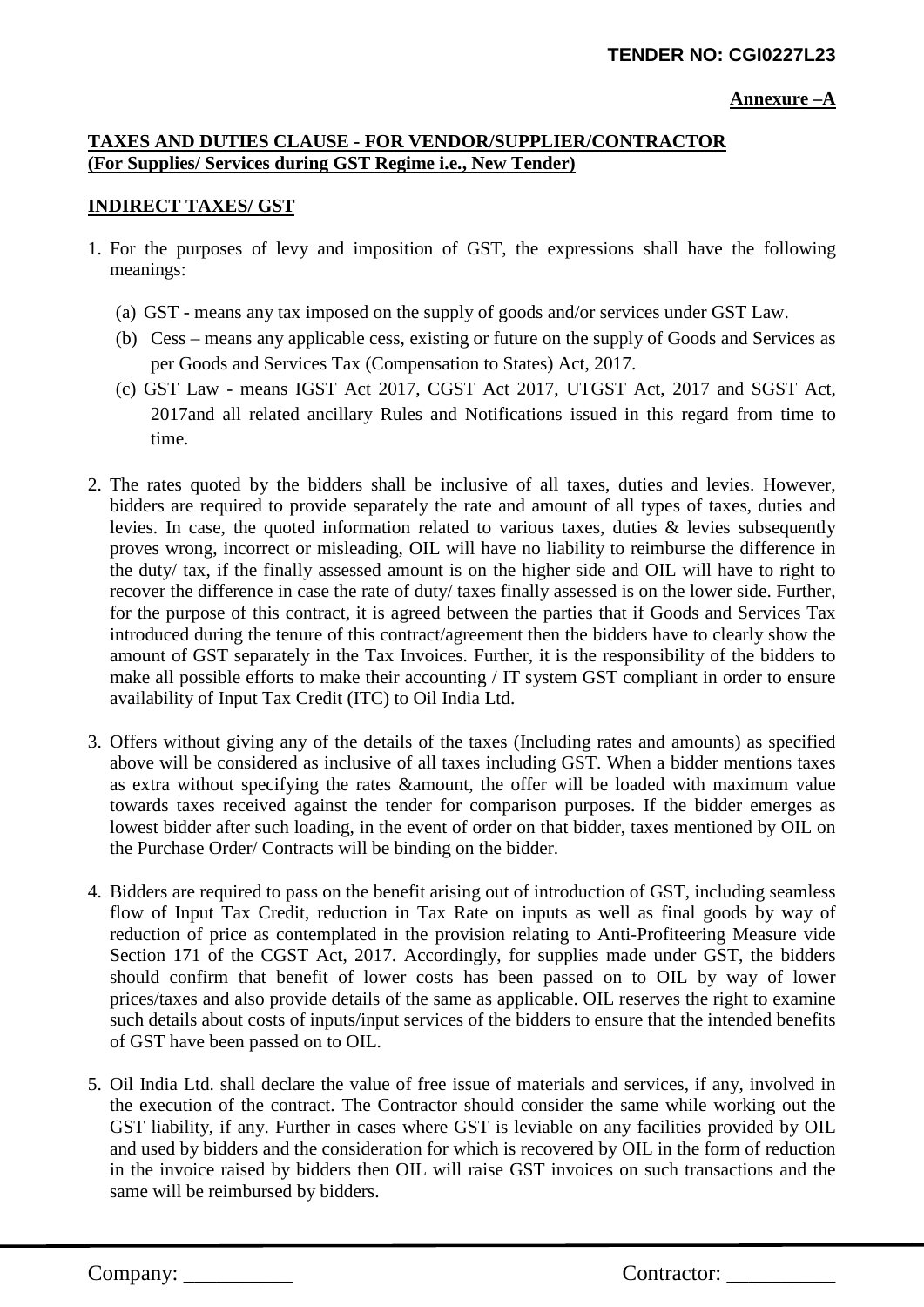**TENDER NO: CGI0227L23**

**Annexure –A**

**TAXES AND DUTIES CLAUSE - FOR VENDOR/SUPPLIER/CONTRACTOR**
**(For Supplies/ Services during GST Regime i.e., New Tender)**

**INDIRECT TAXES/ GST**

1. For the purposes of levy and imposition of GST, the expressions shall have the following meanings:

   (a) GST - means any tax imposed on the supply of goods and/or services under GST Law.

   (b) Cess – means any applicable cess, existing or future on the supply of Goods and Services as per Goods and Services Tax (Compensation to States) Act, 2017.

   (c) GST Law - means IGST Act 2017, CGST Act 2017, UTGST Act, 2017 and SGST Act, 2017and all related ancillary Rules and Notifications issued in this regard from time to time.

2. The rates quoted by the bidders shall be inclusive of all taxes, duties and levies. However, bidders are required to provide separately the rate and amount of all types of taxes, duties and levies. In case, the quoted information related to various taxes, duties & levies subsequently proves wrong, incorrect or misleading, OIL will have no liability to reimburse the difference in the duty/ tax, if the finally assessed amount is on the higher side and OIL will have to right to recover the difference in case the rate of duty/ taxes finally assessed is on the lower side. Further, for the purpose of this contract, it is agreed between the parties that if Goods and Services Tax introduced during the tenure of this contract/agreement then the bidders have to clearly show the amount of GST separately in the Tax Invoices. Further, it is the responsibility of the bidders to make all possible efforts to make their accounting / IT system GST compliant in order to ensure availability of Input Tax Credit (ITC) to Oil India Ltd.

3. Offers without giving any of the details of the taxes (Including rates and amounts) as specified above will be considered as inclusive of all taxes including GST. When a bidder mentions taxes as extra without specifying the rates &amount, the offer will be loaded with maximum value towards taxes received against the tender for comparison purposes. If the bidder emerges as lowest bidder after such loading, in the event of order on that bidder, taxes mentioned by OIL on the Purchase Order/ Contracts will be binding on the bidder.

4. Bidders are required to pass on the benefit arising out of introduction of GST, including seamless flow of Input Tax Credit, reduction in Tax Rate on inputs as well as final goods by way of reduction of price as contemplated in the provision relating to Anti-Profiteering Measure vide Section 171 of the CGST Act, 2017. Accordingly, for supplies made under GST, the bidders should confirm that benefit of lower costs has been passed on to OIL by way of lower prices/taxes and also provide details of the same as applicable. OIL reserves the right to examine such details about costs of inputs/input services of the bidders to ensure that the intended benefits of GST have been passed on to OIL.

5. Oil India Ltd. shall declare the value of free issue of materials and services, if any, involved in the execution of the contract. The Contractor should consider the same while working out the GST liability, if any. Further in cases where GST is leviable on any facilities provided by OIL and used by bidders and the consideration for which is recovered by OIL in the form of reduction in the invoice raised by bidders then OIL will raise GST invoices on such transactions and the same will be reimbursed by bidders.

Company: __________ Contractor: __________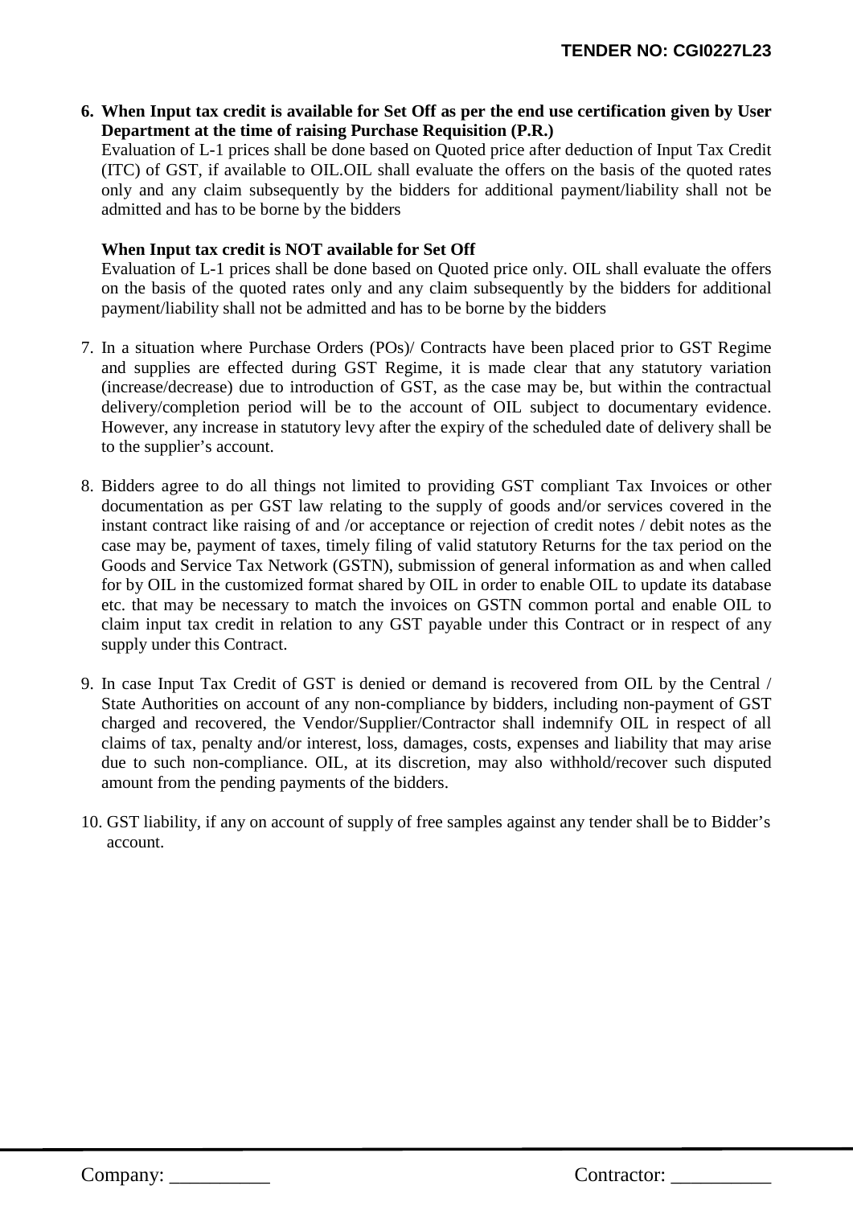6. **When Input tax credit is available for Set Off as per the end use certification given by User Department at the time of raising Purchase Requisition (P.R.)**
   Evaluation of L-1 prices shall be done based on Quoted price after deduction of Input Tax Credit (ITC) of GST, if available to OIL.OIL shall evaluate the offers on the basis of the quoted rates only and any claim subsequently by the bidders for additional payment/liability shall not be admitted and has to be borne by the bidders

   **When Input tax credit is NOT available for Set Off**
   Evaluation of L-1 prices shall be done based on Quoted price only. OIL shall evaluate the offers on the basis of the quoted rates only and any claim subsequently by the bidders for additional payment/liability shall not be admitted and has to be borne by the bidders

7. In a situation where Purchase Orders (POs)/ Contracts have been placed prior to GST Regime and supplies are effected during GST Regime, it is made clear that any statutory variation (increase/decrease) due to introduction of GST, as the case may be, but within the contractual delivery/completion period will be to the account of OIL subject to documentary evidence. However, any increase in statutory levy after the expiry of the scheduled date of delivery shall be to the supplier's account.

8. Bidders agree to do all things not limited to providing GST compliant Tax Invoices or other documentation as per GST law relating to the supply of goods and/or services covered in the instant contract like raising of and /or acceptance or rejection of credit notes / debit notes as the case may be, payment of taxes, timely filing of valid statutory Returns for the tax period on the Goods and Service Tax Network (GSTN), submission of general information as and when called for by OIL in the customized format shared by OIL in order to enable OIL to update its database etc. that may be necessary to match the invoices on GSTN common portal and enable OIL to claim input tax credit in relation to any GST payable under this Contract or in respect of any supply under this Contract.

9. In case Input Tax Credit of GST is denied or demand is recovered from OIL by the Central / State Authorities on account of any non-compliance by bidders, including non-payment of GST charged and recovered, the Vendor/Supplier/Contractor shall indemnify OIL in respect of all claims of tax, penalty and/or interest, loss, damages, costs, expenses and liability that may arise due to such non-compliance. OIL, at its discretion, may also withhold/recover such disputed amount from the pending payments of the bidders.

10. GST liability, if any on account of supply of free samples against any tender shall be to Bidder's account.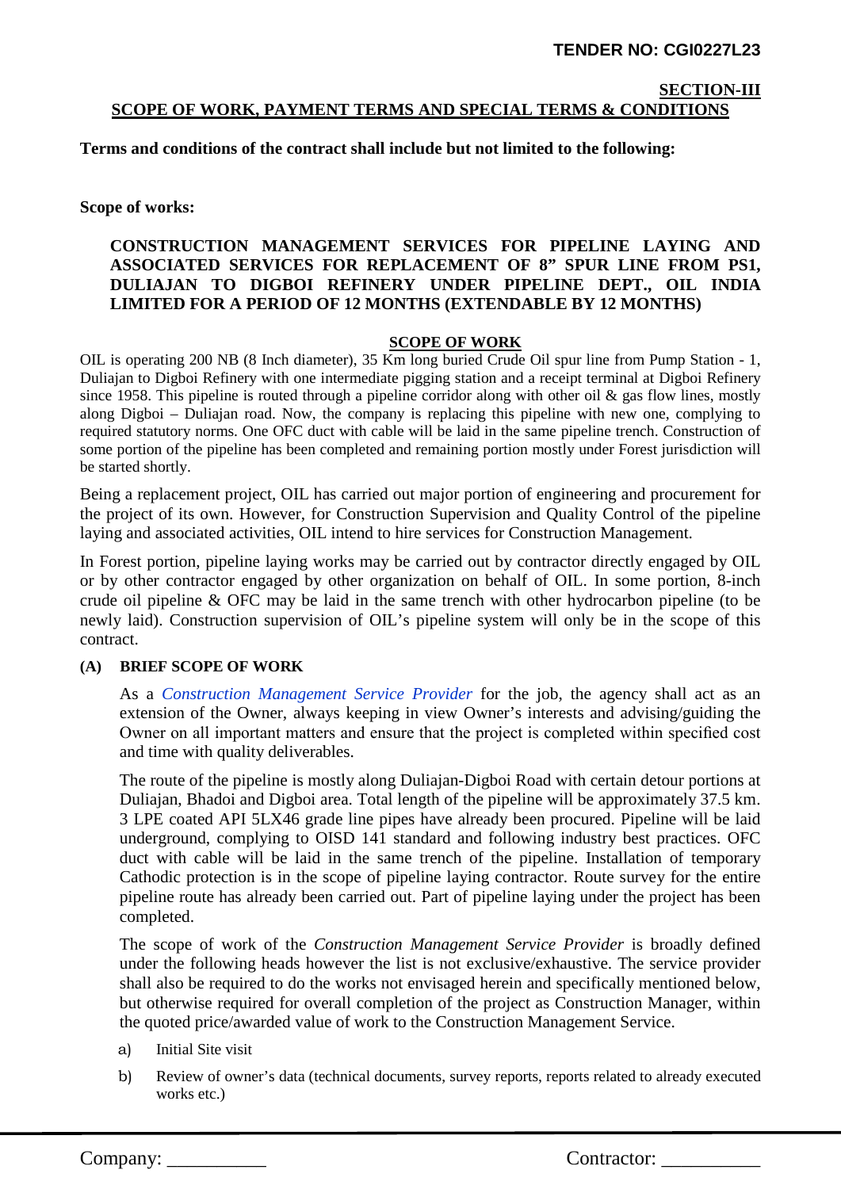## SECTION-III

## SCOPE OF WORK, PAYMENT TERMS AND SPECIAL TERMS & CONDITIONS

**Terms and conditions of the contract shall include but not limited to the following:**

**Scope of works:**

**CONSTRUCTION MANAGEMENT SERVICES FOR PIPELINE LAYING AND ASSOCIATED SERVICES FOR REPLACEMENT OF 8" SPUR LINE FROM PS1, DULIAJAN TO DIGBOI REFINERY UNDER PIPELINE DEPT., OIL INDIA LIMITED FOR A PERIOD OF 12 MONTHS (EXTENDABLE BY 12 MONTHS)**

### SCOPE OF WORK

OIL is operating 200 NB (8 Inch diameter), 35 Km long buried Crude Oil spur line from Pump Station - 1, Duliajan to Digboi Refinery with one intermediate pigging station and a receipt terminal at Digboi Refinery since 1958. This pipeline is routed through a pipeline corridor along with other oil & gas flow lines, mostly along Digboi – Duliajan road. Now, the company is replacing this pipeline with new one, complying to required statutory norms. One OFC duct with cable will be laid in the same pipeline trench. Construction of some portion of the pipeline has been completed and remaining portion mostly under Forest jurisdiction will be started shortly.

Being a replacement project, OIL has carried out major portion of engineering and procurement for the project of its own. However, for Construction Supervision and Quality Control of the pipeline laying and associated activities, OIL intend to hire services for Construction Management.

In Forest portion, pipeline laying works may be carried out by contractor directly engaged by OIL or by other contractor engaged by other organization on behalf of OIL. In some portion, 8-inch crude oil pipeline & OFC may be laid in the same trench with other hydrocarbon pipeline (to be newly laid). Construction supervision of OIL's pipeline system will only be in the scope of this contract.

**(A) BRIEF SCOPE OF WORK**

As a *Construction Management Service Provider* for the job, the agency shall act as an extension of the Owner, always keeping in view Owner's interests and advising/guiding the Owner on all important matters and ensure that the project is completed within specified cost and time with quality deliverables.

The route of the pipeline is mostly along Duliajan-Digboi Road with certain detour portions at Duliajan, Bhadoi and Digboi area. Total length of the pipeline will be approximately 37.5 km. 3 LPE coated API 5LX46 grade line pipes have already been procured. Pipeline will be laid underground, complying to OISD 141 standard and following industry best practices. OFC duct with cable will be laid in the same trench of the pipeline. Installation of temporary Cathodic protection is in the scope of pipeline laying contractor. Route survey for the entire pipeline route has already been carried out. Part of pipeline laying under the project has been completed.

The scope of work of the *Construction Management Service Provider* is broadly defined under the following heads however the list is not exclusive/exhaustive. The service provider shall also be required to do the works not envisaged herein and specifically mentioned below, but otherwise required for overall completion of the project as Construction Manager, within the quoted price/awarded value of work to the Construction Management Service.

a) Initial Site visit

b) Review of owner's data (technical documents, survey reports, reports related to already executed works etc.)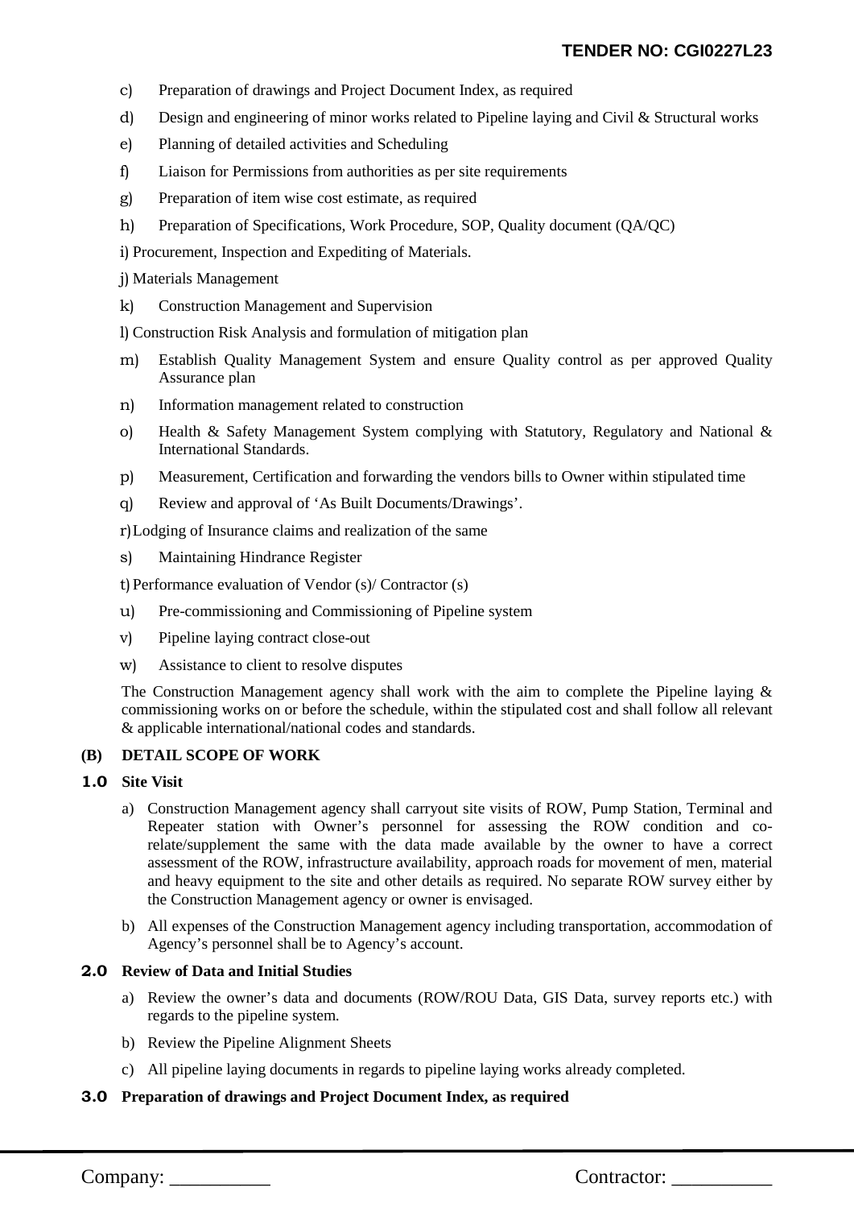c) Preparation of drawings and Project Document Index, as required

d) Design and engineering of minor works related to Pipeline laying and Civil & Structural works

e) Planning of detailed activities and Scheduling

f) Liaison for Permissions from authorities as per site requirements

g) Preparation of item wise cost estimate, as required

h) Preparation of Specifications, Work Procedure, SOP, Quality document (QA/QC)

i) Procurement, Inspection and Expediting of Materials.

j) Materials Management

k) Construction Management and Supervision

l) Construction Risk Analysis and formulation of mitigation plan

m) Establish Quality Management System and ensure Quality control as per approved Quality Assurance plan

n) Information management related to construction

o) Health & Safety Management System complying with Statutory, Regulatory and National & International Standards.

p) Measurement, Certification and forwarding the vendors bills to Owner within stipulated time

q) Review and approval of 'As Built Documents/Drawings'.

r) Lodging of Insurance claims and realization of the same

s) Maintaining Hindrance Register

t) Performance evaluation of Vendor (s)/ Contractor (s)

u) Pre-commissioning and Commissioning of Pipeline system

v) Pipeline laying contract close-out

w) Assistance to client to resolve disputes

The Construction Management agency shall work with the aim to complete the Pipeline laying & commissioning works on or before the schedule, within the stipulated cost and shall follow all relevant & applicable international/national codes and standards.

**(B) DETAIL SCOPE OF WORK**

**1.0 Site Visit**

a) Construction Management agency shall carryout site visits of ROW, Pump Station, Terminal and Repeater station with Owner's personnel for assessing the ROW condition and co-relate/supplement the same with the data made available by the owner to have a correct assessment of the ROW, infrastructure availability, approach roads for movement of men, material and heavy equipment to the site and other details as required. No separate ROW survey either by the Construction Management agency or owner is envisaged.

b) All expenses of the Construction Management agency including transportation, accommodation of Agency's personnel shall be to Agency's account.

**2.0 Review of Data and Initial Studies**

a) Review the owner's data and documents (ROW/ROU Data, GIS Data, survey reports etc.) with regards to the pipeline system.

b) Review the Pipeline Alignment Sheets

c) All pipeline laying documents in regards to pipeline laying works already completed.

**3.0 Preparation of drawings and Project Document Index, as required**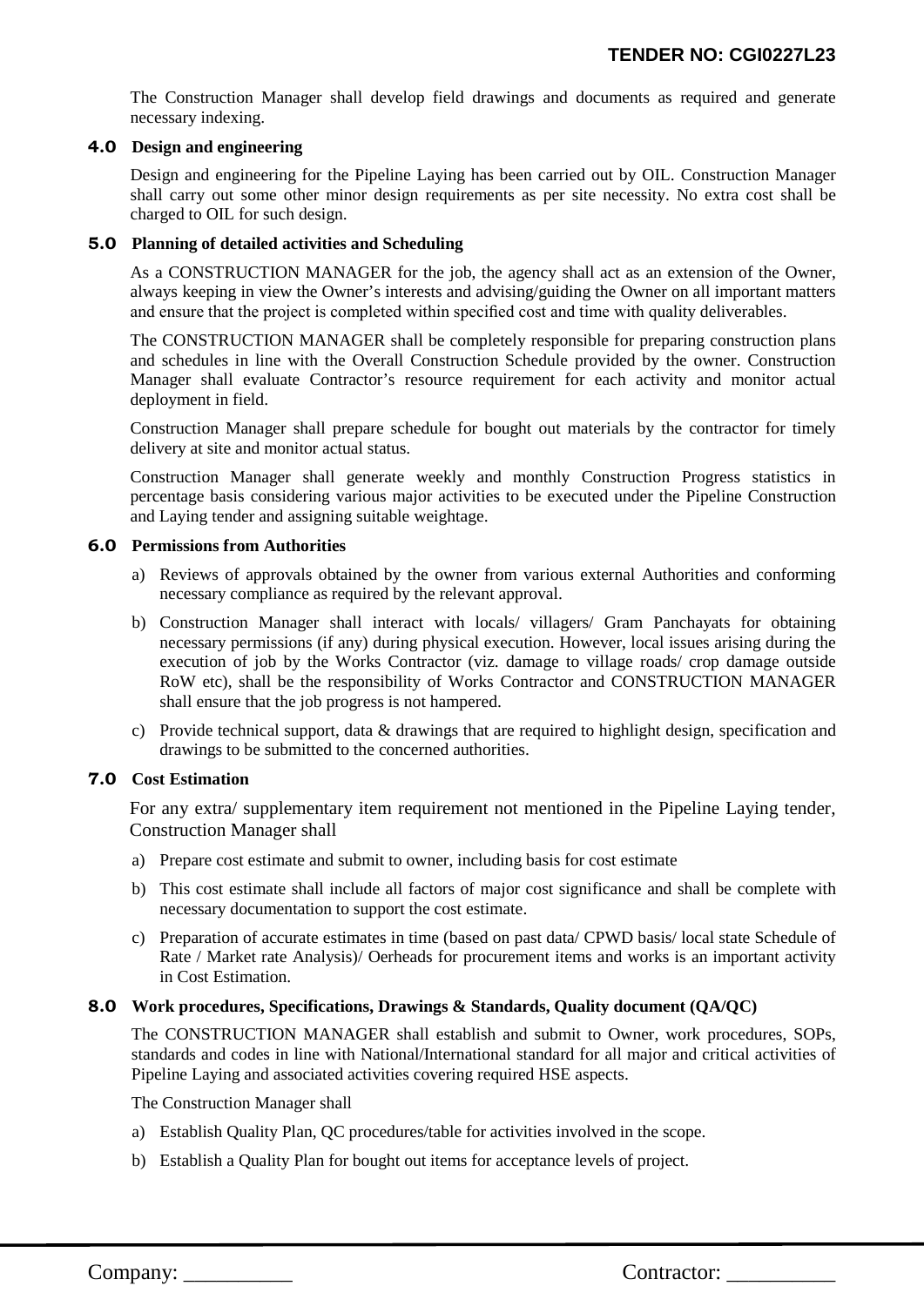The Construction Manager shall develop field drawings and documents as required and generate necessary indexing.

## 4.0 Design and engineering

Design and engineering for the Pipeline Laying has been carried out by OIL. Construction Manager shall carry out some other minor design requirements as per site necessity. No extra cost shall be charged to OIL for such design.

## 5.0 Planning of detailed activities and Scheduling

As a CONSTRUCTION MANAGER for the job, the agency shall act as an extension of the Owner, always keeping in view the Owner's interests and advising/guiding the Owner on all important matters and ensure that the project is completed within specified cost and time with quality deliverables.

The CONSTRUCTION MANAGER shall be completely responsible for preparing construction plans and schedules in line with the Overall Construction Schedule provided by the owner. Construction Manager shall evaluate Contractor's resource requirement for each activity and monitor actual deployment in field.

Construction Manager shall prepare schedule for bought out materials by the contractor for timely delivery at site and monitor actual status.

Construction Manager shall generate weekly and monthly Construction Progress statistics in percentage basis considering various major activities to be executed under the Pipeline Construction and Laying tender and assigning suitable weightage.

## 6.0 Permissions from Authorities

a) Reviews of approvals obtained by the owner from various external Authorities and conforming necessary compliance as required by the relevant approval.

b) Construction Manager shall interact with locals/ villagers/ Gram Panchayats for obtaining necessary permissions (if any) during physical execution. However, local issues arising during the execution of job by the Works Contractor (viz. damage to village roads/ crop damage outside RoW etc), shall be the responsibility of Works Contractor and CONSTRUCTION MANAGER shall ensure that the job progress is not hampered.

c) Provide technical support, data & drawings that are required to highlight design, specification and drawings to be submitted to the concerned authorities.

## 7.0 Cost Estimation

For any extra/ supplementary item requirement not mentioned in the Pipeline Laying tender, Construction Manager shall

a) Prepare cost estimate and submit to owner, including basis for cost estimate

b) This cost estimate shall include all factors of major cost significance and shall be complete with necessary documentation to support the cost estimate.

c) Preparation of accurate estimates in time (based on past data/ CPWD basis/ local state Schedule of Rate / Market rate Analysis)/ Oerheads for procurement items and works is an important activity in Cost Estimation.

## 8.0 Work procedures, Specifications, Drawings & Standards, Quality document (QA/QC)

The CONSTRUCTION MANAGER shall establish and submit to Owner, work procedures, SOPs, standards and codes in line with National/International standard for all major and critical activities of Pipeline Laying and associated activities covering required HSE aspects.

The Construction Manager shall

a) Establish Quality Plan, QC procedures/table for activities involved in the scope.

b) Establish a Quality Plan for bought out items for acceptance levels of project.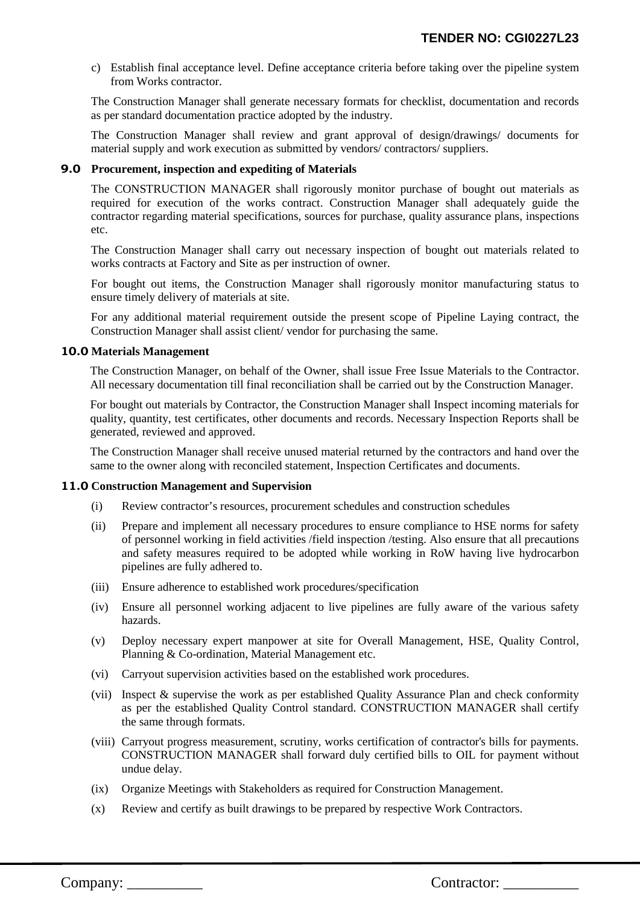c) Establish final acceptance level. Define acceptance criteria before taking over the pipeline system from Works contractor.

The Construction Manager shall generate necessary formats for checklist, documentation and records as per standard documentation practice adopted by the industry.

The Construction Manager shall review and grant approval of design/drawings/ documents for material supply and work execution as submitted by vendors/ contractors/ suppliers.

## 9.0 Procurement, inspection and expediting of Materials

The CONSTRUCTION MANAGER shall rigorously monitor purchase of bought out materials as required for execution of the works contract. Construction Manager shall adequately guide the contractor regarding material specifications, sources for purchase, quality assurance plans, inspections etc.

The Construction Manager shall carry out necessary inspection of bought out materials related to works contracts at Factory and Site as per instruction of owner.

For bought out items, the Construction Manager shall rigorously monitor manufacturing status to ensure timely delivery of materials at site.

For any additional material requirement outside the present scope of Pipeline Laying contract, the Construction Manager shall assist client/ vendor for purchasing the same.

## 10.0 Materials Management

The Construction Manager, on behalf of the Owner, shall issue Free Issue Materials to the Contractor. All necessary documentation till final reconciliation shall be carried out by the Construction Manager.

For bought out materials by Contractor, the Construction Manager shall Inspect incoming materials for quality, quantity, test certificates, other documents and records. Necessary Inspection Reports shall be generated, reviewed and approved.

The Construction Manager shall receive unused material returned by the contractors and hand over the same to the owner along with reconciled statement, Inspection Certificates and documents.

## 11.0 Construction Management and Supervision

(i) Review contractor's resources, procurement schedules and construction schedules

(ii) Prepare and implement all necessary procedures to ensure compliance to HSE norms for safety of personnel working in field activities /field inspection /testing. Also ensure that all precautions and safety measures required to be adopted while working in RoW having live hydrocarbon pipelines are fully adhered to.

(iii) Ensure adherence to established work procedures/specification

(iv) Ensure all personnel working adjacent to live pipelines are fully aware of the various safety hazards.

(v) Deploy necessary expert manpower at site for Overall Management, HSE, Quality Control, Planning & Co-ordination, Material Management etc.

(vi) Carryout supervision activities based on the established work procedures.

(vii) Inspect & supervise the work as per established Quality Assurance Plan and check conformity as per the established Quality Control standard. CONSTRUCTION MANAGER shall certify the same through formats.

(viii) Carryout progress measurement, scrutiny, works certification of contractor's bills for payments. CONSTRUCTION MANAGER shall forward duly certified bills to OIL for payment without undue delay.

(ix) Organize Meetings with Stakeholders as required for Construction Management.

(x) Review and certify as built drawings to be prepared by respective Work Contractors.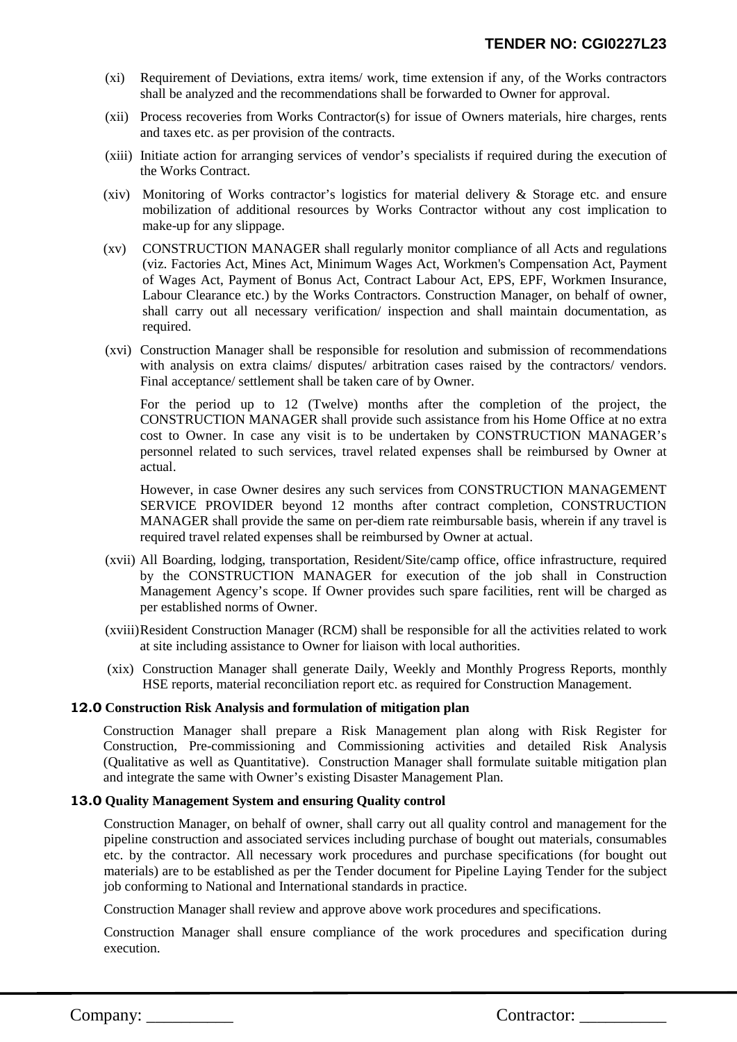(xi) Requirement of Deviations, extra items/ work, time extension if any, of the Works contractors shall be analyzed and the recommendations shall be forwarded to Owner for approval.

(xii) Process recoveries from Works Contractor(s) for issue of Owners materials, hire charges, rents and taxes etc. as per provision of the contracts.

(xiii) Initiate action for arranging services of vendor's specialists if required during the execution of the Works Contract.

(xiv) Monitoring of Works contractor's logistics for material delivery & Storage etc. and ensure mobilization of additional resources by Works Contractor without any cost implication to make-up for any slippage.

(xv) CONSTRUCTION MANAGER shall regularly monitor compliance of all Acts and regulations (viz. Factories Act, Mines Act, Minimum Wages Act, Workmen's Compensation Act, Payment of Wages Act, Payment of Bonus Act, Contract Labour Act, EPS, EPF, Workmen Insurance, Labour Clearance etc.) by the Works Contractors. Construction Manager, on behalf of owner, shall carry out all necessary verification/ inspection and shall maintain documentation, as required.

(xvi) Construction Manager shall be responsible for resolution and submission of recommendations with analysis on extra claims/ disputes/ arbitration cases raised by the contractors/ vendors. Final acceptance/ settlement shall be taken care of by Owner.

For the period up to 12 (Twelve) months after the completion of the project, the CONSTRUCTION MANAGER shall provide such assistance from his Home Office at no extra cost to Owner. In case any visit is to be undertaken by CONSTRUCTION MANAGER's personnel related to such services, travel related expenses shall be reimbursed by Owner at actual.

However, in case Owner desires any such services from CONSTRUCTION MANAGEMENT SERVICE PROVIDER beyond 12 months after contract completion, CONSTRUCTION MANAGER shall provide the same on per-diem rate reimbursable basis, wherein if any travel is required travel related expenses shall be reimbursed by Owner at actual.

(xvii) All Boarding, lodging, transportation, Resident/Site/camp office, office infrastructure, required by the CONSTRUCTION MANAGER for execution of the job shall in Construction Management Agency's scope. If Owner provides such spare facilities, rent will be charged as per established norms of Owner.

(xviii) Resident Construction Manager (RCM) shall be responsible for all the activities related to work at site including assistance to Owner for liaison with local authorities.

(xix) Construction Manager shall generate Daily, Weekly and Monthly Progress Reports, monthly HSE reports, material reconciliation report etc. as required for Construction Management.

**12.0 Construction Risk Analysis and formulation of mitigation plan**

Construction Manager shall prepare a Risk Management plan along with Risk Register for Construction, Pre-commissioning and Commissioning activities and detailed Risk Analysis (Qualitative as well as Quantitative). Construction Manager shall formulate suitable mitigation plan and integrate the same with Owner's existing Disaster Management Plan.

**13.0 Quality Management System and ensuring Quality control**

Construction Manager, on behalf of owner, shall carry out all quality control and management for the pipeline construction and associated services including purchase of bought out materials, consumables etc. by the contractor. All necessary work procedures and purchase specifications (for bought out materials) are to be established as per the Tender document for Pipeline Laying Tender for the subject job conforming to National and International standards in practice.

Construction Manager shall review and approve above work procedures and specifications.

Construction Manager shall ensure compliance of the work procedures and specification during execution.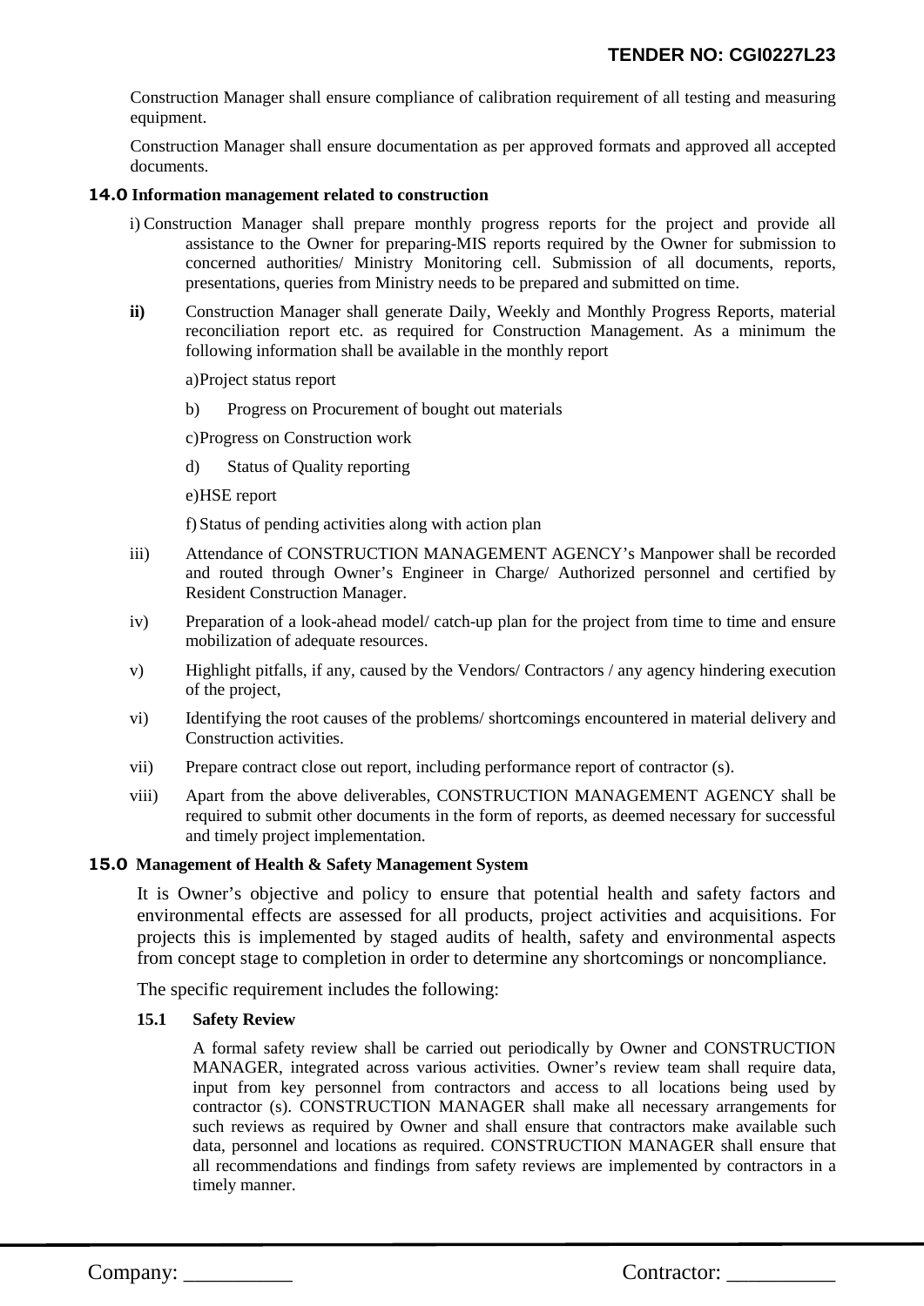Construction Manager shall ensure compliance of calibration requirement of all testing and measuring equipment.

Construction Manager shall ensure documentation as per approved formats and approved all accepted documents.

## 14.0 Information management related to construction

i) Construction Manager shall prepare monthly progress reports for the project and provide all assistance to the Owner for preparing-MIS reports required by the Owner for submission to concerned authorities/ Ministry Monitoring cell. Submission of all documents, reports, presentations, queries from Ministry needs to be prepared and submitted on time.

**ii)** Construction Manager shall generate Daily, Weekly and Monthly Progress Reports, material reconciliation report etc. as required for Construction Management. As a minimum the following information shall be available in the monthly report

a) Project status report

b) Progress on Procurement of bought out materials

c) Progress on Construction work

d) Status of Quality reporting

e) HSE report

f) Status of pending activities along with action plan

iii) Attendance of CONSTRUCTION MANAGEMENT AGENCY's Manpower shall be recorded and routed through Owner's Engineer in Charge/ Authorized personnel and certified by Resident Construction Manager.

iv) Preparation of a look-ahead model/ catch-up plan for the project from time to time and ensure mobilization of adequate resources.

v) Highlight pitfalls, if any, caused by the Vendors/ Contractors / any agency hindering execution of the project,

vi) Identifying the root causes of the problems/ shortcomings encountered in material delivery and Construction activities.

vii) Prepare contract close out report, including performance report of contractor (s).

viii) Apart from the above deliverables, CONSTRUCTION MANAGEMENT AGENCY shall be required to submit other documents in the form of reports, as deemed necessary for successful and timely project implementation.

## 15.0 Management of Health & Safety Management System

It is Owner's objective and policy to ensure that potential health and safety factors and environmental effects are assessed for all products, project activities and acquisitions. For projects this is implemented by staged audits of health, safety and environmental aspects from concept stage to completion in order to determine any shortcomings or noncompliance.

The specific requirement includes the following:

### 15.1 Safety Review

A formal safety review shall be carried out periodically by Owner and CONSTRUCTION MANAGER, integrated across various activities. Owner's review team shall require data, input from key personnel from contractors and access to all locations being used by contractor (s). CONSTRUCTION MANAGER shall make all necessary arrangements for such reviews as required by Owner and shall ensure that contractors make available such data, personnel and locations as required. CONSTRUCTION MANAGER shall ensure that all recommendations and findings from safety reviews are implemented by contractors in a timely manner.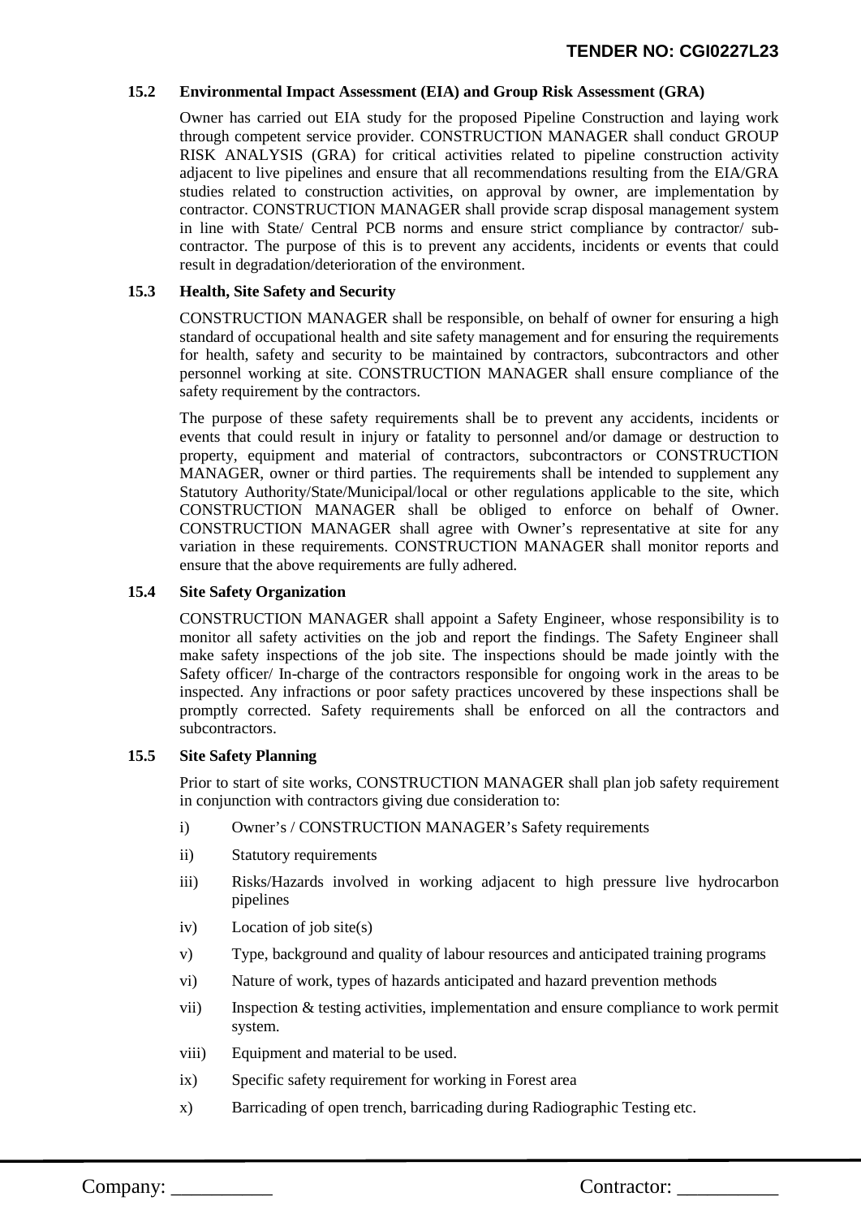### 15.2 Environmental Impact Assessment (EIA) and Group Risk Assessment (GRA)

Owner has carried out EIA study for the proposed Pipeline Construction and laying work through competent service provider. CONSTRUCTION MANAGER shall conduct GROUP RISK ANALYSIS (GRA) for critical activities related to pipeline construction activity adjacent to live pipelines and ensure that all recommendations resulting from the EIA/GRA studies related to construction activities, on approval by owner, are implementation by contractor. CONSTRUCTION MANAGER shall provide scrap disposal management system in line with State/ Central PCB norms and ensure strict compliance by contractor/ sub-contractor. The purpose of this is to prevent any accidents, incidents or events that could result in degradation/deterioration of the environment.

### 15.3 Health, Site Safety and Security

CONSTRUCTION MANAGER shall be responsible, on behalf of owner for ensuring a high standard of occupational health and site safety management and for ensuring the requirements for health, safety and security to be maintained by contractors, subcontractors and other personnel working at site. CONSTRUCTION MANAGER shall ensure compliance of the safety requirement by the contractors.

The purpose of these safety requirements shall be to prevent any accidents, incidents or events that could result in injury or fatality to personnel and/or damage or destruction to property, equipment and material of contractors, subcontractors or CONSTRUCTION MANAGER, owner or third parties. The requirements shall be intended to supplement any Statutory Authority/State/Municipal/local or other regulations applicable to the site, which CONSTRUCTION MANAGER shall be obliged to enforce on behalf of Owner. CONSTRUCTION MANAGER shall agree with Owner's representative at site for any variation in these requirements. CONSTRUCTION MANAGER shall monitor reports and ensure that the above requirements are fully adhered.

### 15.4 Site Safety Organization

CONSTRUCTION MANAGER shall appoint a Safety Engineer, whose responsibility is to monitor all safety activities on the job and report the findings. The Safety Engineer shall make safety inspections of the job site. The inspections should be made jointly with the Safety officer/ In-charge of the contractors responsible for ongoing work in the areas to be inspected. Any infractions or poor safety practices uncovered by these inspections shall be promptly corrected. Safety requirements shall be enforced on all the contractors and subcontractors.

### 15.5 Site Safety Planning

Prior to start of site works, CONSTRUCTION MANAGER shall plan job safety requirement in conjunction with contractors giving due consideration to:

i) Owner's / CONSTRUCTION MANAGER's Safety requirements

ii) Statutory requirements

iii) Risks/Hazards involved in working adjacent to high pressure live hydrocarbon pipelines

iv) Location of job site(s)

v) Type, background and quality of labour resources and anticipated training programs

vi) Nature of work, types of hazards anticipated and hazard prevention methods

vii) Inspection & testing activities, implementation and ensure compliance to work permit system.

viii) Equipment and material to be used.

ix) Specific safety requirement for working in Forest area

x) Barricading of open trench, barricading during Radiographic Testing etc.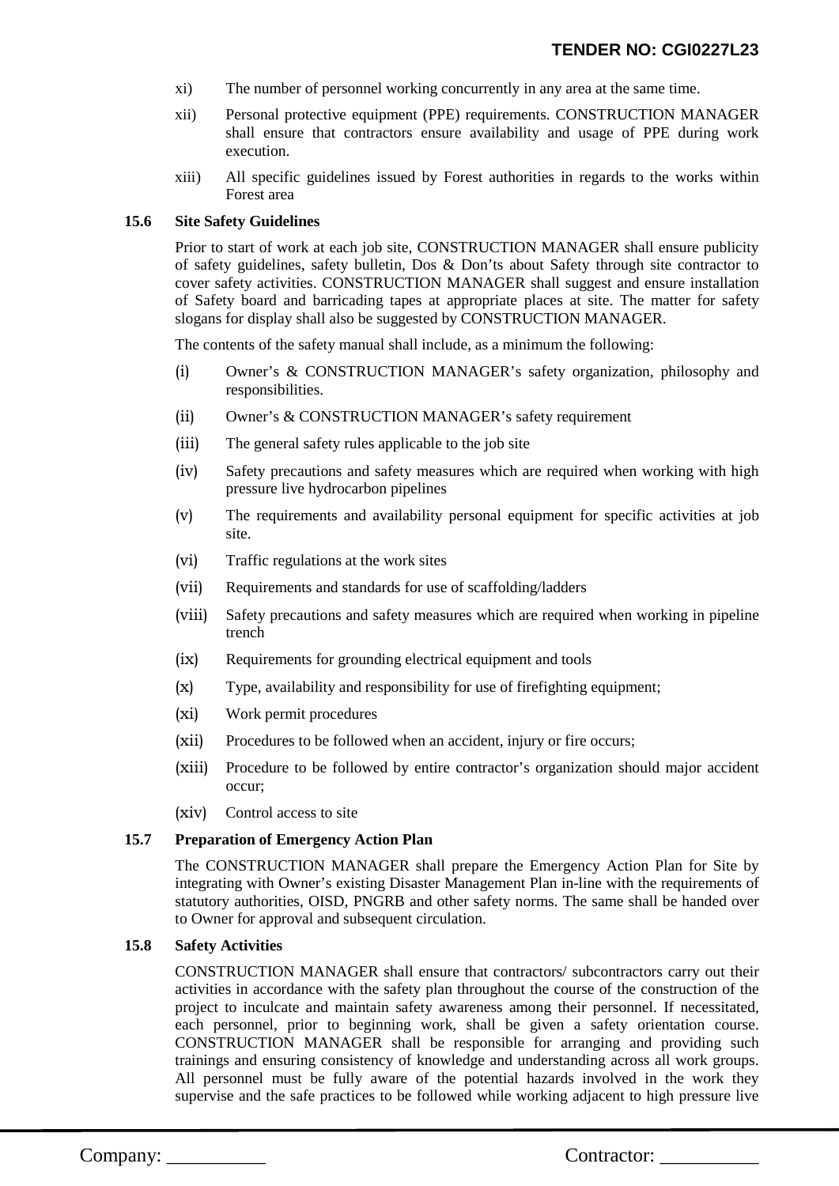xi) The number of personnel working concurrently in any area at the same time.

xii) Personal protective equipment (PPE) requirements. CONSTRUCTION MANAGER shall ensure that contractors ensure availability and usage of PPE during work execution.

xiii) All specific guidelines issued by Forest authorities in regards to the works within Forest area

### 15.6 Site Safety Guidelines

Prior to start of work at each job site, CONSTRUCTION MANAGER shall ensure publicity of safety guidelines, safety bulletin, Dos & Don'ts about Safety through site contractor to cover safety activities. CONSTRUCTION MANAGER shall suggest and ensure installation of Safety board and barricading tapes at appropriate places at site. The matter for safety slogans for display shall also be suggested by CONSTRUCTION MANAGER.

The contents of the safety manual shall include, as a minimum the following:

(i) Owner's & CONSTRUCTION MANAGER's safety organization, philosophy and responsibilities.

(ii) Owner's & CONSTRUCTION MANAGER's safety requirement

(iii) The general safety rules applicable to the job site

(iv) Safety precautions and safety measures which are required when working with high pressure live hydrocarbon pipelines

(v) The requirements and availability personal equipment for specific activities at job site.

(vi) Traffic regulations at the work sites

(vii) Requirements and standards for use of scaffolding/ladders

(viii) Safety precautions and safety measures which are required when working in pipeline trench

(ix) Requirements for grounding electrical equipment and tools

(x) Type, availability and responsibility for use of firefighting equipment;

(xi) Work permit procedures

(xii) Procedures to be followed when an accident, injury or fire occurs;

(xiii) Procedure to be followed by entire contractor's organization should major accident occur;

(xiv) Control access to site

### 15.7 Preparation of Emergency Action Plan

The CONSTRUCTION MANAGER shall prepare the Emergency Action Plan for Site by integrating with Owner's existing Disaster Management Plan in-line with the requirements of statutory authorities, OISD, PNGRB and other safety norms. The same shall be handed over to Owner for approval and subsequent circulation.

### 15.8 Safety Activities

CONSTRUCTION MANAGER shall ensure that contractors/ subcontractors carry out their activities in accordance with the safety plan throughout the course of the construction of the project to inculcate and maintain safety awareness among their personnel. If necessitated, each personnel, prior to beginning work, shall be given a safety orientation course. CONSTRUCTION MANAGER shall be responsible for arranging and providing such trainings and ensuring consistency of knowledge and understanding across all work groups. All personnel must be fully aware of the potential hazards involved in the work they supervise and the safe practices to be followed while working adjacent to high pressure live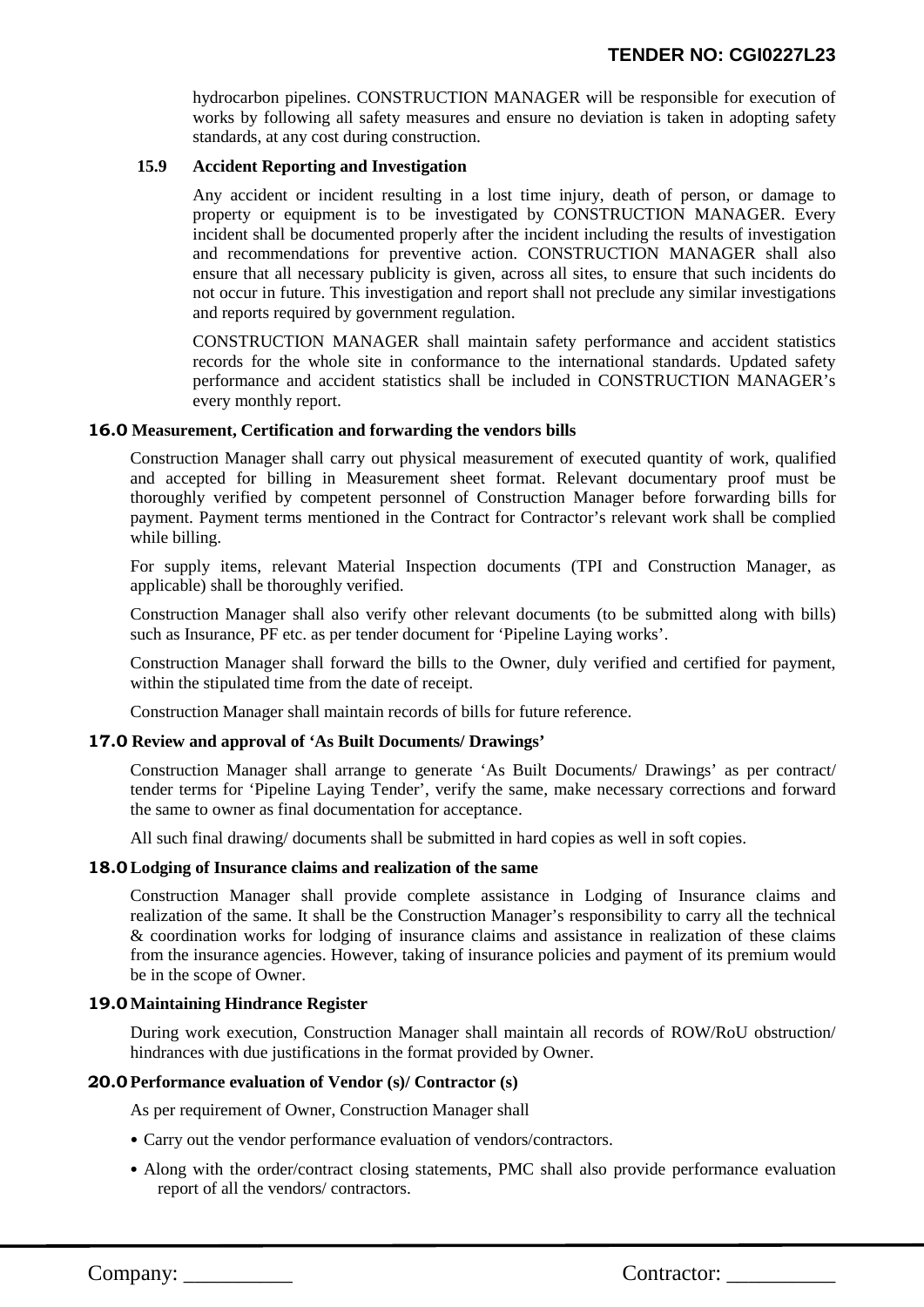hydrocarbon pipelines. CONSTRUCTION MANAGER will be responsible for execution of works by following all safety measures and ensure no deviation is taken in adopting safety standards, at any cost during construction.

### 15.9 Accident Reporting and Investigation

Any accident or incident resulting in a lost time injury, death of person, or damage to property or equipment is to be investigated by CONSTRUCTION MANAGER. Every incident shall be documented properly after the incident including the results of investigation and recommendations for preventive action. CONSTRUCTION MANAGER shall also ensure that all necessary publicity is given, across all sites, to ensure that such incidents do not occur in future. This investigation and report shall not preclude any similar investigations and reports required by government regulation.

CONSTRUCTION MANAGER shall maintain safety performance and accident statistics records for the whole site in conformance to the international standards. Updated safety performance and accident statistics shall be included in CONSTRUCTION MANAGER's every monthly report.

## 16.0 Measurement, Certification and forwarding the vendors bills

Construction Manager shall carry out physical measurement of executed quantity of work, qualified and accepted for billing in Measurement sheet format. Relevant documentary proof must be thoroughly verified by competent personnel of Construction Manager before forwarding bills for payment. Payment terms mentioned in the Contract for Contractor's relevant work shall be complied while billing.

For supply items, relevant Material Inspection documents (TPI and Construction Manager, as applicable) shall be thoroughly verified.

Construction Manager shall also verify other relevant documents (to be submitted along with bills) such as Insurance, PF etc. as per tender document for 'Pipeline Laying works'.

Construction Manager shall forward the bills to the Owner, duly verified and certified for payment, within the stipulated time from the date of receipt.

Construction Manager shall maintain records of bills for future reference.

## 17.0 Review and approval of 'As Built Documents/ Drawings'

Construction Manager shall arrange to generate 'As Built Documents/ Drawings' as per contract/ tender terms for 'Pipeline Laying Tender', verify the same, make necessary corrections and forward the same to owner as final documentation for acceptance.

All such final drawing/ documents shall be submitted in hard copies as well in soft copies.

## 18.0 Lodging of Insurance claims and realization of the same

Construction Manager shall provide complete assistance in Lodging of Insurance claims and realization of the same. It shall be the Construction Manager's responsibility to carry all the technical & coordination works for lodging of insurance claims and assistance in realization of these claims from the insurance agencies. However, taking of insurance policies and payment of its premium would be in the scope of Owner.

## 19.0 Maintaining Hindrance Register

During work execution, Construction Manager shall maintain all records of ROW/RoU obstruction/ hindrances with due justifications in the format provided by Owner.

## 20.0 Performance evaluation of Vendor (s)/ Contractor (s)

As per requirement of Owner, Construction Manager shall

- Carry out the vendor performance evaluation of vendors/contractors.
- Along with the order/contract closing statements, PMC shall also provide performance evaluation report of all the vendors/ contractors.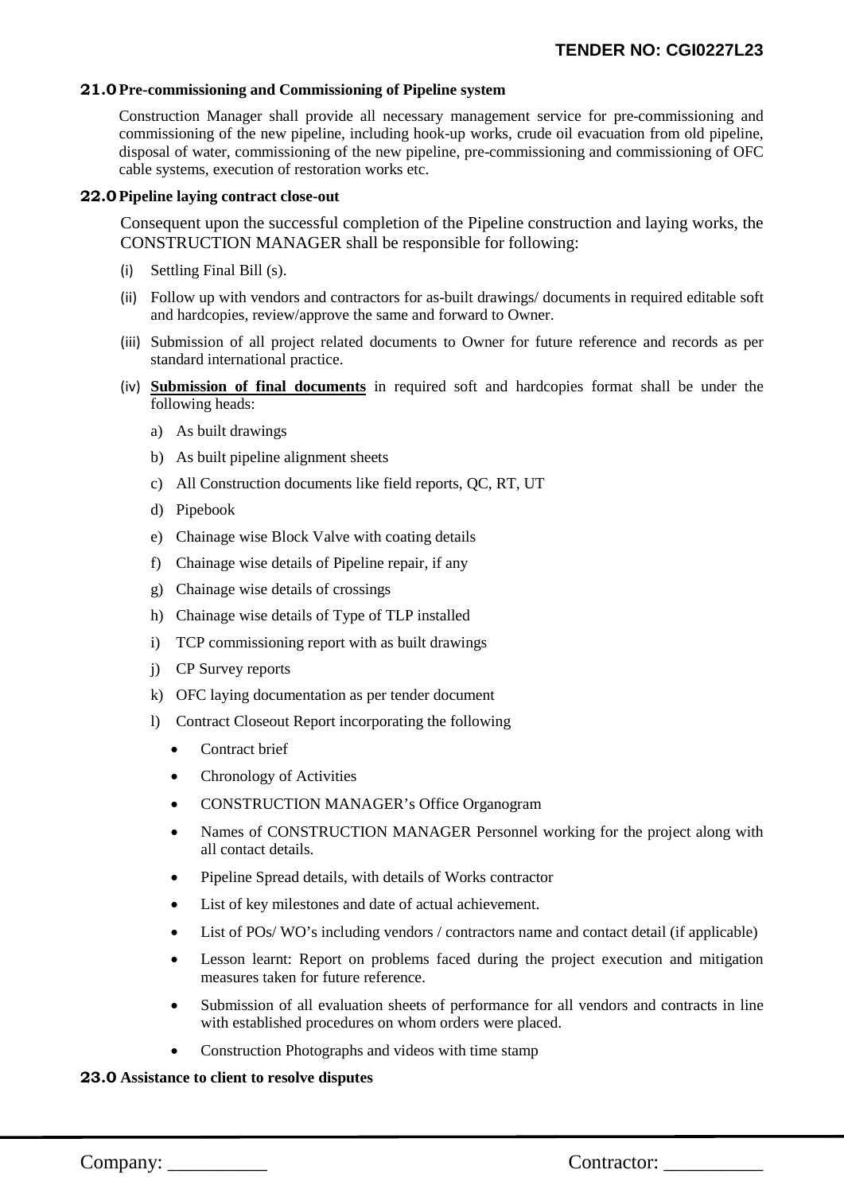## 21.0 Pre-commissioning and Commissioning of Pipeline system

Construction Manager shall provide all necessary management service for pre-commissioning and commissioning of the new pipeline, including hook-up works, crude oil evacuation from old pipeline, disposal of water, commissioning of the new pipeline, pre-commissioning and commissioning of OFC cable systems, execution of restoration works etc.

## 22.0 Pipeline laying contract close-out

Consequent upon the successful completion of the Pipeline construction and laying works, the CONSTRUCTION MANAGER shall be responsible for following:

(i) Settling Final Bill (s).

(ii) Follow up with vendors and contractors for as-built drawings/ documents in required editable soft and hardcopies, review/approve the same and forward to Owner.

(iii) Submission of all project related documents to Owner for future reference and records as per standard international practice.

(iv) **Submission of final documents** in required soft and hardcopies format shall be under the following heads:

a) As built drawings

b) As built pipeline alignment sheets

c) All Construction documents like field reports, QC, RT, UT

d) Pipebook

e) Chainage wise Block Valve with coating details

f) Chainage wise details of Pipeline repair, if any

g) Chainage wise details of crossings

h) Chainage wise details of Type of TLP installed

i) TCP commissioning report with as built drawings

j) CP Survey reports

k) OFC laying documentation as per tender document

l) Contract Closeout Report incorporating the following

- Contract brief
- Chronology of Activities
- CONSTRUCTION MANAGER's Office Organogram
- Names of CONSTRUCTION MANAGER Personnel working for the project along with all contact details.
- Pipeline Spread details, with details of Works contractor
- List of key milestones and date of actual achievement.
- List of POs/ WO's including vendors / contractors name and contact detail (if applicable)
- Lesson learnt: Report on problems faced during the project execution and mitigation measures taken for future reference.
- Submission of all evaluation sheets of performance for all vendors and contracts in line with established procedures on whom orders were placed.
- Construction Photographs and videos with time stamp

## 23.0 Assistance to client to resolve disputes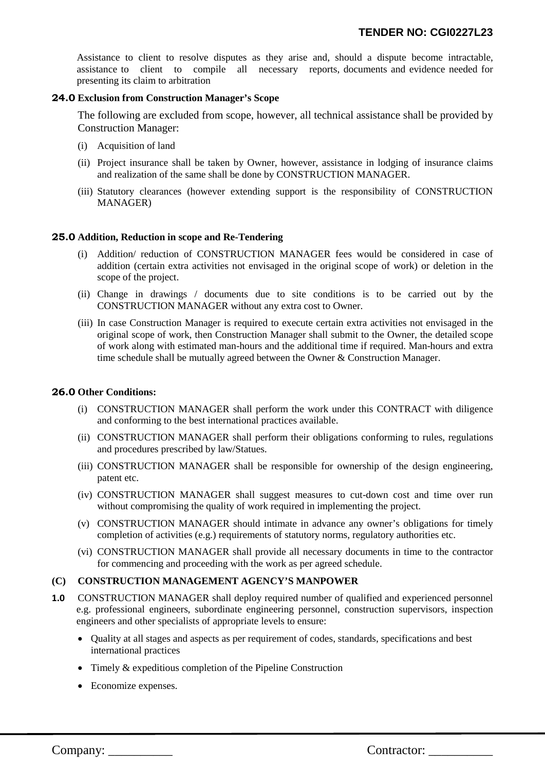Assistance to client to resolve disputes as they arise and, should a dispute become intractable, assistance to client to compile all necessary reports, documents and evidence needed for presenting its claim to arbitration

**24.0 Exclusion from Construction Manager's Scope**

The following are excluded from scope, however, all technical assistance shall be provided by Construction Manager:

(i) Acquisition of land

(ii) Project insurance shall be taken by Owner, however, assistance in lodging of insurance claims and realization of the same shall be done by CONSTRUCTION MANAGER.

(iii) Statutory clearances (however extending support is the responsibility of CONSTRUCTION MANAGER)

**25.0 Addition, Reduction in scope and Re-Tendering**

(i) Addition/ reduction of CONSTRUCTION MANAGER fees would be considered in case of addition (certain extra activities not envisaged in the original scope of work) or deletion in the scope of the project.

(ii) Change in drawings / documents due to site conditions is to be carried out by the CONSTRUCTION MANAGER without any extra cost to Owner.

(iii) In case Construction Manager is required to execute certain extra activities not envisaged in the original scope of work, then Construction Manager shall submit to the Owner, the detailed scope of work along with estimated man-hours and the additional time if required. Man-hours and extra time schedule shall be mutually agreed between the Owner & Construction Manager.

**26.0 Other Conditions:**

(i) CONSTRUCTION MANAGER shall perform the work under this CONTRACT with diligence and conforming to the best international practices available.

(ii) CONSTRUCTION MANAGER shall perform their obligations conforming to rules, regulations and procedures prescribed by law/Statues.

(iii) CONSTRUCTION MANAGER shall be responsible for ownership of the design engineering, patent etc.

(iv) CONSTRUCTION MANAGER shall suggest measures to cut-down cost and time over run without compromising the quality of work required in implementing the project.

(v) CONSTRUCTION MANAGER should intimate in advance any owner's obligations for timely completion of activities (e.g.) requirements of statutory norms, regulatory authorities etc.

(vi) CONSTRUCTION MANAGER shall provide all necessary documents in time to the contractor for commencing and proceeding with the work as per agreed schedule.

**(C) CONSTRUCTION MANAGEMENT AGENCY'S MANPOWER**

**1.0** CONSTRUCTION MANAGER shall deploy required number of qualified and experienced personnel e.g. professional engineers, subordinate engineering personnel, construction supervisors, inspection engineers and other specialists of appropriate levels to ensure:

- Quality at all stages and aspects as per requirement of codes, standards, specifications and best international practices
- Timely & expeditious completion of the Pipeline Construction
- Economize expenses.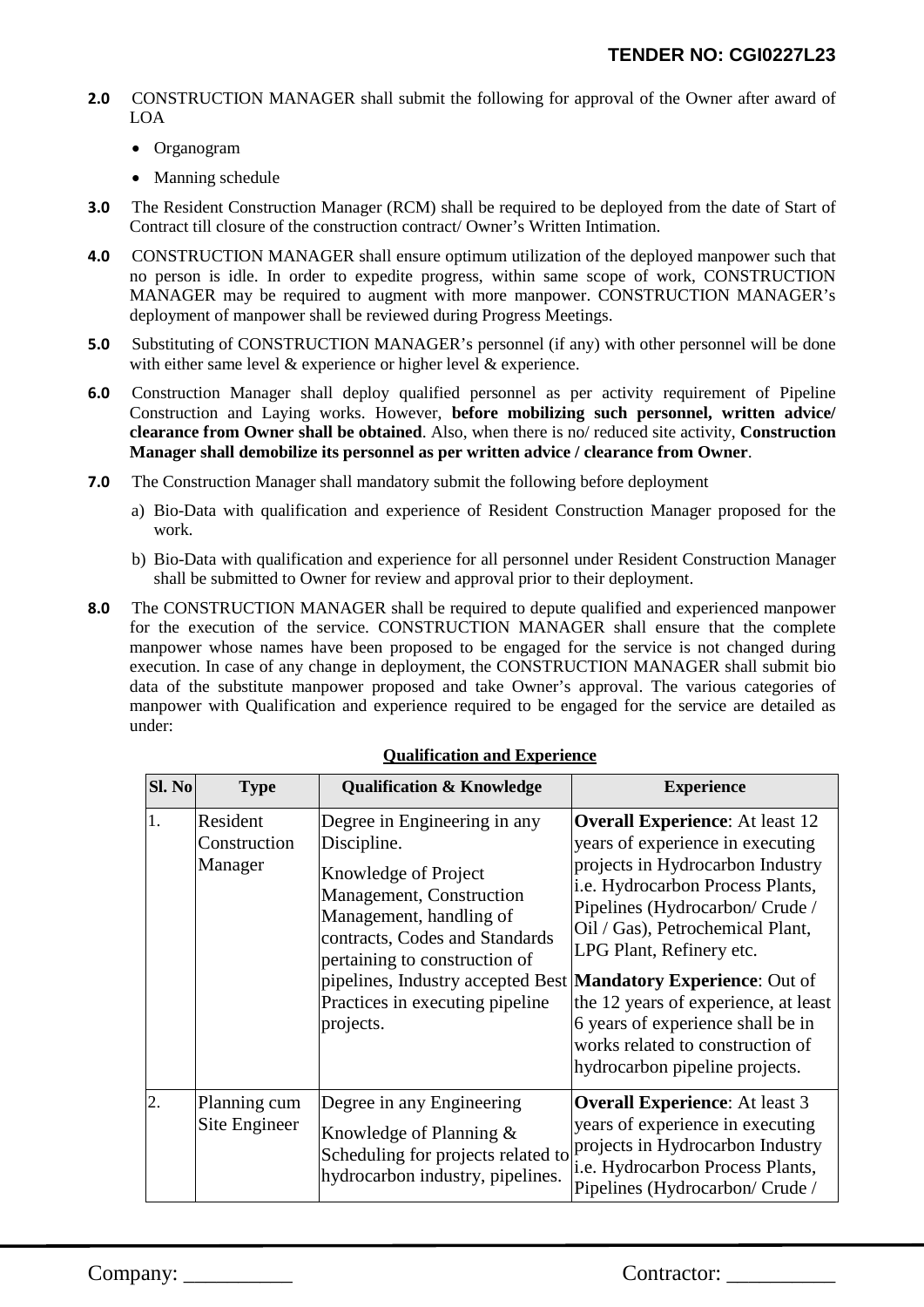**2.0** CONSTRUCTION MANAGER shall submit the following for approval of the Owner after award of LOA

- Organogram
- Manning schedule

**3.0** The Resident Construction Manager (RCM) shall be required to be deployed from the date of Start of Contract till closure of the construction contract/ Owner's Written Intimation.

**4.0** CONSTRUCTION MANAGER shall ensure optimum utilization of the deployed manpower such that no person is idle. In order to expedite progress, within same scope of work, CONSTRUCTION MANAGER may be required to augment with more manpower. CONSTRUCTION MANAGER's deployment of manpower shall be reviewed during Progress Meetings.

**5.0** Substituting of CONSTRUCTION MANAGER's personnel (if any) with other personnel will be done with either same level & experience or higher level & experience.

**6.0** Construction Manager shall deploy qualified personnel as per activity requirement of Pipeline Construction and Laying works. However, **before mobilizing such personnel, written advice/ clearance from Owner shall be obtained**. Also, when there is no/ reduced site activity, **Construction Manager shall demobilize its personnel as per written advice / clearance from Owner**.

**7.0** The Construction Manager shall mandatory submit the following before deployment

a) Bio-Data with qualification and experience of Resident Construction Manager proposed for the work.

b) Bio-Data with qualification and experience for all personnel under Resident Construction Manager shall be submitted to Owner for review and approval prior to their deployment.

**8.0** The CONSTRUCTION MANAGER shall be required to depute qualified and experienced manpower for the execution of the service. CONSTRUCTION MANAGER shall ensure that the complete manpower whose names have been proposed to be engaged for the service is not changed during execution. In case of any change in deployment, the CONSTRUCTION MANAGER shall submit bio data of the substitute manpower proposed and take Owner's approval. The various categories of manpower with Qualification and experience required to be engaged for the service are detailed as under:

**Qualification and Experience**

| Sl. No | Type | Qualification & Knowledge | Experience |
|---|---|---|---|
| 1. | Resident Construction Manager | Degree in Engineering in any Discipline.<br><br>Knowledge of Project Management, Construction Management, handling of contracts, Codes and Standards pertaining to construction of pipelines, Industry accepted Best Practices in executing pipeline projects. | **Overall Experience**: At least 12 years of experience in executing projects in Hydrocarbon Industry i.e. Hydrocarbon Process Plants, Pipelines (Hydrocarbon/ Crude / Oil / Gas), Petrochemical Plant, LPG Plant, Refinery etc.<br><br>**Mandatory Experience**: Out of the 12 years of experience, at least 6 years of experience shall be in works related to construction of hydrocarbon pipeline projects. |
| 2. | Planning cum Site Engineer | Degree in any Engineering<br><br>Knowledge of Planning & Scheduling for projects related to hydrocarbon industry, pipelines. | **Overall Experience**: At least 3 years of experience in executing projects in Hydrocarbon Industry i.e. Hydrocarbon Process Plants, Pipelines (Hydrocarbon/ Crude / |

Company: __________ Contractor: __________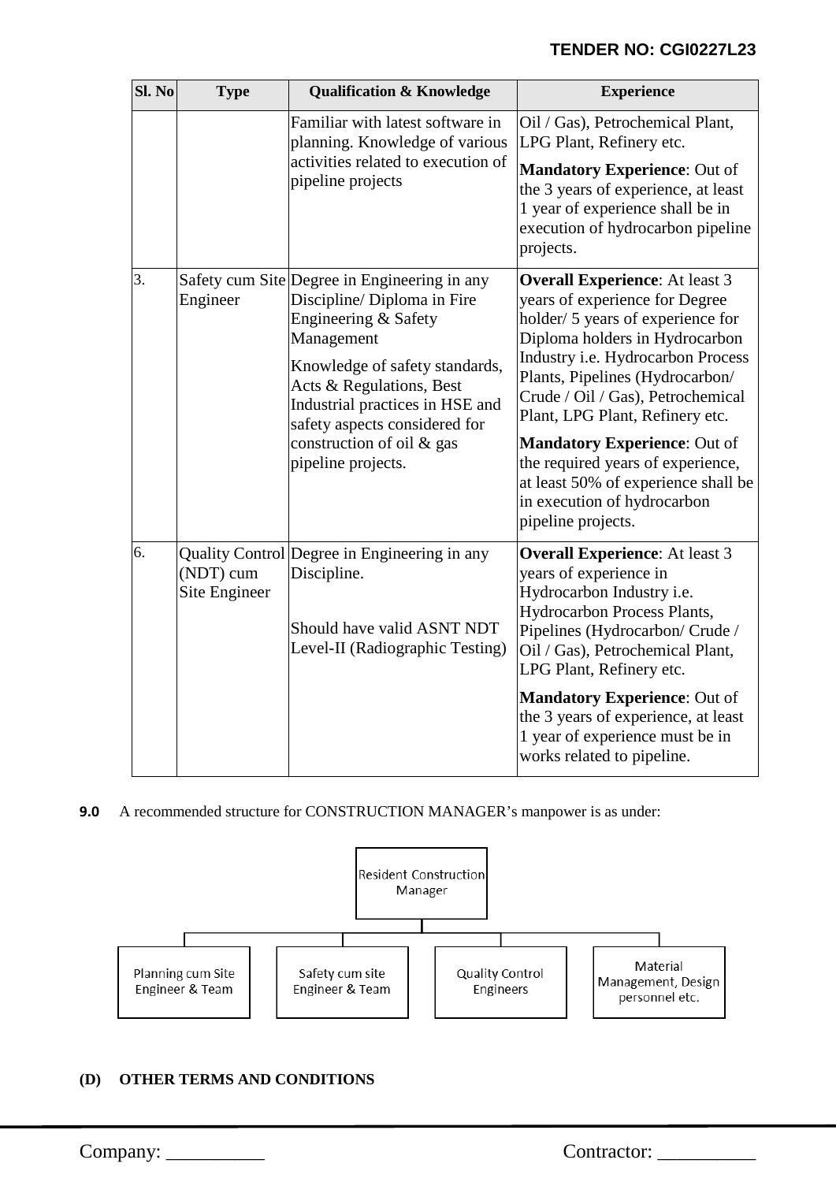| Sl. No | Type | Qualification & Knowledge | Experience |
|---|---|---|---|
| | | Familiar with latest software in planning. Knowledge of various activities related to execution of pipeline projects | Oil / Gas), Petrochemical Plant, LPG Plant, Refinery etc.<br><br>**Mandatory Experience**: Out of the 3 years of experience, at least 1 year of experience shall be in execution of hydrocarbon pipeline projects. |
| 3. | Safety cum Site Engineer | Degree in Engineering in any Discipline/ Diploma in Fire Engineering & Safety Management<br><br>Knowledge of safety standards, Acts & Regulations, Best Industrial practices in HSE and safety aspects considered for construction of oil & gas pipeline projects. | **Overall Experience**: At least 3 years of experience for Degree holder/ 5 years of experience for Diploma holders in Hydrocarbon Industry i.e. Hydrocarbon Process Plants, Pipelines (Hydrocarbon/ Crude / Oil / Gas), Petrochemical Plant, LPG Plant, Refinery etc.<br><br>**Mandatory Experience**: Out of the required years of experience, at least 50% of experience shall be in execution of hydrocarbon pipeline projects. |
| 6. | Quality Control (NDT) cum Site Engineer | Degree in Engineering in any Discipline.<br><br>Should have valid ASNT NDT Level-II (Radiographic Testing) | **Overall Experience**: At least 3 years of experience in Hydrocarbon Industry i.e. Hydrocarbon Process Plants, Pipelines (Hydrocarbon/ Crude / Oil / Gas), Petrochemical Plant, LPG Plant, Refinery etc.<br><br>**Mandatory Experience**: Out of the 3 years of experience, at least 1 year of experience must be in works related to pipeline. |

**9.0** A recommended structure for CONSTRUCTION MANAGER's manpower is as under:

Resident Construction Manager

- Planning cum Site Engineer & Team
- Safety cum site Engineer & Team
- Quality Control Engineers
- Material Management, Design personnel etc.

**(D) OTHER TERMS AND CONDITIONS**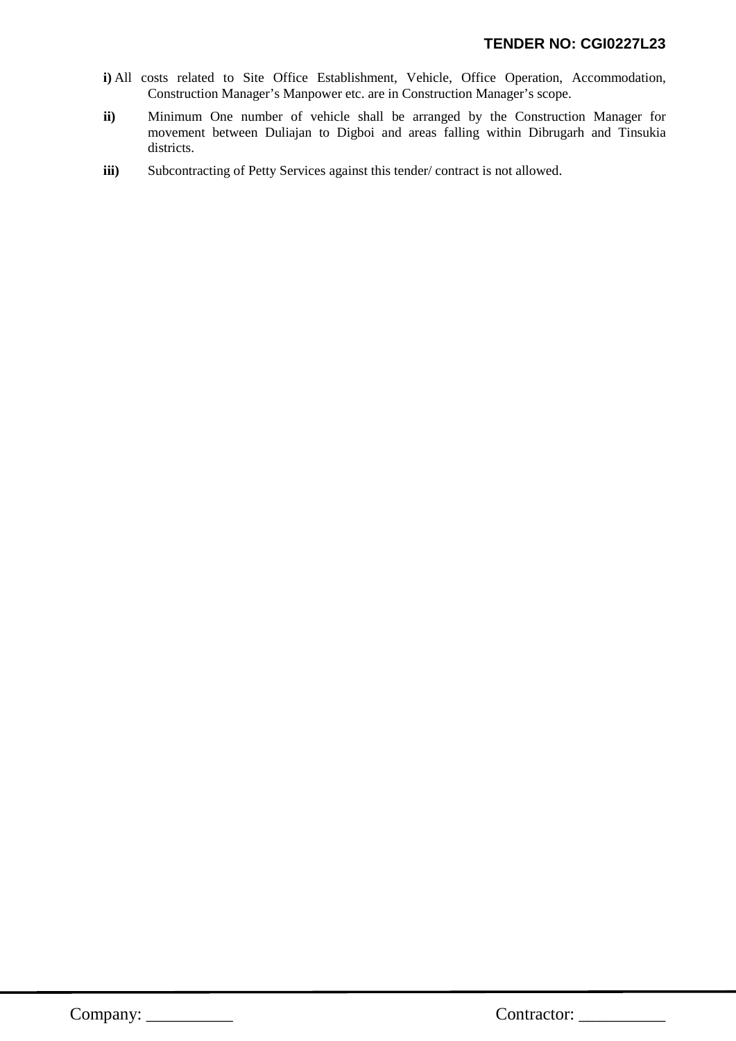**i)** All costs related to Site Office Establishment, Vehicle, Office Operation, Accommodation, Construction Manager's Manpower etc. are in Construction Manager's scope.

**ii)** Minimum One number of vehicle shall be arranged by the Construction Manager for movement between Duliajan to Digboi and areas falling within Dibrugarh and Tinsukia districts.

**iii)** Subcontracting of Petty Services against this tender/ contract is not allowed.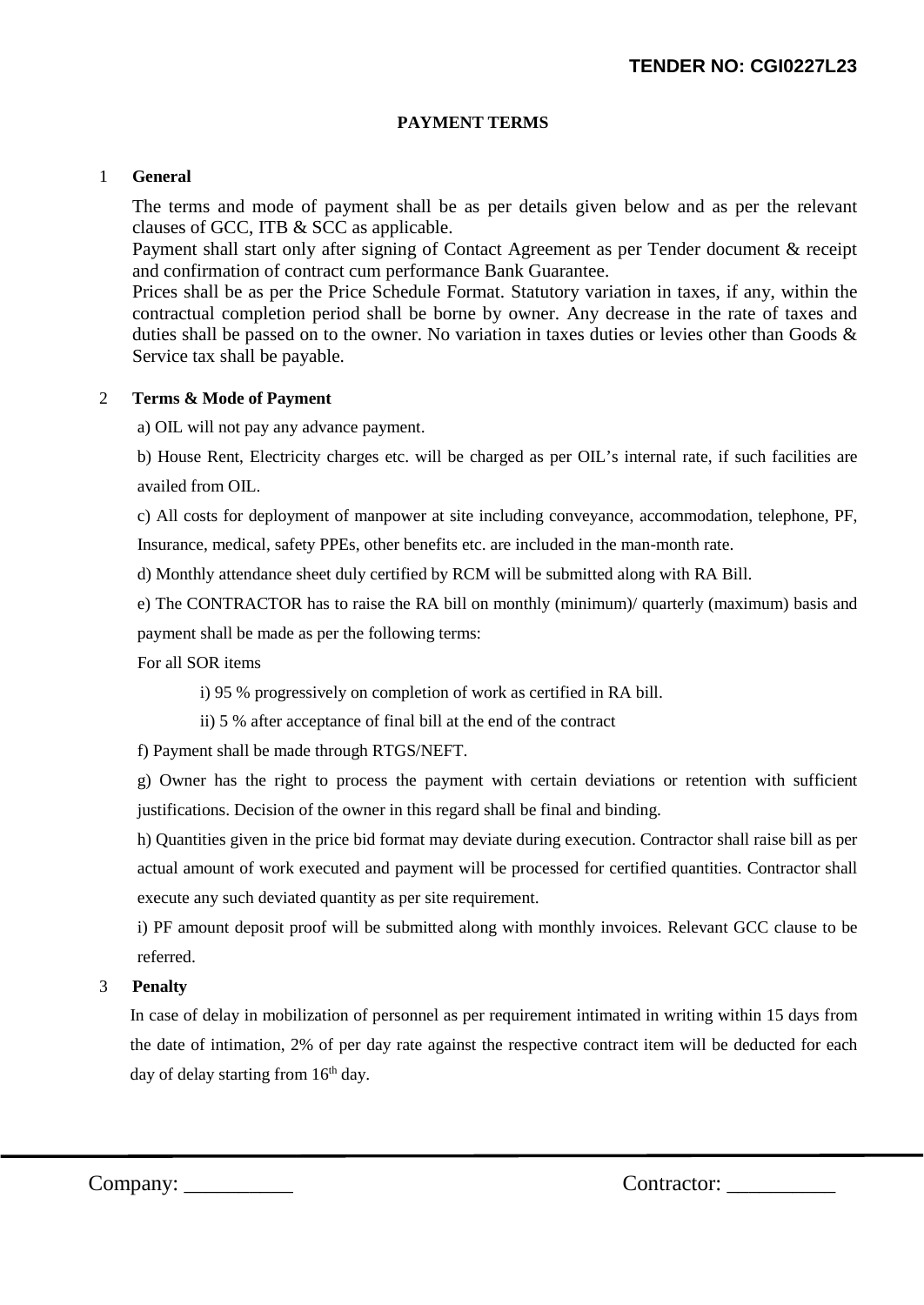**TENDER NO: CGI0227L23**

## PAYMENT TERMS

**1 General**

The terms and mode of payment shall be as per details given below and as per the relevant clauses of GCC, ITB & SCC as applicable.
Payment shall start only after signing of Contact Agreement as per Tender document & receipt and confirmation of contract cum performance Bank Guarantee.
Prices shall be as per the Price Schedule Format. Statutory variation in taxes, if any, within the contractual completion period shall be borne by owner. Any decrease in the rate of taxes and duties shall be passed on to the owner. No variation in taxes duties or levies other than Goods & Service tax shall be payable.

**2 Terms & Mode of Payment**

a) OIL will not pay any advance payment.

b) House Rent, Electricity charges etc. will be charged as per OIL's internal rate, if such facilities are availed from OIL.

c) All costs for deployment of manpower at site including conveyance, accommodation, telephone, PF, Insurance, medical, safety PPEs, other benefits etc. are included in the man-month rate.

d) Monthly attendance sheet duly certified by RCM will be submitted along with RA Bill.

e) The CONTRACTOR has to raise the RA bill on monthly (minimum)/ quarterly (maximum) basis and payment shall be made as per the following terms:

For all SOR items

i) 95 % progressively on completion of work as certified in RA bill.

ii) 5 % after acceptance of final bill at the end of the contract

f) Payment shall be made through RTGS/NEFT.

g) Owner has the right to process the payment with certain deviations or retention with sufficient justifications. Decision of the owner in this regard shall be final and binding.

h) Quantities given in the price bid format may deviate during execution. Contractor shall raise bill as per actual amount of work executed and payment will be processed for certified quantities. Contractor shall execute any such deviated quantity as per site requirement.

i) PF amount deposit proof will be submitted along with monthly invoices. Relevant GCC clause to be referred.

**3 Penalty**

In case of delay in mobilization of personnel as per requirement intimated in writing within 15 days from the date of intimation, 2% of per day rate against the respective contract item will be deducted for each day of delay starting from 16th day.

Company: __________ Contractor: __________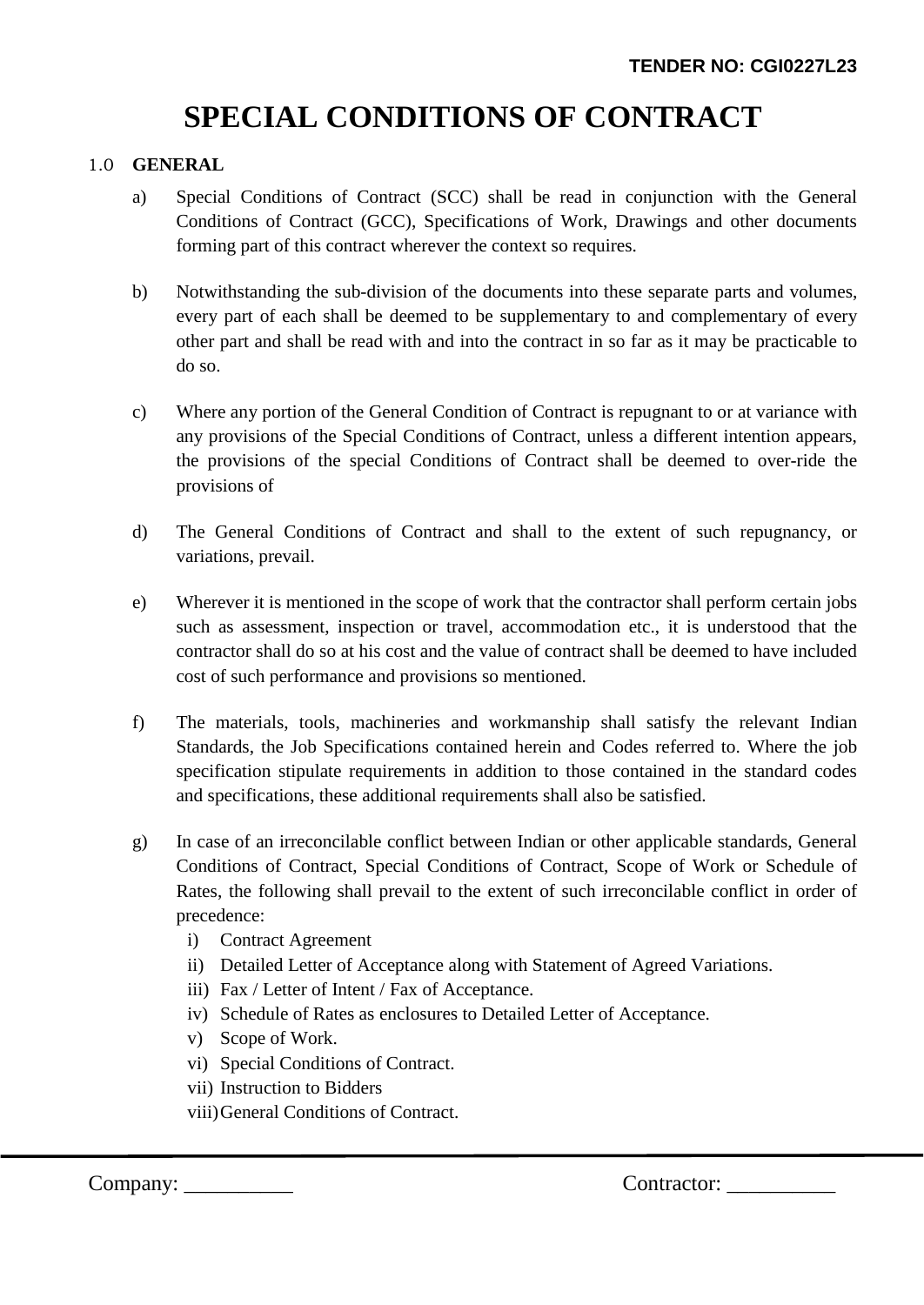# SPECIAL CONDITIONS OF CONTRACT

1.0 **GENERAL**

a) Special Conditions of Contract (SCC) shall be read in conjunction with the General Conditions of Contract (GCC), Specifications of Work, Drawings and other documents forming part of this contract wherever the context so requires.

b) Notwithstanding the sub-division of the documents into these separate parts and volumes, every part of each shall be deemed to be supplementary to and complementary of every other part and shall be read with and into the contract in so far as it may be practicable to do so.

c) Where any portion of the General Condition of Contract is repugnant to or at variance with any provisions of the Special Conditions of Contract, unless a different intention appears, the provisions of the special Conditions of Contract shall be deemed to over-ride the provisions of

d) The General Conditions of Contract and shall to the extent of such repugnancy, or variations, prevail.

e) Wherever it is mentioned in the scope of work that the contractor shall perform certain jobs such as assessment, inspection or travel, accommodation etc., it is understood that the contractor shall do so at his cost and the value of contract shall be deemed to have included cost of such performance and provisions so mentioned.

f) The materials, tools, machineries and workmanship shall satisfy the relevant Indian Standards, the Job Specifications contained herein and Codes referred to. Where the job specification stipulate requirements in addition to those contained in the standard codes and specifications, these additional requirements shall also be satisfied.

g) In case of an irreconcilable conflict between Indian or other applicable standards, General Conditions of Contract, Special Conditions of Contract, Scope of Work or Schedule of Rates, the following shall prevail to the extent of such irreconcilable conflict in order of precedence:

   i) Contract Agreement
   ii) Detailed Letter of Acceptance along with Statement of Agreed Variations.
   iii) Fax / Letter of Intent / Fax of Acceptance.
   iv) Schedule of Rates as enclosures to Detailed Letter of Acceptance.
   v) Scope of Work.
   vi) Special Conditions of Contract.
   vii) Instruction to Bidders
   viii) General Conditions of Contract.

Company: __________ Contractor: __________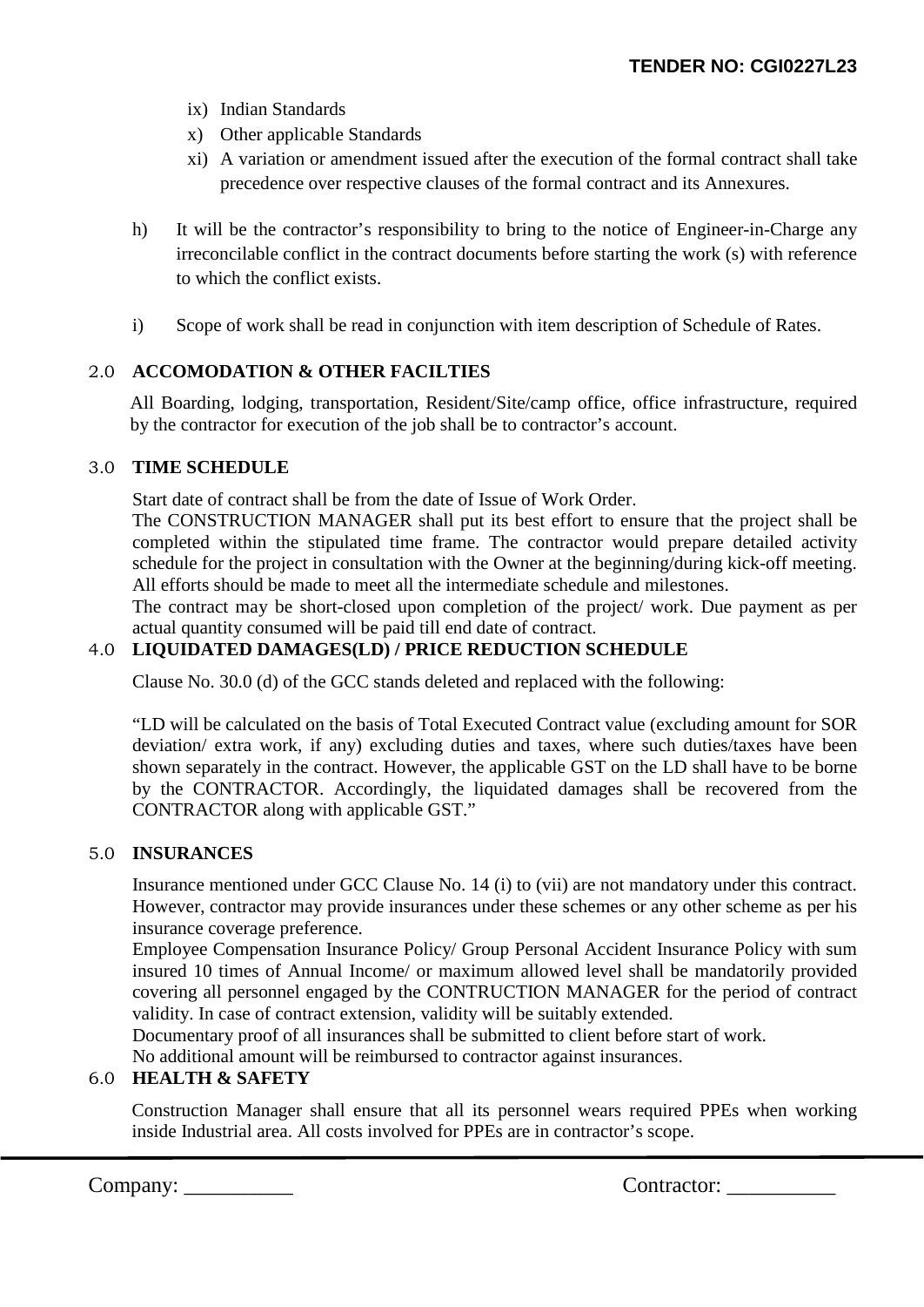ix) Indian Standards

x) Other applicable Standards

xi) A variation or amendment issued after the execution of the formal contract shall take precedence over respective clauses of the formal contract and its Annexures.

h) It will be the contractor's responsibility to bring to the notice of Engineer-in-Charge any irreconcilable conflict in the contract documents before starting the work (s) with reference to which the conflict exists.

i) Scope of work shall be read in conjunction with item description of Schedule of Rates.

## 2.0 ACCOMODATION & OTHER FACILTIES

All Boarding, lodging, transportation, Resident/Site/camp office, office infrastructure, required by the contractor for execution of the job shall be to contractor's account.

## 3.0 TIME SCHEDULE

Start date of contract shall be from the date of Issue of Work Order.

The CONSTRUCTION MANAGER shall put its best effort to ensure that the project shall be completed within the stipulated time frame. The contractor would prepare detailed activity schedule for the project in consultation with the Owner at the beginning/during kick-off meeting. All efforts should be made to meet all the intermediate schedule and milestones.

The contract may be short-closed upon completion of the project/ work. Due payment as per actual quantity consumed will be paid till end date of contract.

## 4.0 LIQUIDATED DAMAGES(LD) / PRICE REDUCTION SCHEDULE

Clause No. 30.0 (d) of the GCC stands deleted and replaced with the following:

"LD will be calculated on the basis of Total Executed Contract value (excluding amount for SOR deviation/ extra work, if any) excluding duties and taxes, where such duties/taxes have been shown separately in the contract. However, the applicable GST on the LD shall have to be borne by the CONTRACTOR. Accordingly, the liquidated damages shall be recovered from the CONTRACTOR along with applicable GST."

## 5.0 INSURANCES

Insurance mentioned under GCC Clause No. 14 (i) to (vii) are not mandatory under this contract. However, contractor may provide insurances under these schemes or any other scheme as per his insurance coverage preference.

Employee Compensation Insurance Policy/ Group Personal Accident Insurance Policy with sum insured 10 times of Annual Income/ or maximum allowed level shall be mandatorily provided covering all personnel engaged by the CONTRUCTION MANAGER for the period of contract validity. In case of contract extension, validity will be suitably extended.

Documentary proof of all insurances shall be submitted to client before start of work.

No additional amount will be reimbursed to contractor against insurances.

## 6.0 HEALTH & SAFETY

Construction Manager shall ensure that all its personnel wears required PPEs when working inside Industrial area. All costs involved for PPEs are in contractor's scope.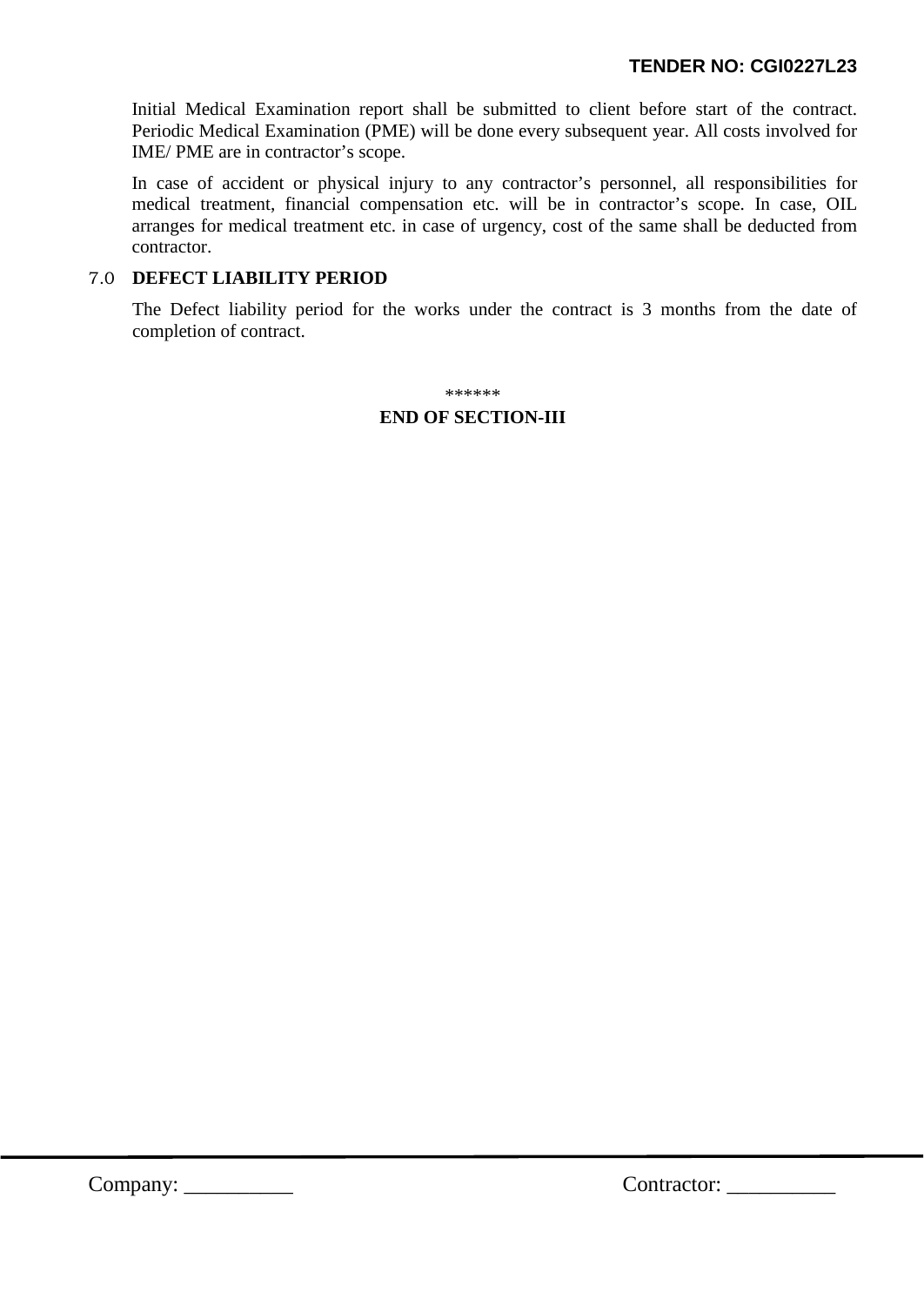Initial Medical Examination report shall be submitted to client before start of the contract. Periodic Medical Examination (PME) will be done every subsequent year. All costs involved for IME/ PME are in contractor's scope.

In case of accident or physical injury to any contractor's personnel, all responsibilities for medical treatment, financial compensation etc. will be in contractor's scope. In case, OIL arranges for medical treatment etc. in case of urgency, cost of the same shall be deducted from contractor.

## 7.0 DEFECT LIABILITY PERIOD

The Defect liability period for the works under the contract is 3 months from the date of completion of contract.

******

**END OF SECTION-III**

Company: __________ Contractor: __________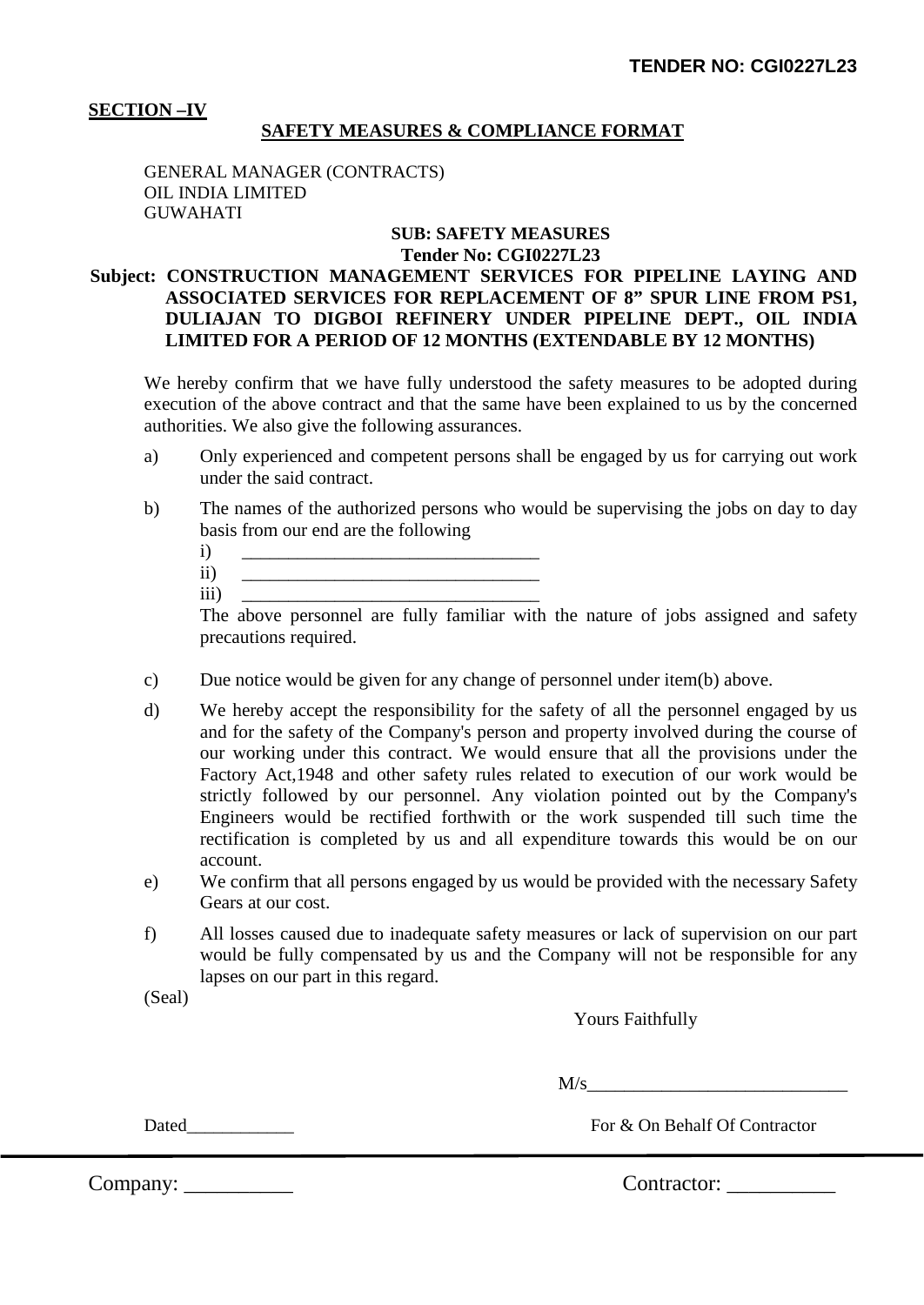**SECTION –IV**

**SAFETY MEASURES & COMPLIANCE FORMAT**

GENERAL MANAGER (CONTRACTS)
OIL INDIA LIMITED
GUWAHATI

**SUB: SAFETY MEASURES**
**Tender No: CGI0227L23**

**Subject: CONSTRUCTION MANAGEMENT SERVICES FOR PIPELINE LAYING AND ASSOCIATED SERVICES FOR REPLACEMENT OF 8" SPUR LINE FROM PS1, DULIAJAN TO DIGBOI REFINERY UNDER PIPELINE DEPT., OIL INDIA LIMITED FOR A PERIOD OF 12 MONTHS (EXTENDABLE BY 12 MONTHS)**

We hereby confirm that we have fully understood the safety measures to be adopted during execution of the above contract and that the same have been explained to us by the concerned authorities. We also give the following assurances.

a) Only experienced and competent persons shall be engaged by us for carrying out work under the said contract.

b) The names of the authorized persons who would be supervising the jobs on day to day basis from our end are the following

   i) _________________________________
   ii) _________________________________
   iii) _________________________________

   The above personnel are fully familiar with the nature of jobs assigned and safety precautions required.

c) Due notice would be given for any change of personnel under item(b) above.

d) We hereby accept the responsibility for the safety of all the personnel engaged by us and for the safety of the Company's person and property involved during the course of our working under this contract. We would ensure that all the provisions under the Factory Act,1948 and other safety rules related to execution of our work would be strictly followed by our personnel. Any violation pointed out by the Company's Engineers would be rectified forthwith or the work suspended till such time the rectification is completed by us and all expenditure towards this would be on our account.

e) We confirm that all persons engaged by us would be provided with the necessary Safety Gears at our cost.

f) All losses caused due to inadequate safety measures or lack of supervision on our part would be fully compensated by us and the Company will not be responsible for any lapses on our part in this regard.

(Seal)

Yours Faithfully

M/s_____________________________

Dated____________

For & On Behalf Of Contractor

Company: __________ Contractor: __________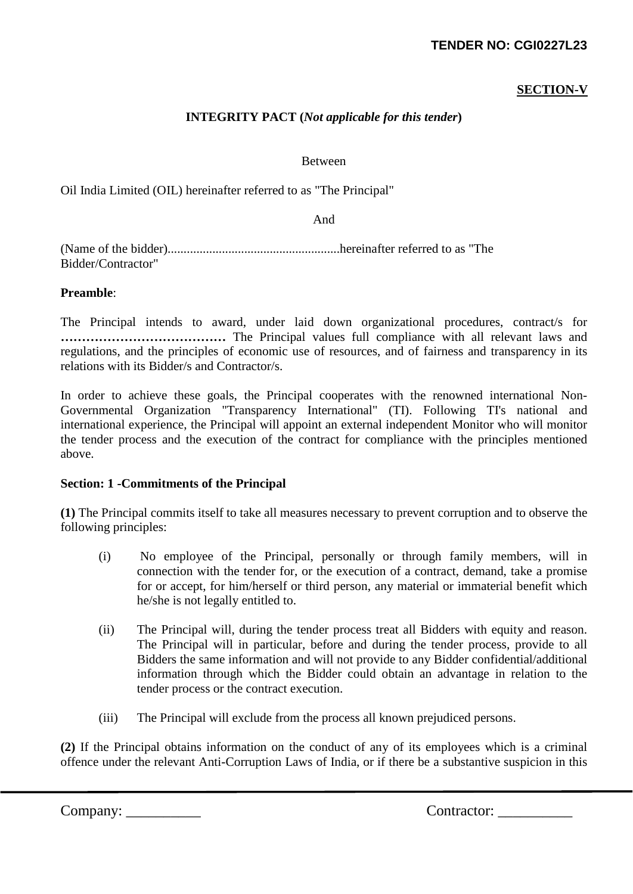**TENDER NO: CGI0227L23**

**SECTION-V**

**INTEGRITY PACT (*Not applicable for this tender*)**

Between

Oil India Limited (OIL) hereinafter referred to as "The Principal"

And

(Name of the bidder)......................................................hereinafter referred to as "The Bidder/Contractor"

**Preamble**:

The Principal intends to award, under laid down organizational procedures, contract/s for **…………………………………** The Principal values full compliance with all relevant laws and regulations, and the principles of economic use of resources, and of fairness and transparency in its relations with its Bidder/s and Contractor/s.

In order to achieve these goals, the Principal cooperates with the renowned international Non-Governmental Organization "Transparency International" (TI). Following TI's national and international experience, the Principal will appoint an external independent Monitor who will monitor the tender process and the execution of the contract for compliance with the principles mentioned above.

**Section: 1 -Commitments of the Principal**

**(1)** The Principal commits itself to take all measures necessary to prevent corruption and to observe the following principles:

(i) No employee of the Principal, personally or through family members, will in connection with the tender for, or the execution of a contract, demand, take a promise for or accept, for him/herself or third person, any material or immaterial benefit which he/she is not legally entitled to.

(ii) The Principal will, during the tender process treat all Bidders with equity and reason. The Principal will in particular, before and during the tender process, provide to all Bidders the same information and will not provide to any Bidder confidential/additional information through which the Bidder could obtain an advantage in relation to the tender process or the contract execution.

(iii) The Principal will exclude from the process all known prejudiced persons.

**(2)** If the Principal obtains information on the conduct of any of its employees which is a criminal offence under the relevant Anti-Corruption Laws of India, or if there be a substantive suspicion in this

Company: __________ Contractor: __________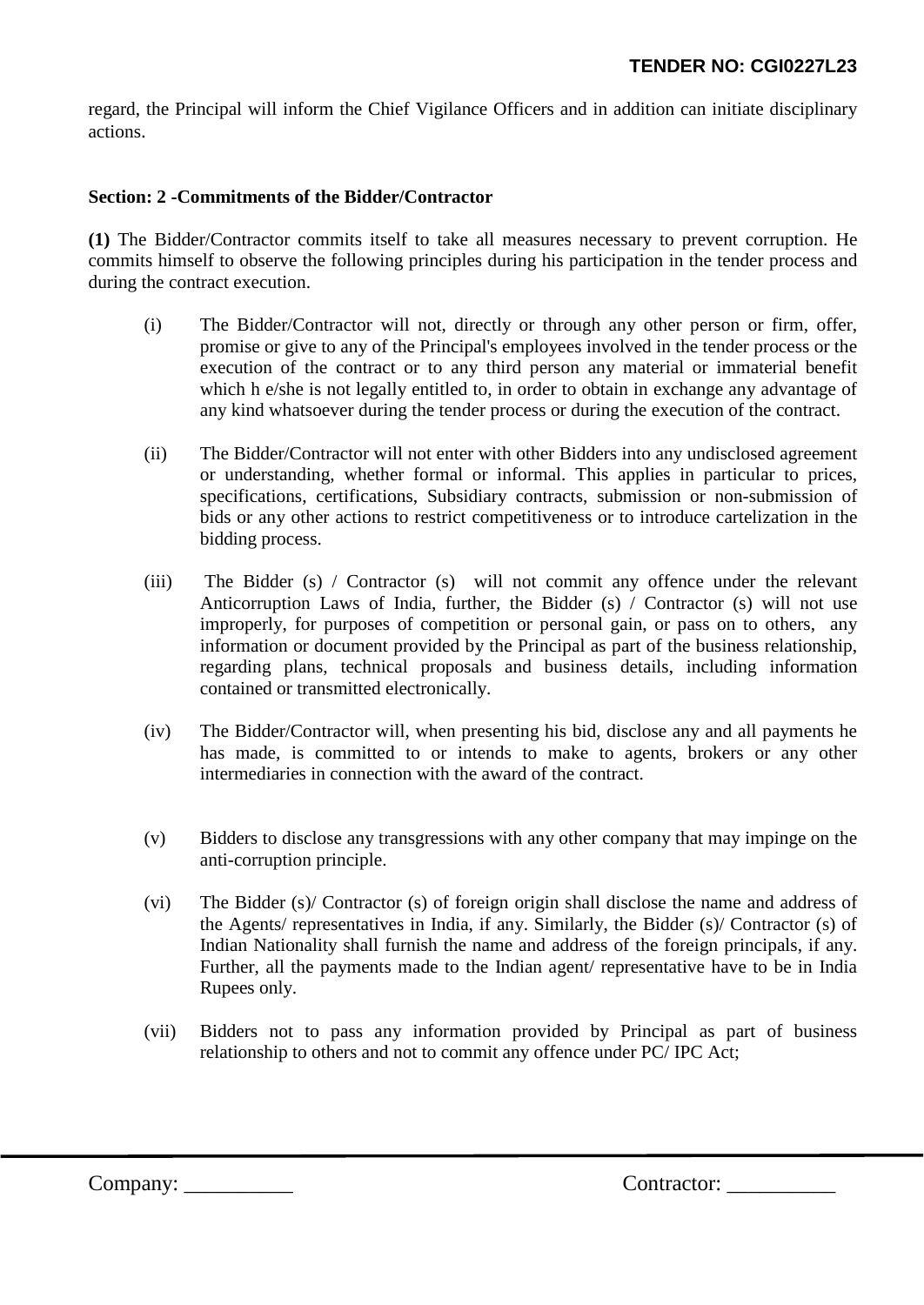regard, the Principal will inform the Chief Vigilance Officers and in addition can initiate disciplinary actions.

**Section: 2 -Commitments of the Bidder/Contractor**

**(1)** The Bidder/Contractor commits itself to take all measures necessary to prevent corruption. He commits himself to observe the following principles during his participation in the tender process and during the contract execution.

(i) The Bidder/Contractor will not, directly or through any other person or firm, offer, promise or give to any of the Principal's employees involved in the tender process or the execution of the contract or to any third person any material or immaterial benefit which h e/she is not legally entitled to, in order to obtain in exchange any advantage of any kind whatsoever during the tender process or during the execution of the contract.

(ii) The Bidder/Contractor will not enter with other Bidders into any undisclosed agreement or understanding, whether formal or informal. This applies in particular to prices, specifications, certifications, Subsidiary contracts, submission or non-submission of bids or any other actions to restrict competitiveness or to introduce cartelization in the bidding process.

(iii) The Bidder (s) / Contractor (s) will not commit any offence under the relevant Anticorruption Laws of India, further, the Bidder (s) / Contractor (s) will not use improperly, for purposes of competition or personal gain, or pass on to others, any information or document provided by the Principal as part of the business relationship, regarding plans, technical proposals and business details, including information contained or transmitted electronically.

(iv) The Bidder/Contractor will, when presenting his bid, disclose any and all payments he has made, is committed to or intends to make to agents, brokers or any other intermediaries in connection with the award of the contract.

(v) Bidders to disclose any transgressions with any other company that may impinge on the anti-corruption principle.

(vi) The Bidder (s)/ Contractor (s) of foreign origin shall disclose the name and address of the Agents/ representatives in India, if any. Similarly, the Bidder (s)/ Contractor (s) of Indian Nationality shall furnish the name and address of the foreign principals, if any. Further, all the payments made to the Indian agent/ representative have to be in India Rupees only.

(vii) Bidders not to pass any information provided by Principal as part of business relationship to others and not to commit any offence under PC/ IPC Act;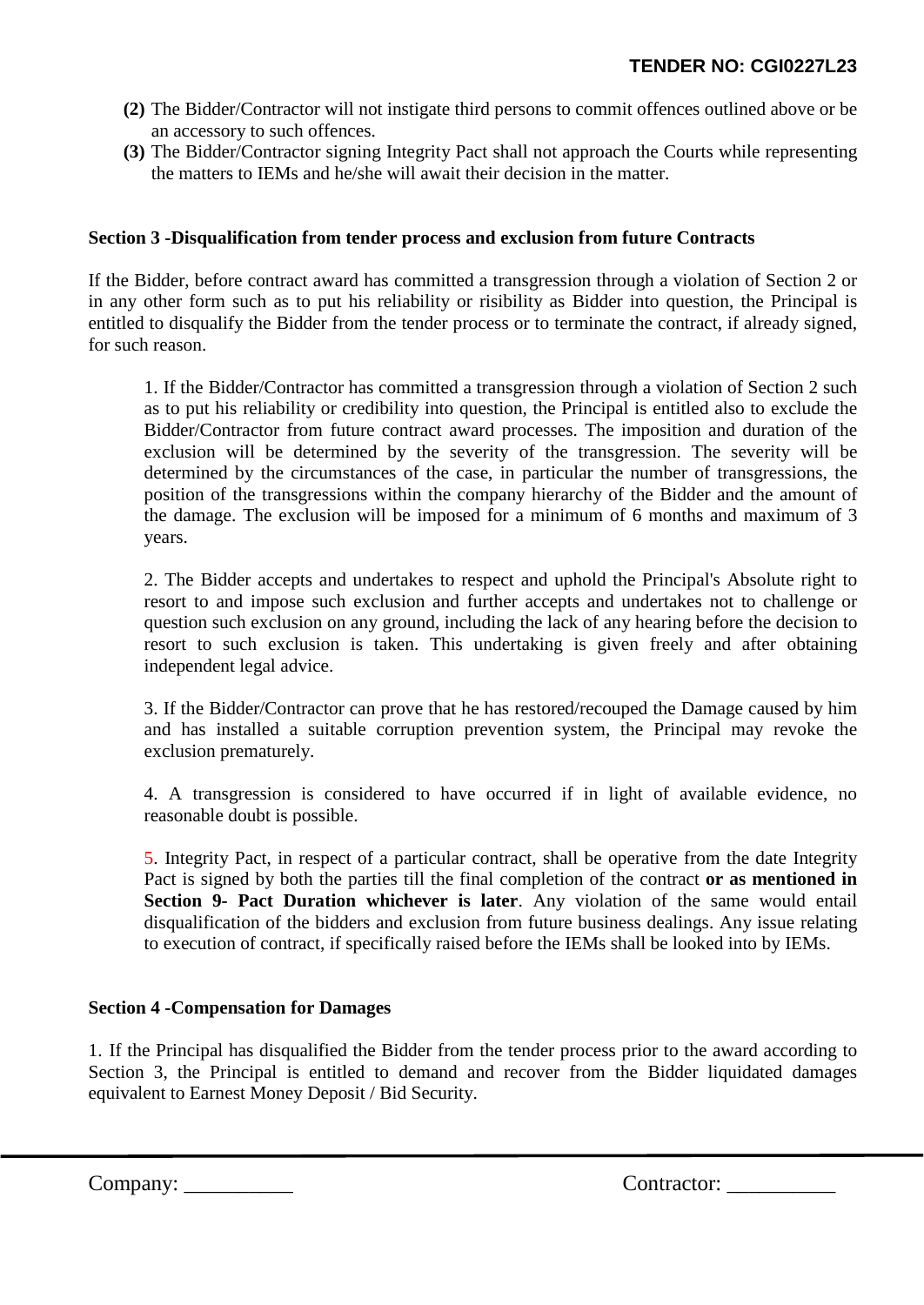**(2)** The Bidder/Contractor will not instigate third persons to commit offences outlined above or be an accessory to such offences.

**(3)** The Bidder/Contractor signing Integrity Pact shall not approach the Courts while representing the matters to IEMs and he/she will await their decision in the matter.

**Section 3 -Disqualification from tender process and exclusion from future Contracts**

If the Bidder, before contract award has committed a transgression through a violation of Section 2 or in any other form such as to put his reliability or risibility as Bidder into question, the Principal is entitled to disqualify the Bidder from the tender process or to terminate the contract, if already signed, for such reason.

1. If the Bidder/Contractor has committed a transgression through a violation of Section 2 such as to put his reliability or credibility into question, the Principal is entitled also to exclude the Bidder/Contractor from future contract award processes. The imposition and duration of the exclusion will be determined by the severity of the transgression. The severity will be determined by the circumstances of the case, in particular the number of transgressions, the position of the transgressions within the company hierarchy of the Bidder and the amount of the damage. The exclusion will be imposed for a minimum of 6 months and maximum of 3 years.

2. The Bidder accepts and undertakes to respect and uphold the Principal's Absolute right to resort to and impose such exclusion and further accepts and undertakes not to challenge or question such exclusion on any ground, including the lack of any hearing before the decision to resort to such exclusion is taken. This undertaking is given freely and after obtaining independent legal advice.

3. If the Bidder/Contractor can prove that he has restored/recouped the Damage caused by him and has installed a suitable corruption prevention system, the Principal may revoke the exclusion prematurely.

4. A transgression is considered to have occurred if in light of available evidence, no reasonable doubt is possible.

5. Integrity Pact, in respect of a particular contract, shall be operative from the date Integrity Pact is signed by both the parties till the final completion of the contract **or as mentioned in Section 9- Pact Duration whichever is later**. Any violation of the same would entail disqualification of the bidders and exclusion from future business dealings. Any issue relating to execution of contract, if specifically raised before the IEMs shall be looked into by IEMs.

**Section 4 -Compensation for Damages**

1. If the Principal has disqualified the Bidder from the tender process prior to the award according to Section 3, the Principal is entitled to demand and recover from the Bidder liquidated damages equivalent to Earnest Money Deposit / Bid Security.

Company: __________ Contractor: __________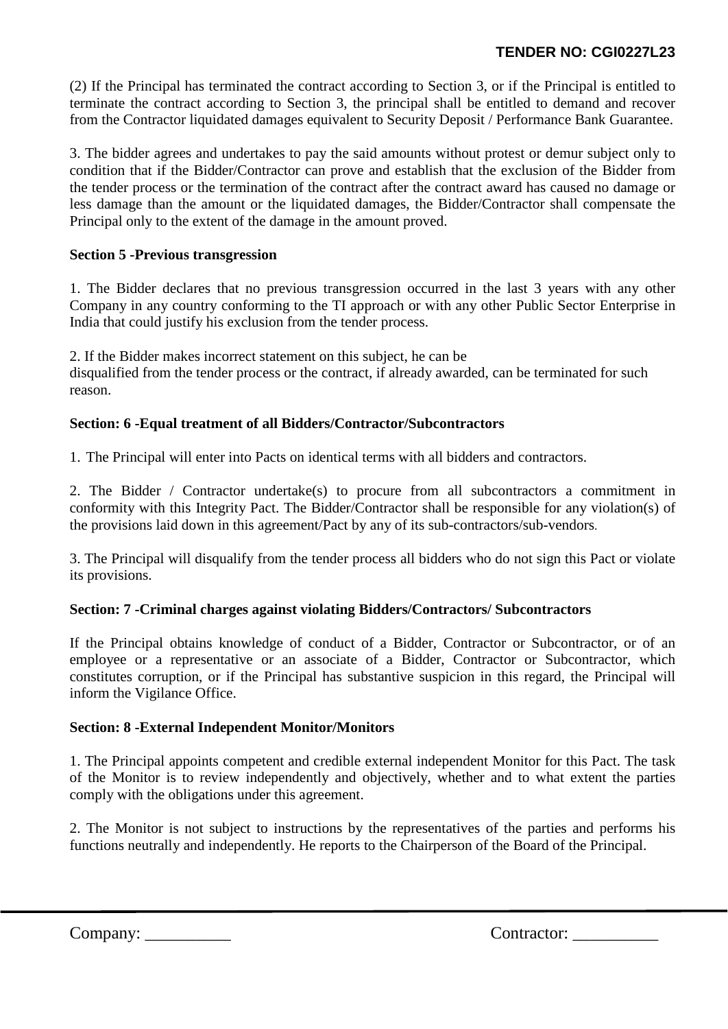(2) If the Principal has terminated the contract according to Section 3, or if the Principal is entitled to terminate the contract according to Section 3, the principal shall be entitled to demand and recover from the Contractor liquidated damages equivalent to Security Deposit / Performance Bank Guarantee.

3. The bidder agrees and undertakes to pay the said amounts without protest or demur subject only to condition that if the Bidder/Contractor can prove and establish that the exclusion of the Bidder from the tender process or the termination of the contract after the contract award has caused no damage or less damage than the amount or the liquidated damages, the Bidder/Contractor shall compensate the Principal only to the extent of the damage in the amount proved.

**Section 5 -Previous transgression**

1. The Bidder declares that no previous transgression occurred in the last 3 years with any other Company in any country conforming to the TI approach or with any other Public Sector Enterprise in India that could justify his exclusion from the tender process.

2. If the Bidder makes incorrect statement on this subject, he can be disqualified from the tender process or the contract, if already awarded, can be terminated for such reason.

**Section: 6 -Equal treatment of all Bidders/Contractor/Subcontractors**

1. The Principal will enter into Pacts on identical terms with all bidders and contractors.

2. The Bidder / Contractor undertake(s) to procure from all subcontractors a commitment in conformity with this Integrity Pact. The Bidder/Contractor shall be responsible for any violation(s) of the provisions laid down in this agreement/Pact by any of its sub-contractors/sub-vendors.

3. The Principal will disqualify from the tender process all bidders who do not sign this Pact or violate its provisions.

**Section: 7 -Criminal charges against violating Bidders/Contractors/ Subcontractors**

If the Principal obtains knowledge of conduct of a Bidder, Contractor or Subcontractor, or of an employee or a representative or an associate of a Bidder, Contractor or Subcontractor, which constitutes corruption, or if the Principal has substantive suspicion in this regard, the Principal will inform the Vigilance Office.

**Section: 8 -External Independent Monitor/Monitors**

1. The Principal appoints competent and credible external independent Monitor for this Pact. The task of the Monitor is to review independently and objectively, whether and to what extent the parties comply with the obligations under this agreement.

2. The Monitor is not subject to instructions by the representatives of the parties and performs his functions neutrally and independently. He reports to the Chairperson of the Board of the Principal.

Company: __________ Contractor: __________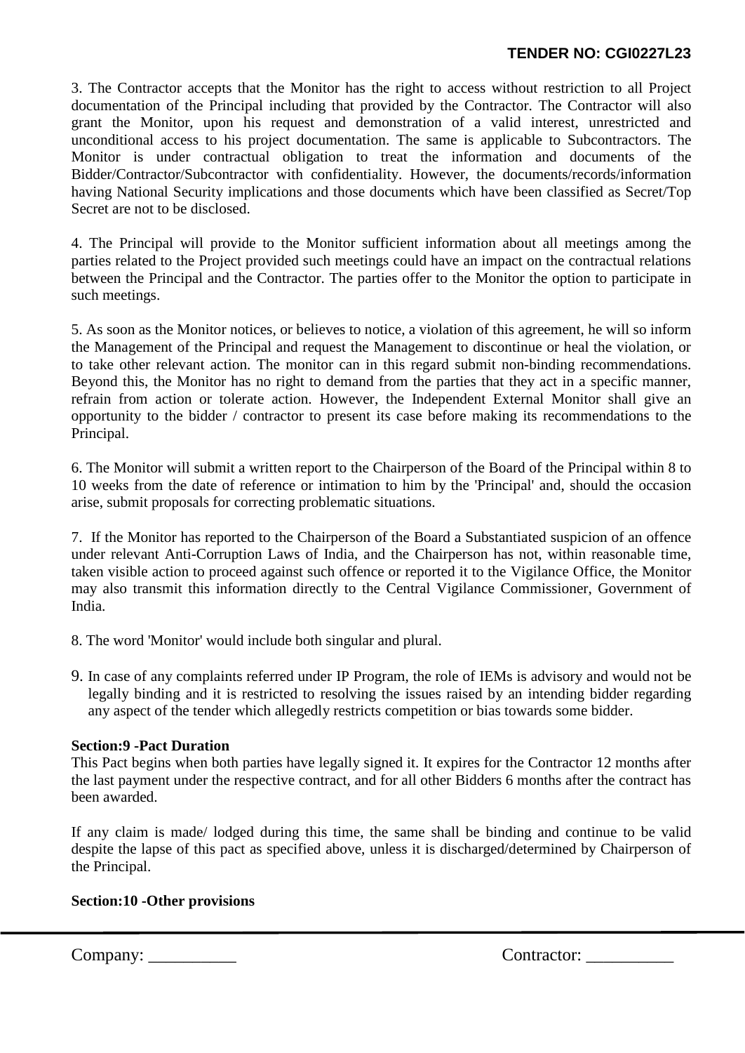3. The Contractor accepts that the Monitor has the right to access without restriction to all Project documentation of the Principal including that provided by the Contractor. The Contractor will also grant the Monitor, upon his request and demonstration of a valid interest, unrestricted and unconditional access to his project documentation. The same is applicable to Subcontractors. The Monitor is under contractual obligation to treat the information and documents of the Bidder/Contractor/Subcontractor with confidentiality. However, the documents/records/information having National Security implications and those documents which have been classified as Secret/Top Secret are not to be disclosed.

4. The Principal will provide to the Monitor sufficient information about all meetings among the parties related to the Project provided such meetings could have an impact on the contractual relations between the Principal and the Contractor. The parties offer to the Monitor the option to participate in such meetings.

5. As soon as the Monitor notices, or believes to notice, a violation of this agreement, he will so inform the Management of the Principal and request the Management to discontinue or heal the violation, or to take other relevant action. The monitor can in this regard submit non-binding recommendations. Beyond this, the Monitor has no right to demand from the parties that they act in a specific manner, refrain from action or tolerate action. However, the Independent External Monitor shall give an opportunity to the bidder / contractor to present its case before making its recommendations to the Principal.

6. The Monitor will submit a written report to the Chairperson of the Board of the Principal within 8 to 10 weeks from the date of reference or intimation to him by the 'Principal' and, should the occasion arise, submit proposals for correcting problematic situations.

7. If the Monitor has reported to the Chairperson of the Board a Substantiated suspicion of an offence under relevant Anti-Corruption Laws of India, and the Chairperson has not, within reasonable time, taken visible action to proceed against such offence or reported it to the Vigilance Office, the Monitor may also transmit this information directly to the Central Vigilance Commissioner, Government of India.

8. The word 'Monitor' would include both singular and plural.

9. In case of any complaints referred under IP Program, the role of IEMs is advisory and would not be legally binding and it is restricted to resolving the issues raised by an intending bidder regarding any aspect of the tender which allegedly restricts competition or bias towards some bidder.

**Section:9 -Pact Duration**

This Pact begins when both parties have legally signed it. It expires for the Contractor 12 months after the last payment under the respective contract, and for all other Bidders 6 months after the contract has been awarded.

If any claim is made/ lodged during this time, the same shall be binding and continue to be valid despite the lapse of this pact as specified above, unless it is discharged/determined by Chairperson of the Principal.

**Section:10 -Other provisions**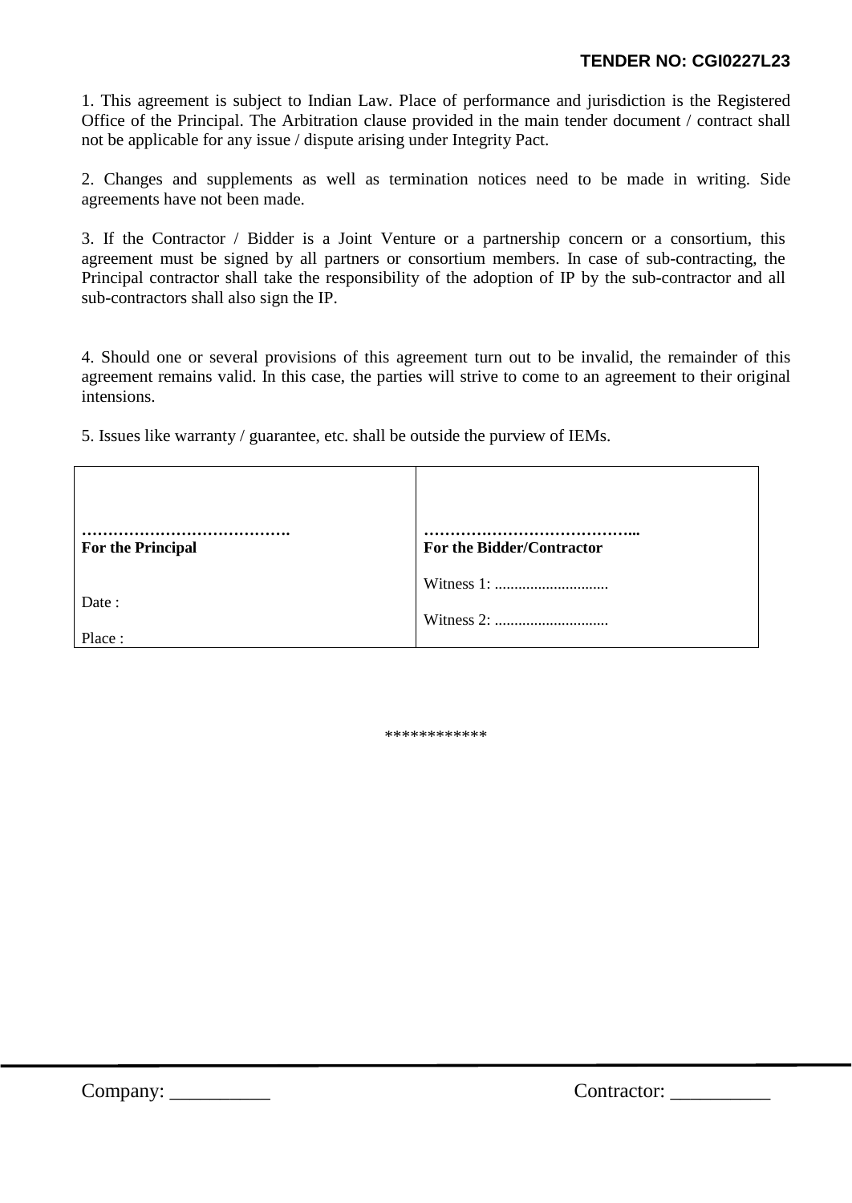1. This agreement is subject to Indian Law. Place of performance and jurisdiction is the Registered Office of the Principal. The Arbitration clause provided in the main tender document / contract shall not be applicable for any issue / dispute arising under Integrity Pact.

2. Changes and supplements as well as termination notices need to be made in writing. Side agreements have not been made.

3. If the Contractor / Bidder is a Joint Venture or a partnership concern or a consortium, this agreement must be signed by all partners or consortium members. In case of sub-contracting, the Principal contractor shall take the responsibility of the adoption of IP by the sub-contractor and all sub-contractors shall also sign the IP.

4. Should one or several provisions of this agreement turn out to be invalid, the remainder of this agreement remains valid. In this case, the parties will strive to come to an agreement to their original intensions.

5. Issues like warranty / guarantee, etc. shall be outside the purview of IEMs.

| ………………………………….<br>**For the Principal**<br><br>Date :<br><br>Place : | …………………………………..<br>**For the Bidder/Contractor**<br><br>Witness 1: ............................<br><br>Witness 2: ............................ |
|---|---|

***********

Company: __________ Contractor: __________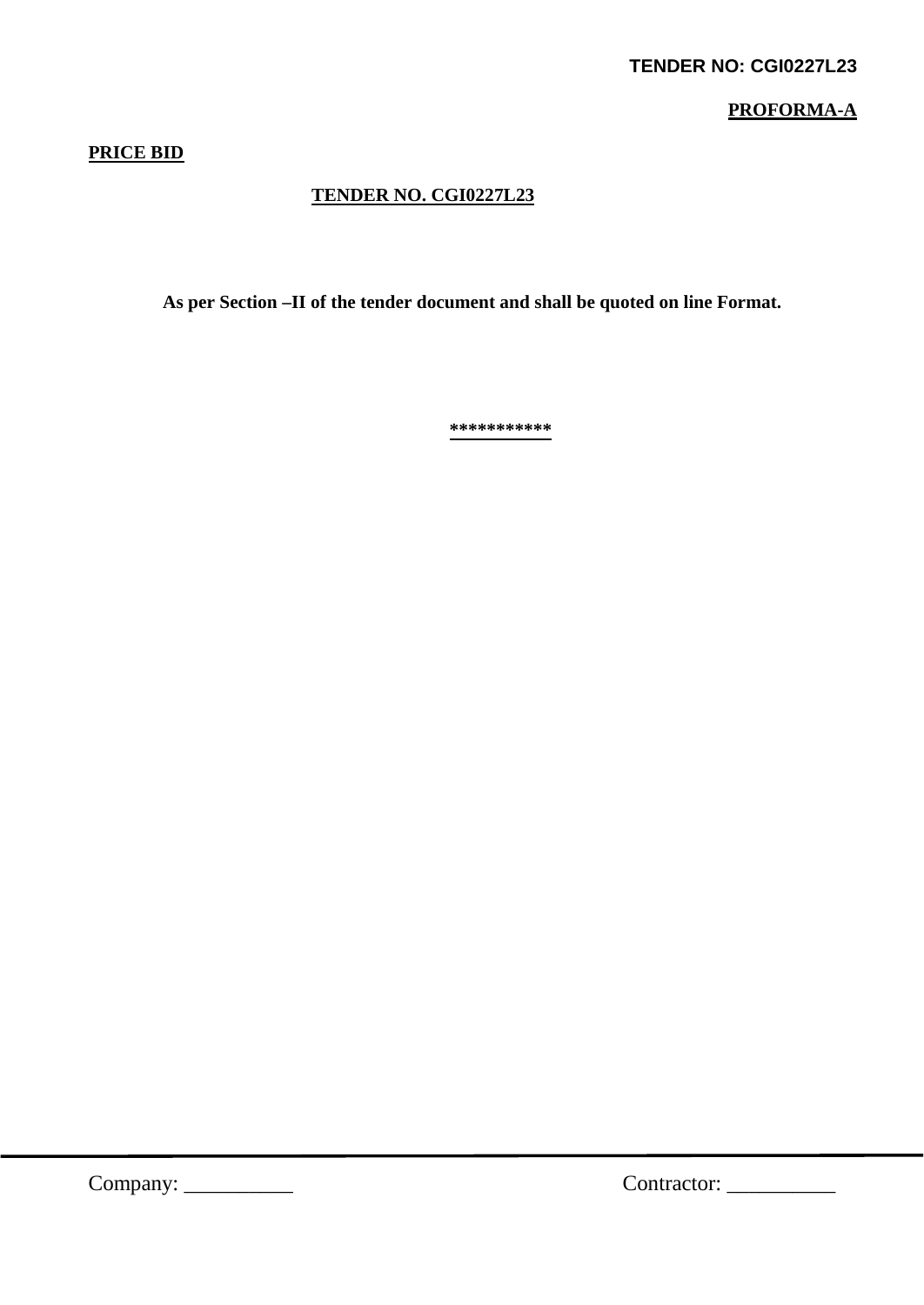**PROFORMA-A**

**PRICE BID**

**TENDER NO. CGI0227L23**

**As per Section –II of the tender document and shall be quoted on line Format.**

***********

Company: __________ Contractor: __________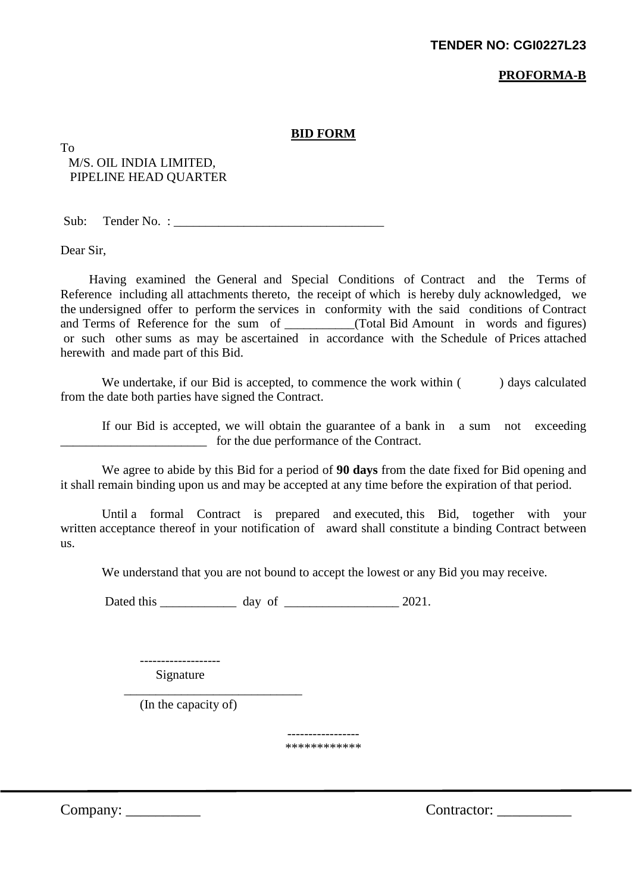**TENDER NO: CGI0227L23**

**PROFORMA-B**

## BIDFORM

To
M/S. OIL INDIA LIMITED,
PIPELINE HEAD QUARTER

Sub: Tender No. : _________________________________

Dear Sir,

Having examined the General and Special Conditions of Contract and the Terms of Reference including all attachments thereto, the receipt of which is hereby duly acknowledged, we the undersigned offer to perform the services in conformity with the said conditions of Contract and Terms of Reference for the sum of ___________(Total Bid Amount in words and figures) or such other sums as may be ascertained in accordance with the Schedule of Prices attached herewith and made part of this Bid.

We undertake, if our Bid is accepted, to commence the work within ( ) days calculated from the date both parties have signed the Contract.

If our Bid is accepted, we will obtain the guarantee of a bank in a sum not exceeding _______________________ for the due performance of the Contract.

We agree to abide by this Bid for a period of **90 days** from the date fixed for Bid opening and it shall remain binding upon us and may be accepted at any time before the expiration of that period.

Until a formal Contract is prepared and executed, this Bid, together with your written acceptance thereof in your notification of award shall constitute a binding Contract between us.

We understand that you are not bound to accept the lowest or any Bid you may receive.

Dated this ____________ day of __________________ 2021.

-------------------
Signature

_____________________________
(In the capacity of)

-----------------
************

Company: __________ Contractor: __________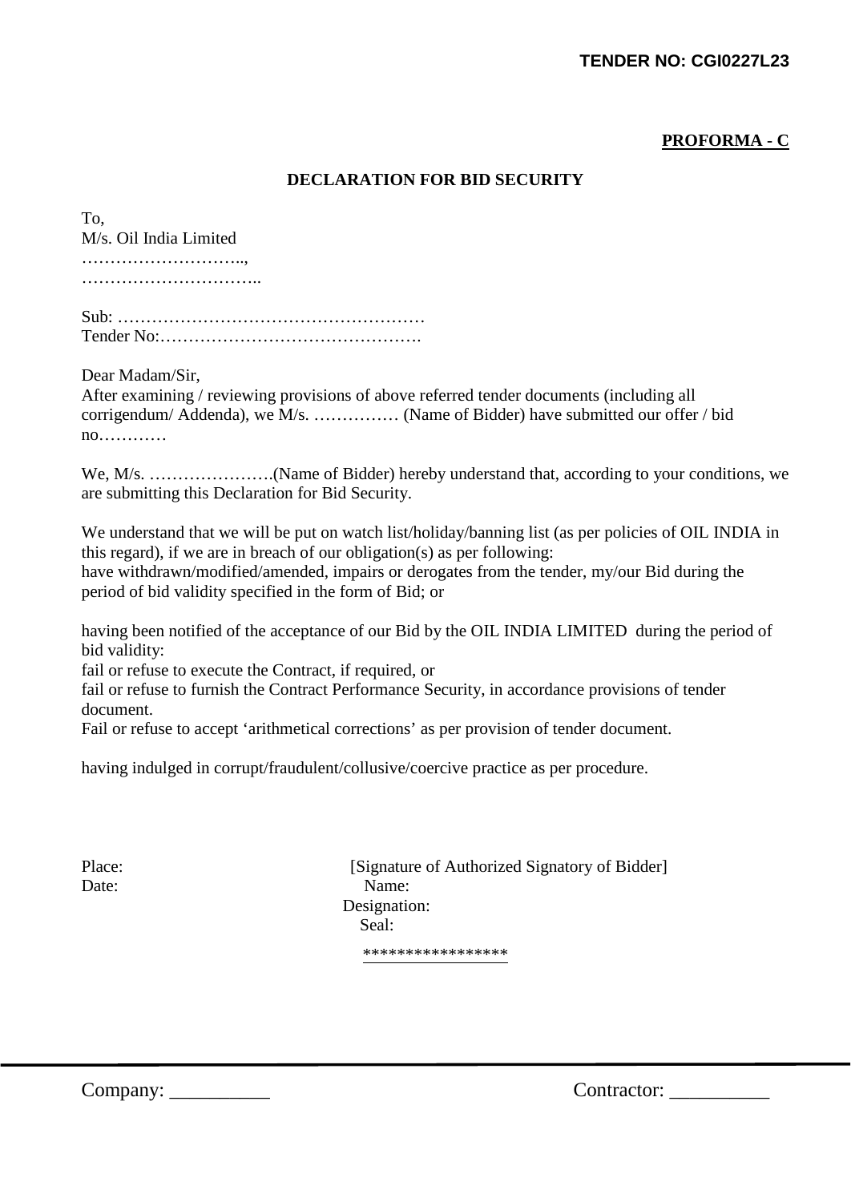**PROFORMA - C**

**DECLARATION FOR BID SECURITY**

To,
M/s. Oil India Limited
………………………..,
…………………………..

Sub: ………………………………………………
Tender No:……………………………………….

Dear Madam/Sir,
After examining / reviewing provisions of above referred tender documents (including all corrigendum/ Addenda), we M/s. …………… (Name of Bidder) have submitted our offer / bid no…………

We, M/s. ………………….(Name of Bidder) hereby understand that, according to your conditions, we are submitting this Declaration for Bid Security.

We understand that we will be put on watch list/holiday/banning list (as per policies of OIL INDIA in this regard), if we are in breach of our obligation(s) as per following:
have withdrawn/modified/amended, impairs or derogates from the tender, my/our Bid during the period of bid validity specified in the form of Bid; or

having been notified of the acceptance of our Bid by the OIL INDIA LIMITED during the period of bid validity:
fail or refuse to execute the Contract, if required, or
fail or refuse to furnish the Contract Performance Security, in accordance provisions of tender document.
Fail or refuse to accept 'arithmetical corrections' as per provision of tender document.

having indulged in corrupt/fraudulent/collusive/coercive practice as per procedure.

Place: [Signature of Authorized Signatory of Bidder]
Date: Name:
Designation:
Seal:

*****************

Company: __________ Contractor: __________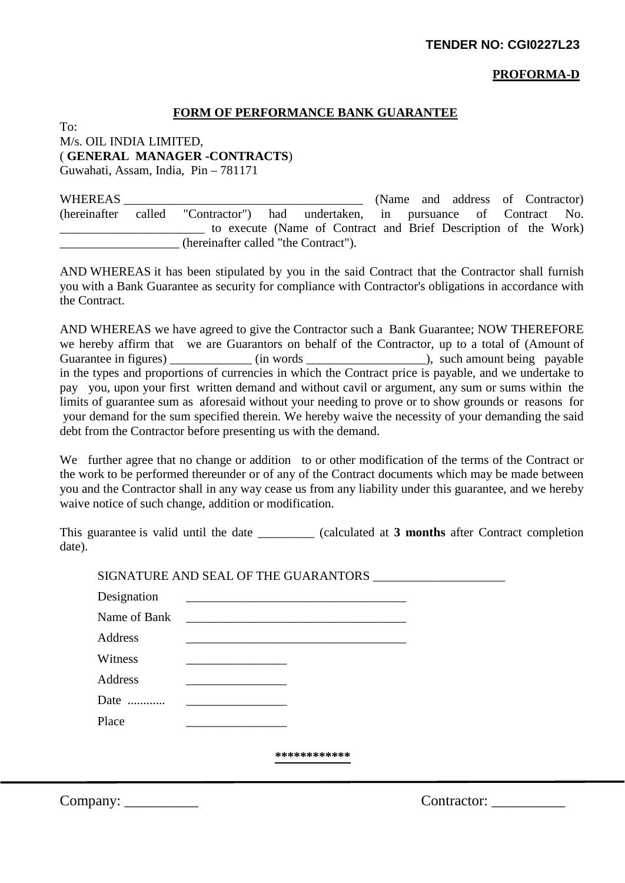**TENDER NO: CGI0227L23**

**PROFORMA-D**

## FORM OF PERFORMANCE BANK GUARANTEE

To:
M/s. OIL INDIA LIMITED,
( **GENERAL MANAGER -CONTRACTS**)
Guwahati, Assam, India, Pin – 781171

WHEREAS ______________________________________ (Name and address of Contractor) (hereinafter called "Contractor") had undertaken, in pursuance of Contract No. _______________________ to execute (Name of Contract and Brief Description of the Work) ___________________ (hereinafter called "the Contract").

AND WHEREAS it has been stipulated by you in the said Contract that the Contractor shall furnish you with a Bank Guarantee as security for compliance with Contractor's obligations in accordance with the Contract.

AND WHEREAS we have agreed to give the Contractor such a Bank Guarantee; NOW THEREFORE we hereby affirm that we are Guarantors on behalf of the Contractor, up to a total of (Amount of Guarantee in figures) _____________ (in words ___________________), such amount being payable in the types and proportions of currencies in which the Contract price is payable, and we undertake to pay you, upon your first written demand and without cavil or argument, any sum or sums within the limits of guarantee sum as aforesaid without your needing to prove or to show grounds or reasons for your demand for the sum specified therein. We hereby waive the necessity of your demanding the said debt from the Contractor before presenting us with the demand.

We further agree that no change or addition to or other modification of the terms of the Contract or the work to be performed thereunder or of any of the Contract documents which may be made between you and the Contractor shall in any way cease us from any liability under this guarantee, and we hereby waive notice of such change, addition or modification.

This guarantee is valid until the date _________ (calculated at **3 months** after Contract completion date).

SIGNATURE AND SEAL OF THE GUARANTORS ____________________

Designation ___________________________________

Name of Bank ___________________________________

Address ___________________________________

Witness ________________

Address ________________

Date ............ ________________

Place ________________

************

Company: __________ Contractor: __________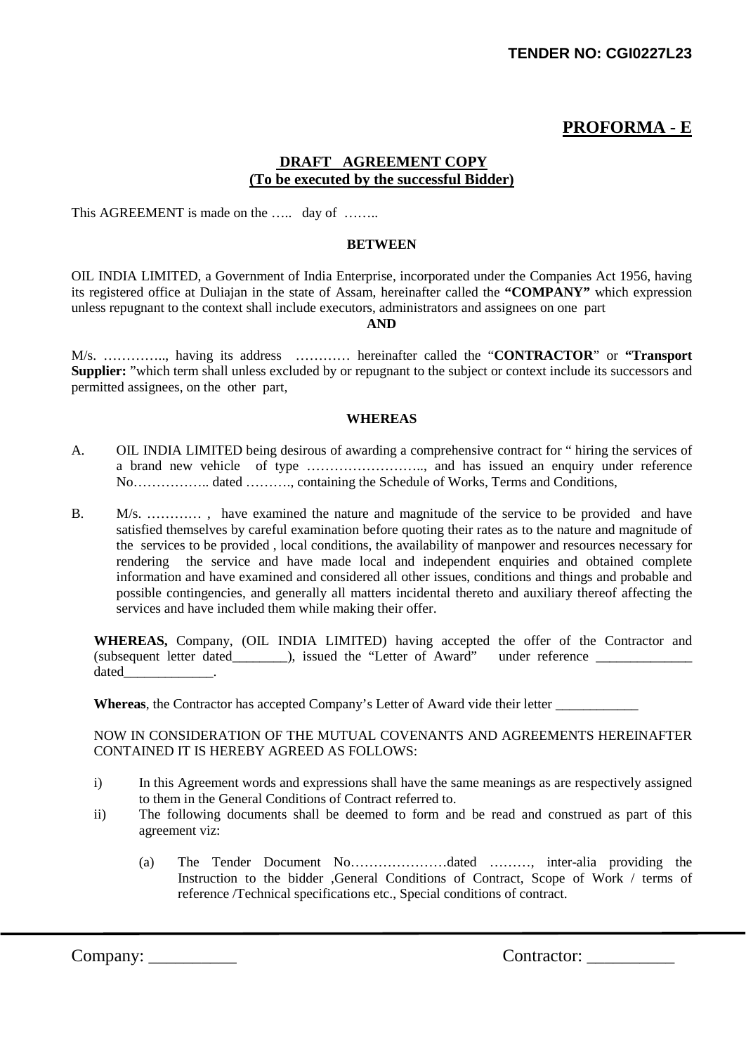# PROFORMA - E

## DRAFT AGREEMENT COPY
**(To be executed by the successful Bidder)**

This AGREEMENT is made on the ….. day of ……..

**BETWEEN**

OIL INDIA LIMITED, a Government of India Enterprise, incorporated under the Companies Act 1956, having its registered office at Duliajan in the state of Assam, hereinafter called the **"COMPANY"** which expression unless repugnant to the context shall include executors, administrators and assignees on one part

**AND**

M/s. ………….., having its address ………… hereinafter called the "**CONTRACTOR**" or **"Transport Supplier:** "which term shall unless excluded by or repugnant to the subject or context include its successors and permitted assignees, on the other part,

**WHEREAS**

A. OIL INDIA LIMITED being desirous of awarding a comprehensive contract for " hiring the services of a brand new vehicle of type …………………….., and has issued an enquiry under reference No…………….. dated ………., containing the Schedule of Works, Terms and Conditions,

B. M/s. ………… , have examined the nature and magnitude of the service to be provided and have satisfied themselves by careful examination before quoting their rates as to the nature and magnitude of the services to be provided , local conditions, the availability of manpower and resources necessary for rendering the service and have made local and independent enquiries and obtained complete information and have examined and considered all other issues, conditions and things and probable and possible contingencies, and generally all matters incidental thereto and auxiliary thereof affecting the services and have included them while making their offer.

**WHEREAS,** Company, (OIL INDIA LIMITED) having accepted the offer of the Contractor and (subsequent letter dated________), issued the "Letter of Award" under reference ______________ dated_____________.

**Whereas**, the Contractor has accepted Company's Letter of Award vide their letter ____________

NOW IN CONSIDERATION OF THE MUTUAL COVENANTS AND AGREEMENTS HEREINAFTER CONTAINED IT IS HEREBY AGREED AS FOLLOWS:

i) In this Agreement words and expressions shall have the same meanings as are respectively assigned to them in the General Conditions of Contract referred to.

ii) The following documents shall be deemed to form and be read and construed as part of this agreement viz:

   (a) The Tender Document No…………………dated ………, inter-alia providing the Instruction to the bidder ,General Conditions of Contract, Scope of Work / terms of reference /Technical specifications etc., Special conditions of contract.

Company: __________ Contractor: __________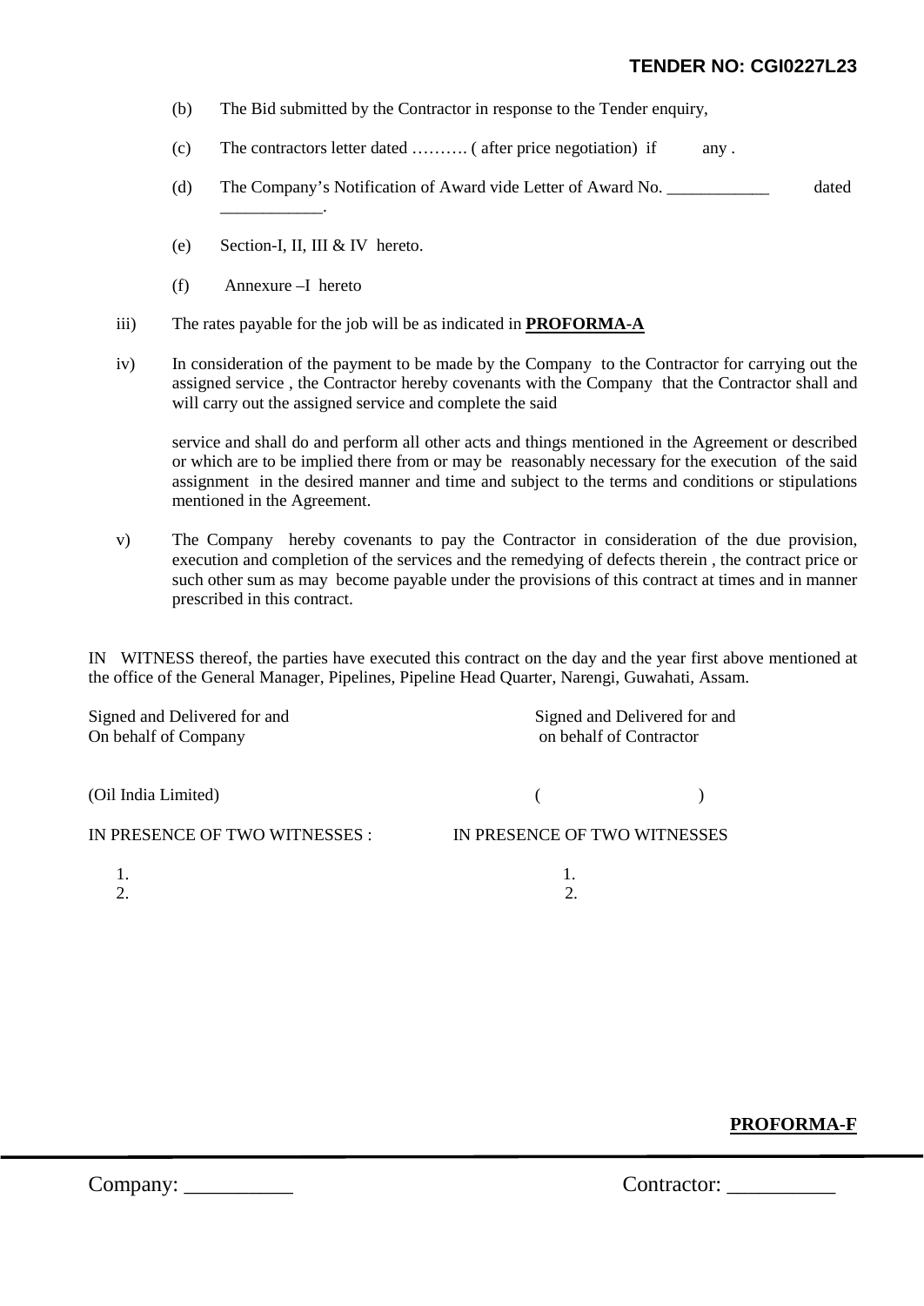(b) The Bid submitted by the Contractor in response to the Tender enquiry,

(c) The contractors letter dated ………. ( after price negotiation) if any .

(d) The Company's Notification of Award vide Letter of Award No. ____________ dated ____________.

(e) Section-I, II, III & IV hereto.

(f) Annexure –I hereto

iii) The rates payable for the job will be as indicated in **PROFORMA-A**

iv) In consideration of the payment to be made by the Company to the Contractor for carrying out the assigned service , the Contractor hereby covenants with the Company that the Contractor shall and will carry out the assigned service and complete the said

service and shall do and perform all other acts and things mentioned in the Agreement or described or which are to be implied there from or may be reasonably necessary for the execution of the said assignment in the desired manner and time and subject to the terms and conditions or stipulations mentioned in the Agreement.

v) The Company hereby covenants to pay the Contractor in consideration of the due provision, execution and completion of the services and the remedying of defects therein , the contract price or such other sum as may become payable under the provisions of this contract at times and in manner prescribed in this contract.

IN WITNESS thereof, the parties have executed this contract on the day and the year first above mentioned at the office of the General Manager, Pipelines, Pipeline Head Quarter, Narengi, Guwahati, Assam.

| Signed and Delivered for and On behalf of Company | Signed and Delivered for and on behalf of Contractor |
|---|---|
| (Oil India Limited) | (                    ) |
| IN PRESENCE OF TWO WITNESSES : | IN PRESENCE OF TWO WITNESSES |
| 1. | 1. |
| 2. | 2. |

**PROFORMA-F**

Company: __________ Contractor: __________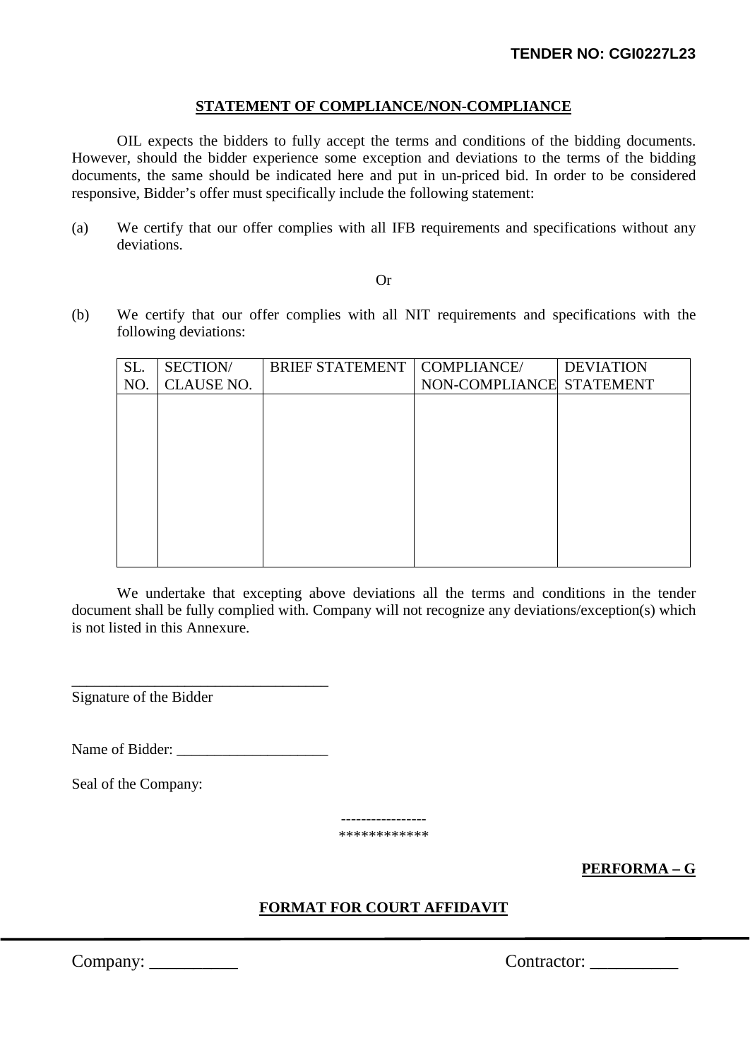## STATEMENT OF COMPLIANCE/NON-COMPLIANCE

OIL expects the bidders to fully accept the terms and conditions of the bidding documents. However, should the bidder experience some exception and deviations to the terms of the bidding documents, the same should be indicated here and put in un-priced bid. In order to be considered responsive, Bidder's offer must specifically include the following statement:

(a) We certify that our offer complies with all IFB requirements and specifications without any deviations.

Or

(b) We certify that our offer complies with all NIT requirements and specifications with the following deviations:

| SL. NO. | SECTION/ CLAUSE NO. | BRIEF STATEMENT | COMPLIANCE/ NON-COMPLIANCE | DEVIATION STATEMENT |
|---|---|---|---|---|
| | | | | |

We undertake that excepting above deviations all the terms and conditions in the tender document shall be fully complied with. Company will not recognize any deviations/exception(s) which is not listed in this Annexure.

\_\_\_\_\_\_\_\_\_\_\_\_\_\_\_\_\_\_\_\_\_\_\_\_\_\_\_\_\_\_\_\_\_\_

Signature of the Bidder

Name of Bidder: \_\_\_\_\_\_\_\_\_\_\_\_\_\_\_\_\_\_\_\_

Seal of the Company:

----------------

************

**PERFORMA – G**

## FORMAT FOR COURT AFFIDAVIT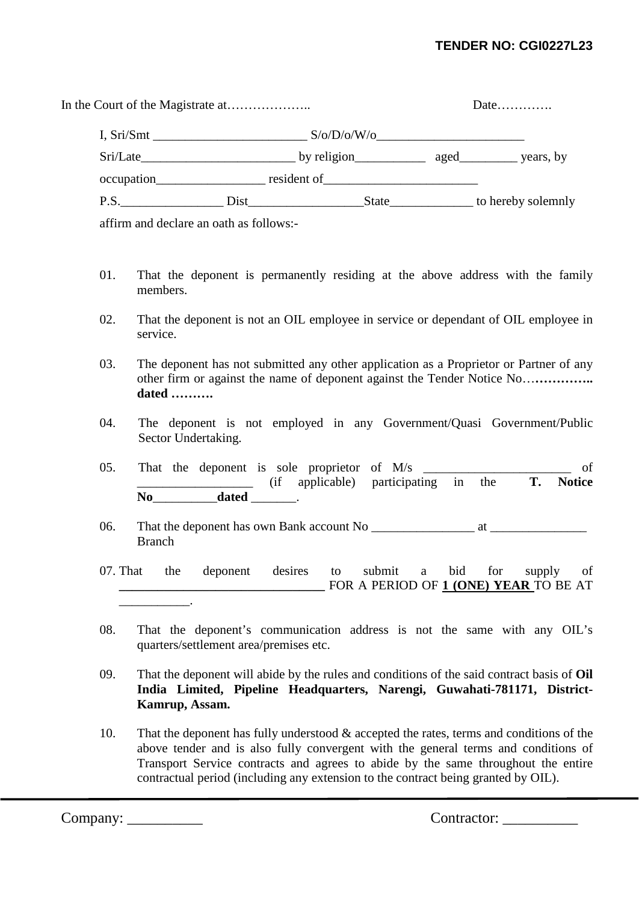**TENDER NO: CGI0227L23**

In the Court of the Magistrate at……………….. Date………….

I, Sri/Smt ________________________ S/o/D/o/W/o_______________________ Sri/Late________________________ by religion___________ aged_________ years, by occupation_________________ resident of________________________ P.S.________________ Dist__________________State_____________ to hereby solemnly affirm and declare an oath as follows:-

01. That the deponent is permanently residing at the above address with the family members.

02. That the deponent is not an OIL employee in service or dependant of OIL employee in service.

03. The deponent has not submitted any other application as a Proprietor or Partner of any other firm or against the name of deponent against the Tender Notice No…**………….. dated ……….**

04. The deponent is not employed in any Government/Quasi Government/Public Sector Undertaking.

05. That the deponent is sole proprietor of M/s _______________________ of __________________ (if applicable) participating in the **T. Notice No__________dated** _______.

06. That the deponent has own Bank account No ________________ at _______________ Branch

07. That the deponent desires to submit a bid for supply of **_______________________________** FOR A PERIOD OF **1 (ONE) YEAR** TO BE AT ___________.

08. That the deponent's communication address is not the same with any OIL's quarters/settlement area/premises etc.

09. That the deponent will abide by the rules and conditions of the said contract basis of **Oil India Limited, Pipeline Headquarters, Narengi, Guwahati-781171, District-Kamrup, Assam.**

10. That the deponent has fully understood & accepted the rates, terms and conditions of the above tender and is also fully convergent with the general terms and conditions of Transport Service contracts and agrees to abide by the same throughout the entire contractual period (including any extension to the contract being granted by OIL).

Company: __________ Contractor: __________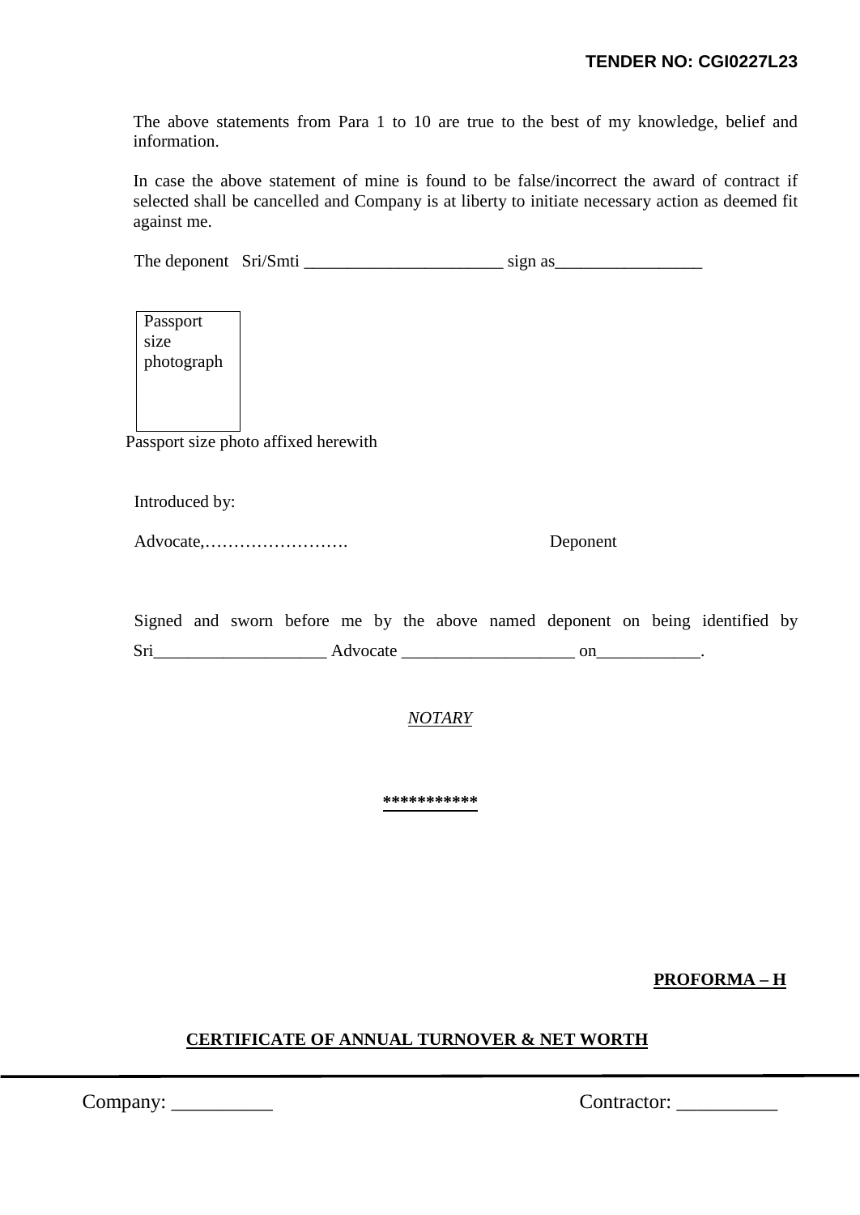The above statements from Para 1 to 10 are true to the best of my knowledge, belief and information.

In case the above statement of mine is found to be false/incorrect the award of contract if selected shall be cancelled and Company is at liberty to initiate necessary action as deemed fit against me.

The deponent Sri/Smti _______________________ sign as_________________

Passport size photograph

Passport size photo affixed herewith

Introduced by:

Advocate,……………………. Deponent

Signed and sworn before me by the above named deponent on being identified by Sri____________________ Advocate ____________________ on____________.

*NOTARY*

\*\*\*\*\*\*\*\*\*\*\*

**PROFORMA – H**

**CERTIFICATE OF ANNUAL TURNOVER & NET WORTH**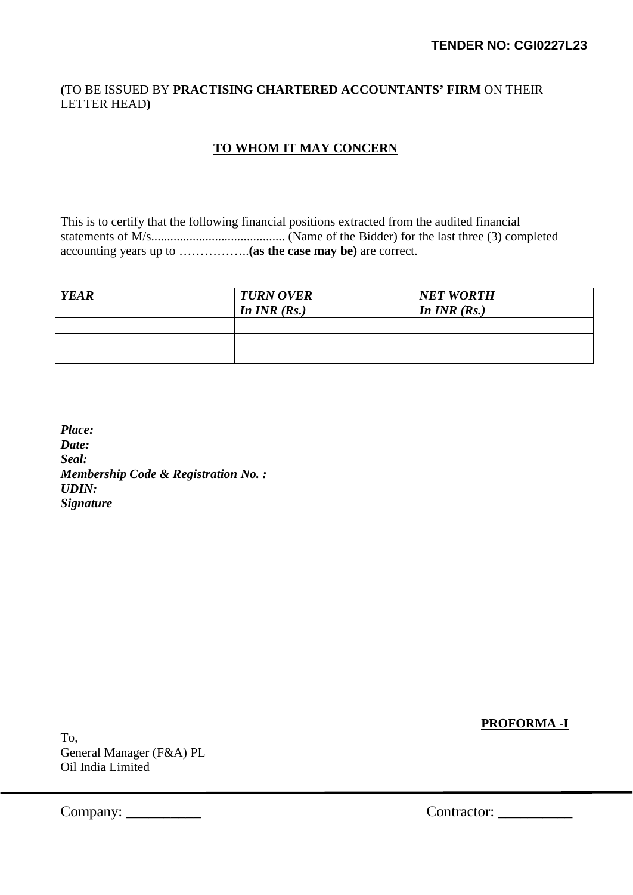**(**TO BE ISSUED BY **PRACTISING CHARTERED ACCOUNTANTS' FIRM** ON THEIR LETTER HEAD**)**

**TO WHOM IT MAY CONCERN**

This is to certify that the following financial positions extracted from the audited financial statements of M/s.......................................... (Name of the Bidder) for the last three (3) completed accounting years up to ……………..**(as the case may be)** are correct.

| ***YEAR*** | ***TURN OVER In INR (Rs.)*** | ***NET WORTH In INR (Rs.)*** |
|---|---|---|
| | | |
| | | |
| | | |

***Place:***
***Date:***
***Seal:***
***Membership Code & Registration No. :***
***UDIN:***
***Signature***

**PROFORMA -I**

To,
General Manager (F&A) PL
Oil India Limited

Company: __________ Contractor: __________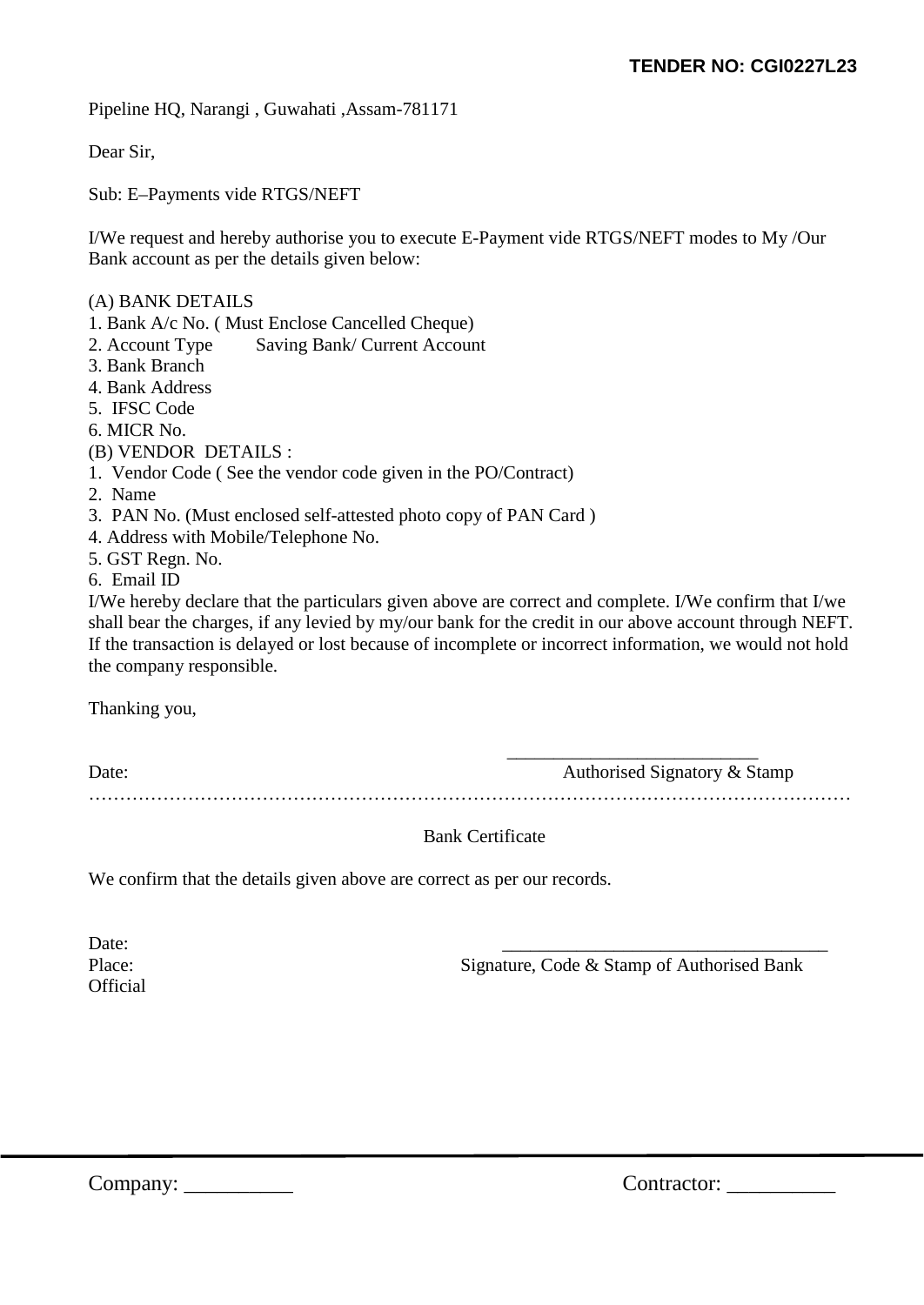**TENDER NO: CGI0227L23**

Pipeline HQ, Narangi , Guwahati ,Assam-781171

Dear Sir,

Sub: E–Payments vide RTGS/NEFT

I/We request and hereby authorise you to execute E-Payment vide RTGS/NEFT modes to My /Our Bank account as per the details given below:

(A) BANK DETAILS
1. Bank A/c No. ( Must Enclose Cancelled Cheque)
2. Account Type     Saving Bank/ Current Account
3. Bank Branch
4. Bank Address
5. IFSC Code
6. MICR No.

(B) VENDOR DETAILS :
1. Vendor Code ( See the vendor code given in the PO/Contract)
2. Name
3. PAN No. (Must enclosed self-attested photo copy of PAN Card )
4. Address with Mobile/Telephone No.
5. GST Regn. No.
6. Email ID

I/We hereby declare that the particulars given above are correct and complete. I/We confirm that I/we shall bear the charges, if any levied by my/our bank for the credit in our above account through NEFT. If the transaction is delayed or lost because of incomplete or incorrect information, we would not hold the company responsible.

Thanking you,

Date: __________________________ Authorised Signatory & Stamp

…………………………………………………………………………………………………………

Bank Certificate

We confirm that the details given above are correct as per our records.

Date:
Place: __________________________________ Signature, Code & Stamp of Authorised Bank Official

Company: __________ Contractor: __________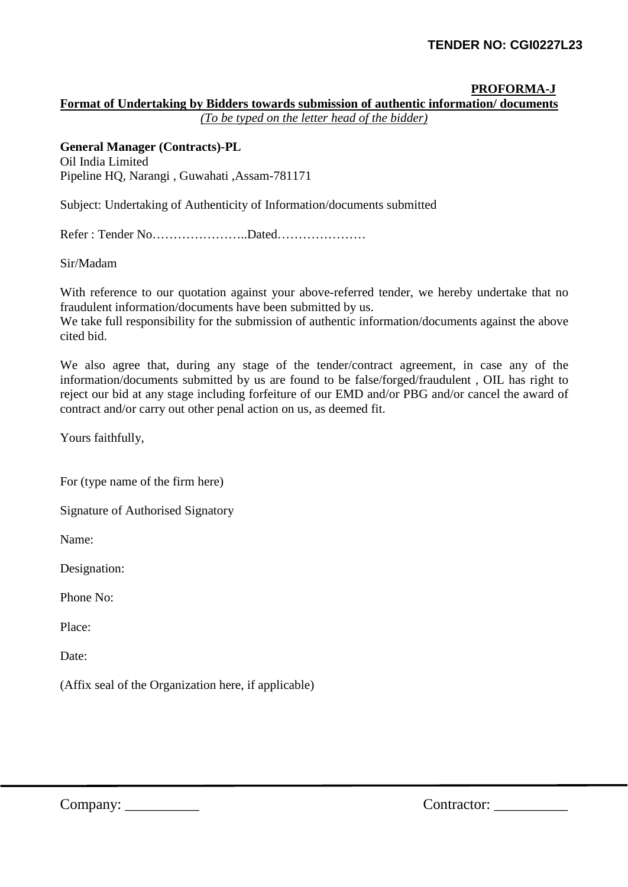**PROFORMA-J**

**Format of Undertaking by Bidders towards submission of authentic information/ documents**

*(To be typed on the letter head of the bidder)*

**General Manager (Contracts)-PL**
Oil India Limited
Pipeline HQ, Narangi , Guwahati ,Assam-781171

Subject: Undertaking of Authenticity of Information/documents submitted

Refer : Tender No…………………..Dated…………………

Sir/Madam

With reference to our quotation against your above-referred tender, we hereby undertake that no fraudulent information/documents have been submitted by us.
We take full responsibility for the submission of authentic information/documents against the above cited bid.

We also agree that, during any stage of the tender/contract agreement, in case any of the information/documents submitted by us are found to be false/forged/fraudulent , OIL has right to reject our bid at any stage including forfeiture of our EMD and/or PBG and/or cancel the award of contract and/or carry out other penal action on us, as deemed fit.

Yours faithfully,

For (type name of the firm here)

Signature of Authorised Signatory

Name:

Designation:

Phone No:

Place:

Date:

(Affix seal of the Organization here, if applicable)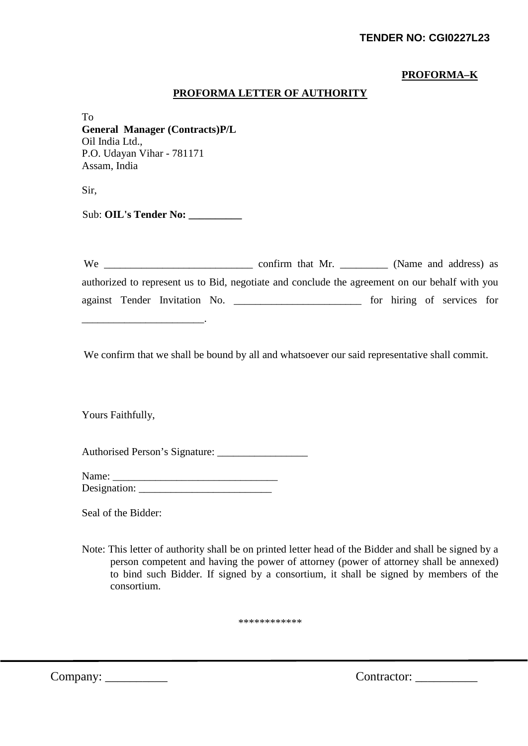**PROFORMA–K**

## PROFORMA LETTER OF AUTHORITY

To
**General Manager (Contracts)P/L**
Oil India Ltd.,
P.O. Udayan Vihar - 781171
Assam, India

Sir,

Sub: **OIL's Tender No: __________**

We ____________________________ confirm that Mr. _________ (Name and address) as authorized to represent us to Bid, negotiate and conclude the agreement on our behalf with you against Tender Invitation No. ________________________ for hiring of services for ______________________.

We confirm that we shall be bound by all and whatsoever our said representative shall commit.

Yours Faithfully,

Authorised Person's Signature: _________________

Name: _______________________________
Designation: _________________________

Seal of the Bidder:

Note: This letter of authority shall be on printed letter head of the Bidder and shall be signed by a person competent and having the power of attorney (power of attorney shall be annexed) to bind such Bidder. If signed by a consortium, it shall be signed by members of the consortium.

************

Company: __________ Contractor: __________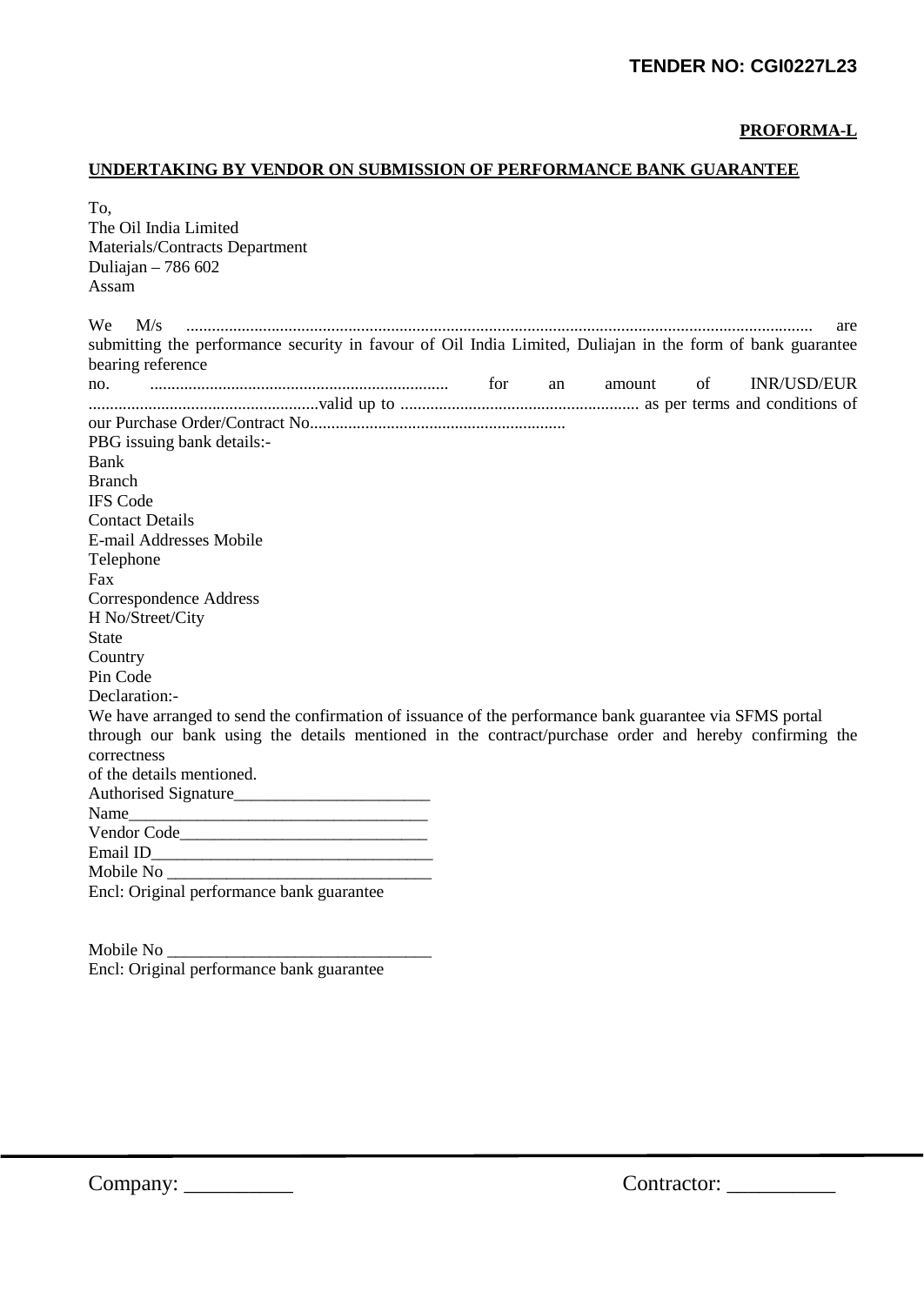**TENDER NO: CGI0227L23**

**PROFORMA-L**

**UNDERTAKING BY VENDOR ON SUBMISSION OF PERFORMANCE BANK GUARANTEE**

To,
The Oil India Limited
Materials/Contracts Department
Duliajan – 786 602
Assam

We M/s ................................................................................................................................................ are submitting the performance security in favour of Oil India Limited, Duliajan in the form of bank guarantee bearing reference no. ..................................................................... for an amount of INR/USD/EUR ......................................................valid up to ........................................................ as per terms and conditions of our Purchase Order/Contract No............................................................

PBG issuing bank details:-
Bank
Branch
IFS Code
Contact Details
E-mail Addresses Mobile
Telephone
Fax
Correspondence Address
H No/Street/City
State
Country
Pin Code

Declaration:-
We have arranged to send the confirmation of issuance of the performance bank guarantee via SFMS portal through our bank using the details mentioned in the contract/purchase order and hereby confirming the correctness of the details mentioned.

Authorised Signature_______________________
Name___________________________________
Vendor Code_____________________________
Email ID_________________________________
Mobile No _______________________________
Encl: Original performance bank guarantee

Mobile No _______________________________
Encl: Original performance bank guarantee

Company: __________ Contractor: __________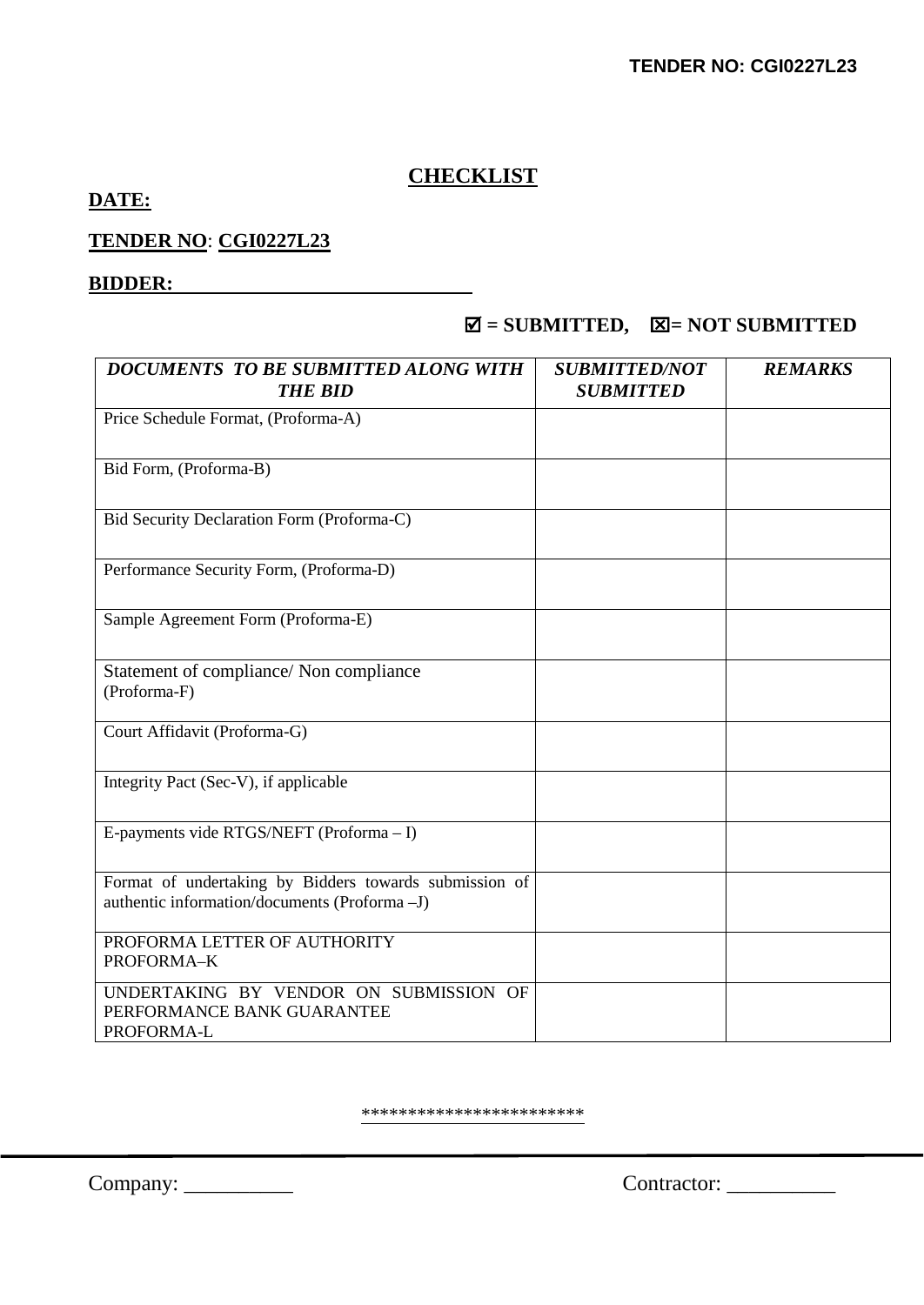# CHECKLIST

**DATE:**

**TENDER NO**: **CGI0227L23**

**BIDDER:** ______________________________

**☑ = SUBMITTED, ☒= NOT SUBMITTED**

| *DOCUMENTS TO BE SUBMITTED ALONG WITH THE BID* | *SUBMITTED/NOT SUBMITTED* | *REMARKS* |
|---|---|---|
| Price Schedule Format, (Proforma-A) | | |
| Bid Form, (Proforma-B) | | |
| Bid Security Declaration Form (Proforma-C) | | |
| Performance Security Form, (Proforma-D) | | |
| Sample Agreement Form (Proforma-E) | | |
| Statement of compliance/ Non compliance (Proforma-F) | | |
| Court Affidavit (Proforma-G) | | |
| Integrity Pact (Sec-V), if applicable | | |
| E-payments vide RTGS/NEFT (Proforma – I) | | |
| Format of undertaking by Bidders towards submission of authentic information/documents (Proforma –J) | | |
| PROFORMA LETTER OF AUTHORITY PROFORMA–K | | |
| UNDERTAKING BY VENDOR ON SUBMISSION OF PERFORMANCE BANK GUARANTEE PROFORMA-L | | |

***********************

Company: __________ Contractor: __________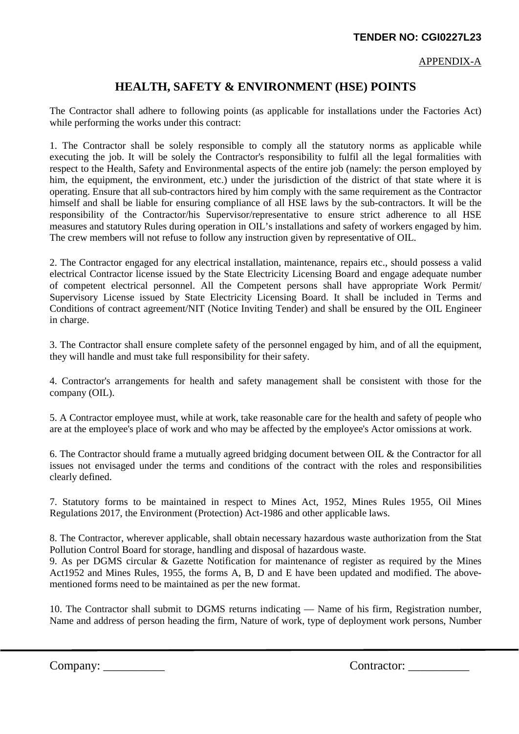**TENDER NO: CGI0227L23**

APPENDIX-A

## HEALTH, SAFETY & ENVIRONMENT (HSE) POINTS

The Contractor shall adhere to following points (as applicable for installations under the Factories Act) while performing the works under this contract:

1. The Contractor shall be solely responsible to comply all the statutory norms as applicable while executing the job. It will be solely the Contractor's responsibility to fulfil all the legal formalities with respect to the Health, Safety and Environmental aspects of the entire job (namely: the person employed by him, the equipment, the environment, etc.) under the jurisdiction of the district of that state where it is operating. Ensure that all sub-contractors hired by him comply with the same requirement as the Contractor himself and shall be liable for ensuring compliance of all HSE laws by the sub-contractors. It will be the responsibility of the Contractor/his Supervisor/representative to ensure strict adherence to all HSE measures and statutory Rules during operation in OIL's installations and safety of workers engaged by him. The crew members will not refuse to follow any instruction given by representative of OIL.

2. The Contractor engaged for any electrical installation, maintenance, repairs etc., should possess a valid electrical Contractor license issued by the State Electricity Licensing Board and engage adequate number of competent electrical personnel. All the Competent persons shall have appropriate Work Permit/ Supervisory License issued by State Electricity Licensing Board. It shall be included in Terms and Conditions of contract agreement/NIT (Notice Inviting Tender) and shall be ensured by the OIL Engineer in charge.

3. The Contractor shall ensure complete safety of the personnel engaged by him, and of all the equipment, they will handle and must take full responsibility for their safety.

4. Contractor's arrangements for health and safety management shall be consistent with those for the company (OIL).

5. A Contractor employee must, while at work, take reasonable care for the health and safety of people who are at the employee's place of work and who may be affected by the employee's Actor omissions at work.

6. The Contractor should frame a mutually agreed bridging document between OIL & the Contractor for all issues not envisaged under the terms and conditions of the contract with the roles and responsibilities clearly defined.

7. Statutory forms to be maintained in respect to Mines Act, 1952, Mines Rules 1955, Oil Mines Regulations 2017, the Environment (Protection) Act-1986 and other applicable laws.

8. The Contractor, wherever applicable, shall obtain necessary hazardous waste authorization from the Stat Pollution Control Board for storage, handling and disposal of hazardous waste.
9. As per DGMS circular & Gazette Notification for maintenance of register as required by the Mines Act1952 and Mines Rules, 1955, the forms A, B, D and E have been updated and modified. The above-mentioned forms need to be maintained as per the new format.

10. The Contractor shall submit to DGMS returns indicating — Name of his firm, Registration number, Name and address of person heading the firm, Nature of work, type of deployment work persons, Number

Company: __________ Contractor: __________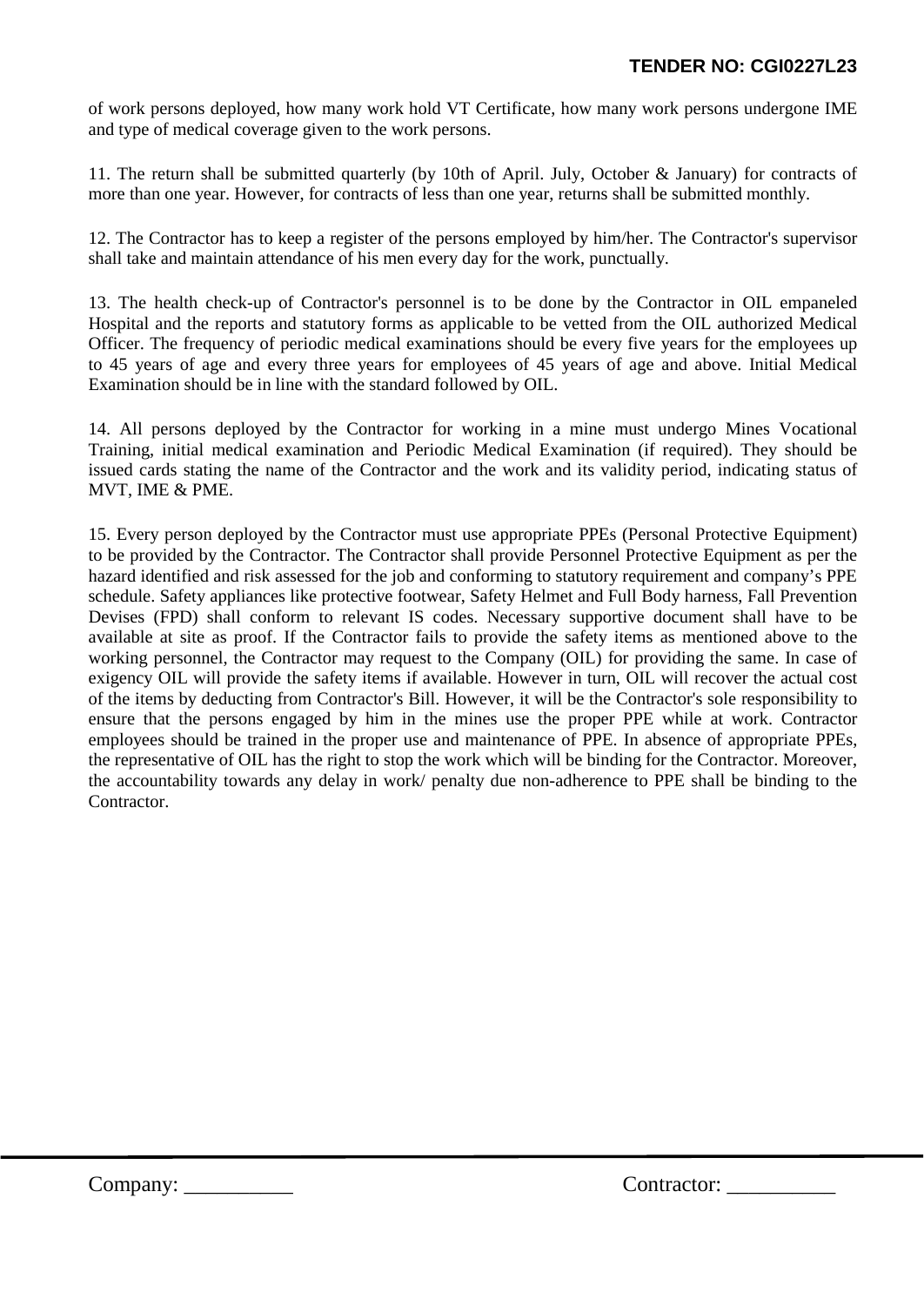of work persons deployed, how many work hold VT Certificate, how many work persons undergone IME and type of medical coverage given to the work persons.

11. The return shall be submitted quarterly (by 10th of April. July, October & January) for contracts of more than one year. However, for contracts of less than one year, returns shall be submitted monthly.

12. The Contractor has to keep a register of the persons employed by him/her. The Contractor's supervisor shall take and maintain attendance of his men every day for the work, punctually.

13. The health check-up of Contractor's personnel is to be done by the Contractor in OIL empaneled Hospital and the reports and statutory forms as applicable to be vetted from the OIL authorized Medical Officer. The frequency of periodic medical examinations should be every five years for the employees up to 45 years of age and every three years for employees of 45 years of age and above. Initial Medical Examination should be in line with the standard followed by OIL.

14. All persons deployed by the Contractor for working in a mine must undergo Mines Vocational Training, initial medical examination and Periodic Medical Examination (if required). They should be issued cards stating the name of the Contractor and the work and its validity period, indicating status of MVT, IME & PME.

15. Every person deployed by the Contractor must use appropriate PPEs (Personal Protective Equipment) to be provided by the Contractor. The Contractor shall provide Personnel Protective Equipment as per the hazard identified and risk assessed for the job and conforming to statutory requirement and company's PPE schedule. Safety appliances like protective footwear, Safety Helmet and Full Body harness, Fall Prevention Devises (FPD) shall conform to relevant IS codes. Necessary supportive document shall have to be available at site as proof. If the Contractor fails to provide the safety items as mentioned above to the working personnel, the Contractor may request to the Company (OIL) for providing the same. In case of exigency OIL will provide the safety items if available. However in turn, OIL will recover the actual cost of the items by deducting from Contractor's Bill. However, it will be the Contractor's sole responsibility to ensure that the persons engaged by him in the mines use the proper PPE while at work. Contractor employees should be trained in the proper use and maintenance of PPE. In absence of appropriate PPEs, the representative of OIL has the right to stop the work which will be binding for the Contractor. Moreover, the accountability towards any delay in work/ penalty due non-adherence to PPE shall be binding to the Contractor.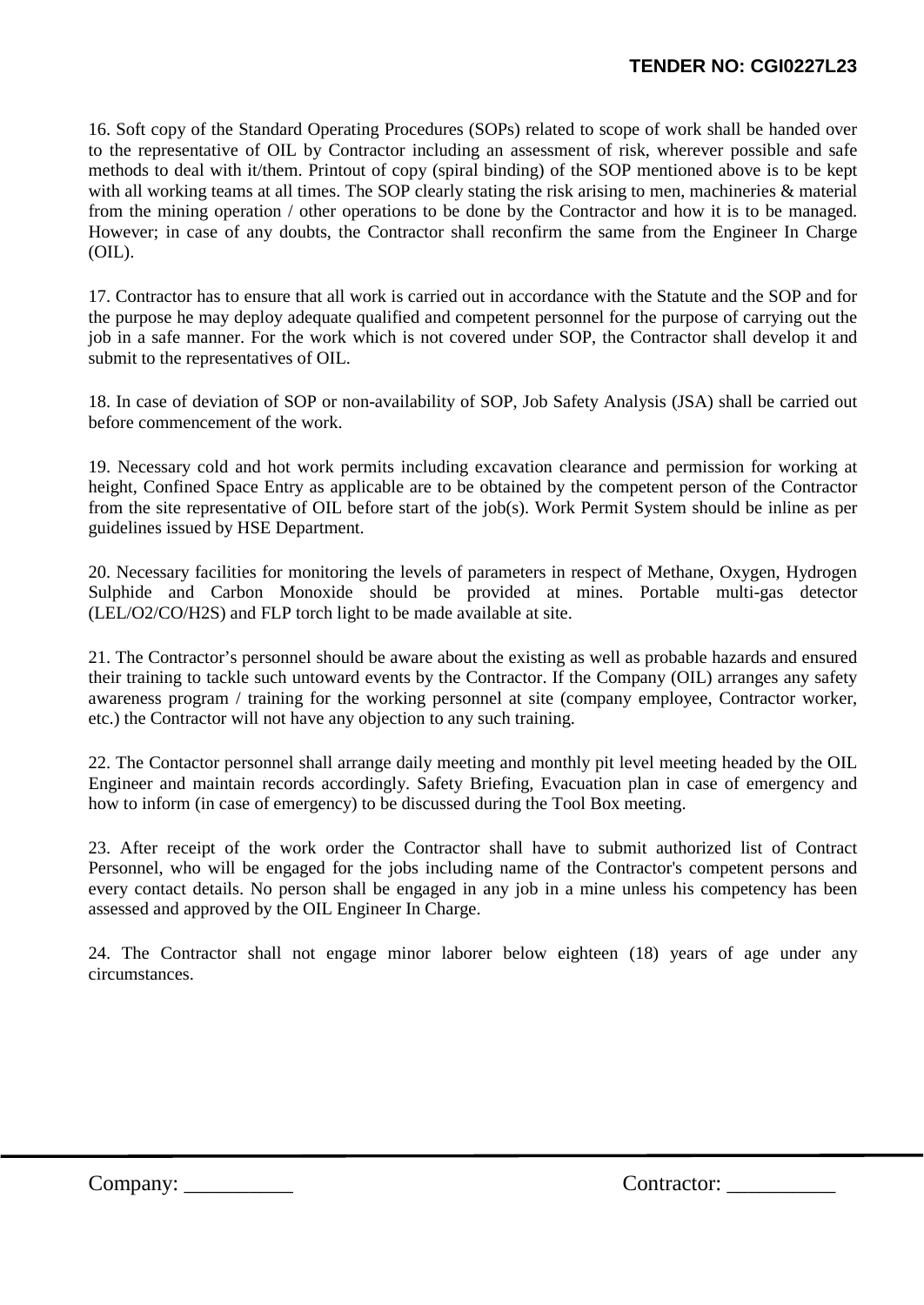16. Soft copy of the Standard Operating Procedures (SOPs) related to scope of work shall be handed over to the representative of OIL by Contractor including an assessment of risk, wherever possible and safe methods to deal with it/them. Printout of copy (spiral binding) of the SOP mentioned above is to be kept with all working teams at all times. The SOP clearly stating the risk arising to men, machineries & material from the mining operation / other operations to be done by the Contractor and how it is to be managed. However; in case of any doubts, the Contractor shall reconfirm the same from the Engineer In Charge (OIL).

17. Contractor has to ensure that all work is carried out in accordance with the Statute and the SOP and for the purpose he may deploy adequate qualified and competent personnel for the purpose of carrying out the job in a safe manner. For the work which is not covered under SOP, the Contractor shall develop it and submit to the representatives of OIL.

18. In case of deviation of SOP or non-availability of SOP, Job Safety Analysis (JSA) shall be carried out before commencement of the work.

19. Necessary cold and hot work permits including excavation clearance and permission for working at height, Confined Space Entry as applicable are to be obtained by the competent person of the Contractor from the site representative of OIL before start of the job(s). Work Permit System should be inline as per guidelines issued by HSE Department.

20. Necessary facilities for monitoring the levels of parameters in respect of Methane, Oxygen, Hydrogen Sulphide and Carbon Monoxide should be provided at mines. Portable multi-gas detector (LEL/O2/CO/H2S) and FLP torch light to be made available at site.

21. The Contractor's personnel should be aware about the existing as well as probable hazards and ensured their training to tackle such untoward events by the Contractor. If the Company (OIL) arranges any safety awareness program / training for the working personnel at site (company employee, Contractor worker, etc.) the Contractor will not have any objection to any such training.

22. The Contactor personnel shall arrange daily meeting and monthly pit level meeting headed by the OIL Engineer and maintain records accordingly. Safety Briefing, Evacuation plan in case of emergency and how to inform (in case of emergency) to be discussed during the Tool Box meeting.

23. After receipt of the work order the Contractor shall have to submit authorized list of Contract Personnel, who will be engaged for the jobs including name of the Contractor's competent persons and every contact details. No person shall be engaged in any job in a mine unless his competency has been assessed and approved by the OIL Engineer In Charge.

24. The Contractor shall not engage minor laborer below eighteen (18) years of age under any circumstances.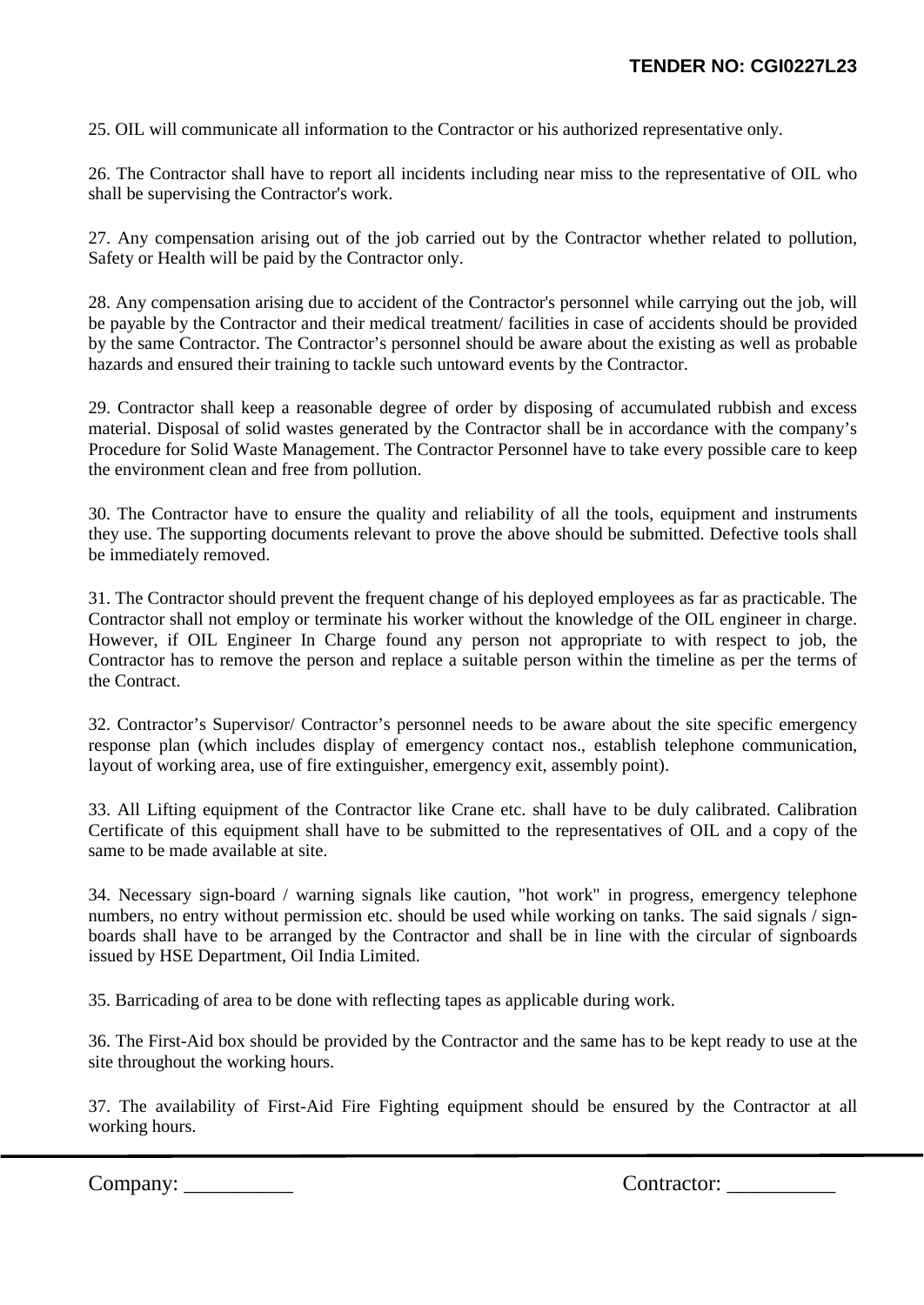25. OIL will communicate all information to the Contractor or his authorized representative only.

26. The Contractor shall have to report all incidents including near miss to the representative of OIL who shall be supervising the Contractor's work.

27. Any compensation arising out of the job carried out by the Contractor whether related to pollution, Safety or Health will be paid by the Contractor only.

28. Any compensation arising due to accident of the Contractor's personnel while carrying out the job, will be payable by the Contractor and their medical treatment/ facilities in case of accidents should be provided by the same Contractor. The Contractor's personnel should be aware about the existing as well as probable hazards and ensured their training to tackle such untoward events by the Contractor.

29. Contractor shall keep a reasonable degree of order by disposing of accumulated rubbish and excess material. Disposal of solid wastes generated by the Contractor shall be in accordance with the company's Procedure for Solid Waste Management. The Contractor Personnel have to take every possible care to keep the environment clean and free from pollution.

30. The Contractor have to ensure the quality and reliability of all the tools, equipment and instruments they use. The supporting documents relevant to prove the above should be submitted. Defective tools shall be immediately removed.

31. The Contractor should prevent the frequent change of his deployed employees as far as practicable. The Contractor shall not employ or terminate his worker without the knowledge of the OIL engineer in charge. However, if OIL Engineer In Charge found any person not appropriate to with respect to job, the Contractor has to remove the person and replace a suitable person within the timeline as per the terms of the Contract.

32. Contractor's Supervisor/ Contractor's personnel needs to be aware about the site specific emergency response plan (which includes display of emergency contact nos., establish telephone communication, layout of working area, use of fire extinguisher, emergency exit, assembly point).

33. All Lifting equipment of the Contractor like Crane etc. shall have to be duly calibrated. Calibration Certificate of this equipment shall have to be submitted to the representatives of OIL and a copy of the same to be made available at site.

34. Necessary sign-board / warning signals like caution, "hot work" in progress, emergency telephone numbers, no entry without permission etc. should be used while working on tanks. The said signals / sign-boards shall have to be arranged by the Contractor and shall be in line with the circular of signboards issued by HSE Department, Oil India Limited.

35. Barricading of area to be done with reflecting tapes as applicable during work.

36. The First-Aid box should be provided by the Contractor and the same has to be kept ready to use at the site throughout the working hours.

37. The availability of First-Aid Fire Fighting equipment should be ensured by the Contractor at all working hours.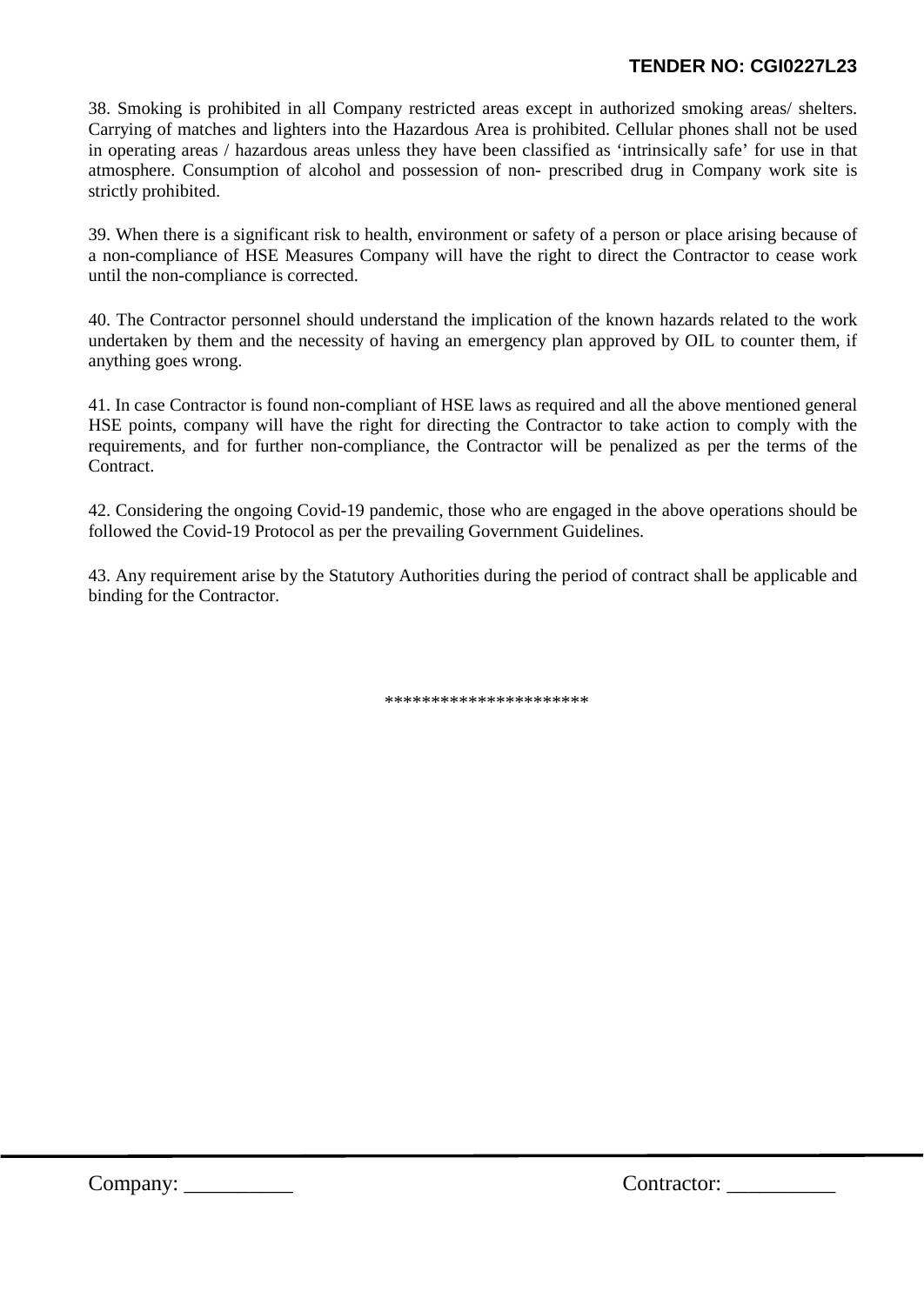38. Smoking is prohibited in all Company restricted areas except in authorized smoking areas/ shelters. Carrying of matches and lighters into the Hazardous Area is prohibited. Cellular phones shall not be used in operating areas / hazardous areas unless they have been classified as ‘intrinsically safe’ for use in that atmosphere. Consumption of alcohol and possession of non- prescribed drug in Company work site is strictly prohibited.

39. When there is a significant risk to health, environment or safety of a person or place arising because of a non-compliance of HSE Measures Company will have the right to direct the Contractor to cease work until the non-compliance is corrected.

40. The Contractor personnel should understand the implication of the known hazards related to the work undertaken by them and the necessity of having an emergency plan approved by OIL to counter them, if anything goes wrong.

41. In case Contractor is found non-compliant of HSE laws as required and all the above mentioned general HSE points, company will have the right for directing the Contractor to take action to comply with the requirements, and for further non-compliance, the Contractor will be penalized as per the terms of the Contract.

42. Considering the ongoing Covid-19 pandemic, those who are engaged in the above operations should be followed the Covid-19 Protocol as per the prevailing Government Guidelines.

43. Any requirement arise by the Statutory Authorities during the period of contract shall be applicable and binding for the Contractor.

*********************

Company: __________ Contractor: __________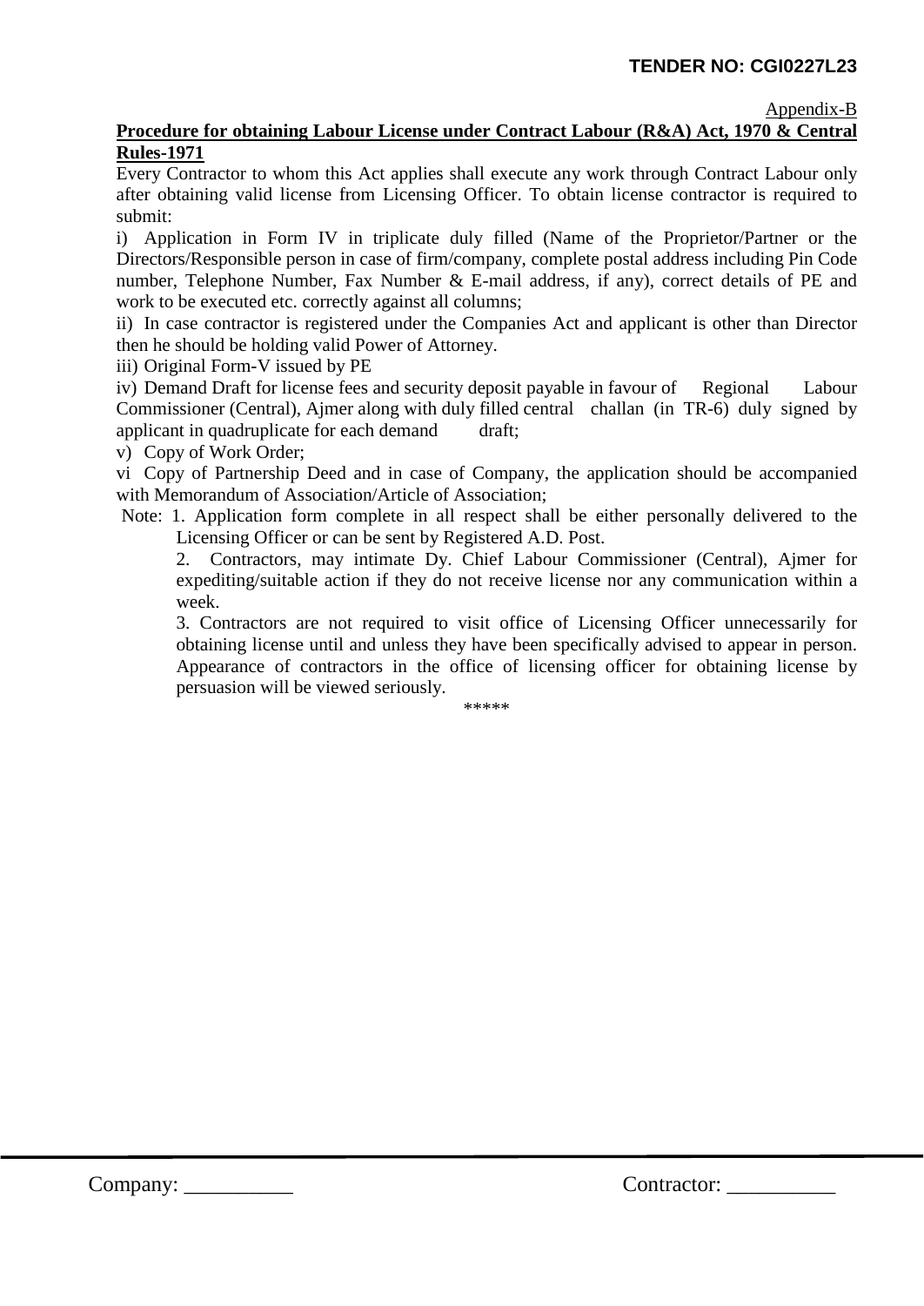Appendix-B

**Procedure for obtaining Labour License under Contract Labour (R&A) Act, 1970 & Central Rules-1971**

Every Contractor to whom this Act applies shall execute any work through Contract Labour only after obtaining valid license from Licensing Officer. To obtain license contractor is required to submit:

i) Application in Form IV in triplicate duly filled (Name of the Proprietor/Partner or the Directors/Responsible person in case of firm/company, complete postal address including Pin Code number, Telephone Number, Fax Number & E-mail address, if any), correct details of PE and work to be executed etc. correctly against all columns;

ii) In case contractor is registered under the Companies Act and applicant is other than Director then he should be holding valid Power of Attorney.

iii) Original Form-V issued by PE

iv) Demand Draft for license fees and security deposit payable in favour of Regional Labour Commissioner (Central), Ajmer along with duly filled central challan (in TR-6) duly signed by applicant in quadruplicate for each demand draft;

v) Copy of Work Order;

vi Copy of Partnership Deed and in case of Company, the application should be accompanied with Memorandum of Association/Article of Association;

Note: 1. Application form complete in all respect shall be either personally delivered to the Licensing Officer or can be sent by Registered A.D. Post.

2. Contractors, may intimate Dy. Chief Labour Commissioner (Central), Ajmer for expediting/suitable action if they do not receive license nor any communication within a week.

3. Contractors are not required to visit office of Licensing Officer unnecessarily for obtaining license until and unless they have been specifically advised to appear in person. Appearance of contractors in the office of licensing officer for obtaining license by persuasion will be viewed seriously.

*****

Company: __________ Contractor: __________